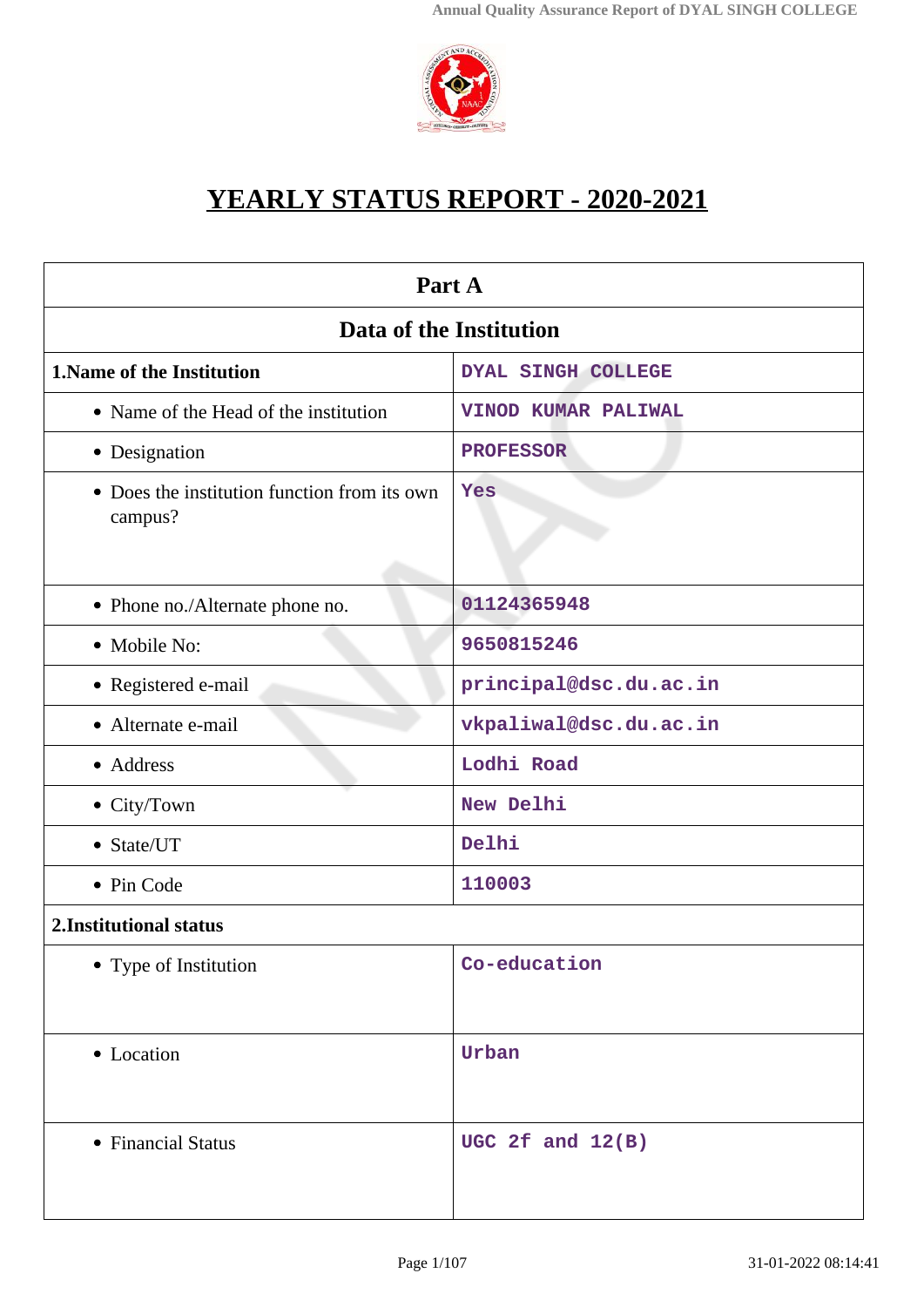# YEARLY STATUS REPORT - 2020-2021

| Part A | |
|---|---|
| **Data of the Institution** | |
| **1.Name of the Institution** | DYAL SINGH COLLEGE |
| • Name of the Head of the institution | VINOD KUMAR PALIWAL |
| • Designation | PROFESSOR |
| • Does the institution function from its own campus? | Yes |
| • Phone no./Alternate phone no. | 01124365948 |
| • Mobile No: | 9650815246 |
| • Registered e-mail | principal@dsc.du.ac.in |
| • Alternate e-mail | vkpaliwal@dsc.du.ac.in |
| • Address | Lodhi Road |
| • City/Town | New Delhi |
| • State/UT | Delhi |
| • Pin Code | 110003 |
| **2.Institutional status** | |
| • Type of Institution | Co-education |
| • Location | Urban |
| • Financial Status | UGC 2f and 12(B) |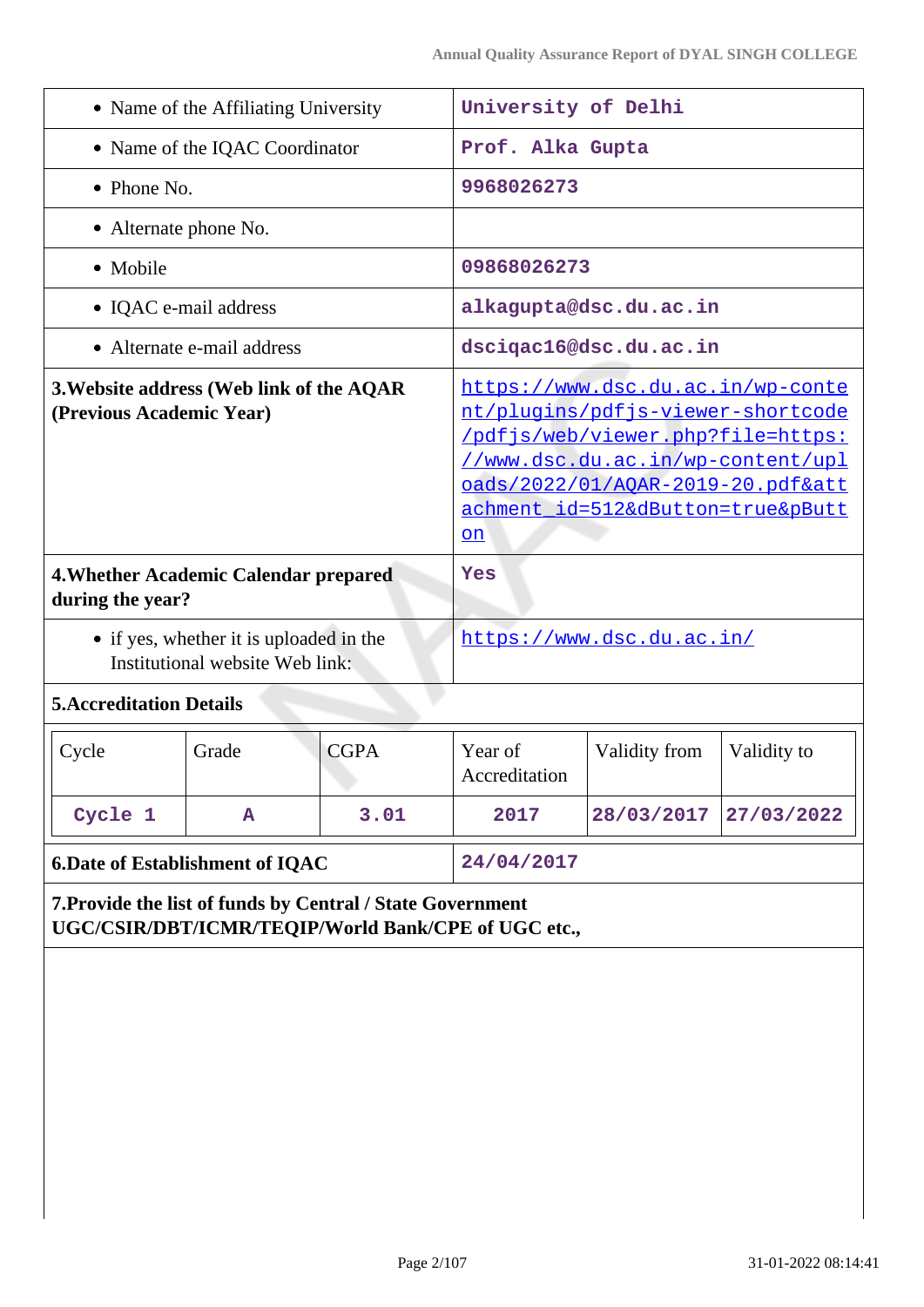| | |
|---|---|
| • Name of the Affiliating University | University of Delhi |
| • Name of the IQAC Coordinator | Prof. Alka Gupta |
| • Phone No. | 9968026273 |
| • Alternate phone No. | |
| • Mobile | 09868026273 |
| • IQAC e-mail address | alkagupta@dsc.du.ac.in |
| • Alternate e-mail address | dsciqac16@dsc.du.ac.in |
| **3.Website address (Web link of the AQAR (Previous Academic Year)** | https://www.dsc.du.ac.in/wp-content/plugins/pdfjs-viewer-shortcode/pdfjs/web/viewer.php?file=https://www.dsc.du.ac.in/wp-content/uploads/2022/01/AQAR-2019-20.pdf&attachment_id=512&dButton=true&pButton |
| **4.Whether Academic Calendar prepared during the year?** | Yes |
| • if yes, whether it is uploaded in the Institutional website Web link: | https://www.dsc.du.ac.in/ |

**5.Accreditation Details**

| Cycle | Grade | CGPA | Year of Accreditation | Validity from | Validity to |
|---|---|---|---|---|---|
| Cycle 1 | A | 3.01 | 2017 | 28/03/2017 | 27/03/2022 |

| | |
|---|---|
| **6.Date of Establishment of IQAC** | 24/04/2017 |

**7.Provide the list of funds by Central / State Government UGC/CSIR/DBT/ICMR/TEQIP/World Bank/CPE of UGC etc.,**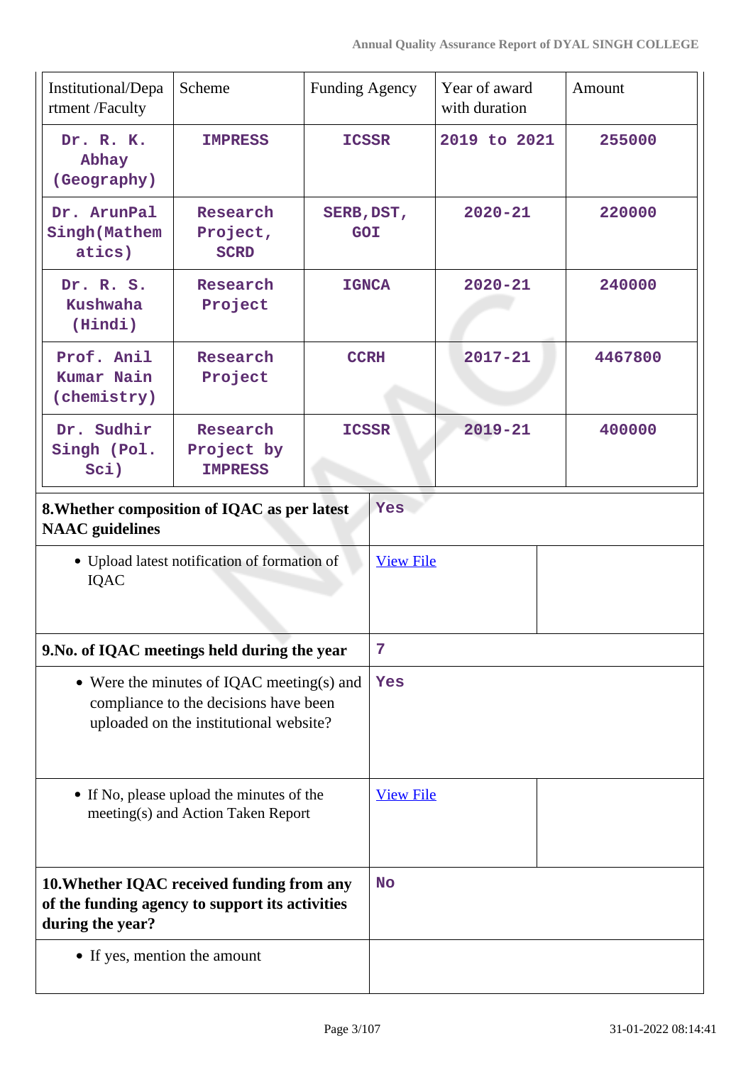| Institutional/Department /Faculty | Scheme | Funding Agency | Year of award with duration | Amount |
|---|---|---|---|---|
| Dr. R. K. Abhay (Geography) | IMPRESS | ICSSR | 2019 to 2021 | 255000 |
| Dr. ArunPal Singh(Mathematics) | Research Project, SCRD | SERB,DST, GOI | 2020-21 | 220000 |
| Dr. R. S. Kushwaha (Hindi) | Research Project | IGNCA | 2020-21 | 240000 |
| Prof. Anil Kumar Nain (chemistry) | Research Project | CCRH | 2017-21 | 4467800 |
| Dr. Sudhir Singh (Pol. Sci) | Research Project by IMPRESS | ICSSR | 2019-21 | 400000 |

| | | |
|---|---|---|
| **8.Whether composition of IQAC as per latest NAAC guidelines** | Yes | |
| • Upload latest notification of formation of IQAC | View File | |
| **9.No. of IQAC meetings held during the year** | 7 | |
| • Were the minutes of IQAC meeting(s) and compliance to the decisions have been uploaded on the institutional website? | Yes | |
| • If No, please upload the minutes of the meeting(s) and Action Taken Report | View File | |
| **10.Whether IQAC received funding from any of the funding agency to support its activities during the year?** | No | |
| • If yes, mention the amount | | |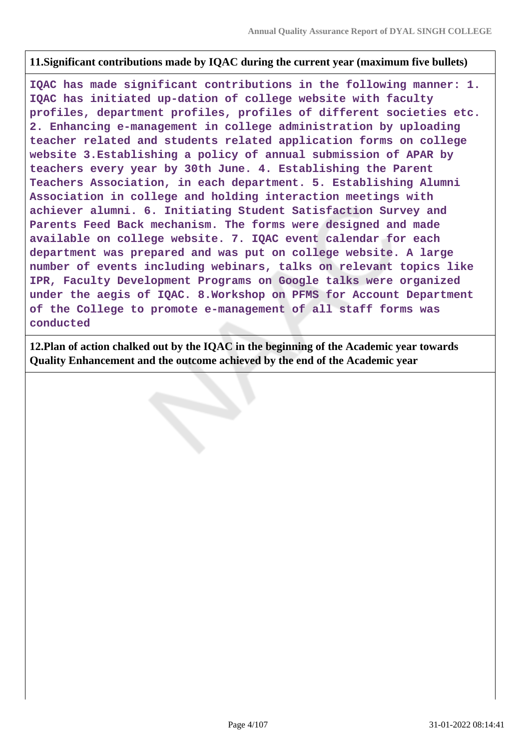**11.Significant contributions made by IQAC during the current year (maximum five bullets)**

IQAC has made significant contributions in the following manner: 1. IQAC has initiated up-dation of college website with faculty profiles, department profiles, profiles of different societies etc. 2. Enhancing e-management in college administration by uploading teacher related and students related application forms on college website 3.Establishing a policy of annual submission of APAR by teachers every year by 30th June. 4. Establishing the Parent Teachers Association, in each department. 5. Establishing Alumni Association in college and holding interaction meetings with achiever alumni. 6. Initiating Student Satisfaction Survey and Parents Feed Back mechanism. The forms were designed and made available on college website. 7. IQAC event calendar for each department was prepared and was put on college website. A large number of events including webinars, talks on relevant topics like IPR, Faculty Development Programs on Google talks were organized under the aegis of IQAC. 8.Workshop on PFMS for Account Department of the College to promote e-management of all staff forms was conducted

**12.Plan of action chalked out by the IQAC in the beginning of the Academic year towards Quality Enhancement and the outcome achieved by the end of the Academic year**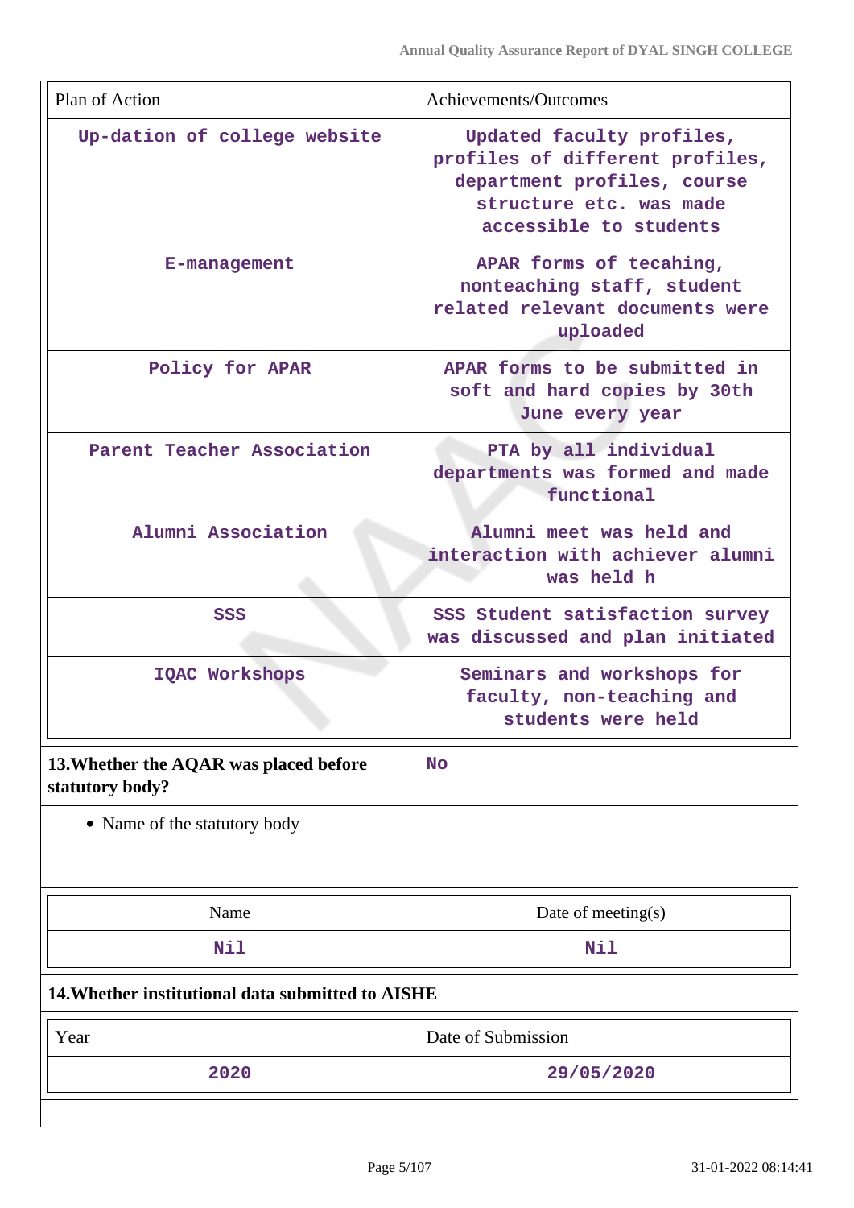| Plan of Action | Achievements/Outcomes |
|---|---|
| Up-dation of college website | Updated faculty profiles, profiles of different profiles, department profiles, course structure etc. was made accessible to students |
| E-management | APAR forms of tecahing, nonteaching staff, student related relevant documents were uploaded |
| Policy for APAR | APAR forms to be submitted in soft and hard copies by 30th June every year |
| Parent Teacher Association | PTA by all individual departments was formed and made functional |
| Alumni Association | Alumni meet was held and interaction with achiever alumni was held h |
| SSS | SSS Student satisfaction survey was discussed and plan initiated |
| IQAC Workshops | Seminars and workshops for faculty, non-teaching and students were held |

| **13.Whether the AQAR was placed before statutory body?** | No |
|---|---|

- Name of the statutory body

| Name | Date of meeting(s) |
|---|---|
| Nil | Nil |

**14.Whether institutional data submitted to AISHE**

| Year | Date of Submission |
|---|---|
| 2020 | 29/05/2020 |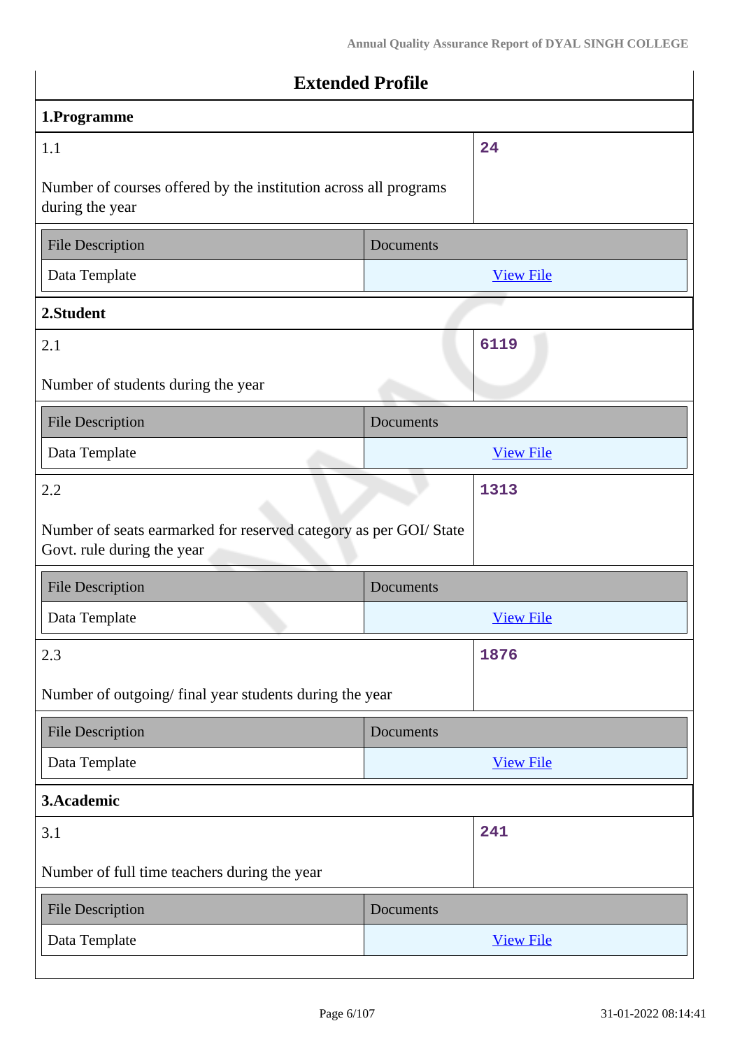## Extended Profile

### 1.Programme

| 1.1 | 24 |
|---|---|
| Number of courses offered by the institution across all programs during the year | |

| File Description | Documents |
|---|---|
| Data Template | View File |

### 2.Student

| 2.1 | 6119 |
|---|---|
| Number of students during the year | |

| File Description | Documents |
|---|---|
| Data Template | View File |

| 2.2 | 1313 |
|---|---|
| Number of seats earmarked for reserved category as per GOI/ State Govt. rule during the year | |

| File Description | Documents |
|---|---|
| Data Template | View File |

| 2.3 | 1876 |
|---|---|
| Number of outgoing/ final year students during the year | |

| File Description | Documents |
|---|---|
| Data Template | View File |

### 3.Academic

| 3.1 | 241 |
|---|---|
| Number of full time teachers during the year | |

| File Description | Documents |
|---|---|
| Data Template | View File |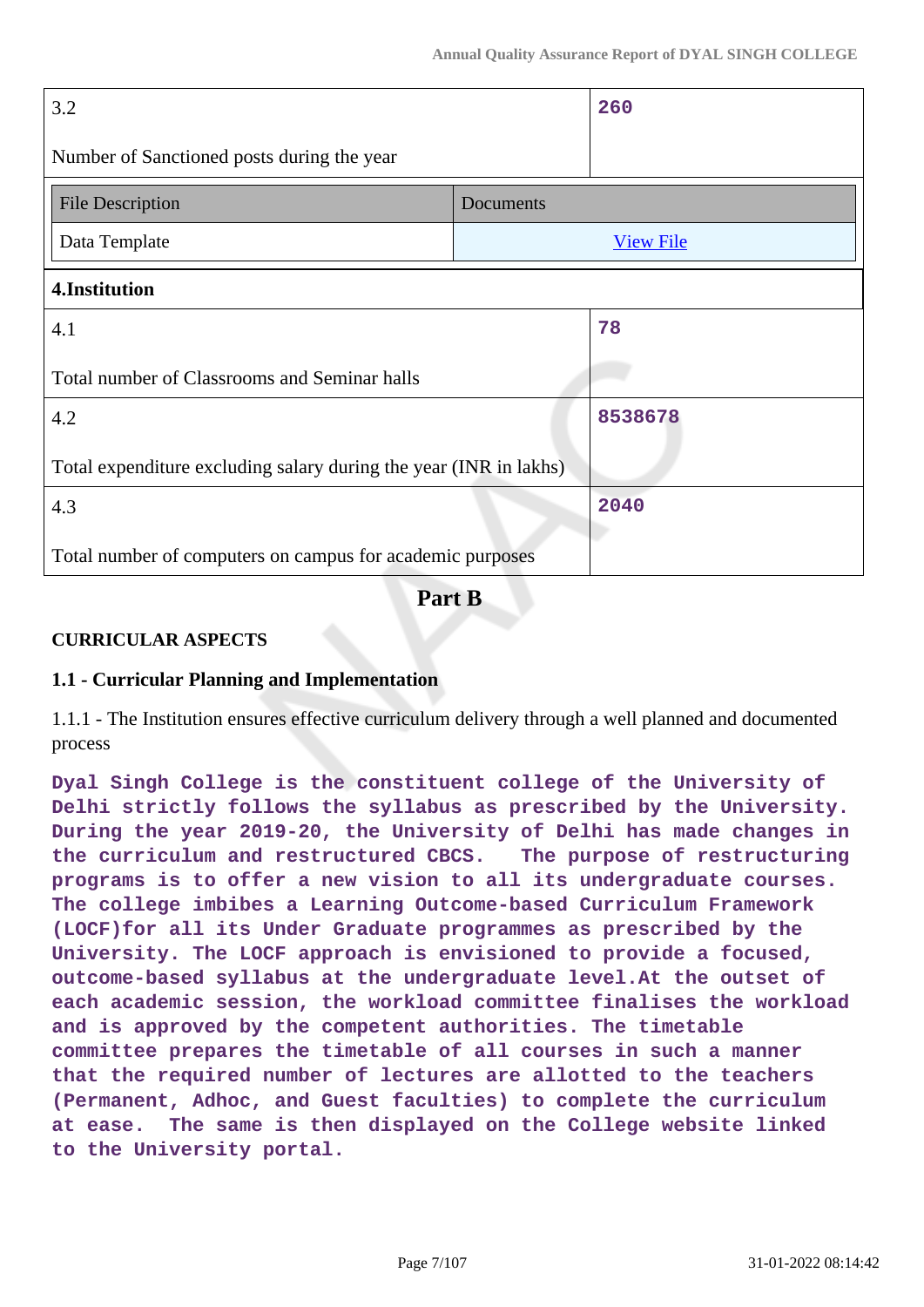| 3.2 Number of Sanctioned posts during the year | 260 |
|---|---|

| File Description | Documents |
|---|---|
| Data Template | View File |

**4.Institution**

| 4.1 Total number of Classrooms and Seminar halls | 78 |
|---|---|
| 4.2 Total expenditure excluding salary during the year (INR in lakhs) | 8538678 |
| 4.3 Total number of computers on campus for academic purposes | 2040 |

## Part B

### CURRICULAR ASPECTS

### 1.1 - Curricular Planning and Implementation

1.1.1 - The Institution ensures effective curriculum delivery through a well planned and documented process

Dyal Singh College is the constituent college of the University of Delhi strictly follows the syllabus as prescribed by the University. During the year 2019-20, the University of Delhi has made changes in the curriculum and restructured CBCS. The purpose of restructuring programs is to offer a new vision to all its undergraduate courses. The college imbibes a Learning Outcome-based Curriculum Framework (LOCF)for all its Under Graduate programmes as prescribed by the University. The LOCF approach is envisioned to provide a focused, outcome-based syllabus at the undergraduate level.At the outset of each academic session, the workload committee finalises the workload and is approved by the competent authorities. The timetable committee prepares the timetable of all courses in such a manner that the required number of lectures are allotted to the teachers (Permanent, Adhoc, and Guest faculties) to complete the curriculum at ease. The same is then displayed on the College website linked to the University portal.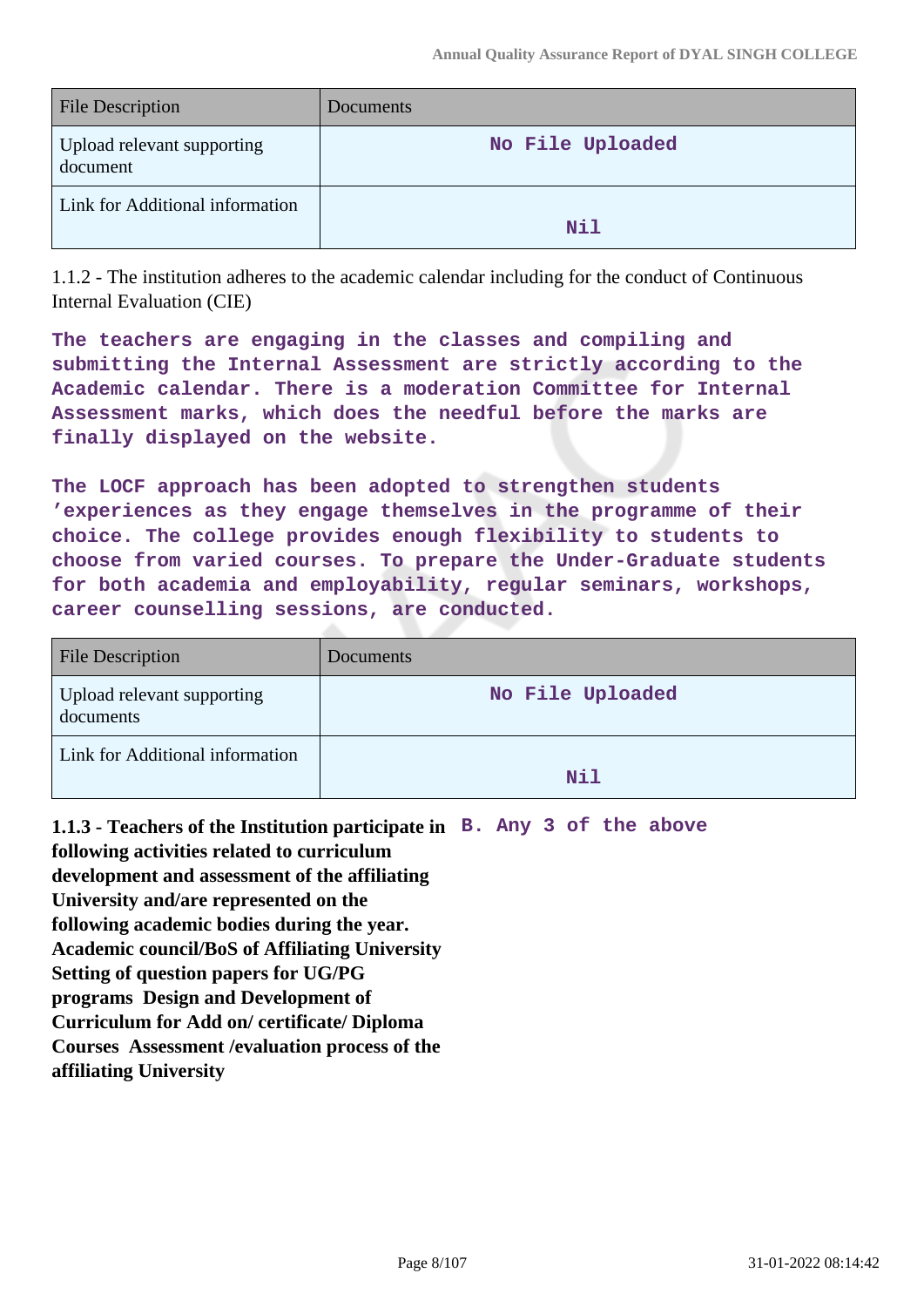| File Description | Documents |
|---|---|
| Upload relevant supporting document | No File Uploaded |
| Link for Additional information | Nil |

1.1.2 - The institution adheres to the academic calendar including for the conduct of Continuous Internal Evaluation (CIE)

The teachers are engaging in the classes and compiling and submitting the Internal Assessment are strictly according to the Academic calendar. There is a moderation Committee for Internal Assessment marks, which does the needful before the marks are finally displayed on the website.

The LOCF approach has been adopted to strengthen students 'experiences as they engage themselves in the programme of their choice. The college provides enough flexibility to students to choose from varied courses. To prepare the Under-Graduate students for both academia and employability, regular seminars, workshops, career counselling sessions, are conducted.

| File Description | Documents |
|---|---|
| Upload relevant supporting documents | No File Uploaded |
| Link for Additional information | Nil |

**1.1.3 - Teachers of the Institution participate in following activities related to curriculum development and assessment of the affiliating University and/are represented on the following academic bodies during the year. Academic council/BoS of Affiliating University Setting of question papers for UG/PG programs Design and Development of Curriculum for Add on/ certificate/ Diploma Courses Assessment /evaluation process of the affiliating University**

B. Any 3 of the above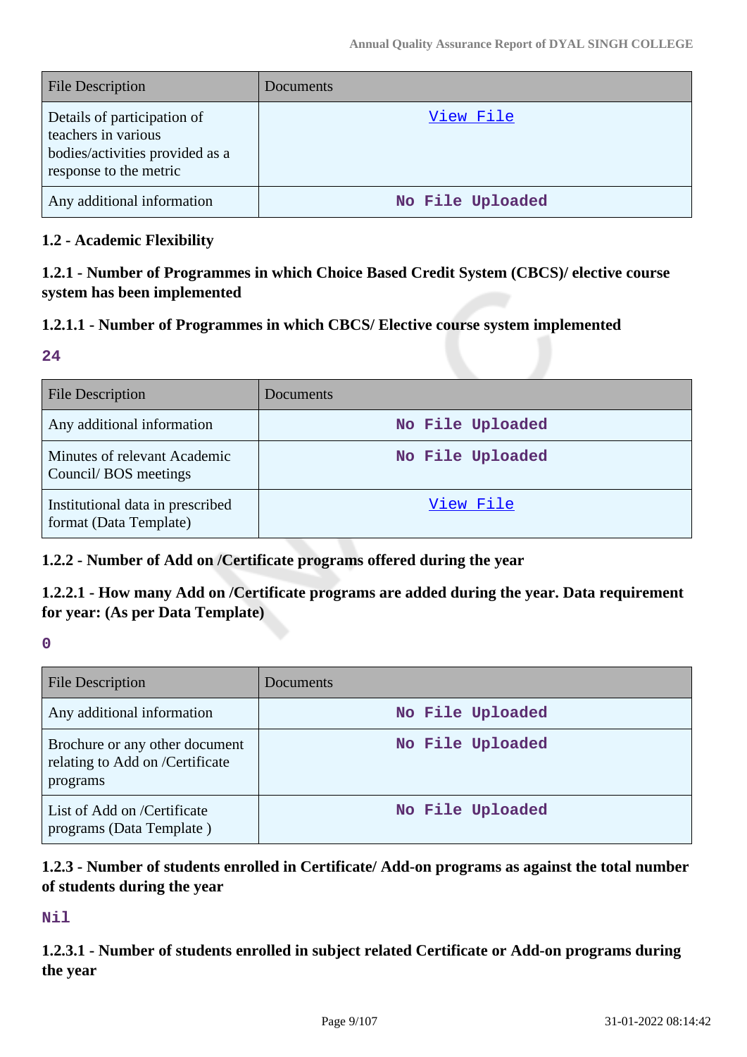| File Description | Documents |
| --- | --- |
| Details of participation of teachers in various bodies/activities provided as a response to the metric | View File |
| Any additional information | No File Uploaded |

### 1.2 - Academic Flexibility

#### 1.2.1 - Number of Programmes in which Choice Based Credit System (CBCS)/ elective course system has been implemented

#### 1.2.1.1 - Number of Programmes in which CBCS/ Elective course system implemented

**24**

| File Description | Documents |
| --- | --- |
| Any additional information | No File Uploaded |
| Minutes of relevant Academic Council/ BOS meetings | No File Uploaded |
| Institutional data in prescribed format (Data Template) | View File |

#### 1.2.2 - Number of Add on /Certificate programs offered during the year

#### 1.2.2.1 - How many Add on /Certificate programs are added during the year. Data requirement for year: (As per Data Template)

**0**

| File Description | Documents |
| --- | --- |
| Any additional information | No File Uploaded |
| Brochure or any other document relating to Add on /Certificate programs | No File Uploaded |
| List of Add on /Certificate programs (Data Template ) | No File Uploaded |

#### 1.2.3 - Number of students enrolled in Certificate/ Add-on programs as against the total number of students during the year

**Nil**

#### 1.2.3.1 - Number of students enrolled in subject related Certificate or Add-on programs during the year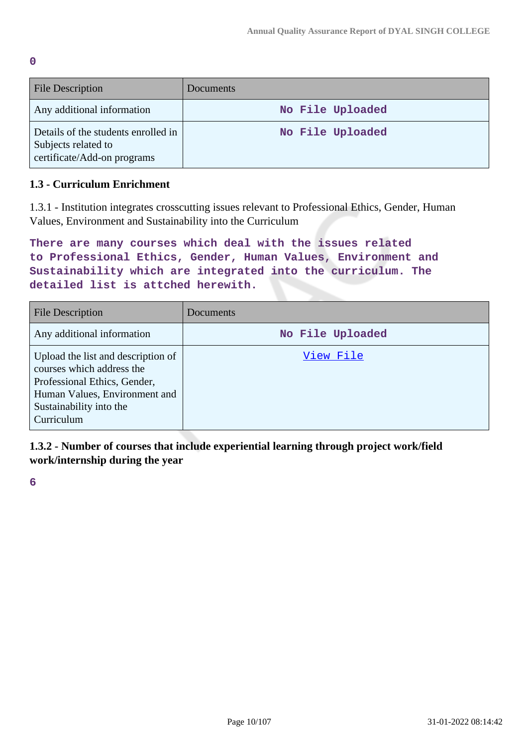**0**

| File Description | Documents |
|---|---|
| Any additional information | No File Uploaded |
| Details of the students enrolled in Subjects related to certificate/Add-on programs | No File Uploaded |

### 1.3 - Curriculum Enrichment

1.3.1 - Institution integrates crosscutting issues relevant to Professional Ethics, Gender, Human Values, Environment and Sustainability into the Curriculum

**There are many courses which deal with the issues related to Professional Ethics, Gender, Human Values, Environment and Sustainability which are integrated into the curriculum. The detailed list is attched herewith.**

| File Description | Documents |
|---|---|
| Any additional information | No File Uploaded |
| Upload the list and description of courses which address the Professional Ethics, Gender, Human Values, Environment and Sustainability into the Curriculum | View File |

**1.3.2 - Number of courses that include experiential learning through project work/field work/internship during the year**

**6**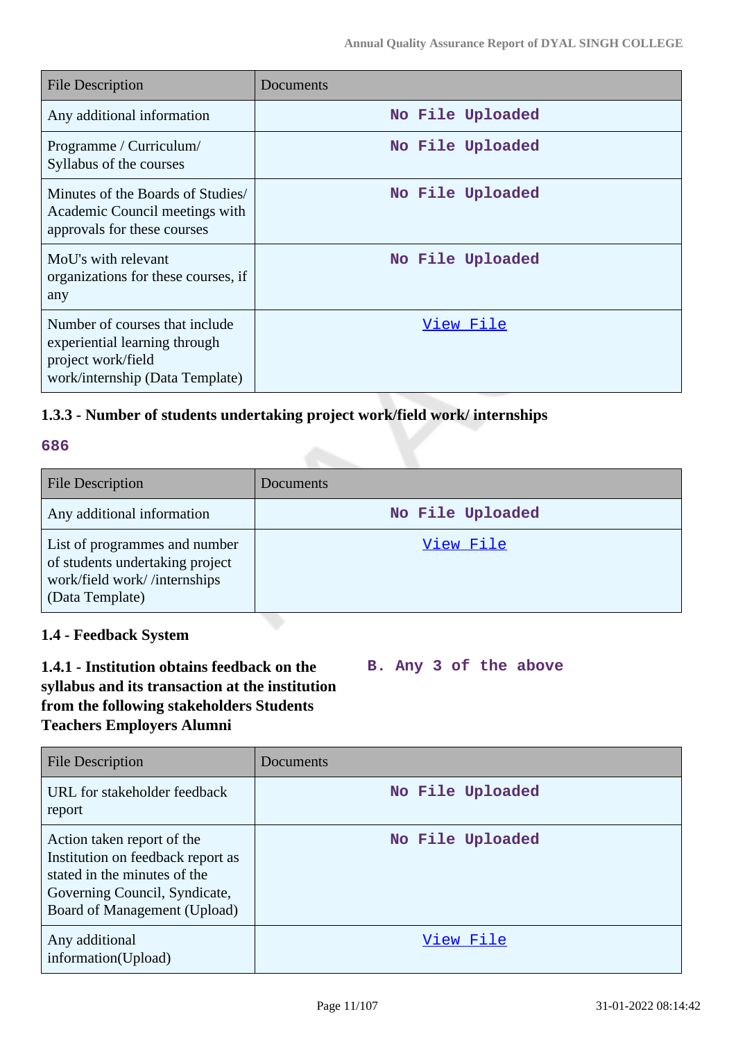| File Description | Documents |
|---|---|
| Any additional information | No File Uploaded |
| Programme / Curriculum/ Syllabus of the courses | No File Uploaded |
| Minutes of the Boards of Studies/ Academic Council meetings with approvals for these courses | No File Uploaded |
| MoU's with relevant organizations for these courses, if any | No File Uploaded |
| Number of courses that include experiential learning through project work/field work/internship (Data Template) | View File |

### 1.3.3 - Number of students undertaking project work/field work/ internships

**686**

| File Description | Documents |
|---|---|
| Any additional information | No File Uploaded |
| List of programmes and number of students undertaking project work/field work/ /internships (Data Template) | View File |

### 1.4 - Feedback System

**1.4.1 - Institution obtains feedback on the syllabus and its transaction at the institution from the following stakeholders Students Teachers Employers Alumni**

**B. Any 3 of the above**

| File Description | Documents |
|---|---|
| URL for stakeholder feedback report | No File Uploaded |
| Action taken report of the Institution on feedback report as stated in the minutes of the Governing Council, Syndicate, Board of Management (Upload) | No File Uploaded |
| Any additional information(Upload) | View File |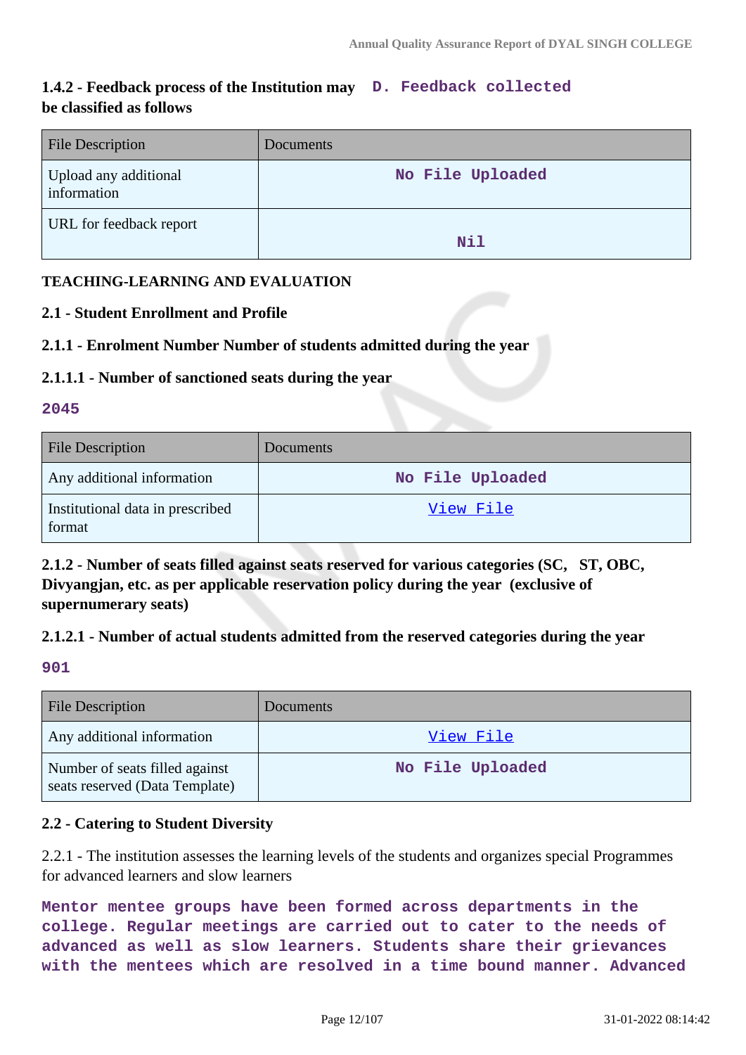**1.4.2 - Feedback process of the Institution may be classified as follows** D. Feedback collected

| File Description | Documents |
| --- | --- |
| Upload any additional information | No File Uploaded |
| URL for feedback report | Nil |

**TEACHING-LEARNING AND EVALUATION**

**2.1 - Student Enrollment and Profile**

**2.1.1 - Enrolment Number Number of students admitted during the year**

**2.1.1.1 - Number of sanctioned seats during the year**

**2045**

| File Description | Documents |
| --- | --- |
| Any additional information | No File Uploaded |
| Institutional data in prescribed format | View File |

**2.1.2 - Number of seats filled against seats reserved for various categories (SC, ST, OBC, Divyangjan, etc. as per applicable reservation policy during the year (exclusive of supernumerary seats)**

**2.1.2.1 - Number of actual students admitted from the reserved categories during the year**

**901**

| File Description | Documents |
| --- | --- |
| Any additional information | View File |
| Number of seats filled against seats reserved (Data Template) | No File Uploaded |

**2.2 - Catering to Student Diversity**

2.2.1 - The institution assesses the learning levels of the students and organizes special Programmes for advanced learners and slow learners

Mentor mentee groups have been formed across departments in the college. Regular meetings are carried out to cater to the needs of advanced as well as slow learners. Students share their grievances with the mentees which are resolved in a time bound manner. Advanced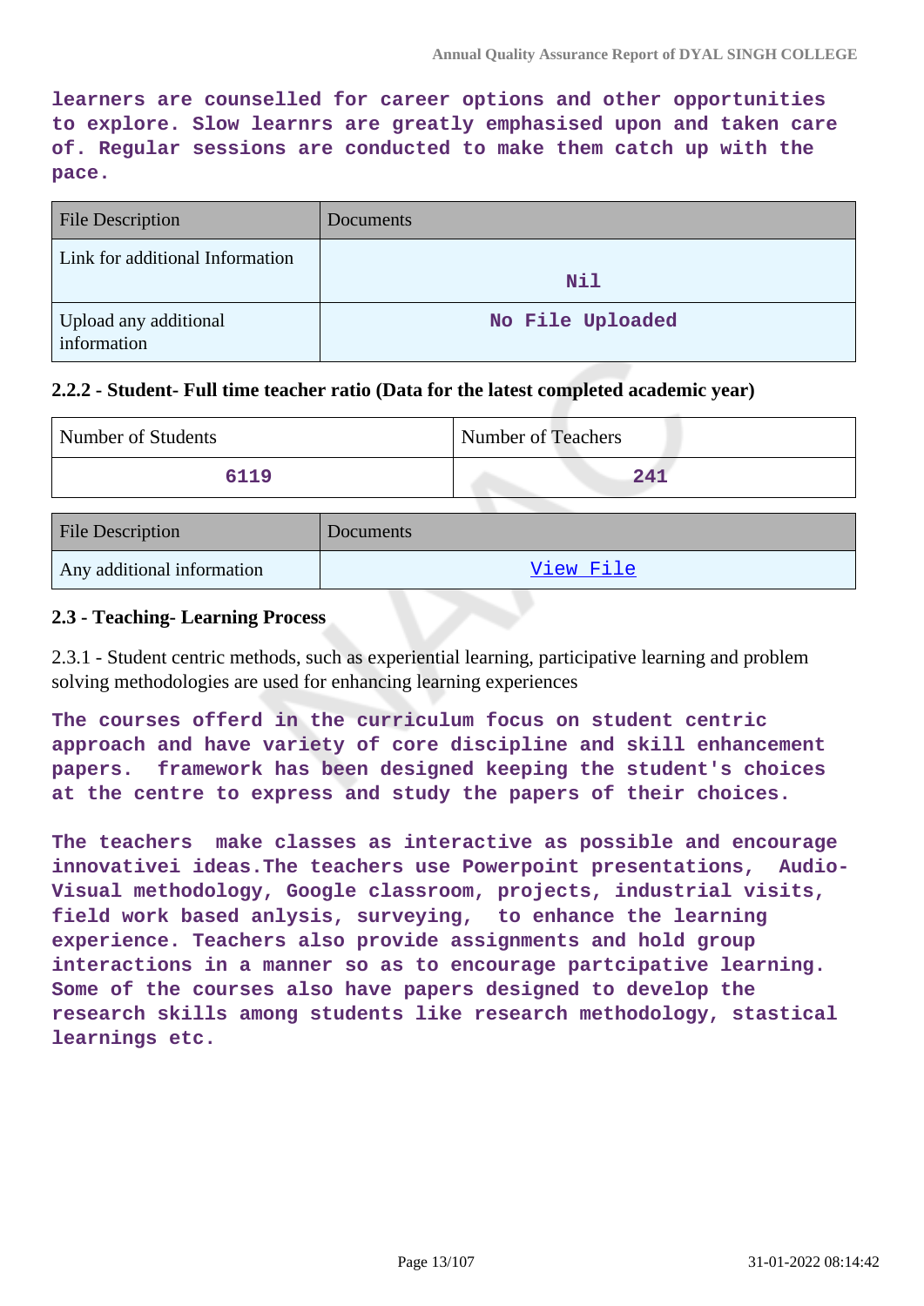learners are counselled for career options and other opportunities to explore. Slow learnrs are greatly emphasised upon and taken care of. Regular sessions are conducted to make them catch up with the pace.

| File Description | Documents |
|---|---|
| Link for additional Information | Nil |
| Upload any additional information | No File Uploaded |

### 2.2.2 - Student- Full time teacher ratio (Data for the latest completed academic year)

| Number of Students | Number of Teachers |
|---|---|
| 6119 | 241 |

| File Description | Documents |
|---|---|
| Any additional information | View File |

### 2.3 - Teaching- Learning Process

2.3.1 - Student centric methods, such as experiential learning, participative learning and problem solving methodologies are used for enhancing learning experiences

The courses offerd in the curriculum focus on student centric approach and have variety of core discipline and skill enhancement papers. framework has been designed keeping the student's choices at the centre to express and study the papers of their choices.

The teachers make classes as interactive as possible and encourage innovativei ideas.The teachers use Powerpoint presentations, Audio-Visual methodology, Google classroom, projects, industrial visits, field work based anlysis, surveying, to enhance the learning experience. Teachers also provide assignments and hold group interactions in a manner so as to encourage partcipative learning. Some of the courses also have papers designed to develop the research skills among students like research methodology, stastical learnings etc.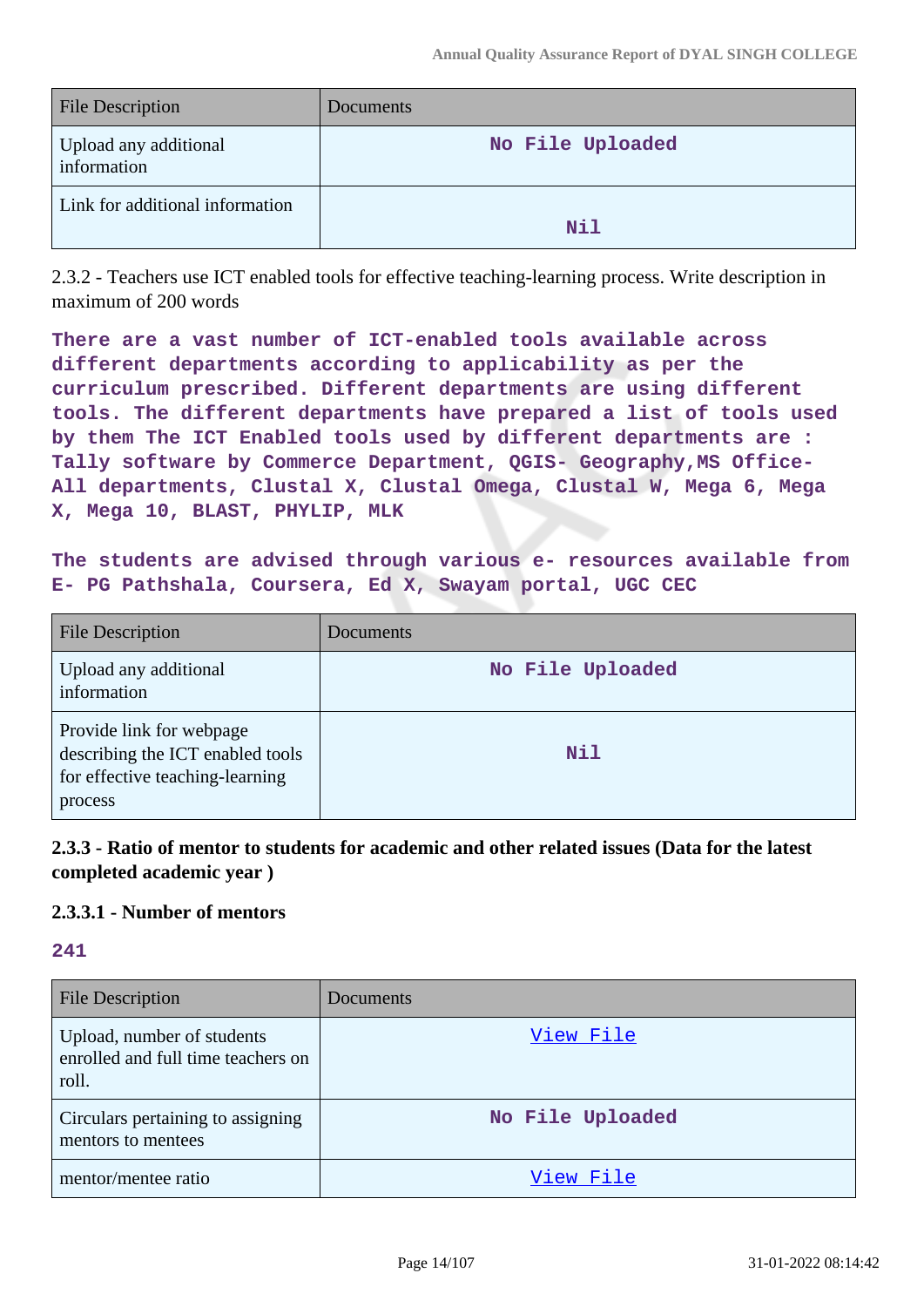| File Description | Documents |
| --- | --- |
| Upload any additional information | No File Uploaded |
| Link for additional information | Nil |

2.3.2 - Teachers use ICT enabled tools for effective teaching-learning process. Write description in maximum of 200 words

**There are a vast number of ICT-enabled tools available across different departments according to applicability as per the curriculum prescribed. Different departments are using different tools. The different departments have prepared a list of tools used by them The ICT Enabled tools used by different departments are : Tally software by Commerce Department, QGIS- Geography,MS Office- All departments, Clustal X, Clustal Omega, Clustal W, Mega 6, Mega X, Mega 10, BLAST, PHYLIP, MLK**

**The students are advised through various e- resources available from E- PG Pathshala, Coursera, Ed X, Swayam portal, UGC CEC**

| File Description | Documents |
| --- | --- |
| Upload any additional information | No File Uploaded |
| Provide link for webpage describing the ICT enabled tools for effective teaching-learning process | Nil |

**2.3.3 - Ratio of mentor to students for academic and other related issues (Data for the latest completed academic year )**

**2.3.3.1 - Number of mentors**

**241**

| File Description | Documents |
| --- | --- |
| Upload, number of students enrolled and full time teachers on roll. | View File |
| Circulars pertaining to assigning mentors to mentees | No File Uploaded |
| mentor/mentee ratio | View File |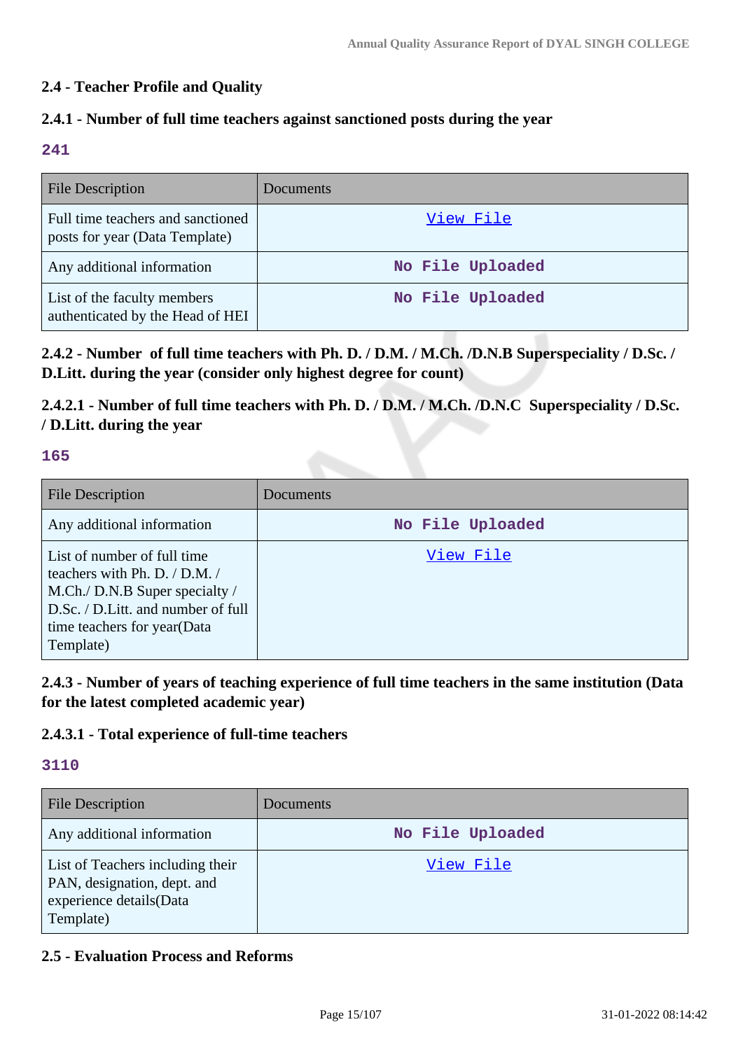### 2.4 - Teacher Profile and Quality

### 2.4.1 - Number of full time teachers against sanctioned posts during the year

**241**

| File Description | Documents |
| --- | --- |
| Full time teachers and sanctioned posts for year (Data Template) | View File |
| Any additional information | No File Uploaded |
| List of the faculty members authenticated by the Head of HEI | No File Uploaded |

### 2.4.2 - Number of full time teachers with Ph. D. / D.M. / M.Ch. /D.N.B Superspeciality / D.Sc. / D.Litt. during the year (consider only highest degree for count)

### 2.4.2.1 - Number of full time teachers with Ph. D. / D.M. / M.Ch. /D.N.C Superspeciality / D.Sc. / D.Litt. during the year

**165**

| File Description | Documents |
| --- | --- |
| Any additional information | No File Uploaded |
| List of number of full time teachers with Ph. D. / D.M. / M.Ch./ D.N.B Super specialty / D.Sc. / D.Litt. and number of full time teachers for year(Data Template) | View File |

### 2.4.3 - Number of years of teaching experience of full time teachers in the same institution (Data for the latest completed academic year)

### 2.4.3.1 - Total experience of full-time teachers

**3110**

| File Description | Documents |
| --- | --- |
| Any additional information | No File Uploaded |
| List of Teachers including their PAN, designation, dept. and experience details(Data Template) | View File |

### 2.5 - Evaluation Process and Reforms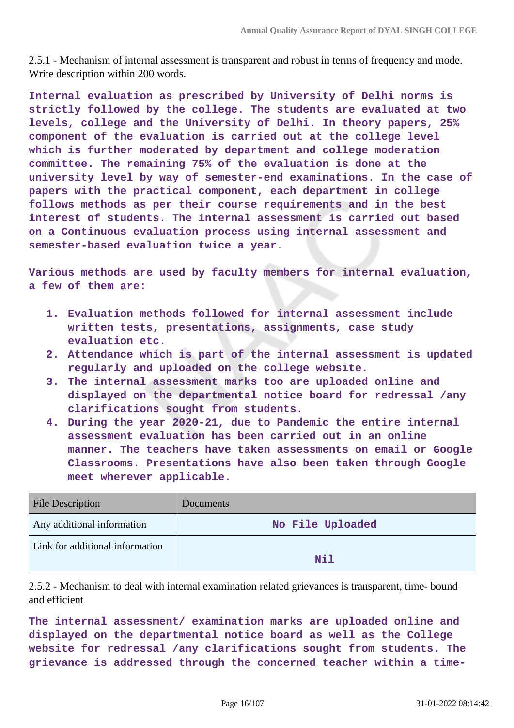2.5.1 - Mechanism of internal assessment is transparent and robust in terms of frequency and mode. Write description within 200 words.

**Internal evaluation as prescribed by University of Delhi norms is strictly followed by the college. The students are evaluated at two levels, college and the University of Delhi. In theory papers, 25% component of the evaluation is carried out at the college level which is further moderated by department and college moderation committee. The remaining 75% of the evaluation is done at the university level by way of semester-end examinations. In the case of papers with the practical component, each department in college follows methods as per their course requirements and in the best interest of students. The internal assessment is carried out based on a Continuous evaluation process using internal assessment and semester-based evaluation twice a year.**

**Various methods are used by faculty members for internal evaluation, a few of them are:**

1. **Evaluation methods followed for internal assessment include written tests, presentations, assignments, case study evaluation etc.**
2. **Attendance which is part of the internal assessment is updated regularly and uploaded on the college website.**
3. **The internal assessment marks too are uploaded online and displayed on the departmental notice board for redressal /any clarifications sought from students.**
4. **During the year 2020-21, due to Pandemic the entire internal assessment evaluation has been carried out in an online manner. The teachers have taken assessments on email or Google Classrooms. Presentations have also been taken through Google meet wherever applicable.**

| File Description | Documents |
|---|---|
| Any additional information | No File Uploaded |
| Link for additional information | Nil |

2.5.2 - Mechanism to deal with internal examination related grievances is transparent, time- bound and efficient

**The internal assessment/ examination marks are uploaded online and displayed on the departmental notice board as well as the College website for redressal /any clarifications sought from students. The grievance is addressed through the concerned teacher within a time-**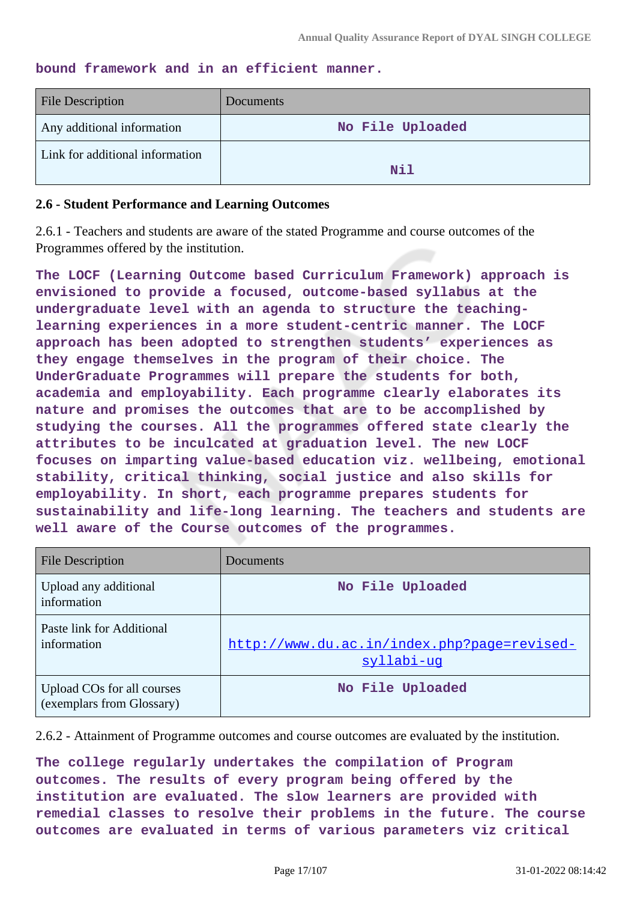**bound framework and in an efficient manner.**

| File Description | Documents |
|---|---|
| Any additional information | No File Uploaded |
| Link for additional information | Nil |

**2.6 - Student Performance and Learning Outcomes**

2.6.1 - Teachers and students are aware of the stated Programme and course outcomes of the Programmes offered by the institution.

**The LOCF (Learning Outcome based Curriculum Framework) approach is envisioned to provide a focused, outcome-based syllabus at the undergraduate level with an agenda to structure the teaching-learning experiences in a more student-centric manner. The LOCF approach has been adopted to strengthen students' experiences as they engage themselves in the program of their choice. The UnderGraduate Programmes will prepare the students for both, academia and employability. Each programme clearly elaborates its nature and promises the outcomes that are to be accomplished by studying the courses. All the programmes offered state clearly the attributes to be inculcated at graduation level. The new LOCF focuses on imparting value-based education viz. wellbeing, emotional stability, critical thinking, social justice and also skills for employability. In short, each programme prepares students for sustainability and life-long learning. The teachers and students are well aware of the Course outcomes of the programmes.**

| File Description | Documents |
|---|---|
| Upload any additional information | No File Uploaded |
| Paste link for Additional information | http://www.du.ac.in/index.php?page=revised-syllabi-ug |
| Upload COs for all courses (exemplars from Glossary) | No File Uploaded |

2.6.2 - Attainment of Programme outcomes and course outcomes are evaluated by the institution.

**The college regularly undertakes the compilation of Program outcomes. The results of every program being offered by the institution are evaluated. The slow learners are provided with remedial classes to resolve their problems in the future. The course outcomes are evaluated in terms of various parameters viz critical**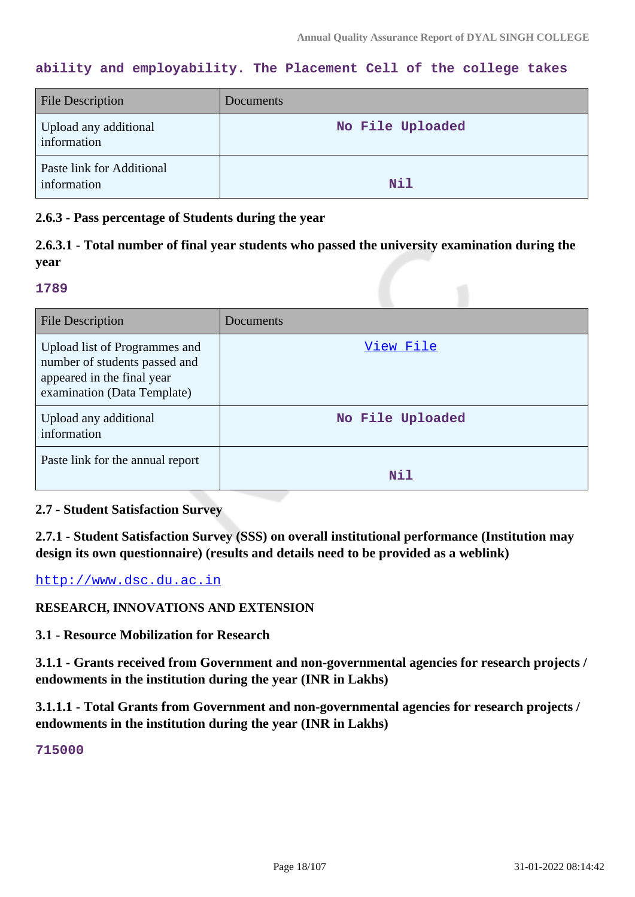ability and employability. The Placement Cell of the college takes

| File Description | Documents |
|---|---|
| Upload any additional information | No File Uploaded |
| Paste link for Additional information | Nil |

**2.6.3 - Pass percentage of Students during the year**

**2.6.3.1 - Total number of final year students who passed the university examination during the year**

1789

| File Description | Documents |
|---|---|
| Upload list of Programmes and number of students passed and appeared in the final year examination (Data Template) | View File |
| Upload any additional information | No File Uploaded |
| Paste link for the annual report | Nil |

**2.7 - Student Satisfaction Survey**

**2.7.1 - Student Satisfaction Survey (SSS) on overall institutional performance (Institution may design its own questionnaire) (results and details need to be provided as a weblink)**

http://www.dsc.du.ac.in

**RESEARCH, INNOVATIONS AND EXTENSION**

**3.1 - Resource Mobilization for Research**

**3.1.1 - Grants received from Government and non-governmental agencies for research projects / endowments in the institution during the year (INR in Lakhs)**

**3.1.1.1 - Total Grants from Government and non-governmental agencies for research projects / endowments in the institution during the year (INR in Lakhs)**

715000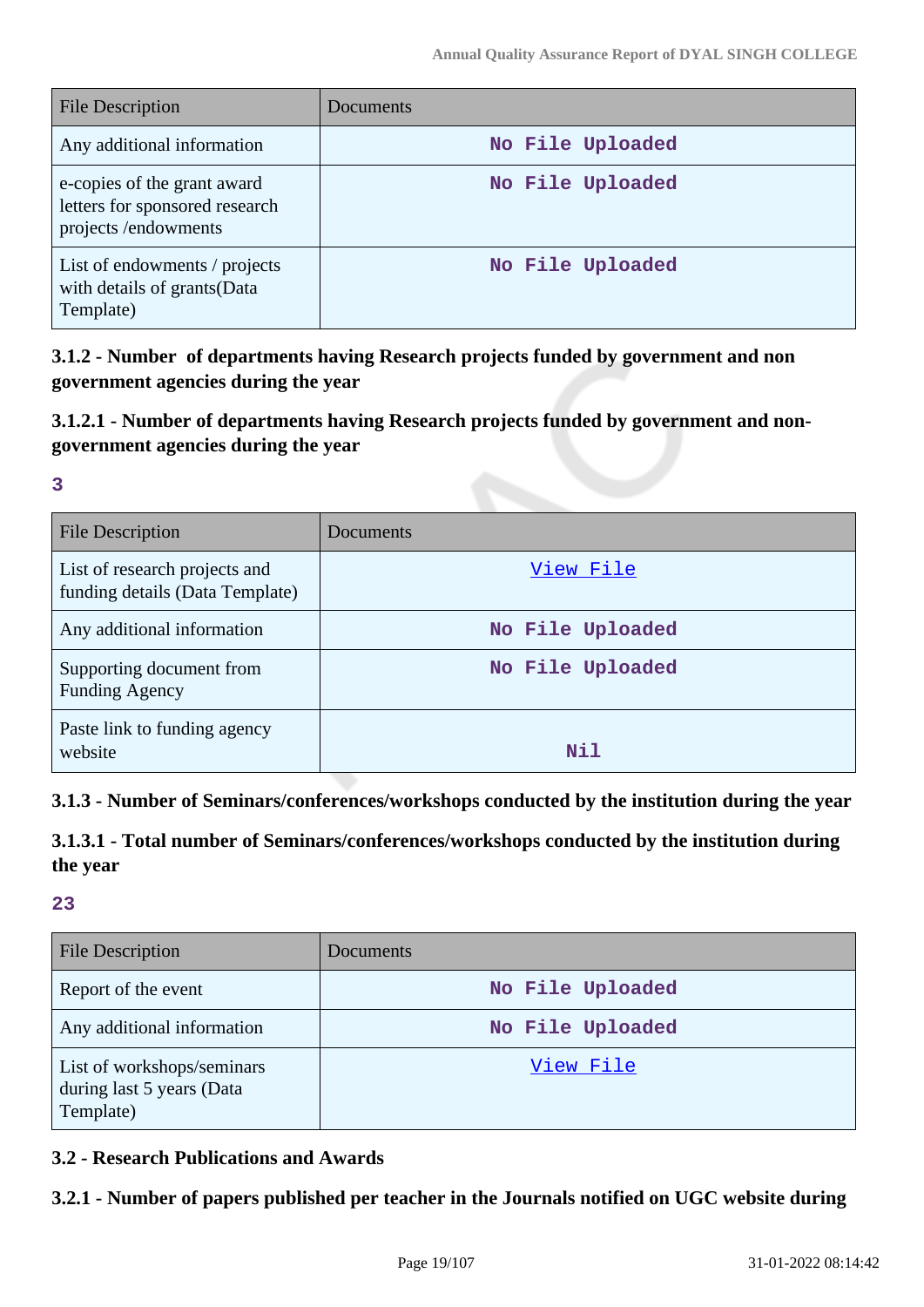| File Description | Documents |
| --- | --- |
| Any additional information | No File Uploaded |
| e-copies of the grant award letters for sponsored research projects /endowments | No File Uploaded |
| List of endowments / projects with details of grants(Data Template) | No File Uploaded |

### 3.1.2 - Number of departments having Research projects funded by government and non government agencies during the year

### 3.1.2.1 - Number of departments having Research projects funded by government and non-government agencies during the year

**3**

| File Description | Documents |
| --- | --- |
| List of research projects and funding details (Data Template) | View File |
| Any additional information | No File Uploaded |
| Supporting document from Funding Agency | No File Uploaded |
| Paste link to funding agency website | Nil |

### 3.1.3 - Number of Seminars/conferences/workshops conducted by the institution during the year

### 3.1.3.1 - Total number of Seminars/conferences/workshops conducted by the institution during the year

**23**

| File Description | Documents |
| --- | --- |
| Report of the event | No File Uploaded |
| Any additional information | No File Uploaded |
| List of workshops/seminars during last 5 years (Data Template) | View File |

### 3.2 - Research Publications and Awards

### 3.2.1 - Number of papers published per teacher in the Journals notified on UGC website during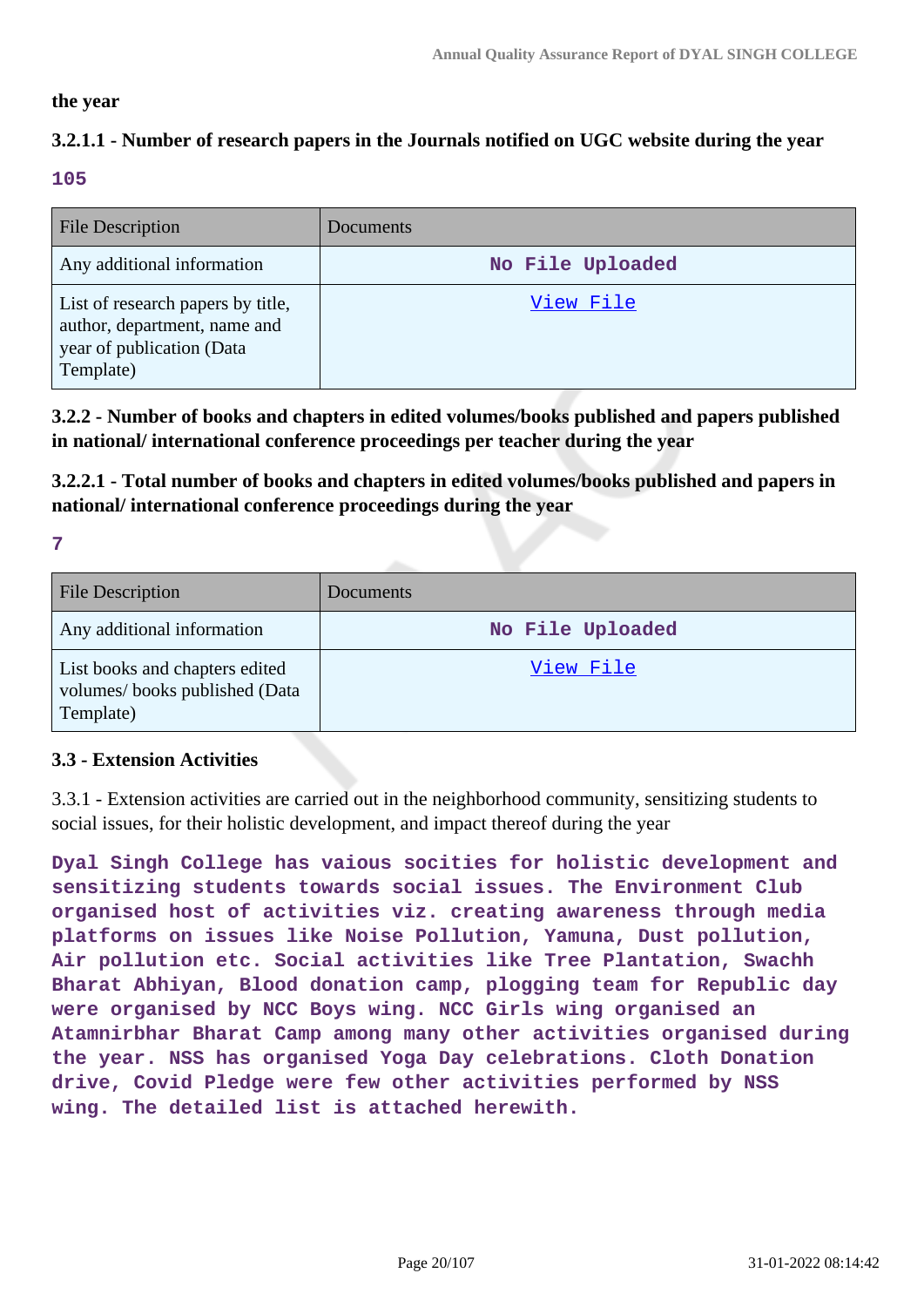the year

**3.2.1.1 - Number of research papers in the Journals notified on UGC website during the year**

**105**

| File Description | Documents |
|---|---|
| Any additional information | No File Uploaded |
| List of research papers by title, author, department, name and year of publication (Data Template) | View File |

**3.2.2 - Number of books and chapters in edited volumes/books published and papers published in national/ international conference proceedings per teacher during the year**

**3.2.2.1 - Total number of books and chapters in edited volumes/books published and papers in national/ international conference proceedings during the year**

**7**

| File Description | Documents |
|---|---|
| Any additional information | No File Uploaded |
| List books and chapters edited volumes/ books published (Data Template) | View File |

### 3.3 - Extension Activities

3.3.1 - Extension activities are carried out in the neighborhood community, sensitizing students to social issues, for their holistic development, and impact thereof during the year

**Dyal Singh College has vaious socities for holistic development and sensitizing students towards social issues. The Environment Club organised host of activities viz. creating awareness through media platforms on issues like Noise Pollution, Yamuna, Dust pollution, Air pollution etc. Social activities like Tree Plantation, Swachh Bharat Abhiyan, Blood donation camp, plogging team for Republic day were organised by NCC Boys wing. NCC Girls wing organised an Atamnirbhar Bharat Camp among many other activities organised during the year. NSS has organised Yoga Day celebrations. Cloth Donation drive, Covid Pledge were few other activities performed by NSS wing. The detailed list is attached herewith.**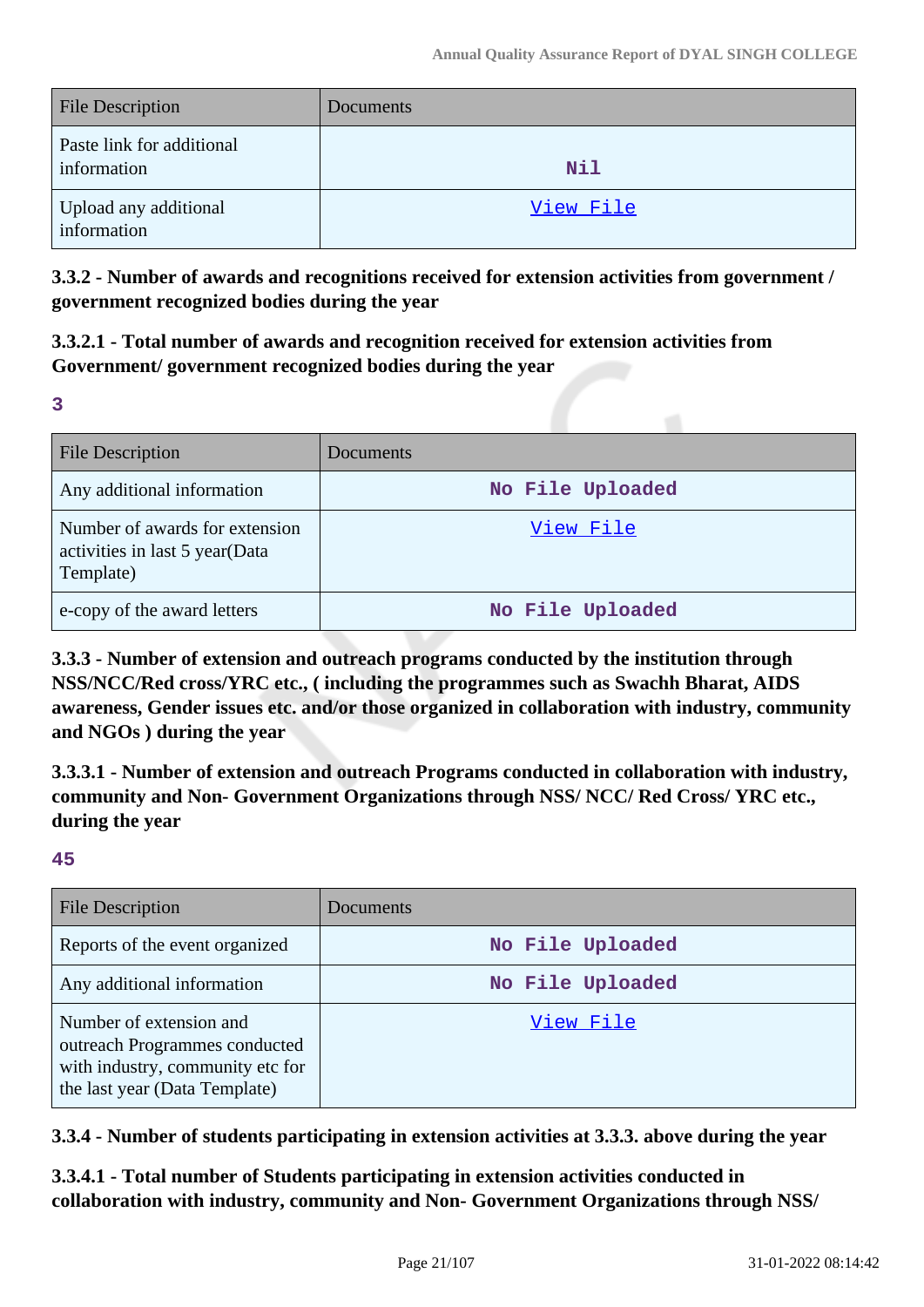| File Description | Documents |
| --- | --- |
| Paste link for additional information | Nil |
| Upload any additional information | View File |

**3.3.2 - Number of awards and recognitions received for extension activities from government / government recognized bodies during the year**

**3.3.2.1 - Total number of awards and recognition received for extension activities from Government/ government recognized bodies during the year**

**3**

| File Description | Documents |
| --- | --- |
| Any additional information | No File Uploaded |
| Number of awards for extension activities in last 5 year(Data Template) | View File |
| e-copy of the award letters | No File Uploaded |

**3.3.3 - Number of extension and outreach programs conducted by the institution through NSS/NCC/Red cross/YRC etc., ( including the programmes such as Swachh Bharat, AIDS awareness, Gender issues etc. and/or those organized in collaboration with industry, community and NGOs ) during the year**

**3.3.3.1 - Number of extension and outreach Programs conducted in collaboration with industry, community and Non- Government Organizations through NSS/ NCC/ Red Cross/ YRC etc., during the year**

**45**

| File Description | Documents |
| --- | --- |
| Reports of the event organized | No File Uploaded |
| Any additional information | No File Uploaded |
| Number of extension and outreach Programmes conducted with industry, community etc for the last year (Data Template) | View File |

**3.3.4 - Number of students participating in extension activities at 3.3.3. above during the year**

**3.3.4.1 - Total number of Students participating in extension activities conducted in collaboration with industry, community and Non- Government Organizations through NSS/**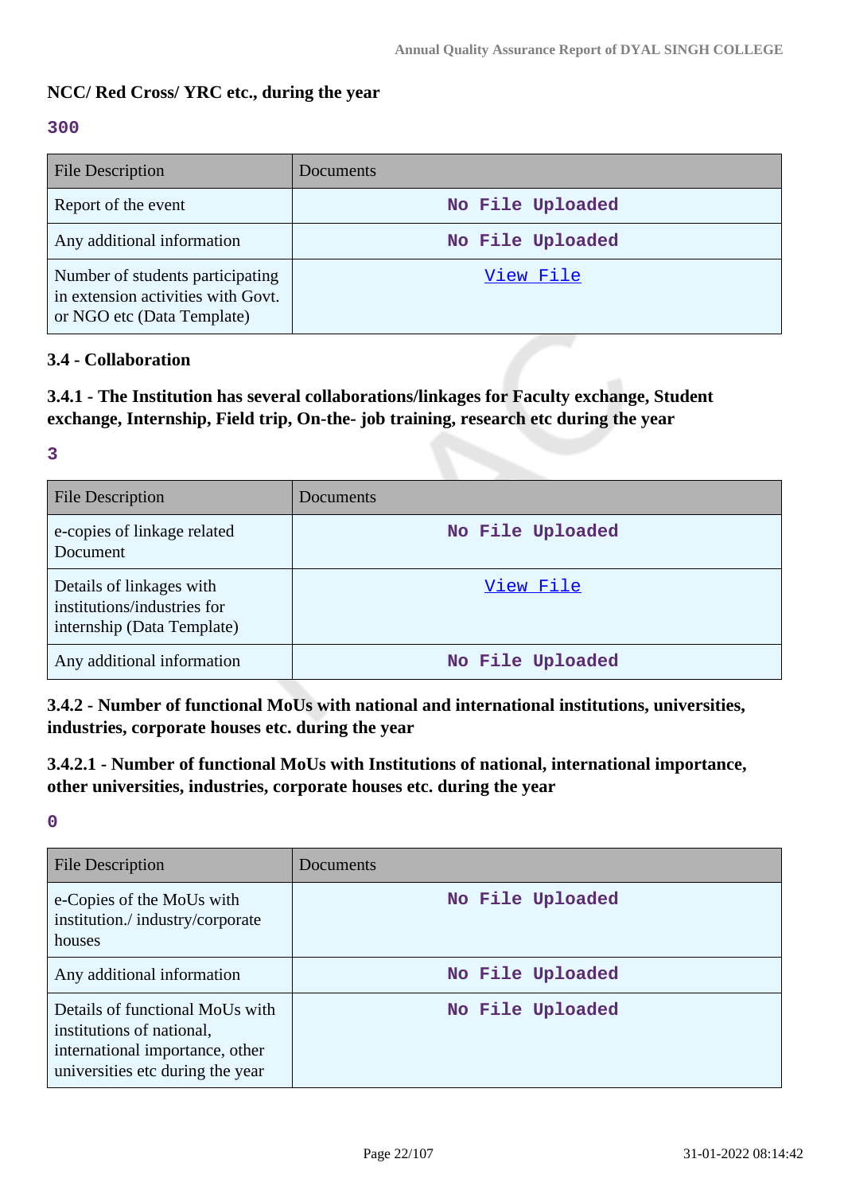**NCC/ Red Cross/ YRC etc., during the year**

**300**

| File Description | Documents |
|---|---|
| Report of the event | No File Uploaded |
| Any additional information | No File Uploaded |
| Number of students participating in extension activities with Govt. or NGO etc (Data Template) | View File |

### 3.4 - Collaboration

**3.4.1 - The Institution has several collaborations/linkages for Faculty exchange, Student exchange, Internship, Field trip, On-the- job training, research etc during the year**

**3**

| File Description | Documents |
|---|---|
| e-copies of linkage related Document | No File Uploaded |
| Details of linkages with institutions/industries for internship (Data Template) | View File |
| Any additional information | No File Uploaded |

**3.4.2 - Number of functional MoUs with national and international institutions, universities, industries, corporate houses etc. during the year**

**3.4.2.1 - Number of functional MoUs with Institutions of national, international importance, other universities, industries, corporate houses etc. during the year**

**0**

| File Description | Documents |
|---|---|
| e-Copies of the MoUs with institution./ industry/corporate houses | No File Uploaded |
| Any additional information | No File Uploaded |
| Details of functional MoUs with institutions of national, international importance, other universities etc during the year | No File Uploaded |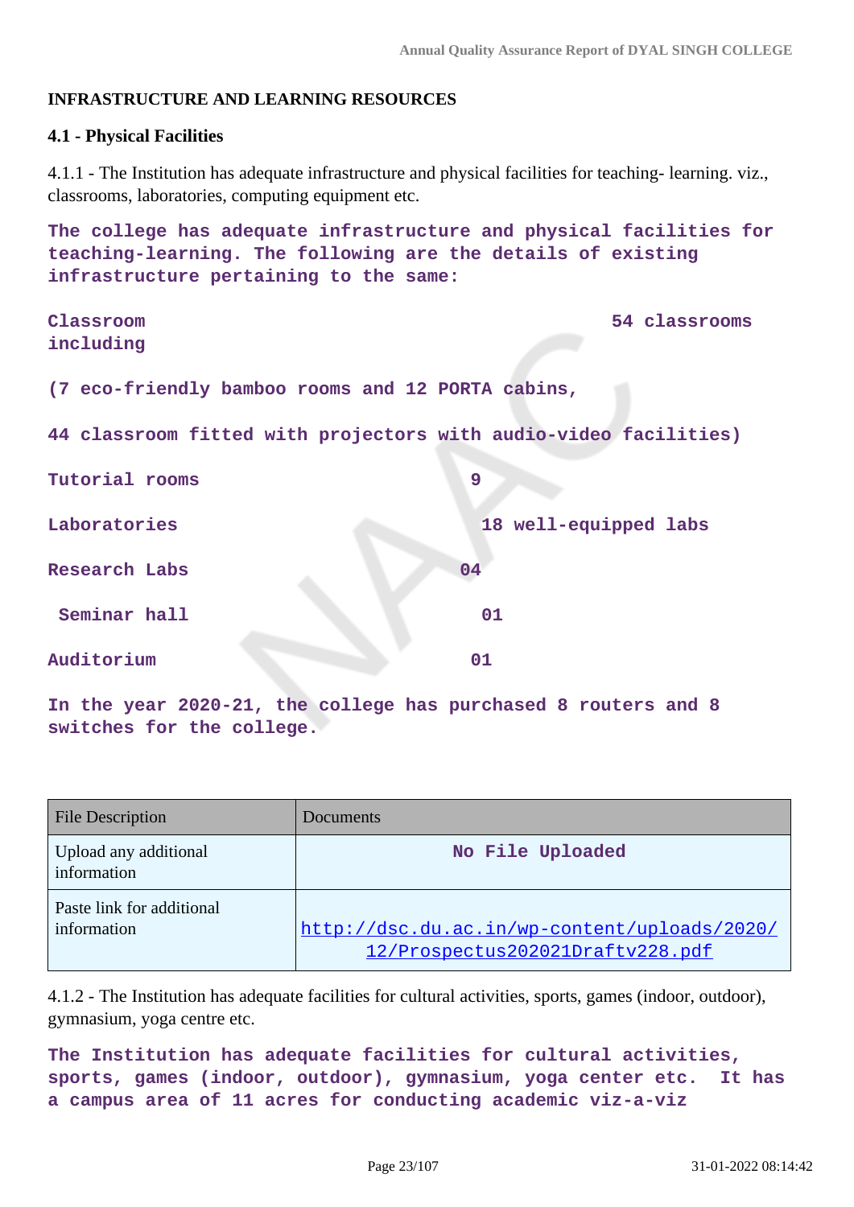**INFRASTRUCTURE AND LEARNING RESOURCES**

**4.1 - Physical Facilities**

4.1.1 - The Institution has adequate infrastructure and physical facilities for teaching- learning. viz., classrooms, laboratories, computing equipment etc.

**The college has adequate infrastructure and physical facilities for teaching-learning. The following are the details of existing infrastructure pertaining to the same:**

**Classroom including** **54 classrooms**

**(7 eco-friendly bamboo rooms and 12 PORTA cabins,**

**44 classroom fitted with projectors with audio-video facilities)**

**Tutorial rooms** **9**

**Laboratories** **18 well-equipped labs**

**Research Labs** **04**

**Seminar hall** **01**

**Auditorium** **01**

**In the year 2020-21, the college has purchased 8 routers and 8 switches for the college.**

| File Description | Documents |
|---|---|
| Upload any additional information | No File Uploaded |
| Paste link for additional information | http://dsc.du.ac.in/wp-content/uploads/2020/12/Prospectus202021Draftv228.pdf |

4.1.2 - The Institution has adequate facilities for cultural activities, sports, games (indoor, outdoor), gymnasium, yoga centre etc.

**The Institution has adequate facilities for cultural activities, sports, games (indoor, outdoor), gymnasium, yoga center etc. It has a campus area of 11 acres for conducting academic viz-a-viz**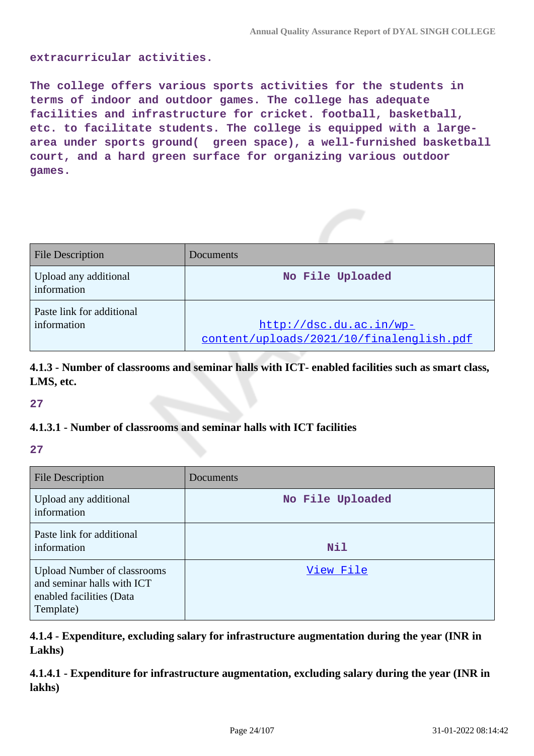extracurricular activities.

The college offers various sports activities for the students in terms of indoor and outdoor games. The college has adequate facilities and infrastructure for cricket. football, basketball, etc. to facilitate students. The college is equipped with a large-area under sports ground(  green space), a well-furnished basketball court, and a hard green surface for organizing various outdoor games.

| File Description | Documents |
|---|---|
| Upload any additional information | No File Uploaded |
| Paste link for additional information | http://dsc.du.ac.in/wp-content/uploads/2021/10/finalenglish.pdf |

**4.1.3 - Number of classrooms and seminar halls with ICT- enabled facilities such as smart class, LMS, etc.**

27

**4.1.3.1 - Number of classrooms and seminar halls with ICT facilities**

27

| File Description | Documents |
|---|---|
| Upload any additional information | No File Uploaded |
| Paste link for additional information | Nil |
| Upload Number of classrooms and seminar halls with ICT enabled facilities (Data Template) | View File |

**4.1.4 - Expenditure, excluding salary for infrastructure augmentation during the year (INR in Lakhs)**

**4.1.4.1 - Expenditure for infrastructure augmentation, excluding salary during the year (INR in lakhs)**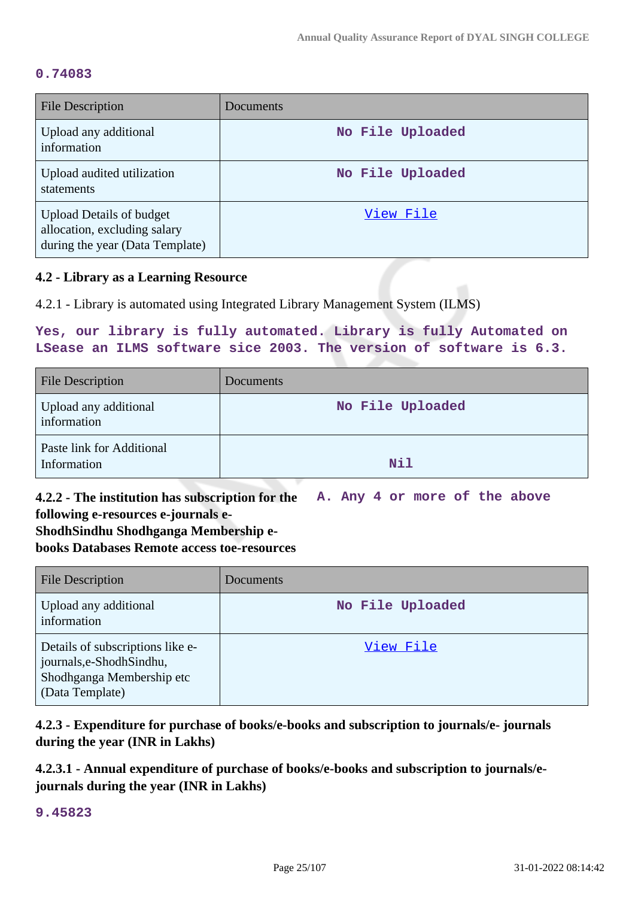0.74083

| File Description | Documents |
|---|---|
| Upload any additional information | No File Uploaded |
| Upload audited utilization statements | No File Uploaded |
| Upload Details of budget allocation, excluding salary during the year (Data Template) | View File |

**4.2 - Library as a Learning Resource**

4.2.1 - Library is automated using Integrated Library Management System (ILMS)

Yes, our library is fully automated. Library is fully Automated on LSease an ILMS software sice 2003. The version of software is 6.3.

| File Description | Documents |
|---|---|
| Upload any additional information | No File Uploaded |
| Paste link for Additional Information | Nil |

**4.2.2 - The institution has subscription for the following e-resources e-journals e-ShodhSindhu Shodhganga Membership e-books Databases Remote access toe-resources**

A. Any 4 or more of the above

| File Description | Documents |
|---|---|
| Upload any additional information | No File Uploaded |
| Details of subscriptions like e-journals,e-ShodhSindhu, Shodhganga Membership etc (Data Template) | View File |

**4.2.3 - Expenditure for purchase of books/e-books and subscription to journals/e- journals during the year (INR in Lakhs)**

**4.2.3.1 - Annual expenditure of purchase of books/e-books and subscription to journals/e-journals during the year (INR in Lakhs)**

9.45823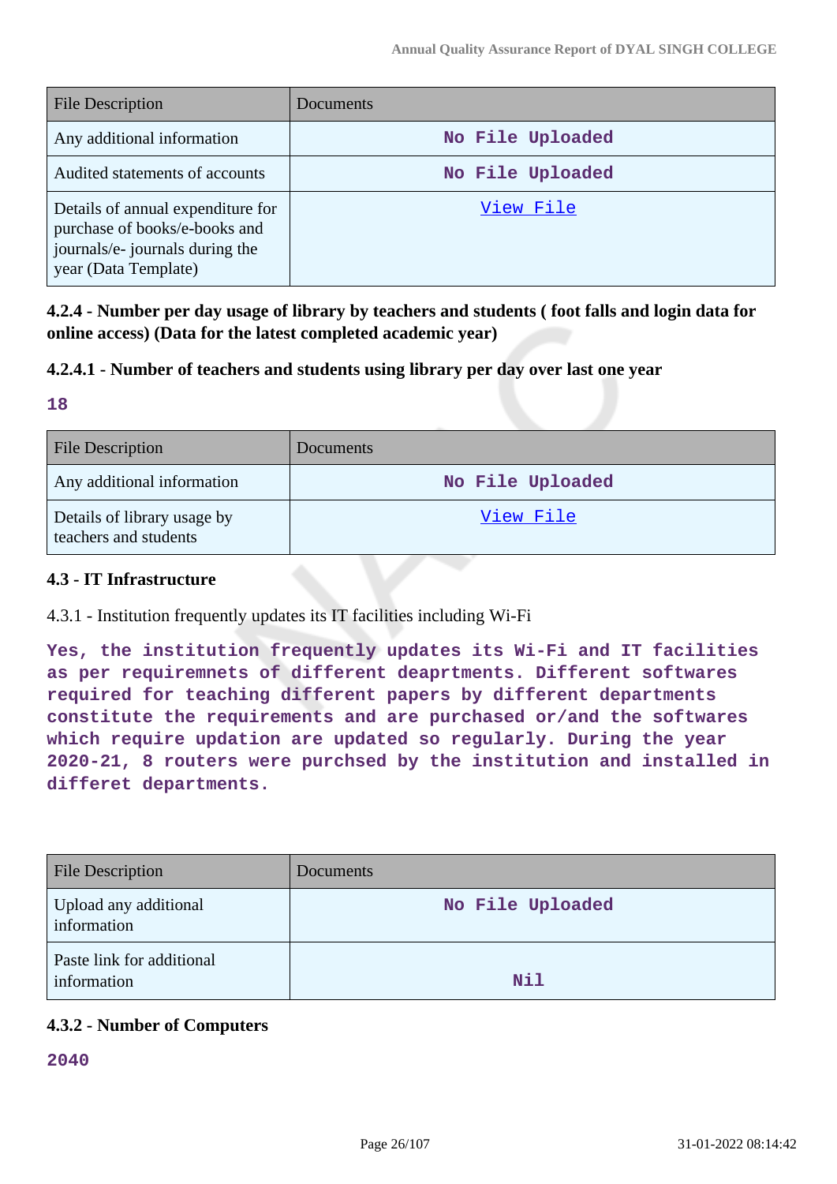| File Description | Documents |
| --- | --- |
| Any additional information | No File Uploaded |
| Audited statements of accounts | No File Uploaded |
| Details of annual expenditure for purchase of books/e-books and journals/e- journals during the year (Data Template) | View File |

**4.2.4 - Number per day usage of library by teachers and students ( foot falls and login data for online access) (Data for the latest completed academic year)**

**4.2.4.1 - Number of teachers and students using library per day over last one year**

**18**

| File Description | Documents |
| --- | --- |
| Any additional information | No File Uploaded |
| Details of library usage by teachers and students | View File |

**4.3 - IT Infrastructure**

4.3.1 - Institution frequently updates its IT facilities including Wi-Fi

**Yes, the institution frequently updates its Wi-Fi and IT facilities as per requiremnets of different deaprtments. Different softwares required for teaching different papers by different departments constitute the requirements and are purchased or/and the softwares which require updation are updated so regularly. During the year 2020-21, 8 routers were purchsed by the institution and installed in differet departments.**

| File Description | Documents |
| --- | --- |
| Upload any additional information | No File Uploaded |
| Paste link for additional information | Nil |

**4.3.2 - Number of Computers**

**2040**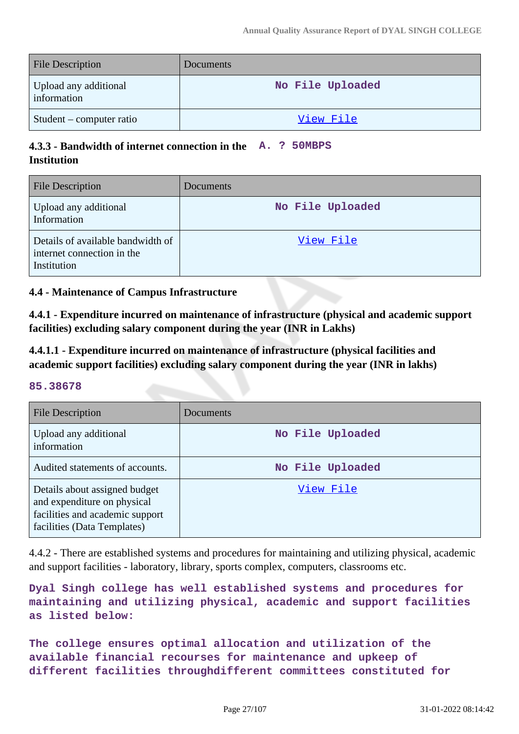| File Description | Documents |
|---|---|
| Upload any additional information | No File Uploaded |
| Student – computer ratio | View File |

**4.3.3 - Bandwidth of internet connection in the Institution** A. ? 50MBPS

| File Description | Documents |
|---|---|
| Upload any additional Information | No File Uploaded |
| Details of available bandwidth of internet connection in the Institution | View File |

**4.4 - Maintenance of Campus Infrastructure**

**4.4.1 - Expenditure incurred on maintenance of infrastructure (physical and academic support facilities) excluding salary component during the year (INR in Lakhs)**

**4.4.1.1 - Expenditure incurred on maintenance of infrastructure (physical facilities and academic support facilities) excluding salary component during the year (INR in lakhs)**

85.38678

| File Description | Documents |
|---|---|
| Upload any additional information | No File Uploaded |
| Audited statements of accounts. | No File Uploaded |
| Details about assigned budget and expenditure on physical facilities and academic support facilities (Data Templates) | View File |

4.4.2 - There are established systems and procedures for maintaining and utilizing physical, academic and support facilities - laboratory, library, sports complex, computers, classrooms etc.

Dyal Singh college has well established systems and procedures for maintaining and utilizing physical, academic and support facilities as listed below:

The college ensures optimal allocation and utilization of the available financial recourses for maintenance and upkeep of different facilities throughdifferent committees constituted for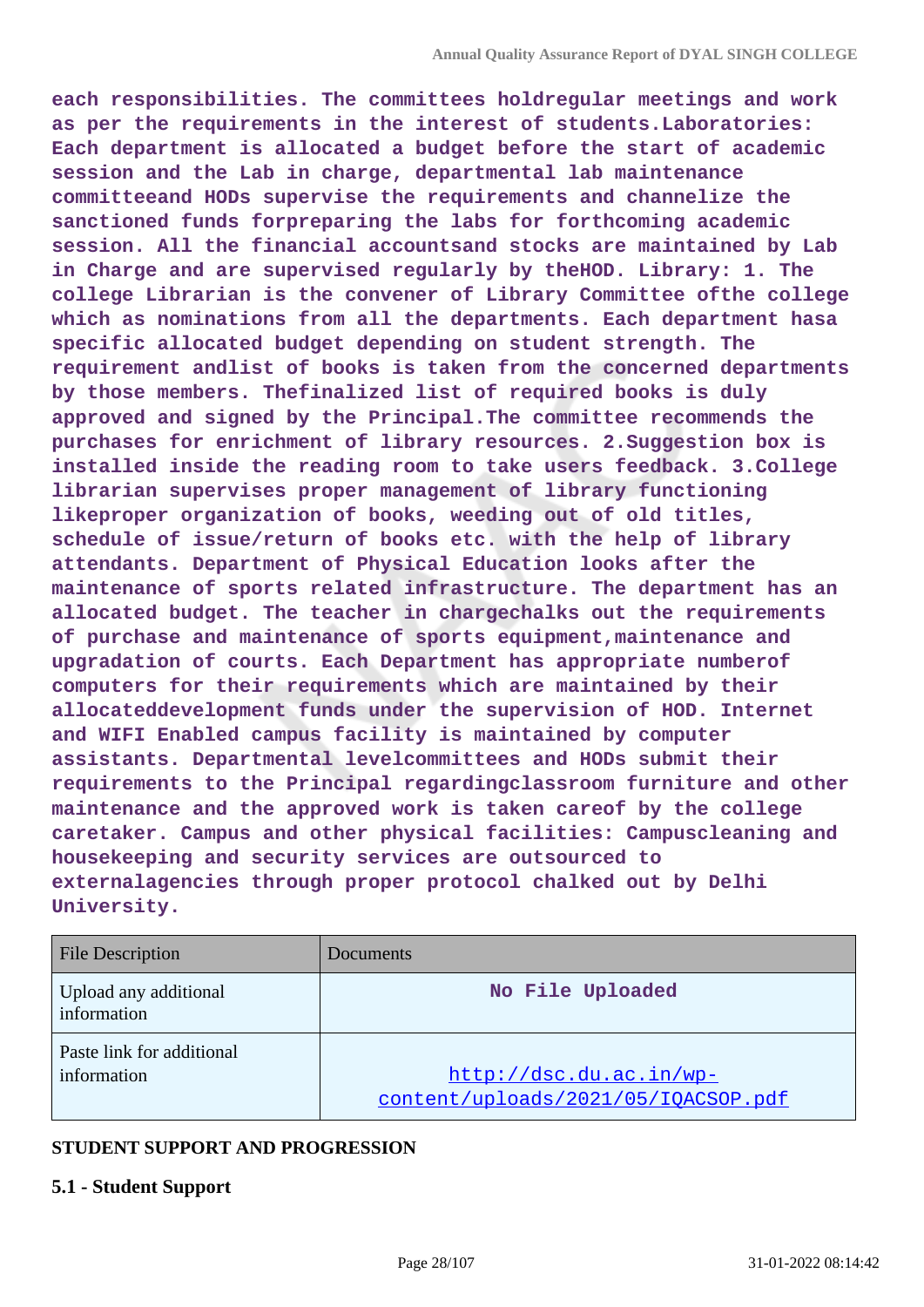each responsibilities. The committees holdregular meetings and work as per the requirements in the interest of students.Laboratories: Each department is allocated a budget before the start of academic session and the Lab in charge, departmental lab maintenance committeeand HODs supervise the requirements and channelize the sanctioned funds forpreparing the labs for forthcoming academic session. All the financial accountsand stocks are maintained by Lab in Charge and are supervised regularly by theHOD. Library: 1. The college Librarian is the convener of Library Committee ofthe college which as nominations from all the departments. Each department hasa specific allocated budget depending on student strength. The requirement andlist of books is taken from the concerned departments by those members. Thefinalized list of required books is duly approved and signed by the Principal.The committee recommends the purchases for enrichment of library resources. 2.Suggestion box is installed inside the reading room to take users feedback. 3.College librarian supervises proper management of library functioning likeproper organization of books, weeding out of old titles, schedule of issue/return of books etc. with the help of library attendants. Department of Physical Education looks after the maintenance of sports related infrastructure. The department has an allocated budget. The teacher in chargechalks out the requirements of purchase and maintenance of sports equipment,maintenance and upgradation of courts. Each Department has appropriate numberof computers for their requirements which are maintained by their allocateddevelopment funds under the supervision of HOD. Internet and WIFI Enabled campus facility is maintained by computer assistants. Departmental levelcommittees and HODs submit their requirements to the Principal regardingclassroom furniture and other maintenance and the approved work is taken careof by the college caretaker. Campus and other physical facilities: Campuscleaning and housekeeping and security services are outsourced to externalagencies through proper protocol chalked out by Delhi University.

| File Description | Documents |
|---|---|
| Upload any additional information | No File Uploaded |
| Paste link for additional information | http://dsc.du.ac.in/wp-content/uploads/2021/05/IQACSOP.pdf |

**STUDENT SUPPORT AND PROGRESSION**

**5.1 - Student Support**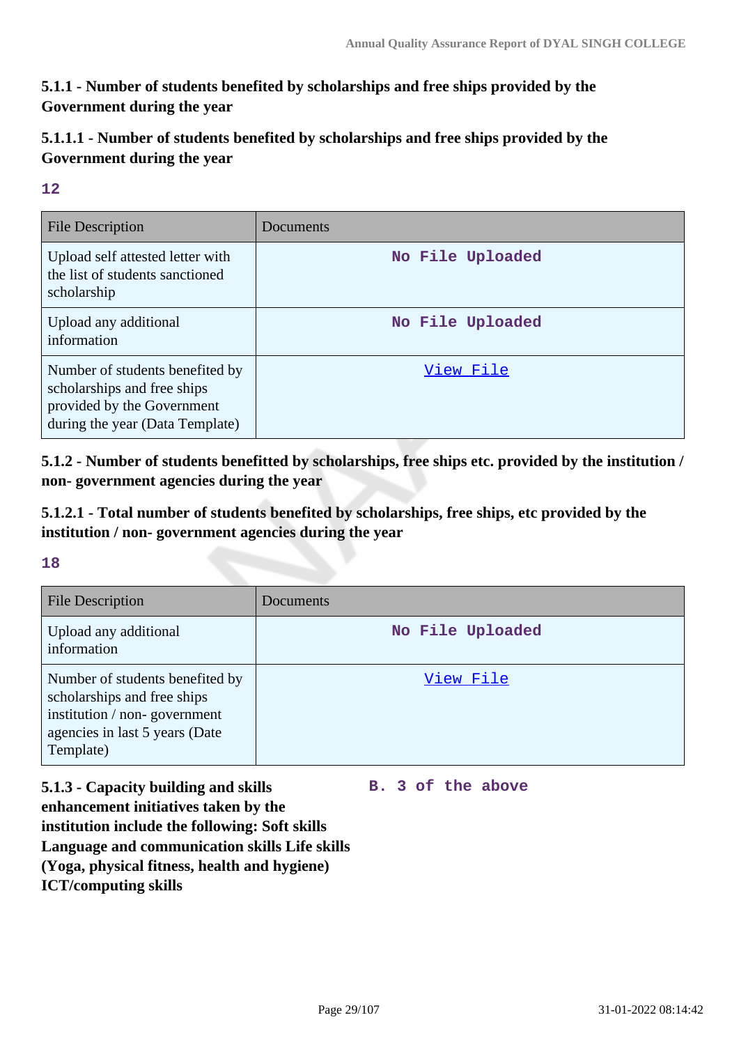### 5.1.1 - Number of students benefited by scholarships and free ships provided by the Government during the year

### 5.1.1.1 - Number of students benefited by scholarships and free ships provided by the Government during the year

**12**

| File Description | Documents |
| --- | --- |
| Upload self attested letter with the list of students sanctioned scholarship | No File Uploaded |
| Upload any additional information | No File Uploaded |
| Number of students benefited by scholarships and free ships provided by the Government during the year (Data Template) | View File |

### 5.1.2 - Number of students benefitted by scholarships, free ships etc. provided by the institution / non- government agencies during the year

### 5.1.2.1 - Total number of students benefited by scholarships, free ships, etc provided by the institution / non- government agencies during the year

**18**

| File Description | Documents |
| --- | --- |
| Upload any additional information | No File Uploaded |
| Number of students benefited by scholarships and free ships institution / non- government agencies in last 5 years (Date Template) | View File |

**5.1.3 - Capacity building and skills enhancement initiatives taken by the institution include the following: Soft skills Language and communication skills Life skills (Yoga, physical fitness, health and hygiene) ICT/computing skills**

**B. 3 of the above**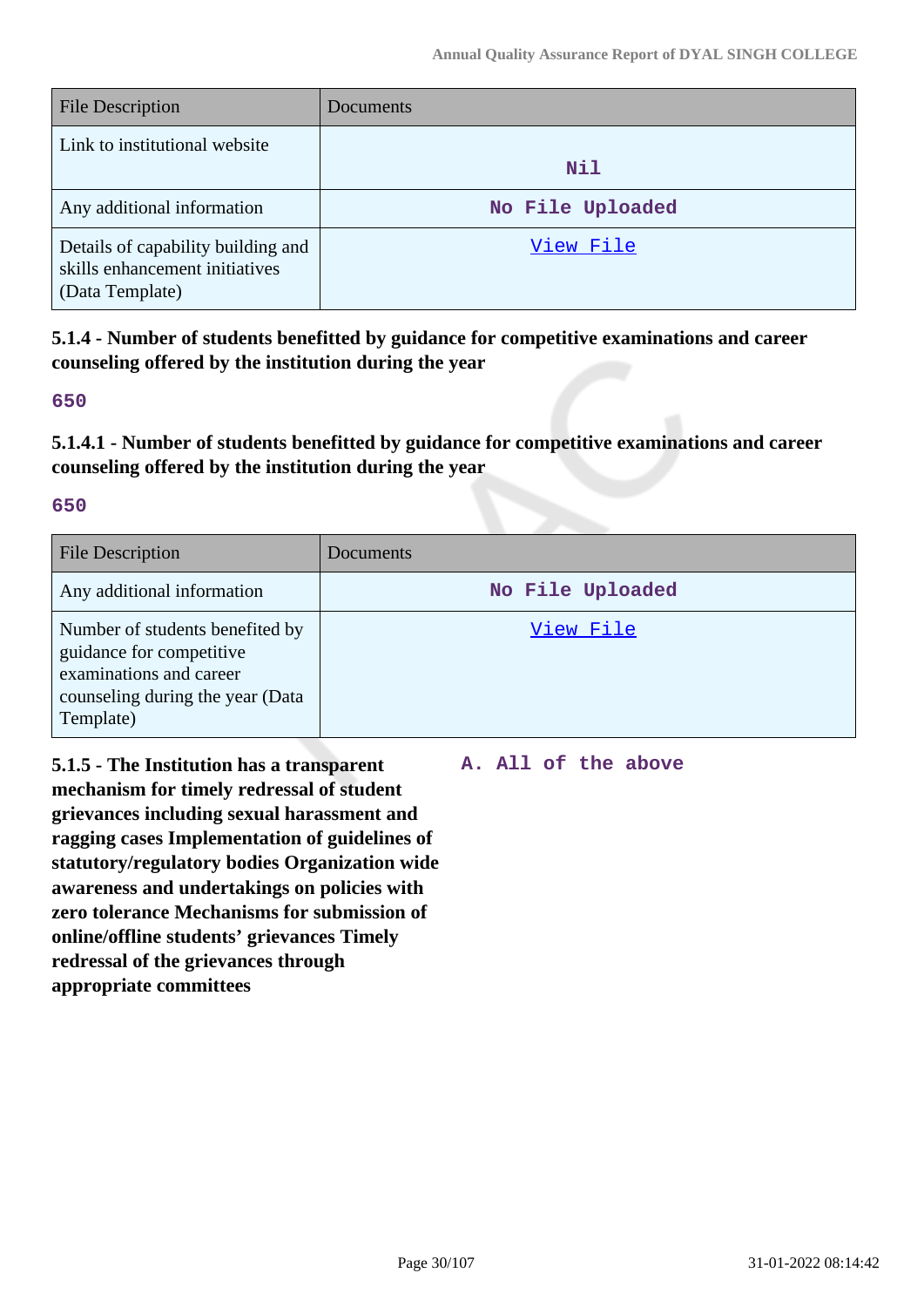| File Description | Documents |
| --- | --- |
| Link to institutional website | Nil |
| Any additional information | No File Uploaded |
| Details of capability building and skills enhancement initiatives (Data Template) | View File |

**5.1.4 - Number of students benefitted by guidance for competitive examinations and career counseling offered by the institution during the year**

650

**5.1.4.1 - Number of students benefitted by guidance for competitive examinations and career counseling offered by the institution during the year**

650

| File Description | Documents |
| --- | --- |
| Any additional information | No File Uploaded |
| Number of students benefited by guidance for competitive examinations and career counseling during the year (Data Template) | View File |

**5.1.5 - The Institution has a transparent mechanism for timely redressal of student grievances including sexual harassment and ragging cases Implementation of guidelines of statutory/regulatory bodies Organization wide awareness and undertakings on policies with zero tolerance Mechanisms for submission of online/offline students' grievances Timely redressal of the grievances through appropriate committees**

A. All of the above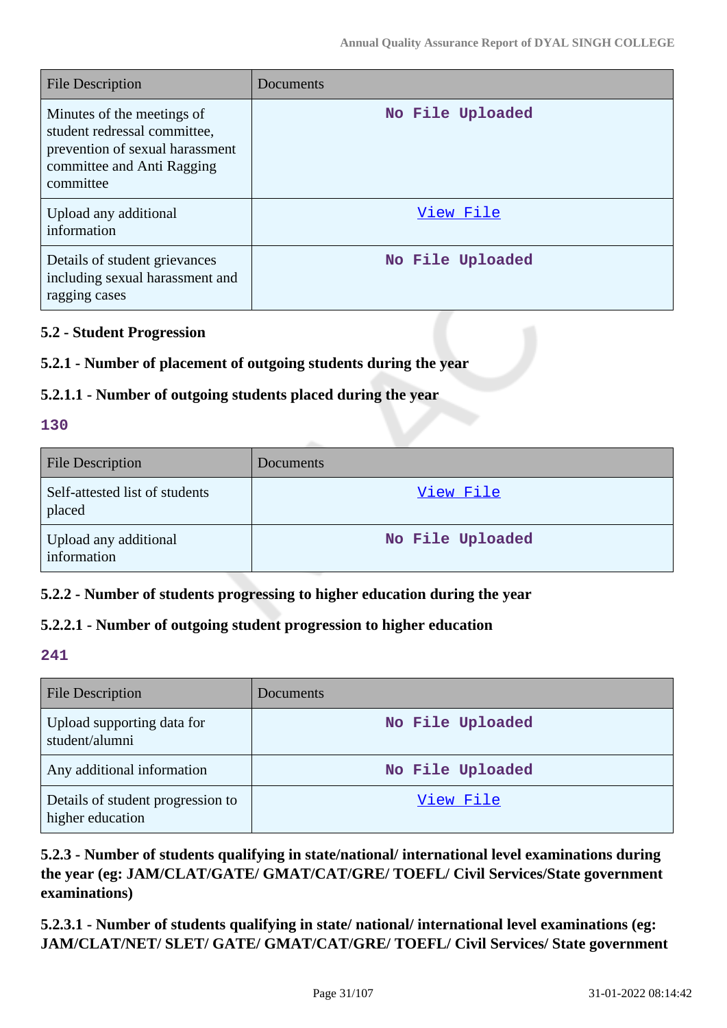| File Description | Documents |
| --- | --- |
| Minutes of the meetings of student redressal committee, prevention of sexual harassment committee and Anti Ragging committee | No File Uploaded |
| Upload any additional information | View File |
| Details of student grievances including sexual harassment and ragging cases | No File Uploaded |

### 5.2 - Student Progression

### 5.2.1 - Number of placement of outgoing students during the year

### 5.2.1.1 - Number of outgoing students placed during the year

**130**

| File Description | Documents |
| --- | --- |
| Self-attested list of students placed | View File |
| Upload any additional information | No File Uploaded |

### 5.2.2 - Number of students progressing to higher education during the year

### 5.2.2.1 - Number of outgoing student progression to higher education

**241**

| File Description | Documents |
| --- | --- |
| Upload supporting data for student/alumni | No File Uploaded |
| Any additional information | No File Uploaded |
| Details of student progression to higher education | View File |

### 5.2.3 - Number of students qualifying in state/national/ international level examinations during the year (eg: JAM/CLAT/GATE/ GMAT/CAT/GRE/ TOEFL/ Civil Services/State government examinations)

### 5.2.3.1 - Number of students qualifying in state/ national/ international level examinations (eg: JAM/CLAT/NET/ SLET/ GATE/ GMAT/CAT/GRE/ TOEFL/ Civil Services/ State government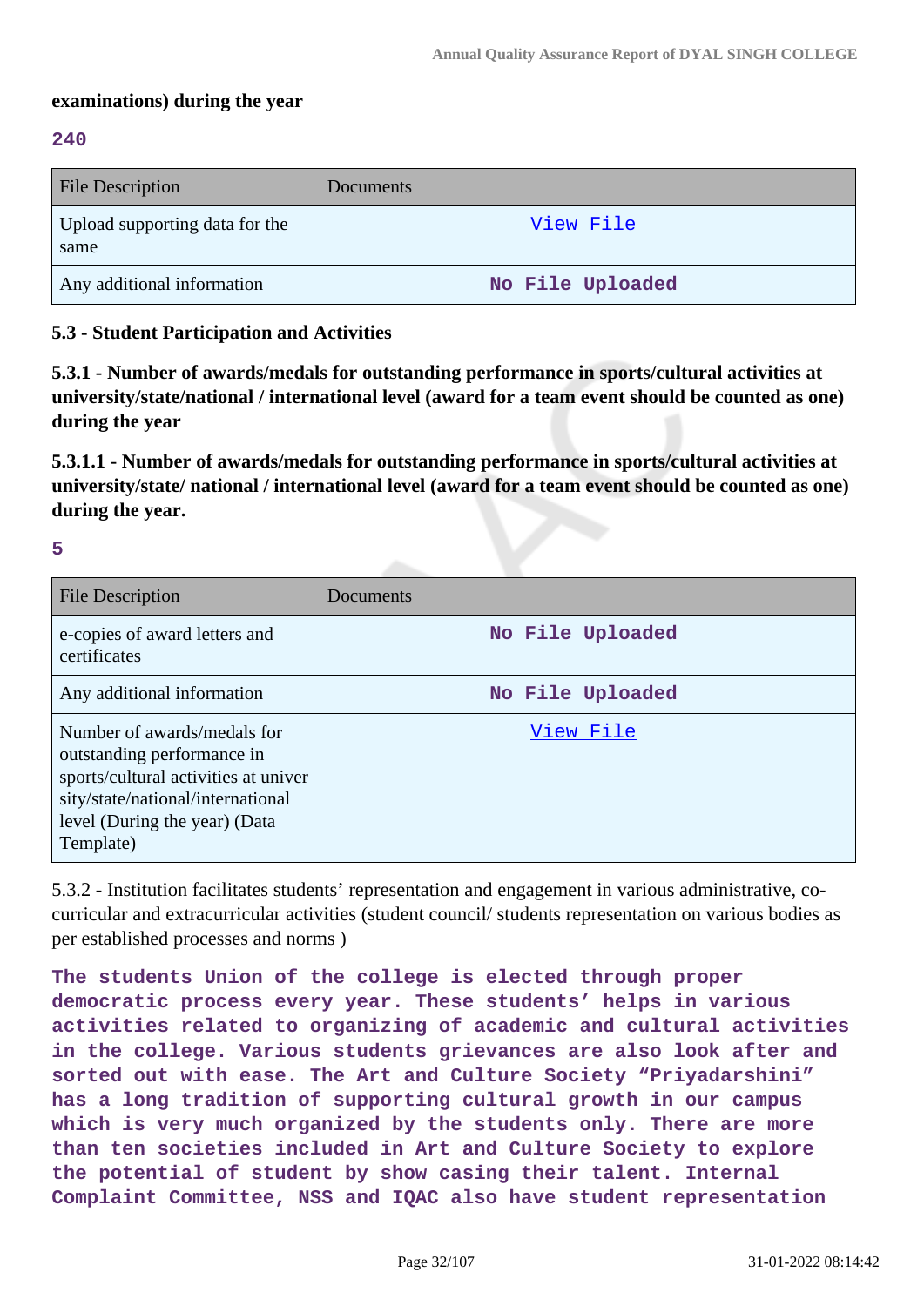**examinations) during the year**

**240**

| File Description | Documents |
| --- | --- |
| Upload supporting data for the same | View File |
| Any additional information | No File Uploaded |

**5.3 - Student Participation and Activities**

**5.3.1 - Number of awards/medals for outstanding performance in sports/cultural activities at university/state/national / international level (award for a team event should be counted as one) during the year**

**5.3.1.1 - Number of awards/medals for outstanding performance in sports/cultural activities at university/state/ national / international level (award for a team event should be counted as one) during the year.**

**5**

| File Description | Documents |
| --- | --- |
| e-copies of award letters and certificates | No File Uploaded |
| Any additional information | No File Uploaded |
| Number of awards/medals for outstanding performance in sports/cultural activities at university/state/national/international level (During the year) (Data Template) | View File |

5.3.2 - Institution facilitates students' representation and engagement in various administrative, co-curricular and extracurricular activities (student council/ students representation on various bodies as per established processes and norms )

**The students Union of the college is elected through proper democratic process every year. These students' helps in various activities related to organizing of academic and cultural activities in the college. Various students grievances are also look after and sorted out with ease. The Art and Culture Society "Priyadarshini" has a long tradition of supporting cultural growth in our campus which is very much organized by the students only. There are more than ten societies included in Art and Culture Society to explore the potential of student by show casing their talent. Internal Complaint Committee, NSS and IQAC also have student representation**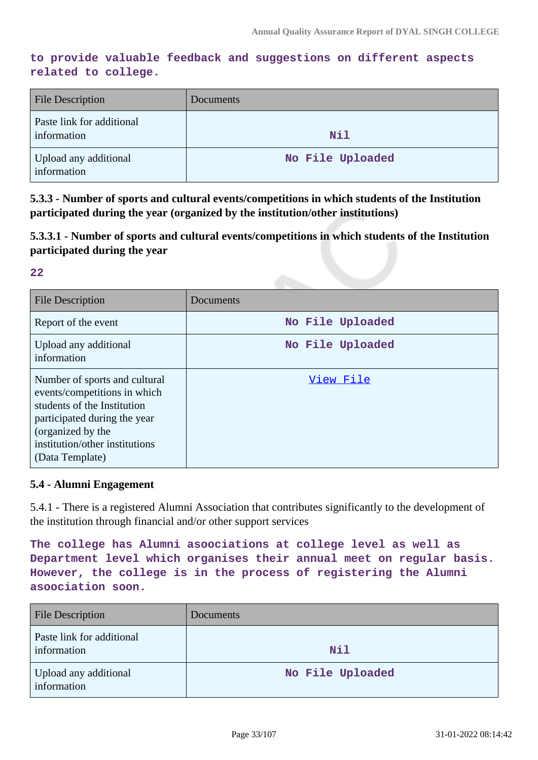**to provide valuable feedback and suggestions on different aspects related to college.**

| File Description | Documents |
| --- | --- |
| Paste link for additional information | Nil |
| Upload any additional information | No File Uploaded |

**5.3.3 - Number of sports and cultural events/competitions in which students of the Institution participated during the year (organized by the institution/other institutions)**

**5.3.3.1 - Number of sports and cultural events/competitions in which students of the Institution participated during the year**

**22**

| File Description | Documents |
| --- | --- |
| Report of the event | No File Uploaded |
| Upload any additional information | No File Uploaded |
| Number of sports and cultural events/competitions in which students of the Institution participated during the year (organized by the institution/other institutions) (Data Template) | View File |

**5.4 - Alumni Engagement**

5.4.1 - There is a registered Alumni Association that contributes significantly to the development of the institution through financial and/or other support services

**The college has Alumni asoociations at college level as well as Department level which organises their annual meet on regular basis. However, the college is in the process of registering the Alumni asoociation soon.**

| File Description | Documents |
| --- | --- |
| Paste link for additional information | Nil |
| Upload any additional information | No File Uploaded |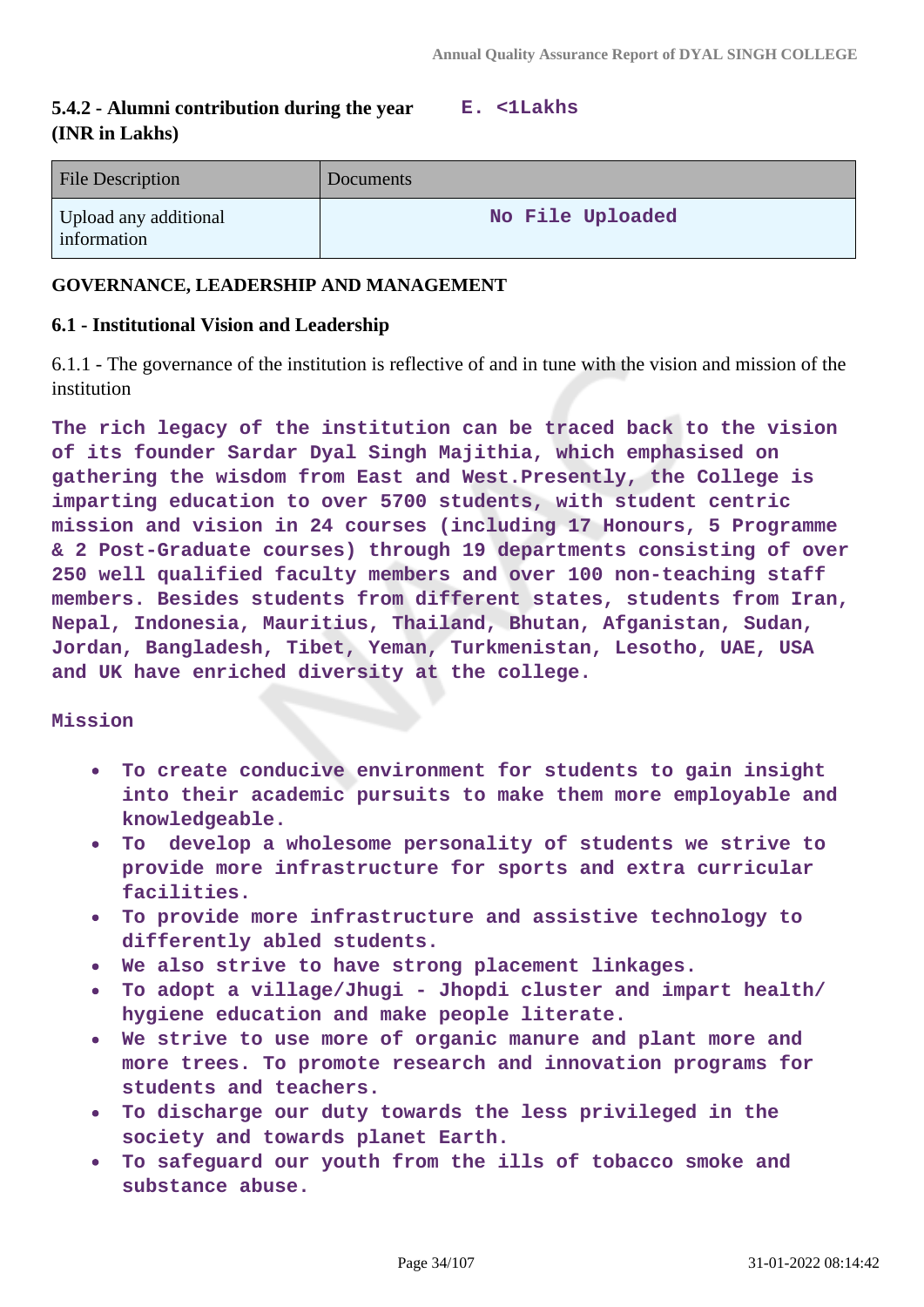**5.4.2 - Alumni contribution during the year (INR in Lakhs)** E. <1Lakhs

| File Description | Documents |
|---|---|
| Upload any additional information | No File Uploaded |

**GOVERNANCE, LEADERSHIP AND MANAGEMENT**

**6.1 - Institutional Vision and Leadership**

6.1.1 - The governance of the institution is reflective of and in tune with the vision and mission of the institution

The rich legacy of the institution can be traced back to the vision of its founder Sardar Dyal Singh Majithia, which emphasised on gathering the wisdom from East and West.Presently, the College is imparting education to over 5700 students, with student centric mission and vision in 24 courses (including 17 Honours, 5 Programme & 2 Post-Graduate courses) through 19 departments consisting of over 250 well qualified faculty members and over 100 non-teaching staff members. Besides students from different states, students from Iran, Nepal, Indonesia, Mauritius, Thailand, Bhutan, Afganistan, Sudan, Jordan, Bangladesh, Tibet, Yeman, Turkmenistan, Lesotho, UAE, USA and UK have enriched diversity at the college.

Mission

- To create conducive environment for students to gain insight into their academic pursuits to make them more employable and knowledgeable.
- To develop a wholesome personality of students we strive to provide more infrastructure for sports and extra curricular facilities.
- To provide more infrastructure and assistive technology to differently abled students.
- We also strive to have strong placement linkages.
- To adopt a village/Jhugi - Jhopdi cluster and impart health/ hygiene education and make people literate.
- We strive to use more of organic manure and plant more and more trees. To promote research and innovation programs for students and teachers.
- To discharge our duty towards the less privileged in the society and towards planet Earth.
- To safeguard our youth from the ills of tobacco smoke and substance abuse.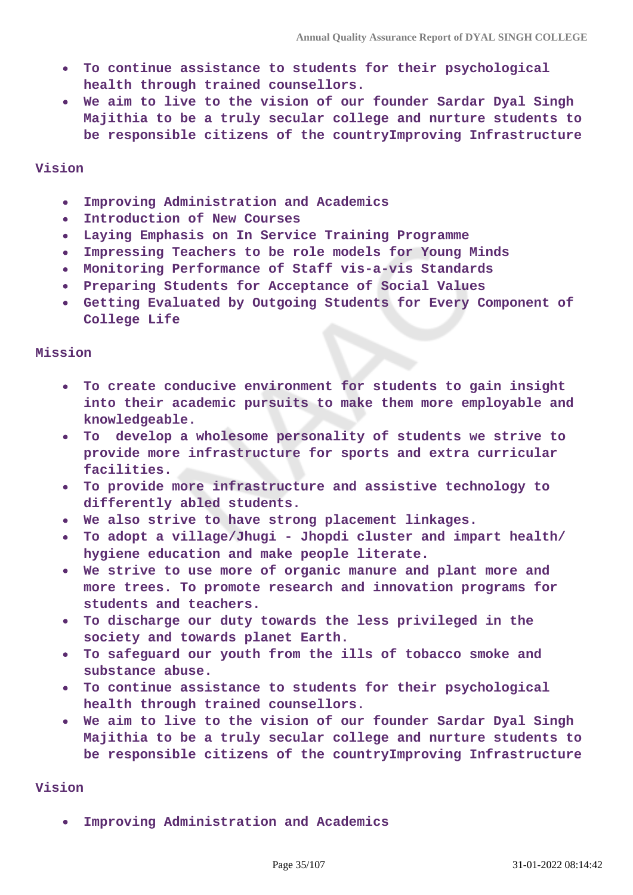- To continue assistance to students for their psychological health through trained counsellors.
- We aim to live to the vision of our founder Sardar Dyal Singh Majithia to be a truly secular college and nurture students to be responsible citizens of the countryImproving Infrastructure

Vision

- Improving Administration and Academics
- Introduction of New Courses
- Laying Emphasis on In Service Training Programme
- Impressing Teachers to be role models for Young Minds
- Monitoring Performance of Staff vis-a-vis Standards
- Preparing Students for Acceptance of Social Values
- Getting Evaluated by Outgoing Students for Every Component of College Life

Mission

- To create conducive environment for students to gain insight into their academic pursuits to make them more employable and knowledgeable.
- To develop a wholesome personality of students we strive to provide more infrastructure for sports and extra curricular facilities.
- To provide more infrastructure and assistive technology to differently abled students.
- We also strive to have strong placement linkages.
- To adopt a village/Jhugi - Jhopdi cluster and impart health/ hygiene education and make people literate.
- We strive to use more of organic manure and plant more and more trees. To promote research and innovation programs for students and teachers.
- To discharge our duty towards the less privileged in the society and towards planet Earth.
- To safeguard our youth from the ills of tobacco smoke and substance abuse.
- To continue assistance to students for their psychological health through trained counsellors.
- We aim to live to the vision of our founder Sardar Dyal Singh Majithia to be a truly secular college and nurture students to be responsible citizens of the countryImproving Infrastructure

Vision

- Improving Administration and Academics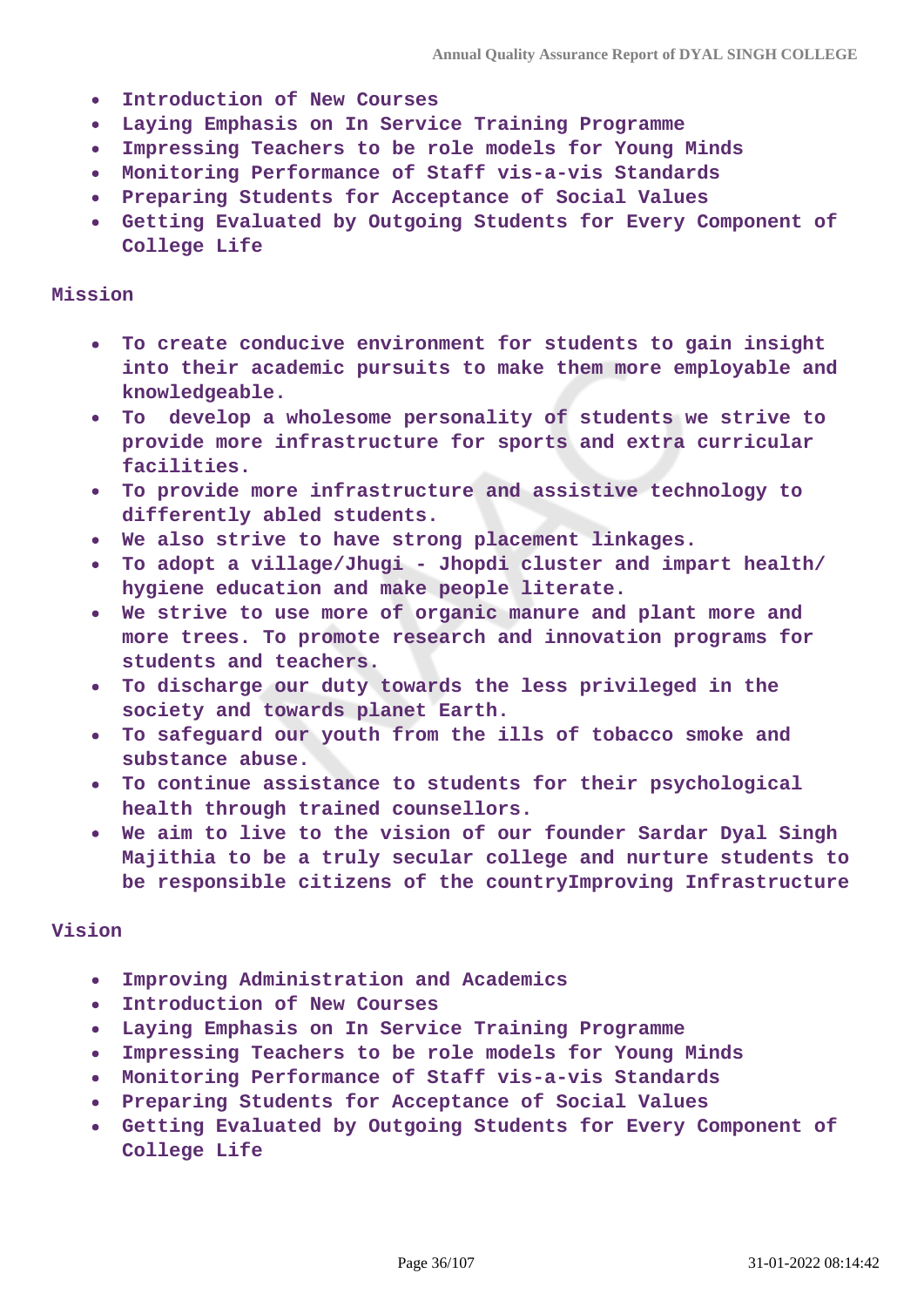- Introduction of New Courses
- Laying Emphasis on In Service Training Programme
- Impressing Teachers to be role models for Young Minds
- Monitoring Performance of Staff vis-a-vis Standards
- Preparing Students for Acceptance of Social Values
- Getting Evaluated by Outgoing Students for Every Component of College Life

**Mission**

- To create conducive environment for students to gain insight into their academic pursuits to make them more employable and knowledgeable.
- To develop a wholesome personality of students we strive to provide more infrastructure for sports and extra curricular facilities.
- To provide more infrastructure and assistive technology to differently abled students.
- We also strive to have strong placement linkages.
- To adopt a village/Jhugi - Jhopdi cluster and impart health/ hygiene education and make people literate.
- We strive to use more of organic manure and plant more and more trees. To promote research and innovation programs for students and teachers.
- To discharge our duty towards the less privileged in the society and towards planet Earth.
- To safeguard our youth from the ills of tobacco smoke and substance abuse.
- To continue assistance to students for their psychological health through trained counsellors.
- We aim to live to the vision of our founder Sardar Dyal Singh Majithia to be a truly secular college and nurture students to be responsible citizens of the countryImproving Infrastructure

**Vision**

- Improving Administration and Academics
- Introduction of New Courses
- Laying Emphasis on In Service Training Programme
- Impressing Teachers to be role models for Young Minds
- Monitoring Performance of Staff vis-a-vis Standards
- Preparing Students for Acceptance of Social Values
- Getting Evaluated by Outgoing Students for Every Component of College Life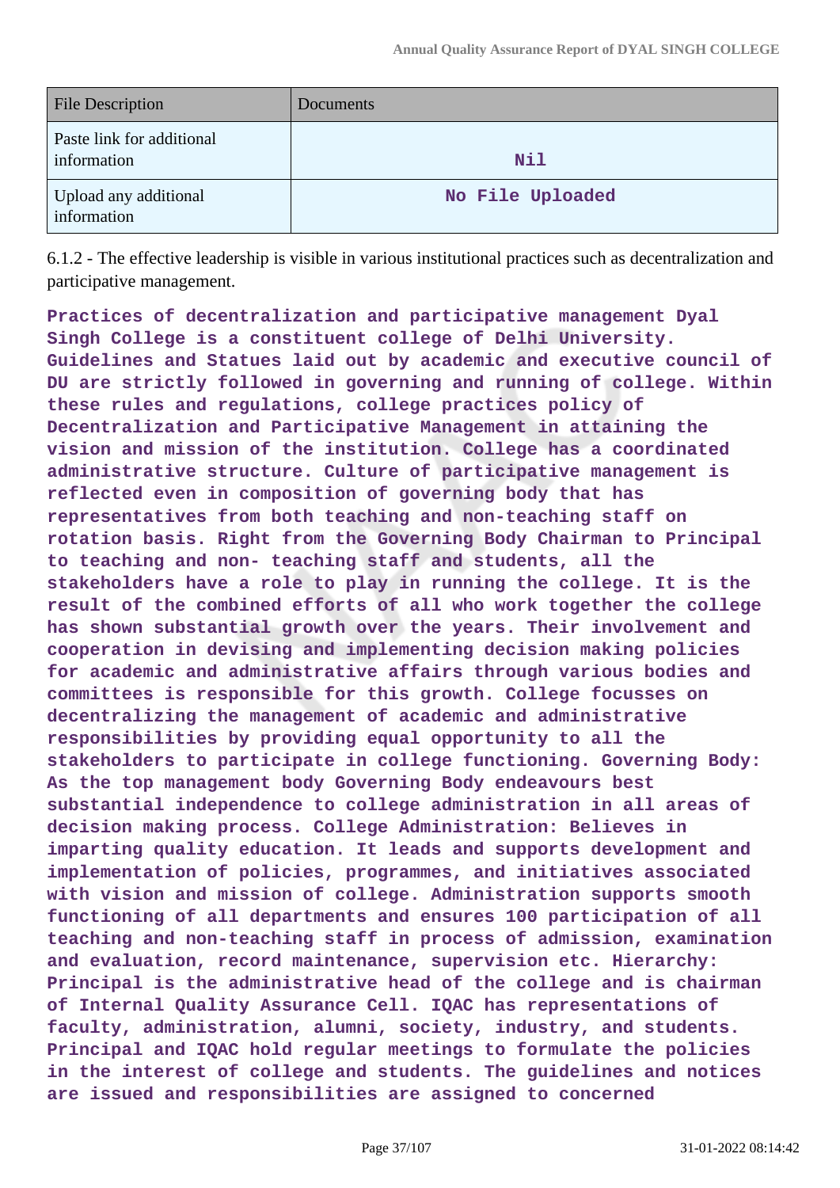| File Description | Documents |
|---|---|
| Paste link for additional information | Nil |
| Upload any additional information | No File Uploaded |

6.1.2 - The effective leadership is visible in various institutional practices such as decentralization and participative management.

**Practices of decentralization and participative management Dyal Singh College is a constituent college of Delhi University. Guidelines and Statues laid out by academic and executive council of DU are strictly followed in governing and running of college. Within these rules and regulations, college practices policy of Decentralization and Participative Management in attaining the vision and mission of the institution. College has a coordinated administrative structure. Culture of participative management is reflected even in composition of governing body that has representatives from both teaching and non-teaching staff on rotation basis. Right from the Governing Body Chairman to Principal to teaching and non- teaching staff and students, all the stakeholders have a role to play in running the college. It is the result of the combined efforts of all who work together the college has shown substantial growth over the years. Their involvement and cooperation in devising and implementing decision making policies for academic and administrative affairs through various bodies and committees is responsible for this growth. College focusses on decentralizing the management of academic and administrative responsibilities by providing equal opportunity to all the stakeholders to participate in college functioning. Governing Body: As the top management body Governing Body endeavours best substantial independence to college administration in all areas of decision making process. College Administration: Believes in imparting quality education. It leads and supports development and implementation of policies, programmes, and initiatives associated with vision and mission of college. Administration supports smooth functioning of all departments and ensures 100 participation of all teaching and non-teaching staff in process of admission, examination and evaluation, record maintenance, supervision etc. Hierarchy: Principal is the administrative head of the college and is chairman of Internal Quality Assurance Cell. IQAC has representations of faculty, administration, alumni, society, industry, and students. Principal and IQAC hold regular meetings to formulate the policies in the interest of college and students. The guidelines and notices are issued and responsibilities are assigned to concerned**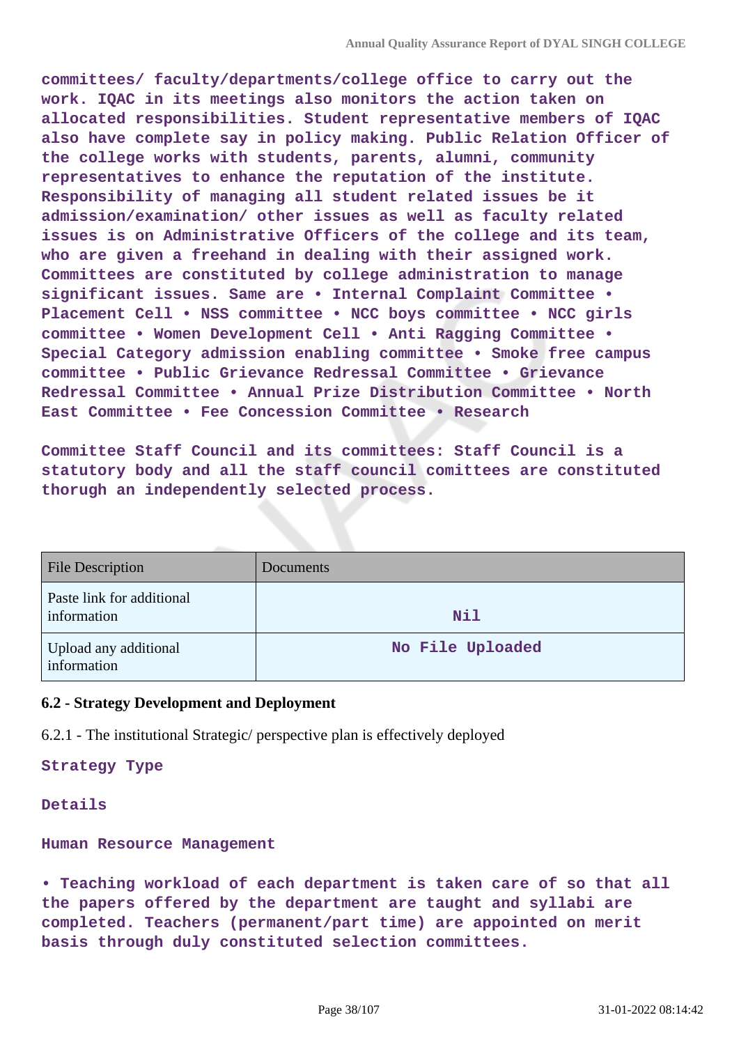committees/ faculty/departments/college office to carry out the work. IQAC in its meetings also monitors the action taken on allocated responsibilities. Student representative members of IQAC also have complete say in policy making. Public Relation Officer of the college works with students, parents, alumni, community representatives to enhance the reputation of the institute. Responsibility of managing all student related issues be it admission/examination/ other issues as well as faculty related issues is on Administrative Officers of the college and its team, who are given a freehand in dealing with their assigned work. Committees are constituted by college administration to manage significant issues. Same are • Internal Complaint Committee • Placement Cell • NSS committee • NCC boys committee • NCC girls committee • Women Development Cell • Anti Ragging Committee • Special Category admission enabling committee • Smoke free campus committee • Public Grievance Redressal Committee • Grievance Redressal Committee • Annual Prize Distribution Committee • North East Committee • Fee Concession Committee • Research

Committee Staff Council and its committees: Staff Council is a statutory body and all the staff council comittees are constituted thorugh an independently selected process.

| File Description | Documents |
|---|---|
| Paste link for additional information | Nil |
| Upload any additional information | No File Uploaded |

### 6.2 - Strategy Development and Deployment

6.2.1 - The institutional Strategic/ perspective plan is effectively deployed

Strategy Type

Details

Human Resource Management

• Teaching workload of each department is taken care of so that all the papers offered by the department are taught and syllabi are completed. Teachers (permanent/part time) are appointed on merit basis through duly constituted selection committees.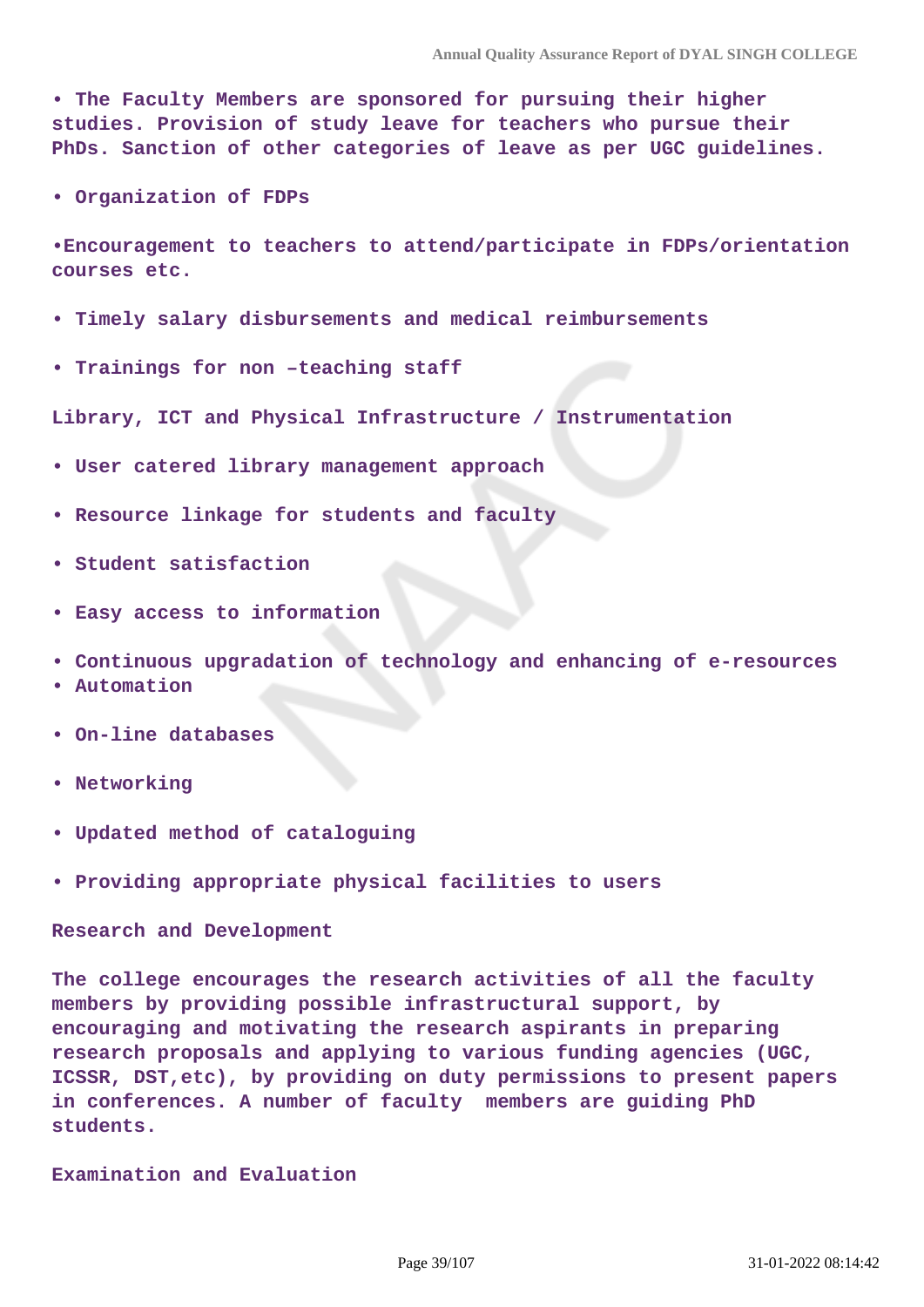- The Faculty Members are sponsored for pursuing their higher studies. Provision of study leave for teachers who pursue their PhDs. Sanction of other categories of leave as per UGC guidelines.

- Organization of FDPs

- Encouragement to teachers to attend/participate in FDPs/orientation courses etc.

- Timely salary disbursements and medical reimbursements

- Trainings for non –teaching staff

**Library, ICT and Physical Infrastructure / Instrumentation**

- User catered library management approach

- Resource linkage for students and faculty

- Student satisfaction

- Easy access to information

- Continuous upgradation of technology and enhancing of e-resources
- Automation

- On-line databases

- Networking

- Updated method of cataloguing

- Providing appropriate physical facilities to users

**Research and Development**

The college encourages the research activities of all the faculty members by providing possible infrastructural support, by encouraging and motivating the research aspirants in preparing research proposals and applying to various funding agencies (UGC, ICSSR, DST,etc), by providing on duty permissions to present papers in conferences. A number of faculty members are guiding PhD students.

**Examination and Evaluation**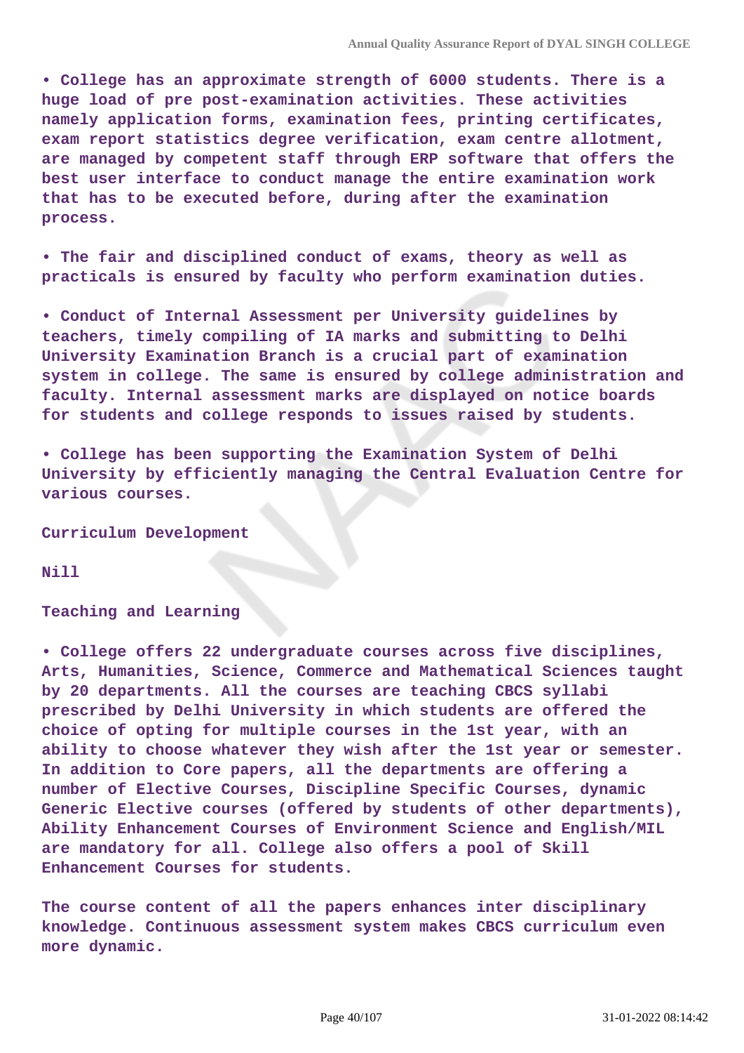• College has an approximate strength of 6000 students. There is a huge load of pre post-examination activities. These activities namely application forms, examination fees, printing certificates, exam report statistics degree verification, exam centre allotment, are managed by competent staff through ERP software that offers the best user interface to conduct manage the entire examination work that has to be executed before, during after the examination process.

• The fair and disciplined conduct of exams, theory as well as practicals is ensured by faculty who perform examination duties.

• Conduct of Internal Assessment per University guidelines by teachers, timely compiling of IA marks and submitting to Delhi University Examination Branch is a crucial part of examination system in college. The same is ensured by college administration and faculty. Internal assessment marks are displayed on notice boards for students and college responds to issues raised by students.

• College has been supporting the Examination System of Delhi University by efficiently managing the Central Evaluation Centre for various courses.

Curriculum Development

Nill

Teaching and Learning

• College offers 22 undergraduate courses across five disciplines, Arts, Humanities, Science, Commerce and Mathematical Sciences taught by 20 departments. All the courses are teaching CBCS syllabi prescribed by Delhi University in which students are offered the choice of opting for multiple courses in the 1st year, with an ability to choose whatever they wish after the 1st year or semester. In addition to Core papers, all the departments are offering a number of Elective Courses, Discipline Specific Courses, dynamic Generic Elective courses (offered by students of other departments), Ability Enhancement Courses of Environment Science and English/MIL are mandatory for all. College also offers a pool of Skill Enhancement Courses for students.

The course content of all the papers enhances inter disciplinary knowledge. Continuous assessment system makes CBCS curriculum even more dynamic.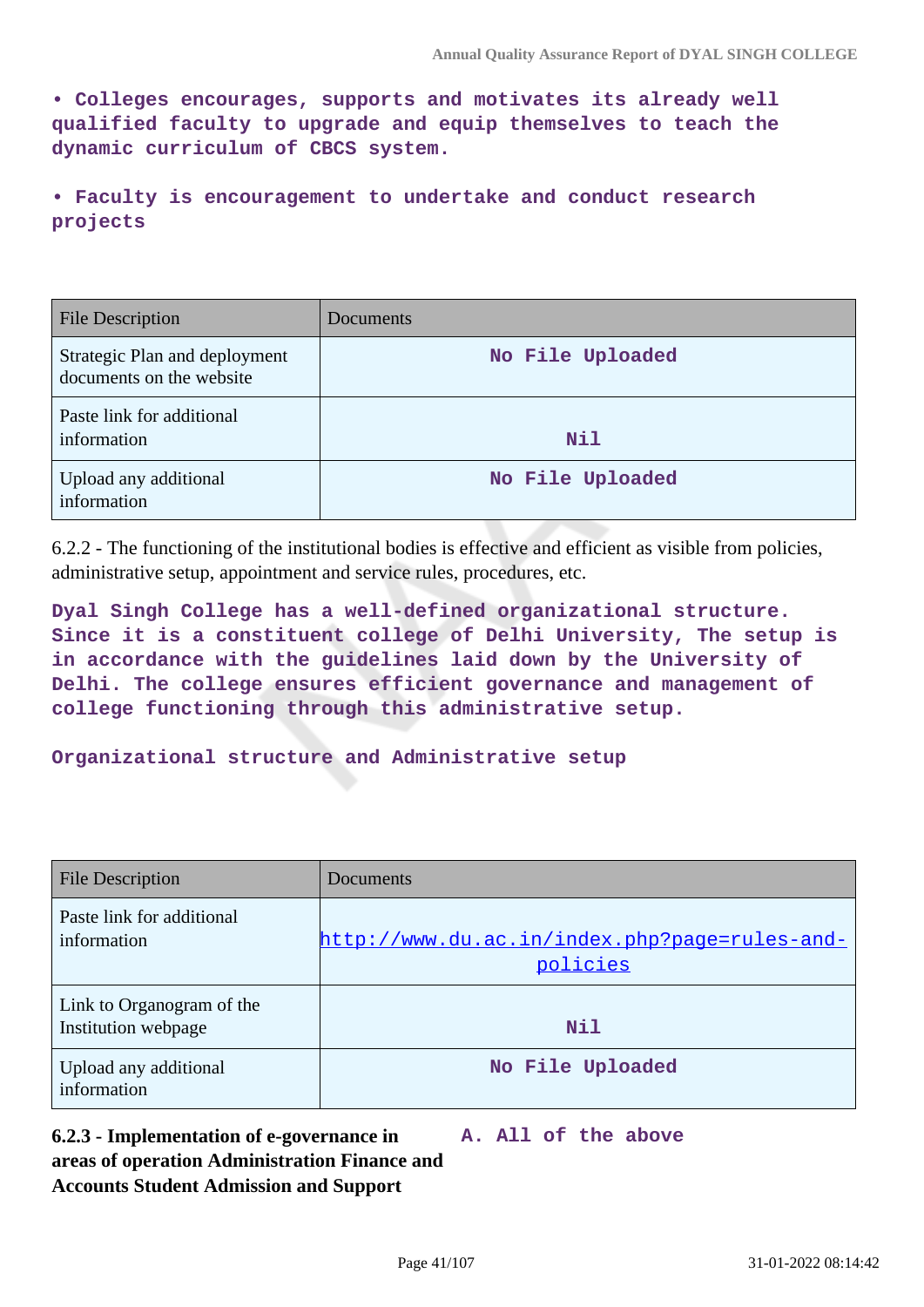**• Colleges encourages, supports and motivates its already well qualified faculty to upgrade and equip themselves to teach the dynamic curriculum of CBCS system.**

**• Faculty is encouragement to undertake and conduct research projects**

| File Description | Documents |
|---|---|
| Strategic Plan and deployment documents on the website | No File Uploaded |
| Paste link for additional information | Nil |
| Upload any additional information | No File Uploaded |

6.2.2 - The functioning of the institutional bodies is effective and efficient as visible from policies, administrative setup, appointment and service rules, procedures, etc.

**Dyal Singh College has a well-defined organizational structure. Since it is a constituent college of Delhi University, The setup is in accordance with the guidelines laid down by the University of Delhi. The college ensures efficient governance and management of college functioning through this administrative setup.**

**Organizational structure and Administrative setup**

| File Description | Documents |
|---|---|
| Paste link for additional information | http://www.du.ac.in/index.php?page=rules-and-policies |
| Link to Organogram of the Institution webpage | Nil |
| Upload any additional information | No File Uploaded |

**6.2.3 - Implementation of e-governance in areas of operation Administration Finance and Accounts Student Admission and Support**

**A. All of the above**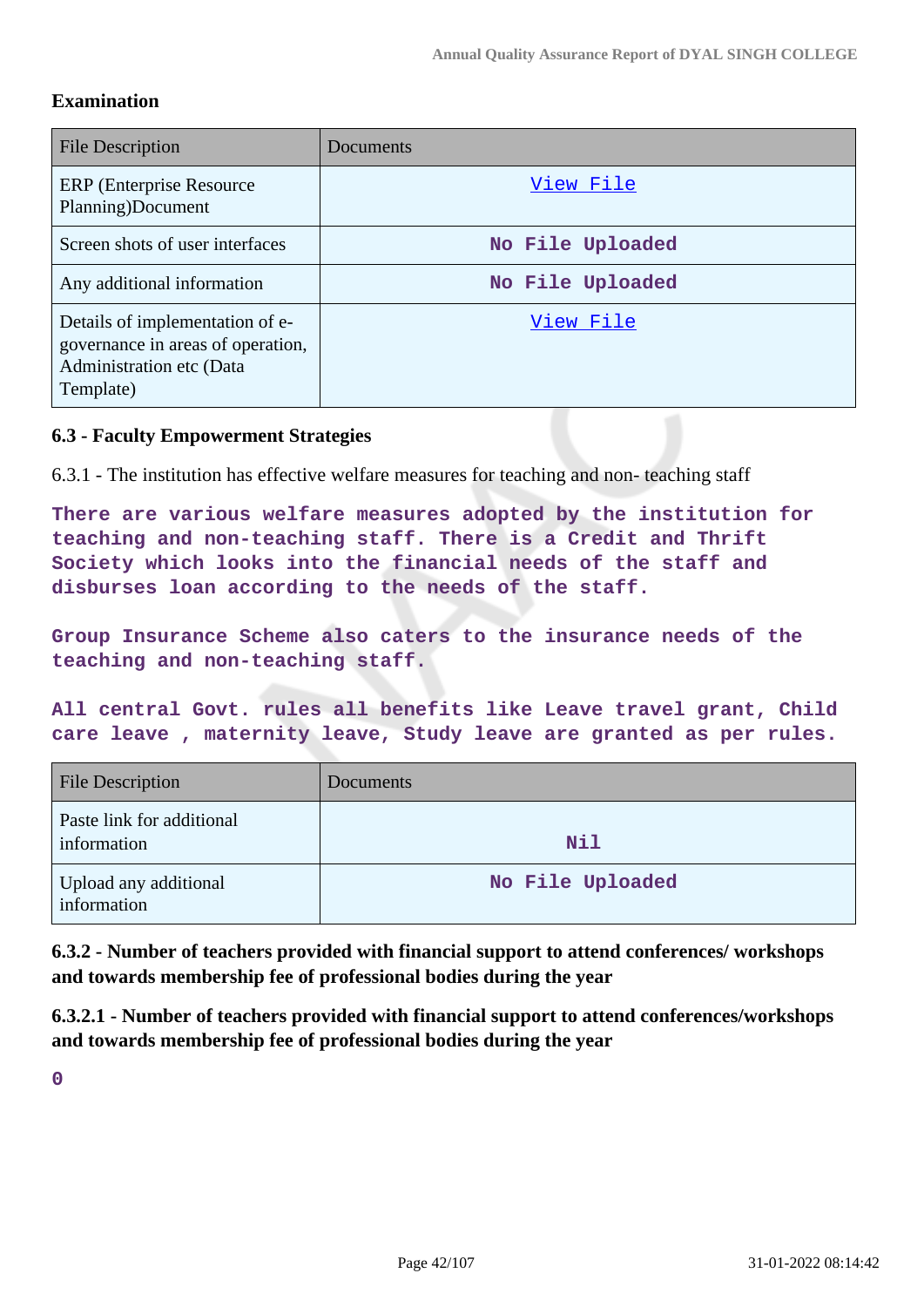**Examination**

| File Description | Documents |
|---|---|
| ERP (Enterprise Resource Planning)Document | View File |
| Screen shots of user interfaces | No File Uploaded |
| Any additional information | No File Uploaded |
| Details of implementation of e-governance in areas of operation, Administration etc (Data Template) | View File |

### 6.3 - Faculty Empowerment Strategies

6.3.1 - The institution has effective welfare measures for teaching and non- teaching staff

There are various welfare measures adopted by the institution for teaching and non-teaching staff. There is a Credit and Thrift Society which looks into the financial needs of the staff and disburses loan according to the needs of the staff.

Group Insurance Scheme also caters to the insurance needs of the teaching and non-teaching staff.

All central Govt. rules all benefits like Leave travel grant, Child care leave , maternity leave, Study leave are granted as per rules.

| File Description | Documents |
|---|---|
| Paste link for additional information | Nil |
| Upload any additional information | No File Uploaded |

**6.3.2 - Number of teachers provided with financial support to attend conferences/ workshops and towards membership fee of professional bodies during the year**

**6.3.2.1 - Number of teachers provided with financial support to attend conferences/workshops and towards membership fee of professional bodies during the year**

0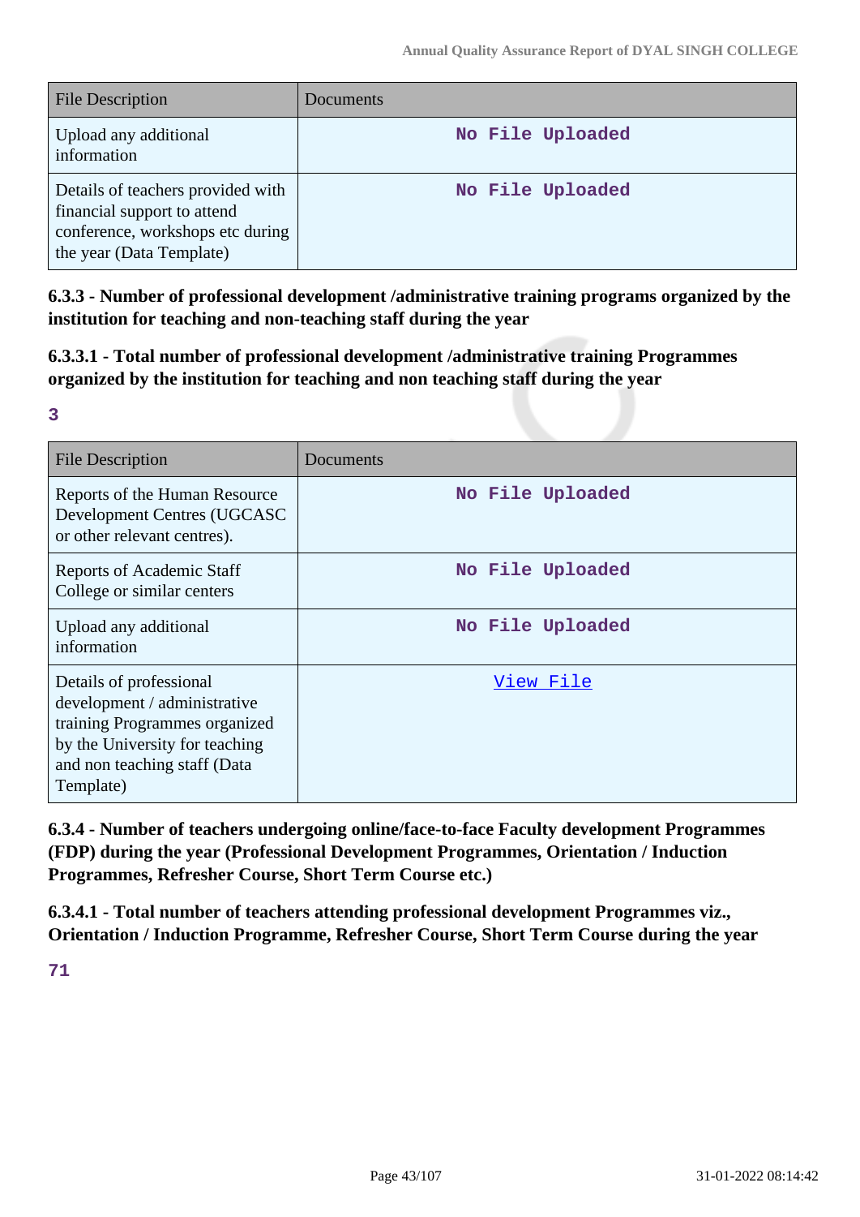| File Description | Documents |
| --- | --- |
| Upload any additional information | No File Uploaded |
| Details of teachers provided with financial support to attend conference, workshops etc during the year (Data Template) | No File Uploaded |

**6.3.3 - Number of professional development /administrative training programs organized by the institution for teaching and non-teaching staff during the year**

**6.3.3.1 - Total number of professional development /administrative training Programmes organized by the institution for teaching and non teaching staff during the year**

**3**

| File Description | Documents |
| --- | --- |
| Reports of the Human Resource Development Centres (UGCASC or other relevant centres). | No File Uploaded |
| Reports of Academic Staff College or similar centers | No File Uploaded |
| Upload any additional information | No File Uploaded |
| Details of professional development / administrative training Programmes organized by the University for teaching and non teaching staff (Data Template) | View File |

**6.3.4 - Number of teachers undergoing online/face-to-face Faculty development Programmes (FDP) during the year (Professional Development Programmes, Orientation / Induction Programmes, Refresher Course, Short Term Course etc.)**

**6.3.4.1 - Total number of teachers attending professional development Programmes viz., Orientation / Induction Programme, Refresher Course, Short Term Course during the year**

**71**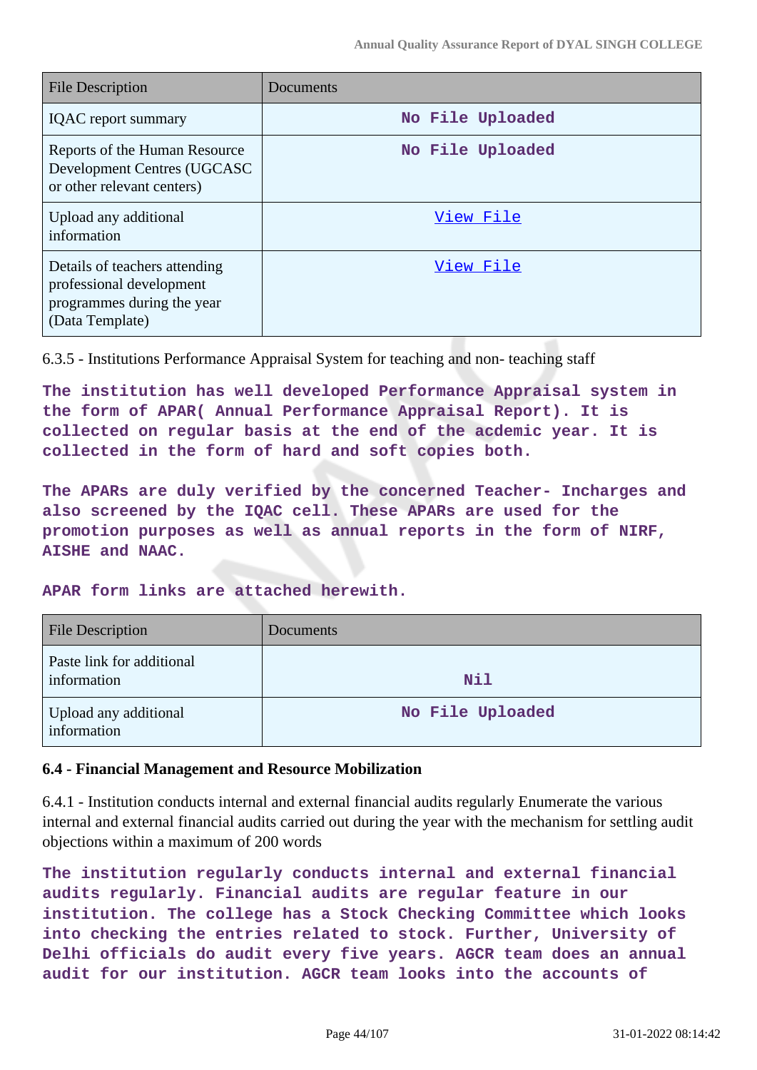| File Description | Documents |
| --- | --- |
| IQAC report summary | No File Uploaded |
| Reports of the Human Resource Development Centres (UGCASC or other relevant centers) | No File Uploaded |
| Upload any additional information | View File |
| Details of teachers attending professional development programmes during the year (Data Template) | View File |

6.3.5 - Institutions Performance Appraisal System for teaching and non- teaching staff

**The institution has well developed Performance Appraisal system in the form of APAR( Annual Performance Appraisal Report). It is collected on regular basis at the end of the acdemic year. It is collected in the form of hard and soft copies both.**

**The APARs are duly verified by the concerned Teacher- Incharges and also screened by the IQAC cell. These APARs are used for the promotion purposes as well as annual reports in the form of NIRF, AISHE and NAAC.**

**APAR form links are attached herewith.**

| File Description | Documents |
| --- | --- |
| Paste link for additional information | Nil |
| Upload any additional information | No File Uploaded |

### 6.4 - Financial Management and Resource Mobilization

6.4.1 - Institution conducts internal and external financial audits regularly Enumerate the various internal and external financial audits carried out during the year with the mechanism for settling audit objections within a maximum of 200 words

**The institution regularly conducts internal and external financial audits regularly. Financial audits are regular feature in our institution. The college has a Stock Checking Committee which looks into checking the entries related to stock. Further, University of Delhi officials do audit every five years. AGCR team does an annual audit for our institution. AGCR team looks into the accounts of**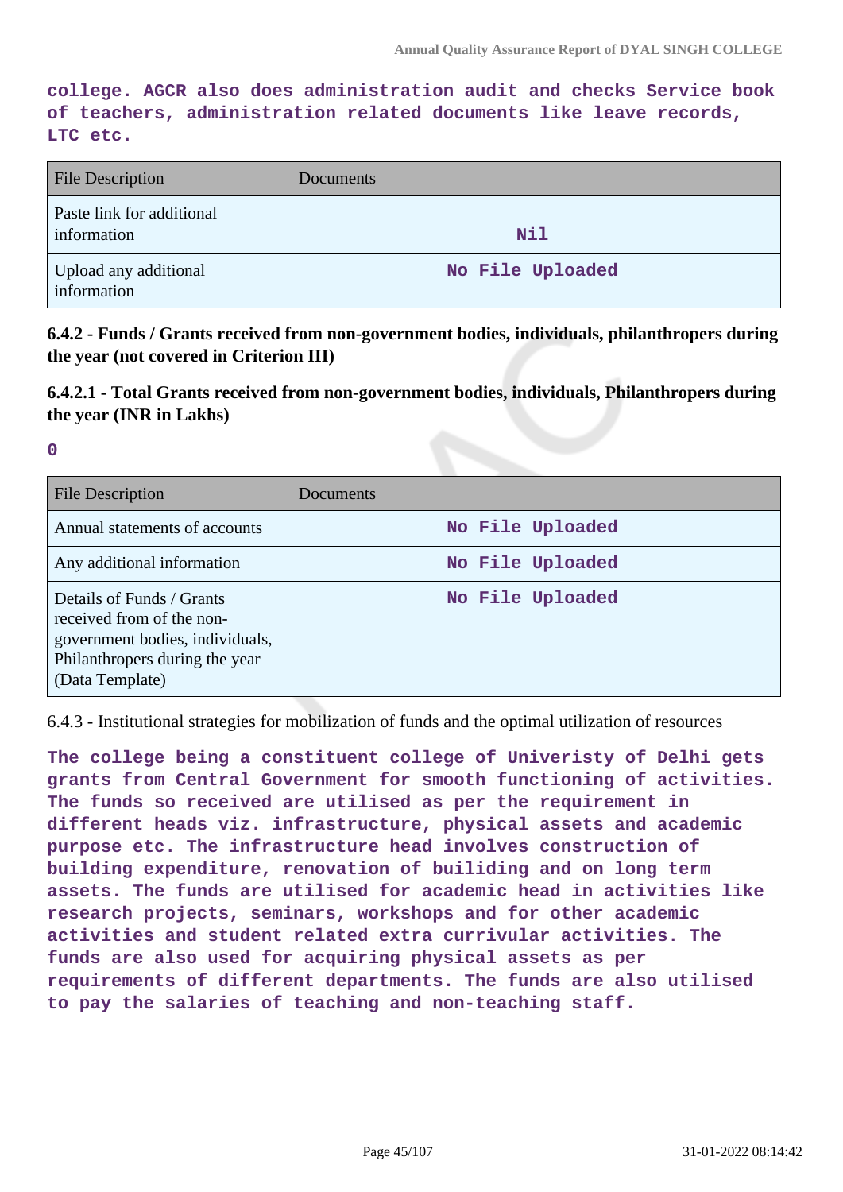**college. AGCR also does administration audit and checks Service book of teachers, administration related documents like leave records, LTC etc.**

| File Description | Documents |
|---|---|
| Paste link for additional information | Nil |
| Upload any additional information | No File Uploaded |

**6.4.2 - Funds / Grants received from non-government bodies, individuals, philanthropers during the year (not covered in Criterion III)**

**6.4.2.1 - Total Grants received from non-government bodies, individuals, Philanthropers during the year (INR in Lakhs)**

**0**

| File Description | Documents |
|---|---|
| Annual statements of accounts | No File Uploaded |
| Any additional information | No File Uploaded |
| Details of Funds / Grants received from of the non-government bodies, individuals, Philanthropers during the year (Data Template) | No File Uploaded |

6.4.3 - Institutional strategies for mobilization of funds and the optimal utilization of resources

**The college being a constituent college of Univeristy of Delhi gets grants from Central Government for smooth functioning of activities. The funds so received are utilised as per the requirement in different heads viz. infrastructure, physical assets and academic purpose etc. The infrastructure head involves construction of building expenditure, renovation of builiding and on long term assets. The funds are utilised for academic head in activities like research projects, seminars, workshops and for other academic activities and student related extra currivular activities. The funds are also used for acquiring physical assets as per requirements of different departments. The funds are also utilised to pay the salaries of teaching and non-teaching staff.**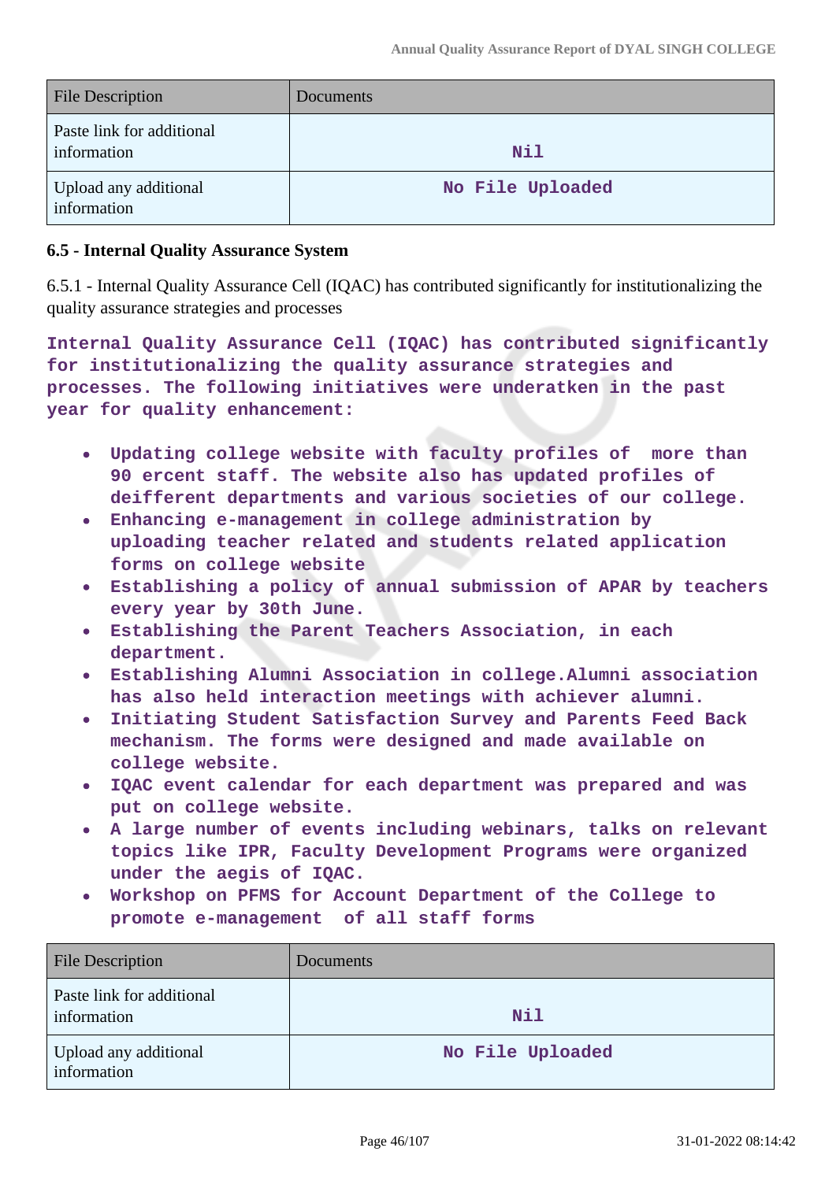| File Description | Documents |
| --- | --- |
| Paste link for additional information | Nil |
| Upload any additional information | No File Uploaded |

**6.5 - Internal Quality Assurance System**

6.5.1 - Internal Quality Assurance Cell (IQAC) has contributed significantly for institutionalizing the quality assurance strategies and processes

**Internal Quality Assurance Cell (IQAC) has contributed significantly for institutionalizing the quality assurance strategies and processes. The following initiatives were underatken in the past year for quality enhancement:**

- **Updating college website with faculty profiles of more than 90 ercent staff. The website also has updated profiles of deifferent departments and various societies of our college.**
- **Enhancing e-management in college administration by uploading teacher related and students related application forms on college website**
- **Establishing a policy of annual submission of APAR by teachers every year by 30th June.**
- **Establishing the Parent Teachers Association, in each department.**
- **Establishing Alumni Association in college.Alumni association has also held interaction meetings with achiever alumni.**
- **Initiating Student Satisfaction Survey and Parents Feed Back mechanism. The forms were designed and made available on college website.**
- **IQAC event calendar for each department was prepared and was put on college website.**
- **A large number of events including webinars, talks on relevant topics like IPR, Faculty Development Programs were organized under the aegis of IQAC.**
- **Workshop on PFMS for Account Department of the College to promote e-management of all staff forms**

| File Description | Documents |
| --- | --- |
| Paste link for additional information | Nil |
| Upload any additional information | No File Uploaded |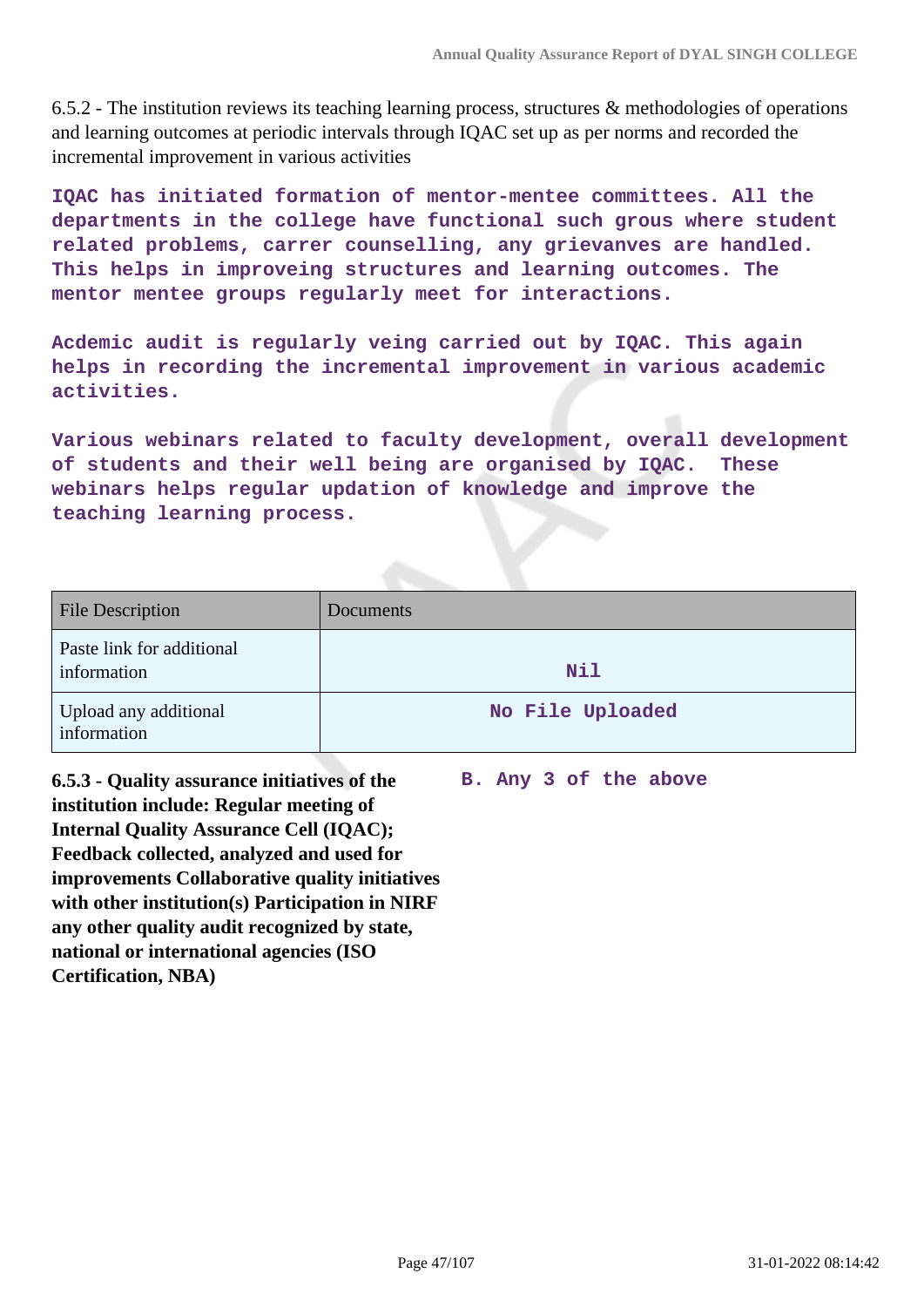6.5.2 - The institution reviews its teaching learning process, structures & methodologies of operations and learning outcomes at periodic intervals through IQAC set up as per norms and recorded the incremental improvement in various activities

**IQAC has initiated formation of mentor-mentee committees. All the departments in the college have functional such grous where student related problems, carrer counselling, any grievanves are handled. This helps in improveing structures and learning outcomes. The mentor mentee groups regularly meet for interactions.**

**Acdemic audit is regularly veing carried out by IQAC. This again helps in recording the incremental improvement in various academic activities.**

**Various webinars related to faculty development, overall development of students and their well being are organised by IQAC. These webinars helps regular updation of knowledge and improve the teaching learning process.**

| File Description | Documents |
| --- | --- |
| Paste link for additional information | Nil |
| Upload any additional information | No File Uploaded |

**6.5.3 - Quality assurance initiatives of the institution include: Regular meeting of Internal Quality Assurance Cell (IQAC); Feedback collected, analyzed and used for improvements Collaborative quality initiatives with other institution(s) Participation in NIRF any other quality audit recognized by state, national or international agencies (ISO Certification, NBA)**

**B. Any 3 of the above**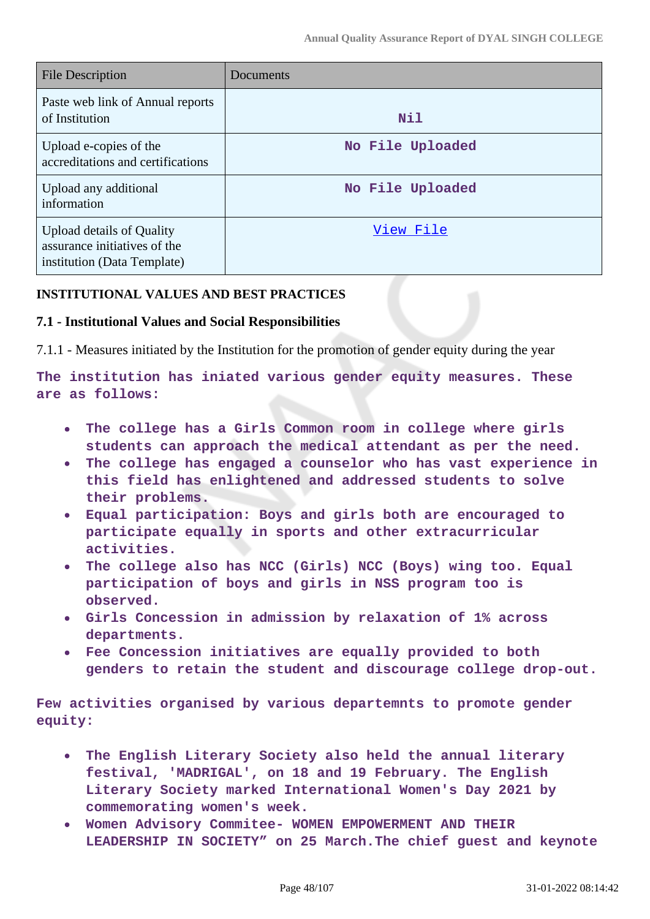| File Description | Documents |
|---|---|
| Paste web link of Annual reports of Institution | Nil |
| Upload e-copies of the accreditations and certifications | No File Uploaded |
| Upload any additional information | No File Uploaded |
| Upload details of Quality assurance initiatives of the institution (Data Template) | View File |

**INSTITUTIONAL VALUES AND BEST PRACTICES**

**7.1 - Institutional Values and Social Responsibilities**

7.1.1 - Measures initiated by the Institution for the promotion of gender equity during the year

The institution has iniated various gender equity measures. These are as follows:

- The college has a Girls Common room in college where girls students can approach the medical attendant as per the need.
- The college has engaged a counselor who has vast experience in this field has enlightened and addressed students to solve their problems.
- Equal participation: Boys and girls both are encouraged to participate equally in sports and other extracurricular activities.
- The college also has NCC (Girls) NCC (Boys) wing too. Equal participation of boys and girls in NSS program too is observed.
- Girls Concession in admission by relaxation of 1% across departments.
- Fee Concession initiatives are equally provided to both genders to retain the student and discourage college drop-out.

Few activities organised by various departemnts to promote gender equity:

- The English Literary Society also held the annual literary festival, 'MADRIGAL', on 18 and 19 February. The English Literary Society marked International Women's Day 2021 by commemorating women's week.
- Women Advisory Commitee- WOMEN EMPOWERMENT AND THEIR LEADERSHIP IN SOCIETY” on 25 March.The chief guest and keynote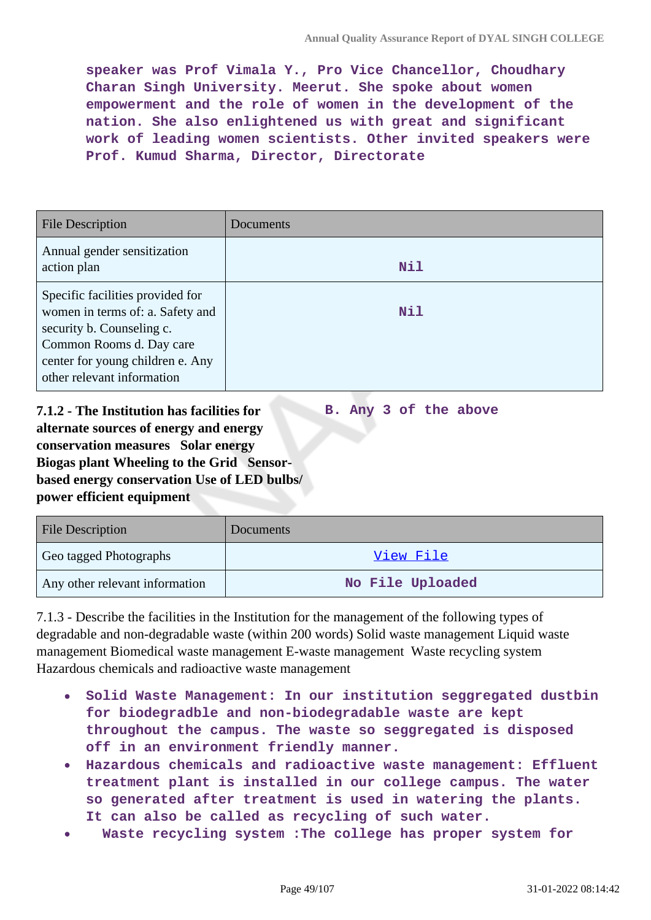**speaker was Prof Vimala Y., Pro Vice Chancellor, Choudhary Charan Singh University. Meerut. She spoke about women empowerment and the role of women in the development of the nation. She also enlightened us with great and significant work of leading women scientists. Other invited speakers were Prof. Kumud Sharma, Director, Directorate**

| File Description | Documents |
|---|---|
| Annual gender sensitization action plan | Nil |
| Specific facilities provided for women in terms of: a. Safety and security b. Counseling c. Common Rooms d. Day care center for young children e. Any other relevant information | Nil |

**7.1.2 - The Institution has facilities for alternate sources of energy and energy conservation measures Solar energy Biogas plant Wheeling to the Grid Sensor-based energy conservation Use of LED bulbs/ power efficient equipment**

**B. Any 3 of the above**

| File Description | Documents |
|---|---|
| Geo tagged Photographs | View File |
| Any other relevant information | No File Uploaded |

7.1.3 - Describe the facilities in the Institution for the management of the following types of degradable and non-degradable waste (within 200 words) Solid waste management Liquid waste management Biomedical waste management E-waste management Waste recycling system Hazardous chemicals and radioactive waste management

- **Solid Waste Management: In our institution seggregated dustbin for biodegradble and non-biodegradable waste are kept throughout the campus. The waste so seggregated is disposed off in an environment friendly manner.**
- **Hazardous chemicals and radioactive waste management: Effluent treatment plant is installed in our college campus. The water so generated after treatment is used in watering the plants. It can also be called as recycling of such water.**
- **Waste recycling system :The college has proper system for**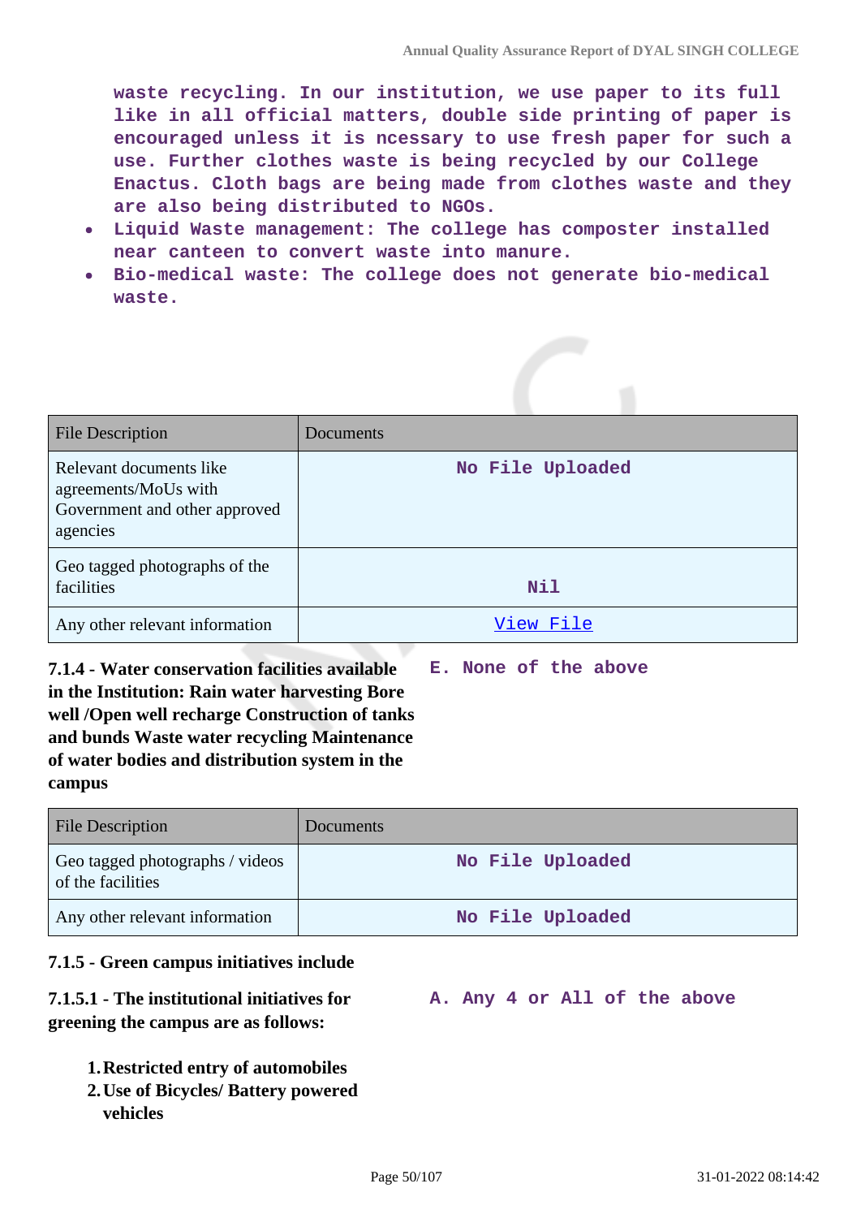waste recycling. In our institution, we use paper to its full like in all official matters, double side printing of paper is encouraged unless it is ncessary to use fresh paper for such a use. Further clothes waste is being recycled by our College Enactus. Cloth bags are being made from clothes waste and they are also being distributed to NGOs.

- Liquid Waste management: The college has composter installed near canteen to convert waste into manure.
- Bio-medical waste: The college does not generate bio-medical waste.

| File Description | Documents |
|---|---|
| Relevant documents like agreements/MoUs with Government and other approved agencies | No File Uploaded |
| Geo tagged photographs of the facilities | Nil |
| Any other relevant information | View File |

**7.1.4 - Water conservation facilities available in the Institution: Rain water harvesting Bore well /Open well recharge Construction of tanks and bunds Waste water recycling Maintenance of water bodies and distribution system in the campus**

E. None of the above

| File Description | Documents |
|---|---|
| Geo tagged photographs / videos of the facilities | No File Uploaded |
| Any other relevant information | No File Uploaded |

**7.1.5 - Green campus initiatives include**

**7.1.5.1 - The institutional initiatives for greening the campus are as follows:**

A. Any 4 or All of the above

1. **Restricted entry of automobiles**
2. **Use of Bicycles/ Battery powered vehicles**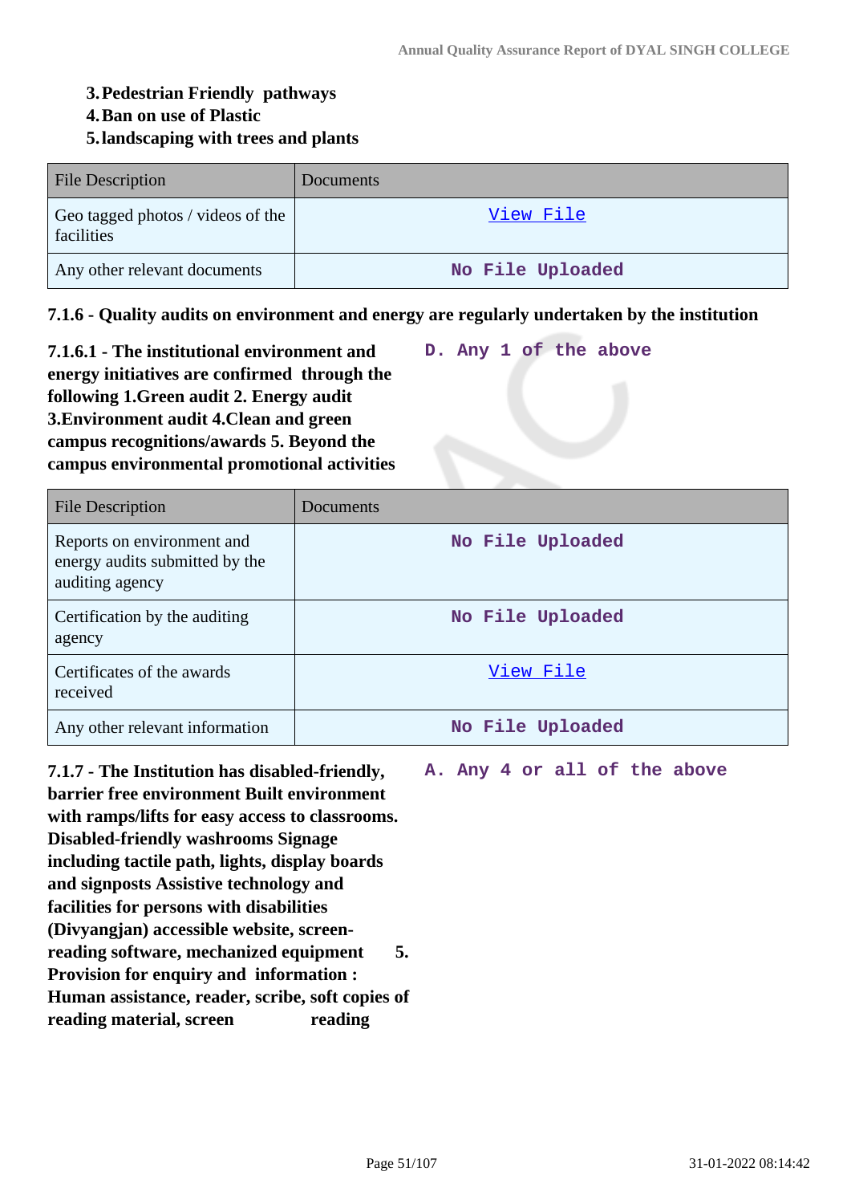3. **Pedestrian Friendly pathways**
4. **Ban on use of Plastic**
5. **landscaping with trees and plants**

| File Description | Documents |
|---|---|
| Geo tagged photos / videos of the facilities | View File |
| Any other relevant documents | No File Uploaded |

**7.1.6 - Quality audits on environment and energy are regularly undertaken by the institution**

**7.1.6.1 - The institutional environment and energy initiatives are confirmed through the following 1.Green audit 2. Energy audit 3.Environment audit 4.Clean and green campus recognitions/awards 5. Beyond the campus environmental promotional activities**

D. Any 1 of the above

| File Description | Documents |
|---|---|
| Reports on environment and energy audits submitted by the auditing agency | No File Uploaded |
| Certification by the auditing agency | No File Uploaded |
| Certificates of the awards received | View File |
| Any other relevant information | No File Uploaded |

**7.1.7 - The Institution has disabled-friendly, barrier free environment Built environment with ramps/lifts for easy access to classrooms. Disabled-friendly washrooms Signage including tactile path, lights, display boards and signposts Assistive technology and facilities for persons with disabilities (Divyangjan) accessible website, screen-reading software, mechanized equipment 5. Provision for enquiry and information : Human assistance, reader, scribe, soft copies of reading material, screen reading**

A. Any 4 or all of the above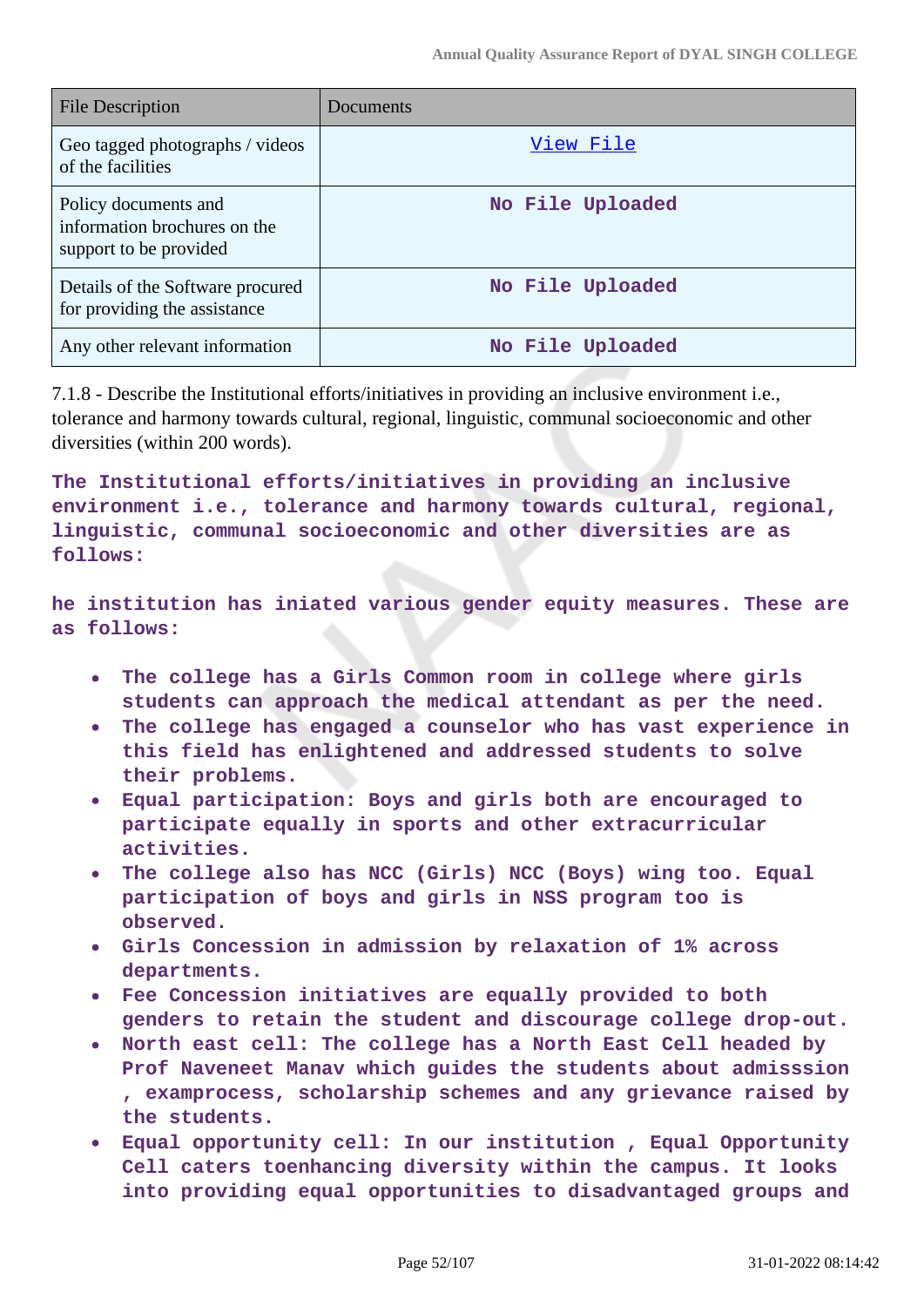| File Description | Documents |
|---|---|
| Geo tagged photographs / videos of the facilities | View File |
| Policy documents and information brochures on the support to be provided | No File Uploaded |
| Details of the Software procured for providing the assistance | No File Uploaded |
| Any other relevant information | No File Uploaded |

7.1.8 - Describe the Institutional efforts/initiatives in providing an inclusive environment i.e., tolerance and harmony towards cultural, regional, linguistic, communal socioeconomic and other diversities (within 200 words).

**The Institutional efforts/initiatives in providing an inclusive environment i.e., tolerance and harmony towards cultural, regional, linguistic, communal socioeconomic and other diversities are as follows:**

**he institution has iniated various gender equity measures. These are as follows:**

- **The college has a Girls Common room in college where girls students can approach the medical attendant as per the need.**
- **The college has engaged a counselor who has vast experience in this field has enlightened and addressed students to solve their problems.**
- **Equal participation: Boys and girls both are encouraged to participate equally in sports and other extracurricular activities.**
- **The college also has NCC (Girls) NCC (Boys) wing too. Equal participation of boys and girls in NSS program too is observed.**
- **Girls Concession in admission by relaxation of 1% across departments.**
- **Fee Concession initiatives are equally provided to both genders to retain the student and discourage college drop-out.**
- **North east cell: The college has a North East Cell headed by Prof Naveneet Manav which guides the students about admisssion , examprocess, scholarship schemes and any grievance raised by the students.**
- **Equal opportunity cell: In our institution , Equal Opportunity Cell caters toenhancing diversity within the campus. It looks into providing equal opportunities to disadvantaged groups and**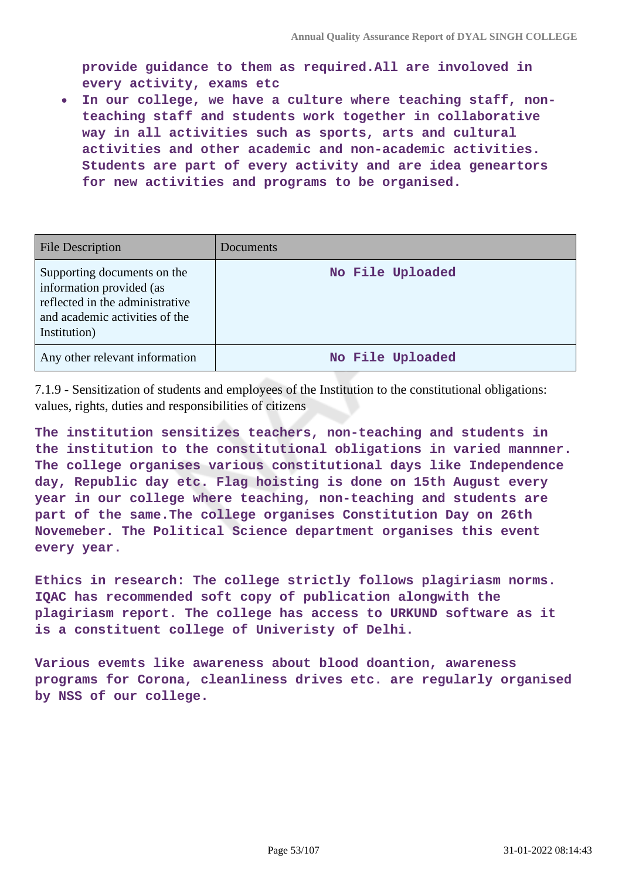provide guidance to them as required.All are involoved in every activity, exams etc

- In our college, we have a culture where teaching staff, non-teaching staff and students work together in collaborative way in all activities such as sports, arts and cultural activities and other academic and non-academic activities. Students are part of every activity and are idea geneartors for new activities and programs to be organised.

| File Description | Documents |
|---|---|
| Supporting documents on the information provided (as reflected in the administrative and academic activities of the Institution) | No File Uploaded |
| Any other relevant information | No File Uploaded |

7.1.9 - Sensitization of students and employees of the Institution to the constitutional obligations: values, rights, duties and responsibilities of citizens

The institution sensitizes teachers, non-teaching and students in the institution to the constitutional obligations in varied mannner. The college organises various constitutional days like Independence day, Republic day etc. Flag hoisting is done on 15th August every year in our college where teaching, non-teaching and students are part of the same.The college organises Constitution Day on 26th Novemeber. The Political Science department organises this event every year.

Ethics in research: The college strictly follows plagiriasm norms. IQAC has recommended soft copy of publication alongwith the plagiriasm report. The college has access to URKUND software as it is a constituent college of Univeristy of Delhi.

Various evemts like awareness about blood doantion, awareness programs for Corona, cleanliness drives etc. are regularly organised by NSS of our college.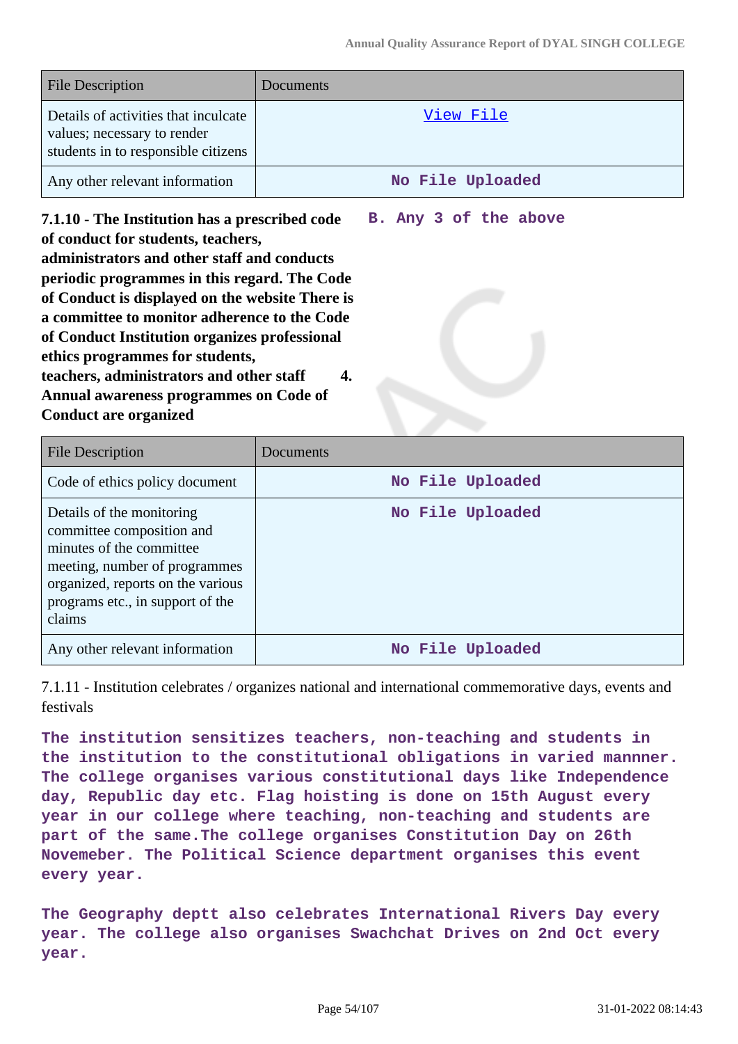| File Description | Documents |
|---|---|
| Details of activities that inculcate values; necessary to render students in to responsible citizens | View File |
| Any other relevant information | No File Uploaded |

**7.1.10 - The Institution has a prescribed code of conduct for students, teachers, administrators and other staff and conducts periodic programmes in this regard. The Code of Conduct is displayed on the website There is a committee to monitor adherence to the Code of Conduct Institution organizes professional ethics programmes for students, teachers, administrators and other staff 4. Annual awareness programmes on Code of Conduct are organized**

**B. Any 3 of the above**

| File Description | Documents |
|---|---|
| Code of ethics policy document | No File Uploaded |
| Details of the monitoring committee composition and minutes of the committee meeting, number of programmes organized, reports on the various programs etc., in support of the claims | No File Uploaded |
| Any other relevant information | No File Uploaded |

7.1.11 - Institution celebrates / organizes national and international commemorative days, events and festivals

**The institution sensitizes teachers, non-teaching and students in the institution to the constitutional obligations in varied mannner. The college organises various constitutional days like Independence day, Republic day etc. Flag hoisting is done on 15th August every year in our college where teaching, non-teaching and students are part of the same.The college organises Constitution Day on 26th Novemeber. The Political Science department organises this event every year.**

**The Geography deptt also celebrates International Rivers Day every year. The college also organises Swachchat Drives on 2nd Oct every year.**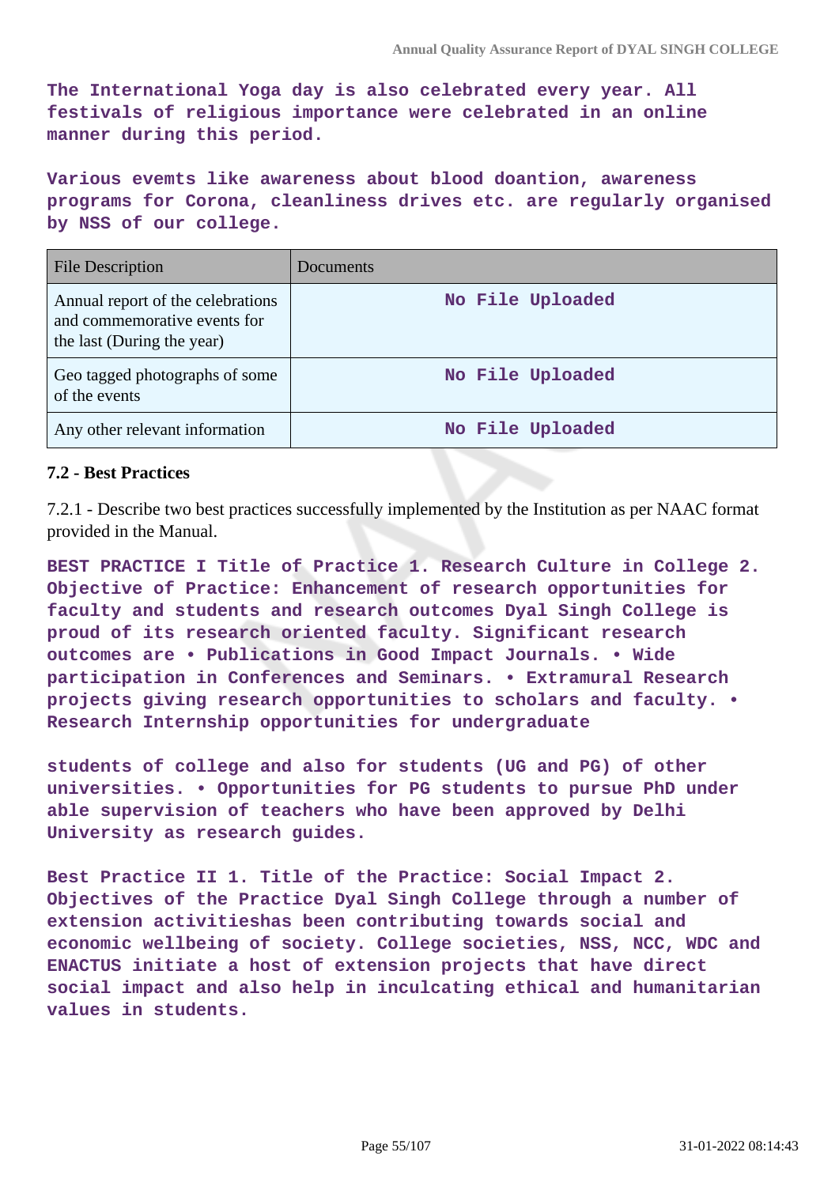The International Yoga day is also celebrated every year. All festivals of religious importance were celebrated in an online manner during this period.

Various evemts like awareness about blood doantion, awareness programs for Corona, cleanliness drives etc. are regularly organised by NSS of our college.

| File Description | Documents |
|---|---|
| Annual report of the celebrations and commemorative events for the last (During the year) | No File Uploaded |
| Geo tagged photographs of some of the events | No File Uploaded |
| Any other relevant information | No File Uploaded |

### 7.2 - Best Practices

7.2.1 - Describe two best practices successfully implemented by the Institution as per NAAC format provided in the Manual.

BEST PRACTICE I Title of Practice 1. Research Culture in College 2. Objective of Practice: Enhancement of research opportunities for faculty and students and research outcomes Dyal Singh College is proud of its research oriented faculty. Significant research outcomes are • Publications in Good Impact Journals. • Wide participation in Conferences and Seminars. • Extramural Research projects giving research opportunities to scholars and faculty. • Research Internship opportunities for undergraduate

students of college and also for students (UG and PG) of other universities. • Opportunities for PG students to pursue PhD under able supervision of teachers who have been approved by Delhi University as research guides.

Best Practice II 1. Title of the Practice: Social Impact 2. Objectives of the Practice Dyal Singh College through a number of extension activitieshas been contributing towards social and economic wellbeing of society. College societies, NSS, NCC, WDC and ENACTUS initiate a host of extension projects that have direct social impact and also help in inculcating ethical and humanitarian values in students.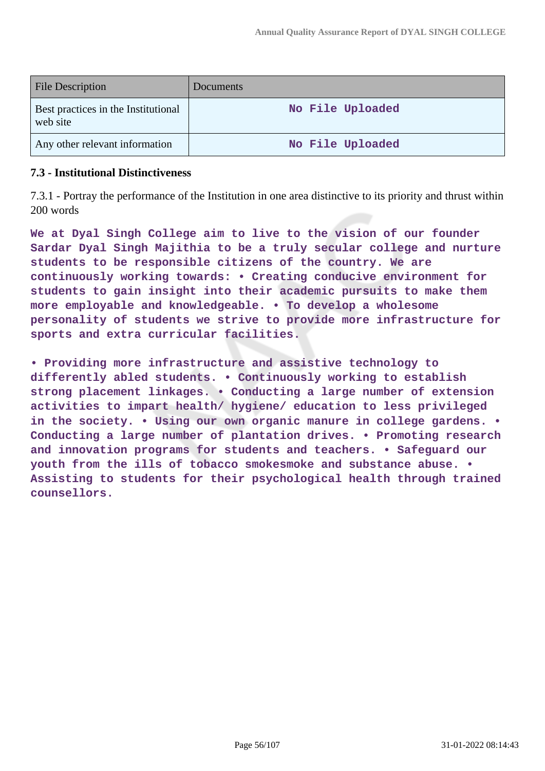| File Description | Documents |
|---|---|
| Best practices in the Institutional web site | No File Uploaded |
| Any other relevant information | No File Uploaded |

### 7.3 - Institutional Distinctiveness

7.3.1 - Portray the performance of the Institution in one area distinctive to its priority and thrust within 200 words

**We at Dyal Singh College aim to live to the vision of our founder Sardar Dyal Singh Majithia to be a truly secular college and nurture students to be responsible citizens of the country. We are continuously working towards: • Creating conducive environment for students to gain insight into their academic pursuits to make them more employable and knowledgeable. • To develop a wholesome personality of students we strive to provide more infrastructure for sports and extra curricular facilities.**

**• Providing more infrastructure and assistive technology to differently abled students. • Continuously working to establish strong placement linkages. • Conducting a large number of extension activities to impart health/ hygiene/ education to less privileged in the society. • Using our own organic manure in college gardens. • Conducting a large number of plantation drives. • Promoting research and innovation programs for students and teachers. • Safeguard our youth from the ills of tobacco smokesmoke and substance abuse. • Assisting to students for their psychological health through trained counsellors.**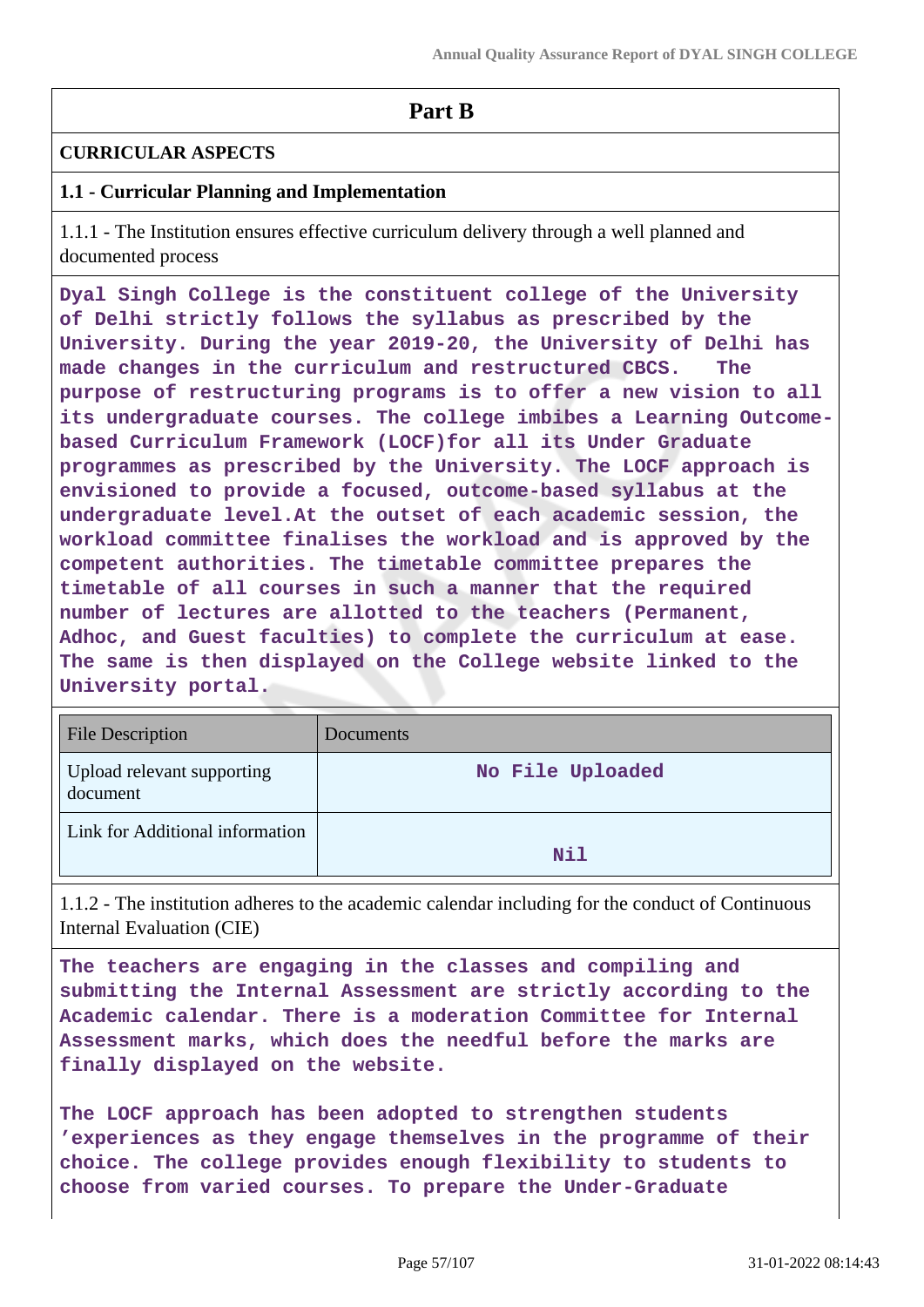## Part B

### CURRICULAR ASPECTS

### 1.1 - Curricular Planning and Implementation

1.1.1 - The Institution ensures effective curriculum delivery through a well planned and documented process

**Dyal Singh College is the constituent college of the University of Delhi strictly follows the syllabus as prescribed by the University. During the year 2019-20, the University of Delhi has made changes in the curriculum and restructured CBCS. The purpose of restructuring programs is to offer a new vision to all its undergraduate courses. The college imbibes a Learning Outcome-based Curriculum Framework (LOCF)for all its Under Graduate programmes as prescribed by the University. The LOCF approach is envisioned to provide a focused, outcome-based syllabus at the undergraduate level.At the outset of each academic session, the workload committee finalises the workload and is approved by the competent authorities. The timetable committee prepares the timetable of all courses in such a manner that the required number of lectures are allotted to the teachers (Permanent, Adhoc, and Guest faculties) to complete the curriculum at ease. The same is then displayed on the College website linked to the University portal.**

| File Description | Documents |
|---|---|
| Upload relevant supporting document | No File Uploaded |
| Link for Additional information | Nil |

1.1.2 - The institution adheres to the academic calendar including for the conduct of Continuous Internal Evaluation (CIE)

**The teachers are engaging in the classes and compiling and submitting the Internal Assessment are strictly according to the Academic calendar. There is a moderation Committee for Internal Assessment marks, which does the needful before the marks are finally displayed on the website.**

**The LOCF approach has been adopted to strengthen students 'experiences as they engage themselves in the programme of their choice. The college provides enough flexibility to students to choose from varied courses. To prepare the Under-Graduate**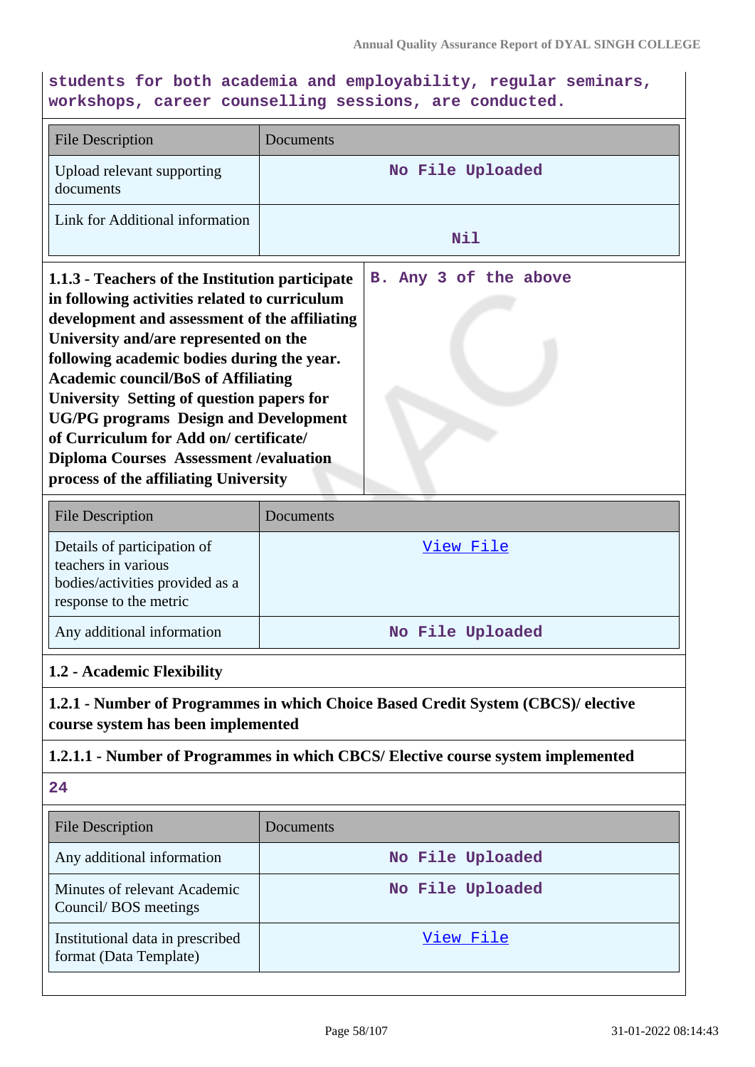students for both academia and employability, regular seminars, workshops, career counselling sessions, are conducted.

| File Description | Documents |
| --- | --- |
| Upload relevant supporting documents | No File Uploaded |
| Link for Additional information | Nil |

| **1.1.3 - Teachers of the Institution participate in following activities related to curriculum development and assessment of the affiliating University and/are represented on the following academic bodies during the year. Academic council/BoS of Affiliating University Setting of question papers for UG/PG programs Design and Development of Curriculum for Add on/ certificate/ Diploma Courses Assessment /evaluation process of the affiliating University** | B. Any 3 of the above |
| --- | --- |

| File Description | Documents |
| --- | --- |
| Details of participation of teachers in various bodies/activities provided as a response to the metric | View File |
| Any additional information | No File Uploaded |

**1.2 - Academic Flexibility**

**1.2.1 - Number of Programmes in which Choice Based Credit System (CBCS)/ elective course system has been implemented**

**1.2.1.1 - Number of Programmes in which CBCS/ Elective course system implemented**

24

| File Description | Documents |
| --- | --- |
| Any additional information | No File Uploaded |
| Minutes of relevant Academic Council/ BOS meetings | No File Uploaded |
| Institutional data in prescribed format (Data Template) | View File |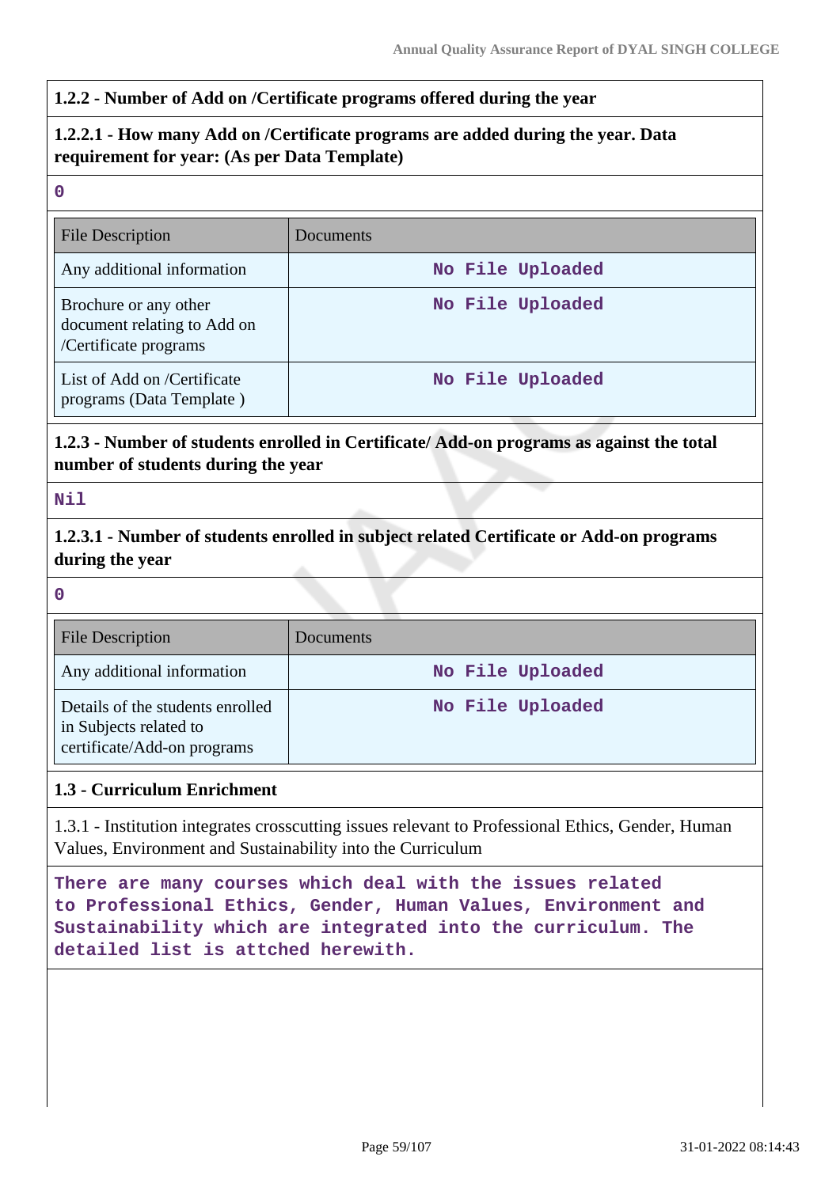**1.2.2 - Number of Add on /Certificate programs offered during the year**

**1.2.2.1 - How many Add on /Certificate programs are added during the year. Data requirement for year: (As per Data Template)**

0

| File Description | Documents |
|---|---|
| Any additional information | No File Uploaded |
| Brochure or any other document relating to Add on /Certificate programs | No File Uploaded |
| List of Add on /Certificate programs (Data Template ) | No File Uploaded |

**1.2.3 - Number of students enrolled in Certificate/ Add-on programs as against the total number of students during the year**

Nil

**1.2.3.1 - Number of students enrolled in subject related Certificate or Add-on programs during the year**

0

| File Description | Documents |
|---|---|
| Any additional information | No File Uploaded |
| Details of the students enrolled in Subjects related to certificate/Add-on programs | No File Uploaded |

**1.3 - Curriculum Enrichment**

1.3.1 - Institution integrates crosscutting issues relevant to Professional Ethics, Gender, Human Values, Environment and Sustainability into the Curriculum

There are many courses which deal with the issues related to Professional Ethics, Gender, Human Values, Environment and Sustainability which are integrated into the curriculum. The detailed list is attched herewith.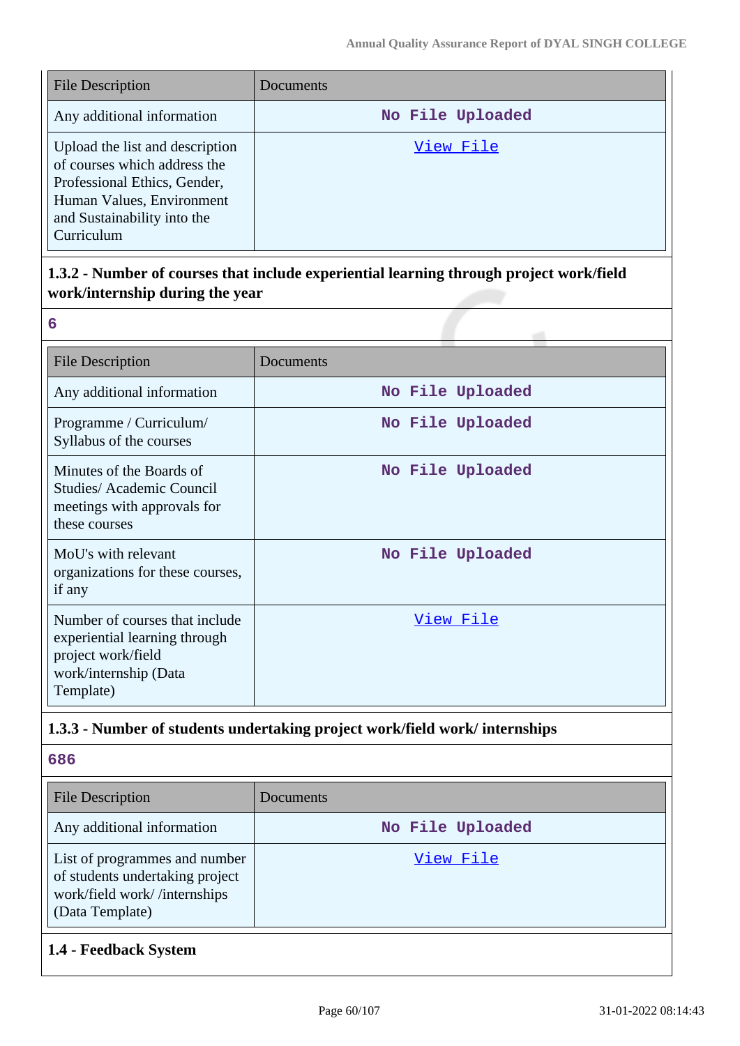| File Description | Documents |
| --- | --- |
| Any additional information | No File Uploaded |
| Upload the list and description of courses which address the Professional Ethics, Gender, Human Values, Environment and Sustainability into the Curriculum | View File |

### 1.3.2 - Number of courses that include experiential learning through project work/field work/internship during the year

**6**

| File Description | Documents |
| --- | --- |
| Any additional information | No File Uploaded |
| Programme / Curriculum/ Syllabus of the courses | No File Uploaded |
| Minutes of the Boards of Studies/ Academic Council meetings with approvals for these courses | No File Uploaded |
| MoU's with relevant organizations for these courses, if any | No File Uploaded |
| Number of courses that include experiential learning through project work/field work/internship (Data Template) | View File |

### 1.3.3 - Number of students undertaking project work/field work/ internships

**686**

| File Description | Documents |
| --- | --- |
| Any additional information | No File Uploaded |
| List of programmes and number of students undertaking project work/field work/ /internships (Data Template) | View File |

### 1.4 - Feedback System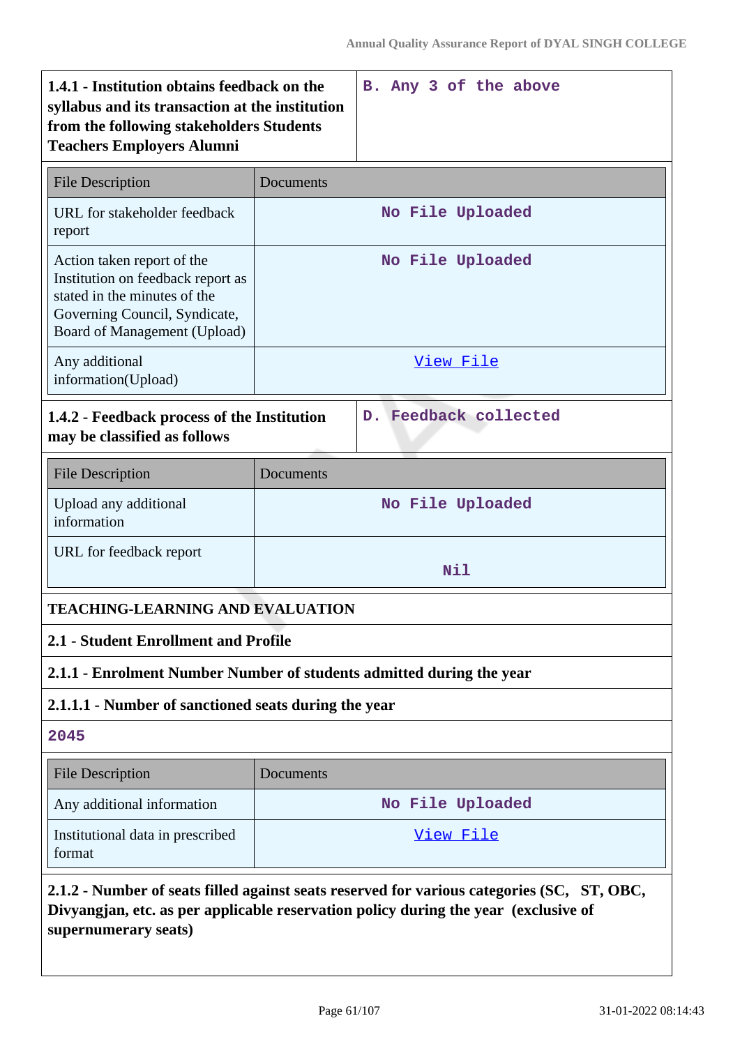| 1.4.1 - Institution obtains feedback on the syllabus and its transaction at the institution from the following stakeholders Students Teachers Employers Alumni | B. Any 3 of the above |
|---|---|

| File Description | Documents |
|---|---|
| URL for stakeholder feedback report | No File Uploaded |
| Action taken report of the Institution on feedback report as stated in the minutes of the Governing Council, Syndicate, Board of Management (Upload) | No File Uploaded |
| Any additional information(Upload) | View File |

| 1.4.2 - Feedback process of the Institution may be classified as follows | D. Feedback collected |
|---|---|

| File Description | Documents |
|---|---|
| Upload any additional information | No File Uploaded |
| URL for feedback report | Nil |

## TEACHING-LEARNING AND EVALUATION

### 2.1 - Student Enrollment and Profile

**2.1.1 - Enrolment Number Number of students admitted during the year**

**2.1.1.1 - Number of sanctioned seats during the year**

2045

| File Description | Documents |
|---|---|
| Any additional information | No File Uploaded |
| Institutional data in prescribed format | View File |

**2.1.2 - Number of seats filled against seats reserved for various categories (SC, ST, OBC, Divyangjan, etc. as per applicable reservation policy during the year (exclusive of supernumerary seats)**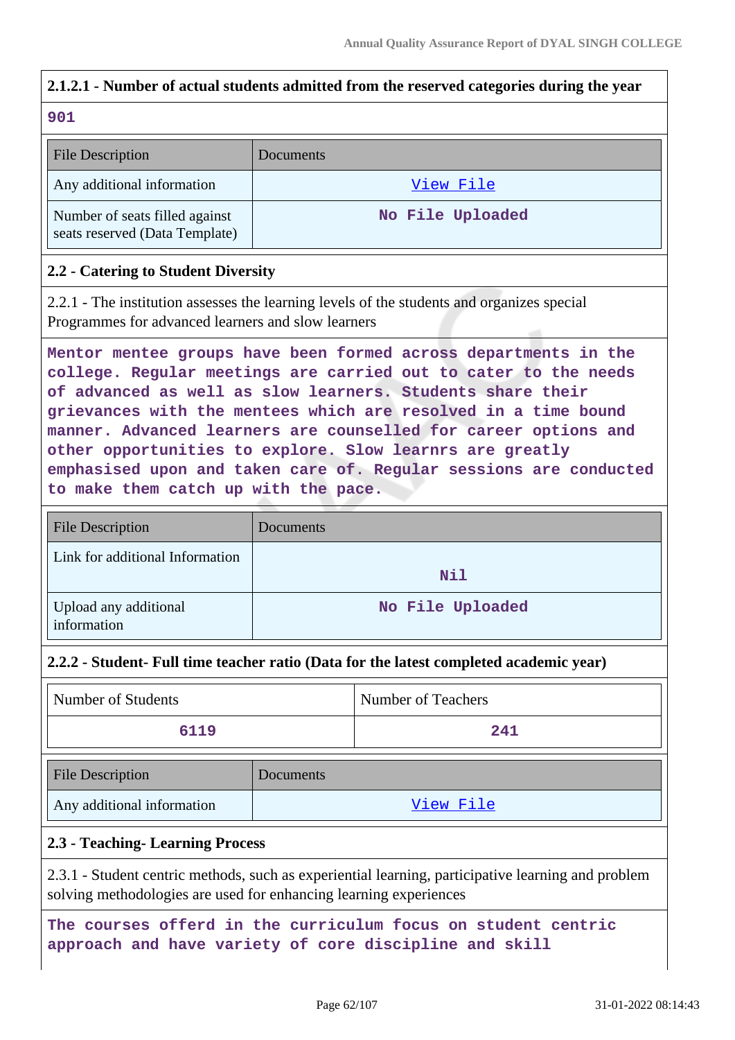### 2.1.2.1 - Number of actual students admitted from the reserved categories during the year

901

| File Description | Documents |
|---|---|
| Any additional information | View File |
| Number of seats filled against seats reserved (Data Template) | No File Uploaded |

### 2.2 - Catering to Student Diversity

2.2.1 - The institution assesses the learning levels of the students and organizes special Programmes for advanced learners and slow learners

Mentor mentee groups have been formed across departments in the college. Regular meetings are carried out to cater to the needs of advanced as well as slow learners. Students share their grievances with the mentees which are resolved in a time bound manner. Advanced learners are counselled for career options and other opportunities to explore. Slow learnrs are greatly emphasised upon and taken care of. Regular sessions are conducted to make them catch up with the pace.

| File Description | Documents |
|---|---|
| Link for additional Information | Nil |
| Upload any additional information | No File Uploaded |

### 2.2.2 - Student- Full time teacher ratio (Data for the latest completed academic year)

| Number of Students | Number of Teachers |
|---|---|
| 6119 | 241 |

| File Description | Documents |
|---|---|
| Any additional information | View File |

### 2.3 - Teaching- Learning Process

2.3.1 - Student centric methods, such as experiential learning, participative learning and problem solving methodologies are used for enhancing learning experiences

The courses offerd in the curriculum focus on student centric approach and have variety of core discipline and skill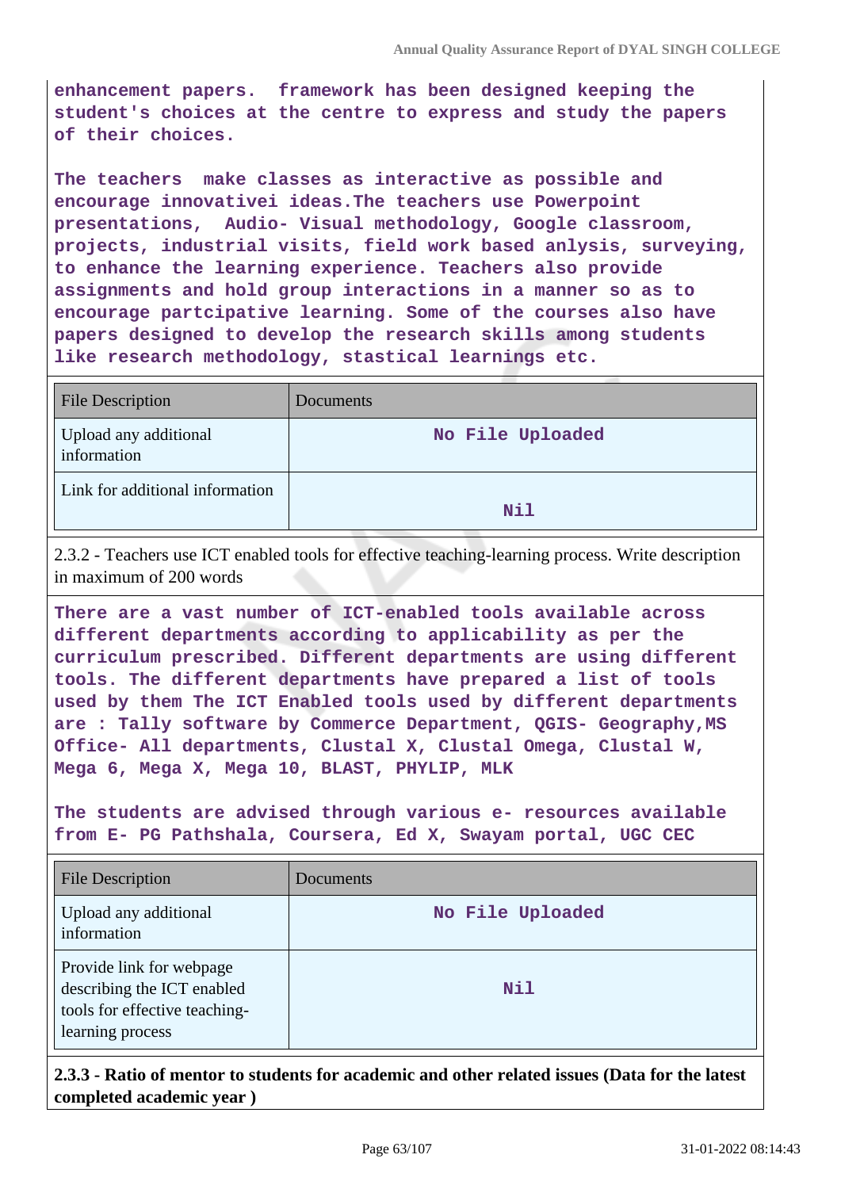enhancement papers. framework has been designed keeping the student's choices at the centre to express and study the papers of their choices.

The teachers make classes as interactive as possible and encourage innovativei ideas.The teachers use Powerpoint presentations, Audio- Visual methodology, Google classroom, projects, industrial visits, field work based anlysis, surveying, to enhance the learning experience. Teachers also provide assignments and hold group interactions in a manner so as to encourage partcipative learning. Some of the courses also have papers designed to develop the research skills among students like research methodology, stastical learnings etc.

| File Description | Documents |
|---|---|
| Upload any additional information | No File Uploaded |
| Link for additional information | Nil |

2.3.2 - Teachers use ICT enabled tools for effective teaching-learning process. Write description in maximum of 200 words

There are a vast number of ICT-enabled tools available across different departments according to applicability as per the curriculum prescribed. Different departments are using different tools. The different departments have prepared a list of tools used by them The ICT Enabled tools used by different departments are : Tally software by Commerce Department, QGIS- Geography,MS Office- All departments, Clustal X, Clustal Omega, Clustal W, Mega 6, Mega X, Mega 10, BLAST, PHYLIP, MLK

The students are advised through various e- resources available from E- PG Pathshala, Coursera, Ed X, Swayam portal, UGC CEC

| File Description | Documents |
|---|---|
| Upload any additional information | No File Uploaded |
| Provide link for webpage describing the ICT enabled tools for effective teaching-learning process | Nil |

**2.3.3 - Ratio of mentor to students for academic and other related issues (Data for the latest completed academic year )**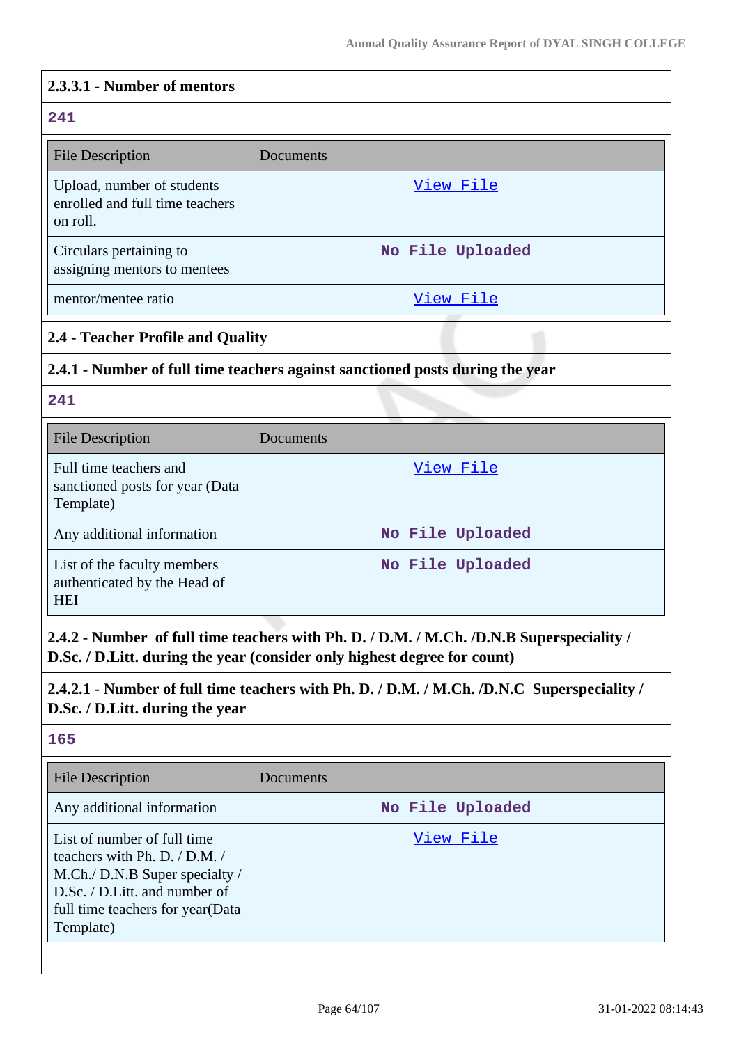**2.3.3.1 - Number of mentors**

**241**

| File Description | Documents |
|---|---|
| Upload, number of students enrolled and full time teachers on roll. | View File |
| Circulars pertaining to assigning mentors to mentees | No File Uploaded |
| mentor/mentee ratio | View File |

## 2.4 - Teacher Profile and Quality

**2.4.1 - Number of full time teachers against sanctioned posts during the year**

**241**

| File Description | Documents |
|---|---|
| Full time teachers and sanctioned posts for year (Data Template) | View File |
| Any additional information | No File Uploaded |
| List of the faculty members authenticated by the Head of HEI | No File Uploaded |

**2.4.2 - Number of full time teachers with Ph. D. / D.M. / M.Ch. /D.N.B Superspeciality / D.Sc. / D.Litt. during the year (consider only highest degree for count)**

**2.4.2.1 - Number of full time teachers with Ph. D. / D.M. / M.Ch. /D.N.C Superspeciality / D.Sc. / D.Litt. during the year**

**165**

| File Description | Documents |
|---|---|
| Any additional information | No File Uploaded |
| List of number of full time teachers with Ph. D. / D.M. / M.Ch./ D.N.B Super specialty / D.Sc. / D.Litt. and number of full time teachers for year(Data Template) | View File |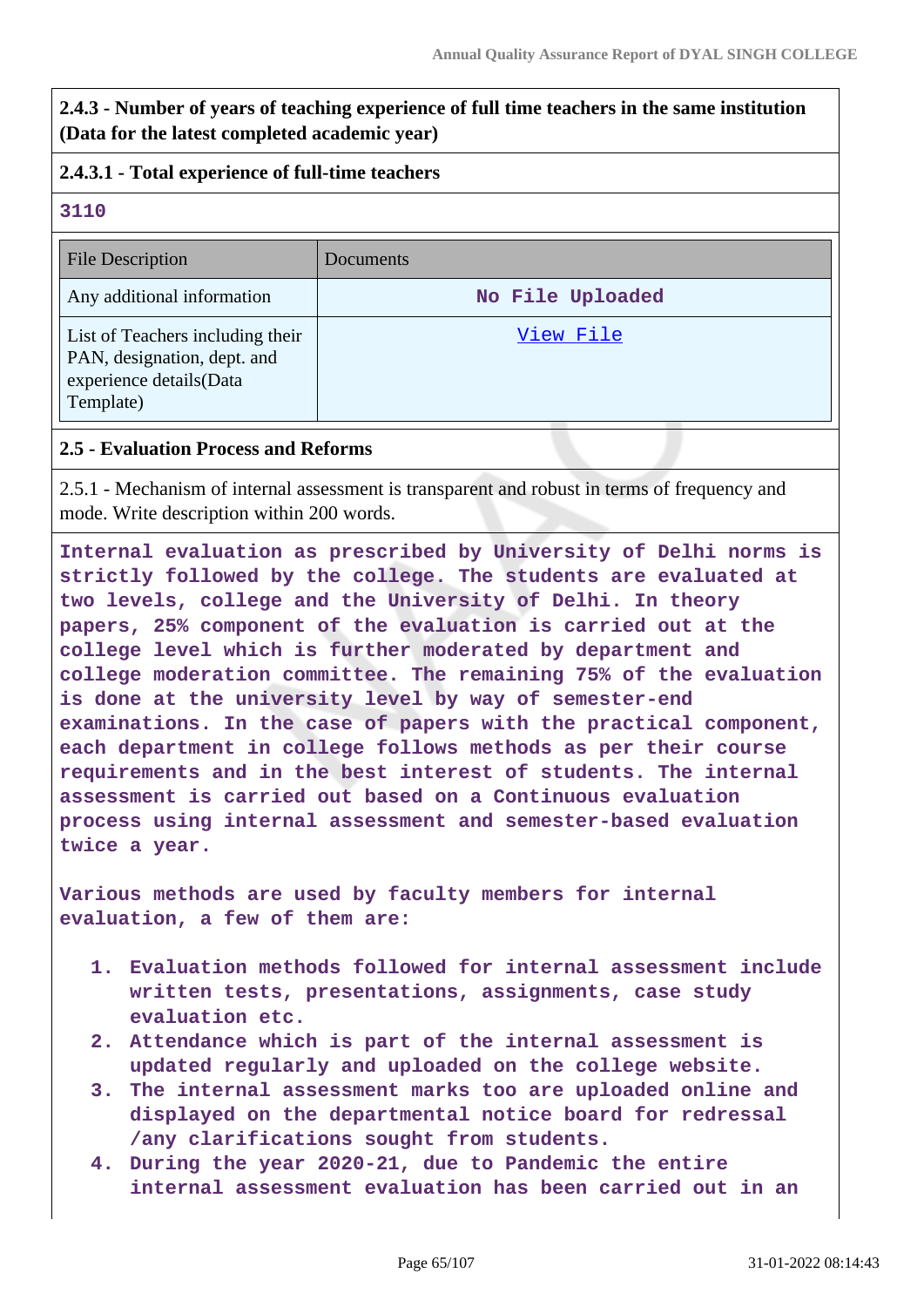**2.4.3 - Number of years of teaching experience of full time teachers in the same institution (Data for the latest completed academic year)**

**2.4.3.1 - Total experience of full-time teachers**

3110

| File Description | Documents |
|---|---|
| Any additional information | No File Uploaded |
| List of Teachers including their PAN, designation, dept. and experience details(Data Template) | View File |

**2.5 - Evaluation Process and Reforms**

2.5.1 - Mechanism of internal assessment is transparent and robust in terms of frequency and mode. Write description within 200 words.

Internal evaluation as prescribed by University of Delhi norms is strictly followed by the college. The students are evaluated at two levels, college and the University of Delhi. In theory papers, 25% component of the evaluation is carried out at the college level which is further moderated by department and college moderation committee. The remaining 75% of the evaluation is done at the university level by way of semester-end examinations. In the case of papers with the practical component, each department in college follows methods as per their course requirements and in the best interest of students. The internal assessment is carried out based on a Continuous evaluation process using internal assessment and semester-based evaluation twice a year.

Various methods are used by faculty members for internal evaluation, a few of them are:

1. Evaluation methods followed for internal assessment include written tests, presentations, assignments, case study evaluation etc.
2. Attendance which is part of the internal assessment is updated regularly and uploaded on the college website.
3. The internal assessment marks too are uploaded online and displayed on the departmental notice board for redressal /any clarifications sought from students.
4. During the year 2020-21, due to Pandemic the entire internal assessment evaluation has been carried out in an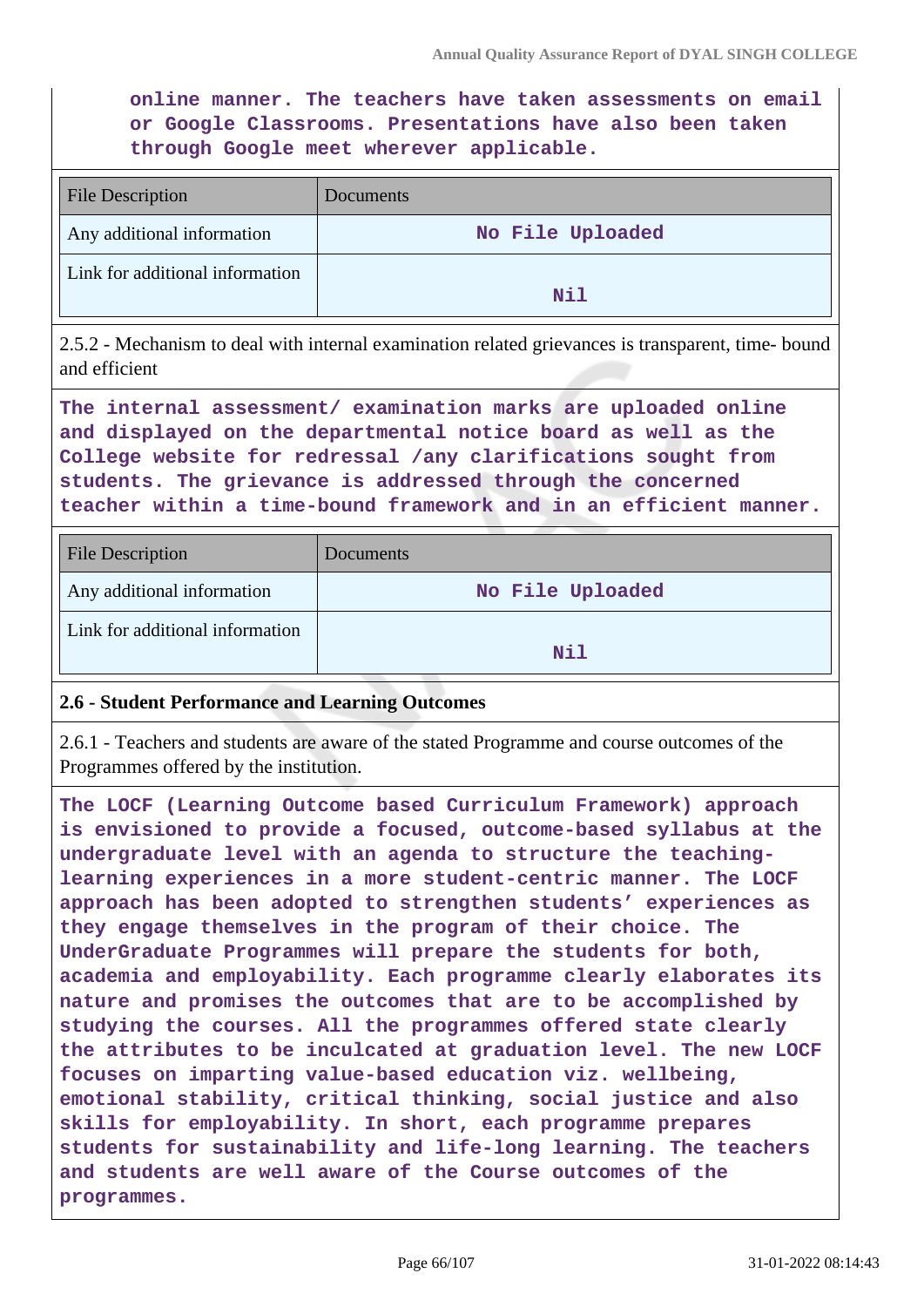online manner. The teachers have taken assessments on email or Google Classrooms. Presentations have also been taken through Google meet wherever applicable.

| File Description | Documents |
| --- | --- |
| Any additional information | No File Uploaded |
| Link for additional information | Nil |

2.5.2 - Mechanism to deal with internal examination related grievances is transparent, time- bound and efficient

The internal assessment/ examination marks are uploaded online and displayed on the departmental notice board as well as the College website for redressal /any clarifications sought from students. The grievance is addressed through the concerned teacher within a time-bound framework and in an efficient manner.

| File Description | Documents |
| --- | --- |
| Any additional information | No File Uploaded |
| Link for additional information | Nil |

**2.6 - Student Performance and Learning Outcomes**

2.6.1 - Teachers and students are aware of the stated Programme and course outcomes of the Programmes offered by the institution.

The LOCF (Learning Outcome based Curriculum Framework) approach is envisioned to provide a focused, outcome-based syllabus at the undergraduate level with an agenda to structure the teaching-learning experiences in a more student-centric manner. The LOCF approach has been adopted to strengthen students' experiences as they engage themselves in the program of their choice. The UnderGraduate Programmes will prepare the students for both, academia and employability. Each programme clearly elaborates its nature and promises the outcomes that are to be accomplished by studying the courses. All the programmes offered state clearly the attributes to be inculcated at graduation level. The new LOCF focuses on imparting value-based education viz. wellbeing, emotional stability, critical thinking, social justice and also skills for employability. In short, each programme prepares students for sustainability and life-long learning. The teachers and students are well aware of the Course outcomes of the programmes.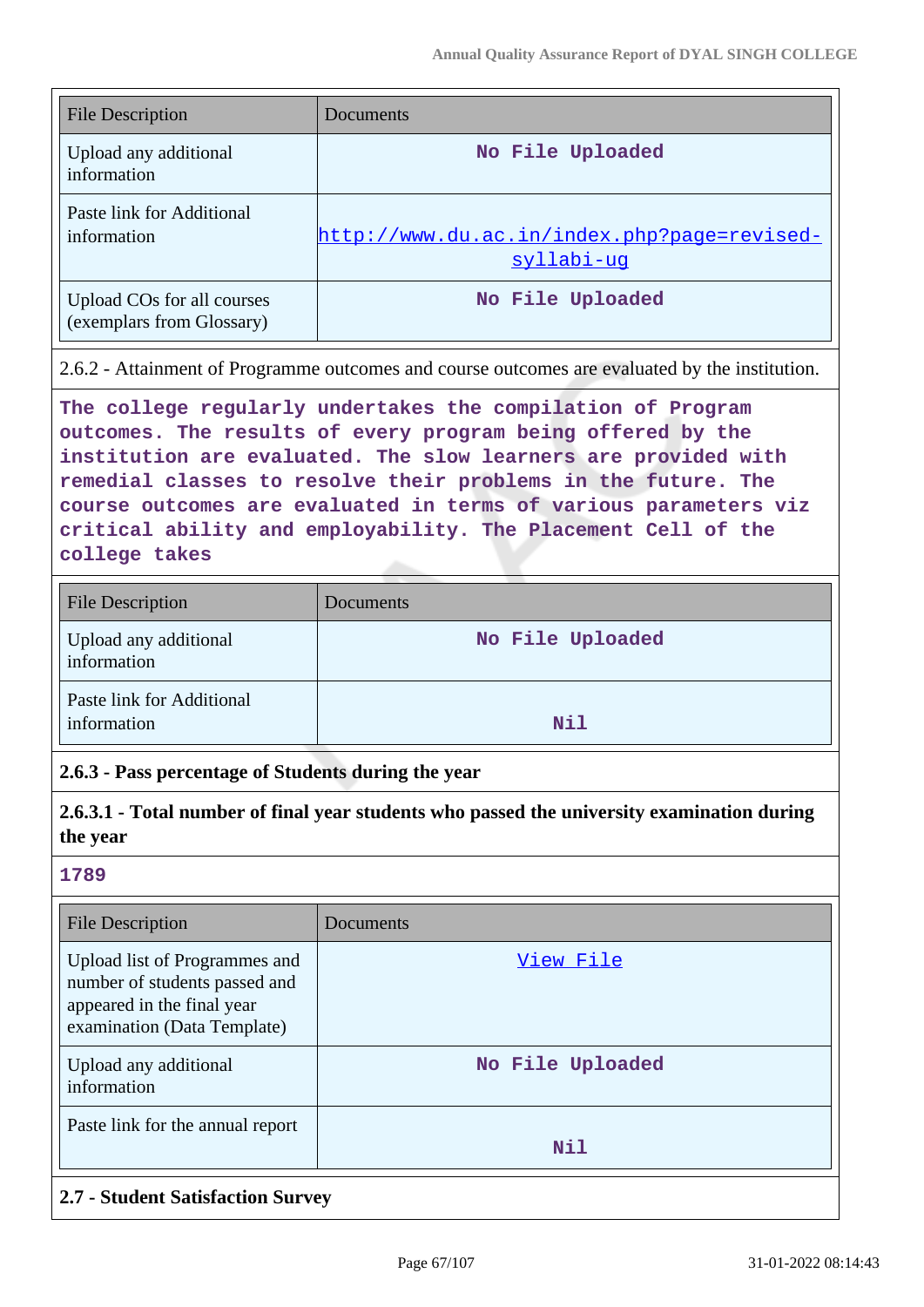| File Description | Documents |
|---|---|
| Upload any additional information | No File Uploaded |
| Paste link for Additional information | http://www.du.ac.in/index.php?page=revised-syllabi-ug |
| Upload COs for all courses (exemplars from Glossary) | No File Uploaded |

2.6.2 - Attainment of Programme outcomes and course outcomes are evaluated by the institution.

The college regularly undertakes the compilation of Program outcomes. The results of every program being offered by the institution are evaluated. The slow learners are provided with remedial classes to resolve their problems in the future. The course outcomes are evaluated in terms of various parameters viz critical ability and employability. The Placement Cell of the college takes

| File Description | Documents |
|---|---|
| Upload any additional information | No File Uploaded |
| Paste link for Additional information | Nil |

**2.6.3 - Pass percentage of Students during the year**

**2.6.3.1 - Total number of final year students who passed the university examination during the year**

1789

| File Description | Documents |
|---|---|
| Upload list of Programmes and number of students passed and appeared in the final year examination (Data Template) | View File |
| Upload any additional information | No File Uploaded |
| Paste link for the annual report | Nil |

**2.7 - Student Satisfaction Survey**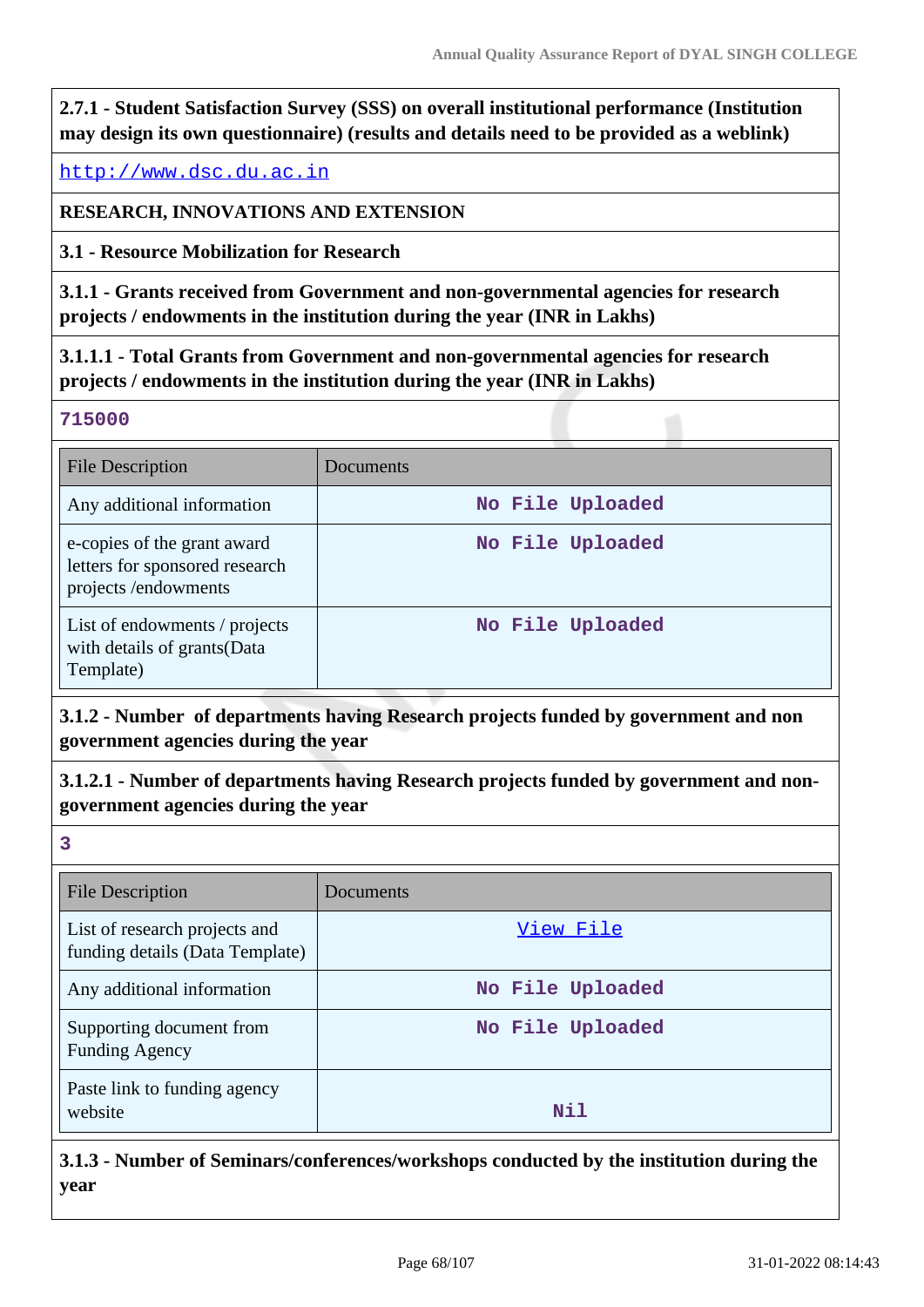**2.7.1 - Student Satisfaction Survey (SSS) on overall institutional performance (Institution may design its own questionnaire) (results and details need to be provided as a weblink)**

http://www.dsc.du.ac.in

**RESEARCH, INNOVATIONS AND EXTENSION**

**3.1 - Resource Mobilization for Research**

**3.1.1 - Grants received from Government and non-governmental agencies for research projects / endowments in the institution during the year (INR in Lakhs)**

**3.1.1.1 - Total Grants from Government and non-governmental agencies for research projects / endowments in the institution during the year (INR in Lakhs)**

715000

| File Description | Documents |
|---|---|
| Any additional information | No File Uploaded |
| e-copies of the grant award letters for sponsored research projects /endowments | No File Uploaded |
| List of endowments / projects with details of grants(Data Template) | No File Uploaded |

**3.1.2 - Number of departments having Research projects funded by government and non government agencies during the year**

**3.1.2.1 - Number of departments having Research projects funded by government and non-government agencies during the year**

3

| File Description | Documents |
|---|---|
| List of research projects and funding details (Data Template) | View File |
| Any additional information | No File Uploaded |
| Supporting document from Funding Agency | No File Uploaded |
| Paste link to funding agency website | Nil |

**3.1.3 - Number of Seminars/conferences/workshops conducted by the institution during the year**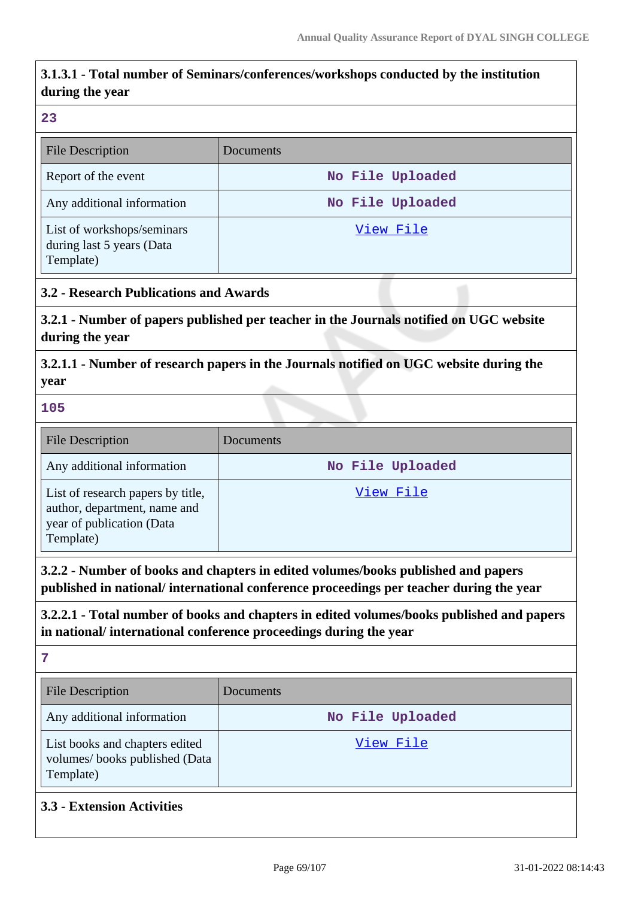### 3.1.3.1 - Total number of Seminars/conferences/workshops conducted by the institution during the year

23

| File Description | Documents |
|---|---|
| Report of the event | No File Uploaded |
| Any additional information | No File Uploaded |
| List of workshops/seminars during last 5 years (Data Template) | View File |

### 3.2 - Research Publications and Awards

### 3.2.1 - Number of papers published per teacher in the Journals notified on UGC website during the year

### 3.2.1.1 - Number of research papers in the Journals notified on UGC website during the year

105

| File Description | Documents |
|---|---|
| Any additional information | No File Uploaded |
| List of research papers by title, author, department, name and year of publication (Data Template) | View File |

### 3.2.2 - Number of books and chapters in edited volumes/books published and papers published in national/ international conference proceedings per teacher during the year

### 3.2.2.1 - Total number of books and chapters in edited volumes/books published and papers in national/ international conference proceedings during the year

7

| File Description | Documents |
|---|---|
| Any additional information | No File Uploaded |
| List books and chapters edited volumes/ books published (Data Template) | View File |

### 3.3 - Extension Activities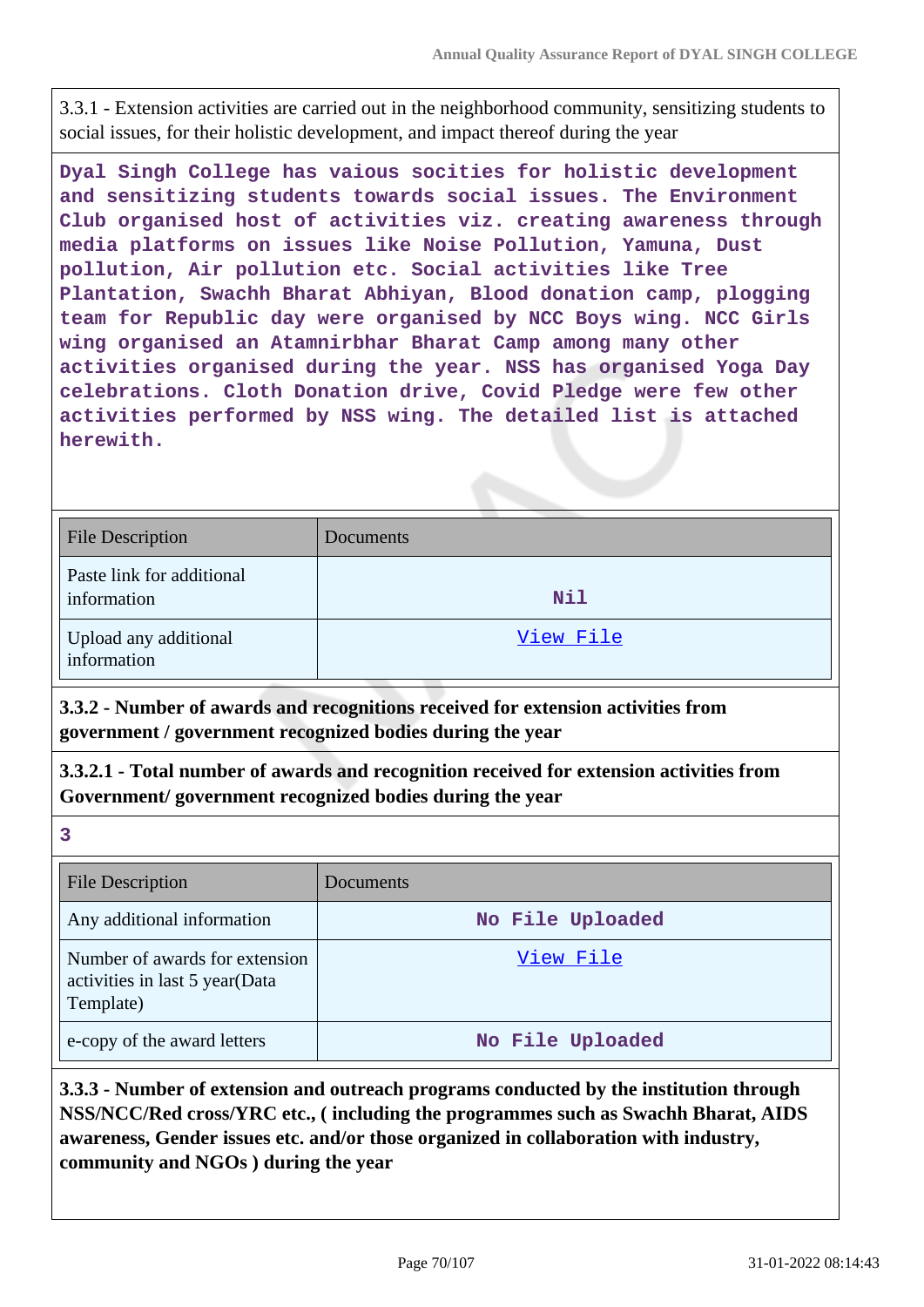3.3.1 - Extension activities are carried out in the neighborhood community, sensitizing students to social issues, for their holistic development, and impact thereof during the year

**Dyal Singh College has vaious socities for holistic development and sensitizing students towards social issues. The Environment Club organised host of activities viz. creating awareness through media platforms on issues like Noise Pollution, Yamuna, Dust pollution, Air pollution etc. Social activities like Tree Plantation, Swachh Bharat Abhiyan, Blood donation camp, plogging team for Republic day were organised by NCC Boys wing. NCC Girls wing organised an Atamnirbhar Bharat Camp among many other activities organised during the year. NSS has organised Yoga Day celebrations. Cloth Donation drive, Covid Pledge were few other activities performed by NSS wing. The detailed list is attached herewith.**

| File Description | Documents |
|---|---|
| Paste link for additional information | Nil |
| Upload any additional information | View File |

**3.3.2 - Number of awards and recognitions received for extension activities from government / government recognized bodies during the year**

**3.3.2.1 - Total number of awards and recognition received for extension activities from Government/ government recognized bodies during the year**

**3**

| File Description | Documents |
|---|---|
| Any additional information | No File Uploaded |
| Number of awards for extension activities in last 5 year(Data Template) | View File |
| e-copy of the award letters | No File Uploaded |

**3.3.3 - Number of extension and outreach programs conducted by the institution through NSS/NCC/Red cross/YRC etc., ( including the programmes such as Swachh Bharat, AIDS awareness, Gender issues etc. and/or those organized in collaboration with industry, community and NGOs ) during the year**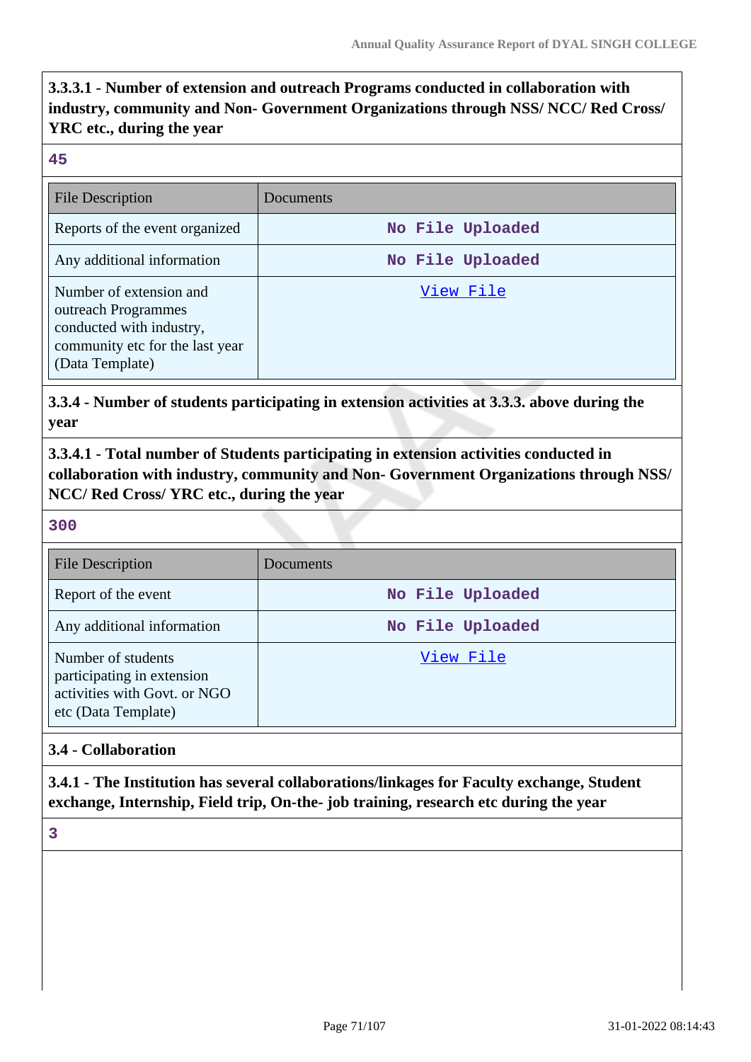**3.3.3.1 - Number of extension and outreach Programs conducted in collaboration with industry, community and Non- Government Organizations through NSS/ NCC/ Red Cross/ YRC etc., during the year**

45

| File Description | Documents |
|---|---|
| Reports of the event organized | No File Uploaded |
| Any additional information | No File Uploaded |
| Number of extension and outreach Programmes conducted with industry, community etc for the last year (Data Template) | View File |

**3.3.4 - Number of students participating in extension activities at 3.3.3. above during the year**

**3.3.4.1 - Total number of Students participating in extension activities conducted in collaboration with industry, community and Non- Government Organizations through NSS/ NCC/ Red Cross/ YRC etc., during the year**

300

| File Description | Documents |
|---|---|
| Report of the event | No File Uploaded |
| Any additional information | No File Uploaded |
| Number of students participating in extension activities with Govt. or NGO etc (Data Template) | View File |

**3.4 - Collaboration**

**3.4.1 - The Institution has several collaborations/linkages for Faculty exchange, Student exchange, Internship, Field trip, On-the- job training, research etc during the year**

3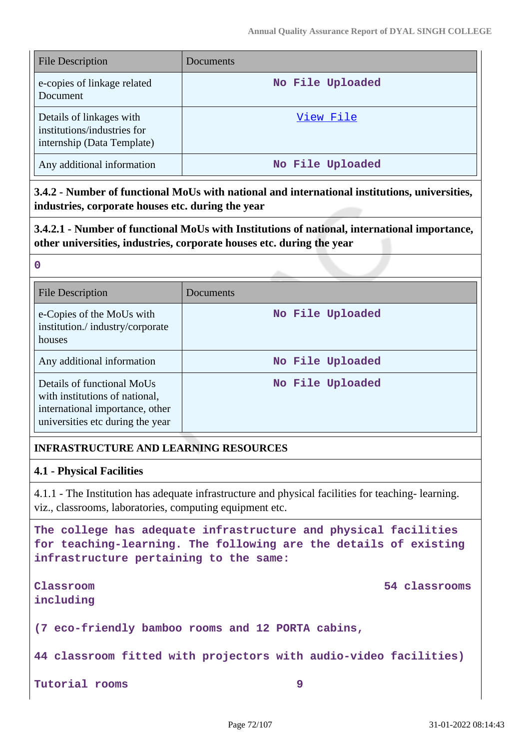| File Description | Documents |
|---|---|
| e-copies of linkage related Document | No File Uploaded |
| Details of linkages with institutions/industries for internship (Data Template) | View File |
| Any additional information | No File Uploaded |

**3.4.2 - Number of functional MoUs with national and international institutions, universities, industries, corporate houses etc. during the year**

**3.4.2.1 - Number of functional MoUs with Institutions of national, international importance, other universities, industries, corporate houses etc. during the year**

0

| File Description | Documents |
|---|---|
| e-Copies of the MoUs with institution./ industry/corporate houses | No File Uploaded |
| Any additional information | No File Uploaded |
| Details of functional MoUs with institutions of national, international importance, other universities etc during the year | No File Uploaded |

**INFRASTRUCTURE AND LEARNING RESOURCES**

**4.1 - Physical Facilities**

4.1.1 - The Institution has adequate infrastructure and physical facilities for teaching- learning. viz., classrooms, laboratories, computing equipment etc.

The college has adequate infrastructure and physical facilities for teaching-learning. The following are the details of existing infrastructure pertaining to the same:

Classroom including — 54 classrooms

(7 eco-friendly bamboo rooms and 12 PORTA cabins,

44 classroom fitted with projectors with audio-video facilities)

Tutorial rooms — 9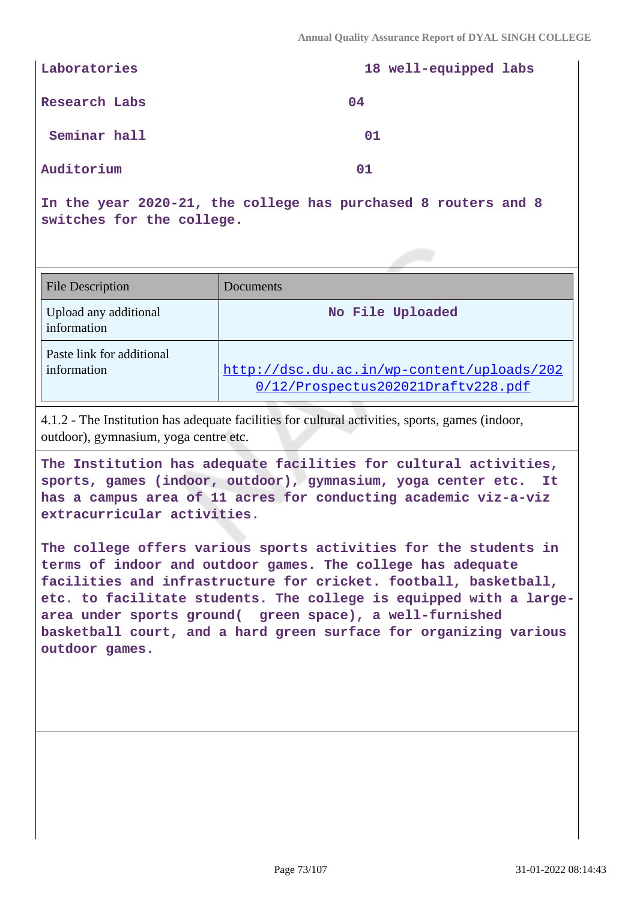| | |
|---|---|
| Laboratories | 18 well-equipped labs |
| Research Labs | 04 |
| Seminar hall | 01 |
| Auditorium | 01 |

In the year 2020-21, the college has purchased 8 routers and 8 switches for the college.

| File Description | Documents |
|---|---|
| Upload any additional information | No File Uploaded |
| Paste link for additional information | http://dsc.du.ac.in/wp-content/uploads/2020/12/Prospectus202021Draftv228.pdf |

4.1.2 - The Institution has adequate facilities for cultural activities, sports, games (indoor, outdoor), gymnasium, yoga centre etc.

The Institution has adequate facilities for cultural activities, sports, games (indoor, outdoor), gymnasium, yoga center etc. It has a campus area of 11 acres for conducting academic viz-a-viz extracurricular activities.

The college offers various sports activities for the students in terms of indoor and outdoor games. The college has adequate facilities and infrastructure for cricket. football, basketball, etc. to facilitate students. The college is equipped with a large-area under sports ground( green space), a well-furnished basketball court, and a hard green surface for organizing various outdoor games.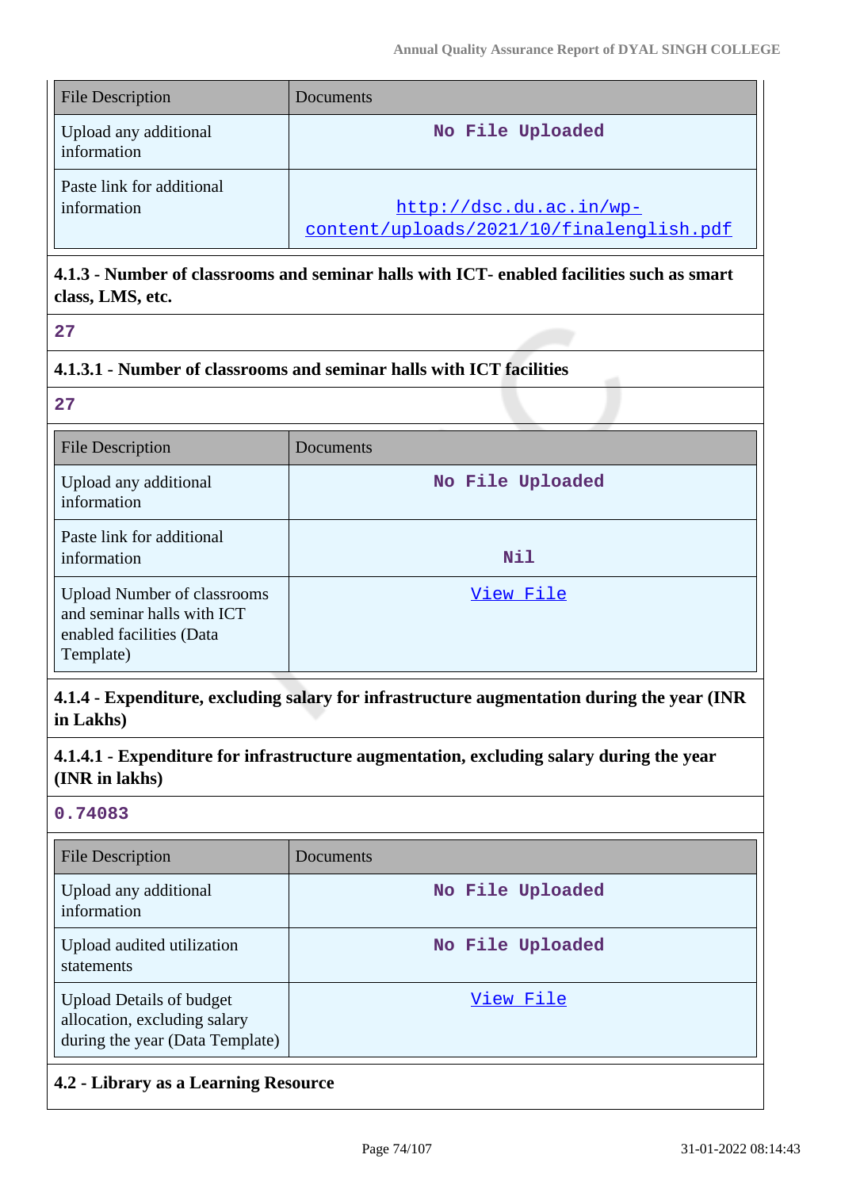| File Description | Documents |
|---|---|
| Upload any additional information | No File Uploaded |
| Paste link for additional information | http://dsc.du.ac.in/wp-content/uploads/2021/10/finalenglish.pdf |

**4.1.3 - Number of classrooms and seminar halls with ICT- enabled facilities such as smart class, LMS, etc.**

27

**4.1.3.1 - Number of classrooms and seminar halls with ICT facilities**

27

| File Description | Documents |
|---|---|
| Upload any additional information | No File Uploaded |
| Paste link for additional information | Nil |
| Upload Number of classrooms and seminar halls with ICT enabled facilities (Data Template) | View File |

**4.1.4 - Expenditure, excluding salary for infrastructure augmentation during the year (INR in Lakhs)**

**4.1.4.1 - Expenditure for infrastructure augmentation, excluding salary during the year (INR in lakhs)**

0.74083

| File Description | Documents |
|---|---|
| Upload any additional information | No File Uploaded |
| Upload audited utilization statements | No File Uploaded |
| Upload Details of budget allocation, excluding salary during the year (Data Template) | View File |

**4.2 - Library as a Learning Resource**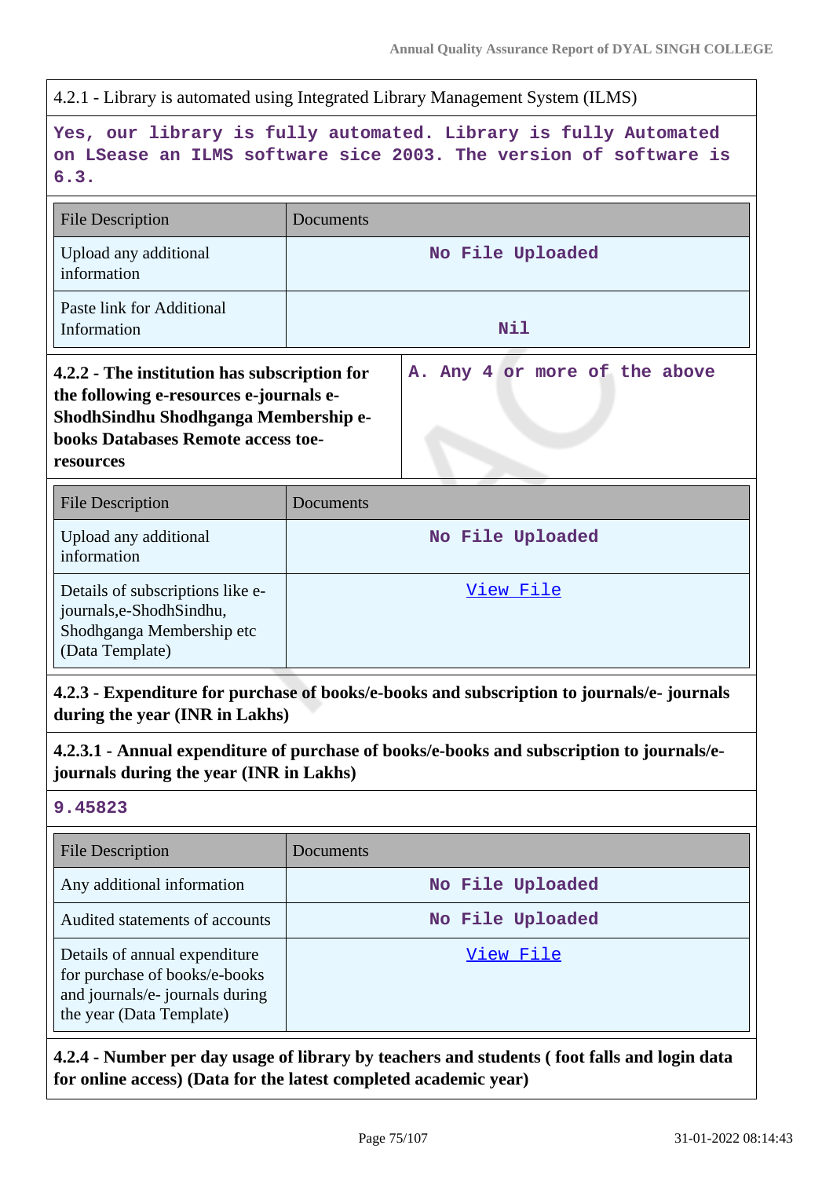4.2.1 - Library is automated using Integrated Library Management System (ILMS)

Yes, our library is fully automated. Library is fully Automated on LSease an ILMS software sice 2003. The version of software is 6.3.

| File Description | Documents |
| --- | --- |
| Upload any additional information | No File Uploaded |
| Paste link for Additional Information | Nil |

| **4.2.2 - The institution has subscription for the following e-resources e-journals e-ShodhSindhu Shodhganga Membership e-books Databases Remote access toe-resources** | A. Any 4 or more of the above |
| --- | --- |

| File Description | Documents |
| --- | --- |
| Upload any additional information | No File Uploaded |
| Details of subscriptions like e-journals,e-ShodhSindhu, Shodhganga Membership etc (Data Template) | View File |

**4.2.3 - Expenditure for purchase of books/e-books and subscription to journals/e- journals during the year (INR in Lakhs)**

**4.2.3.1 - Annual expenditure of purchase of books/e-books and subscription to journals/e-journals during the year (INR in Lakhs)**

9.45823

| File Description | Documents |
| --- | --- |
| Any additional information | No File Uploaded |
| Audited statements of accounts | No File Uploaded |
| Details of annual expenditure for purchase of books/e-books and journals/e- journals during the year (Data Template) | View File |

**4.2.4 - Number per day usage of library by teachers and students ( foot falls and login data for online access) (Data for the latest completed academic year)**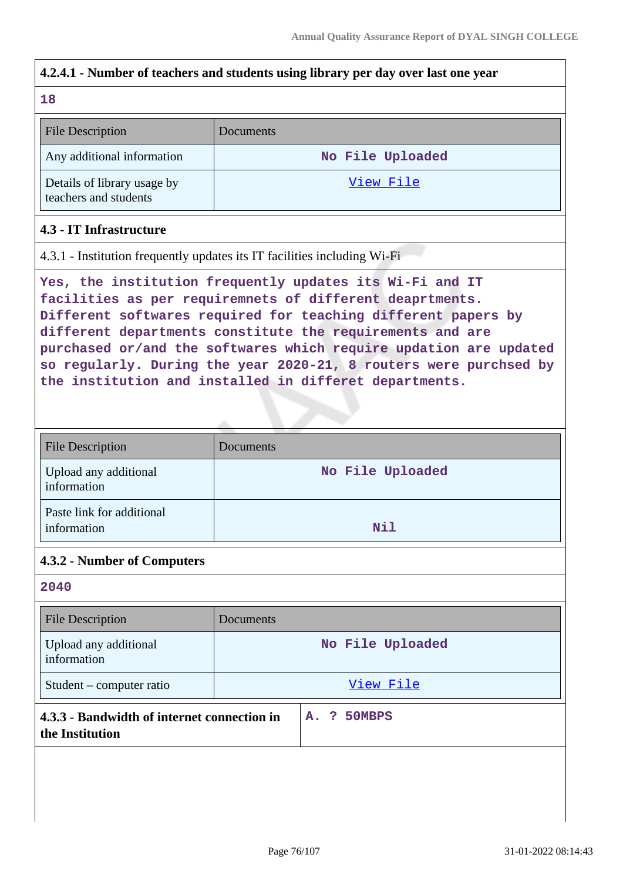### 4.2.4.1 - Number of teachers and students using library per day over last one year

**18**

| File Description | Documents |
|---|---|
| Any additional information | No File Uploaded |
| Details of library usage by teachers and students | View File |

### 4.3 - IT Infrastructure

4.3.1 - Institution frequently updates its IT facilities including Wi-Fi

**Yes, the institution frequently updates its Wi-Fi and IT facilities as per requiremnets of different deaprtments. Different softwares required for teaching different papers by different departments constitute the requirements and are purchased or/and the softwares which require updation are updated so regularly. During the year 2020-21, 8 routers were purchsed by the institution and installed in differet departments.**

| File Description | Documents |
|---|---|
| Upload any additional information | No File Uploaded |
| Paste link for additional information | Nil |

### 4.3.2 - Number of Computers

**2040**

| File Description | Documents |
|---|---|
| Upload any additional information | No File Uploaded |
| Student – computer ratio | View File |

| **4.3.3 - Bandwidth of internet connection in the Institution** | **A. ? 50MBPS** |
|---|---|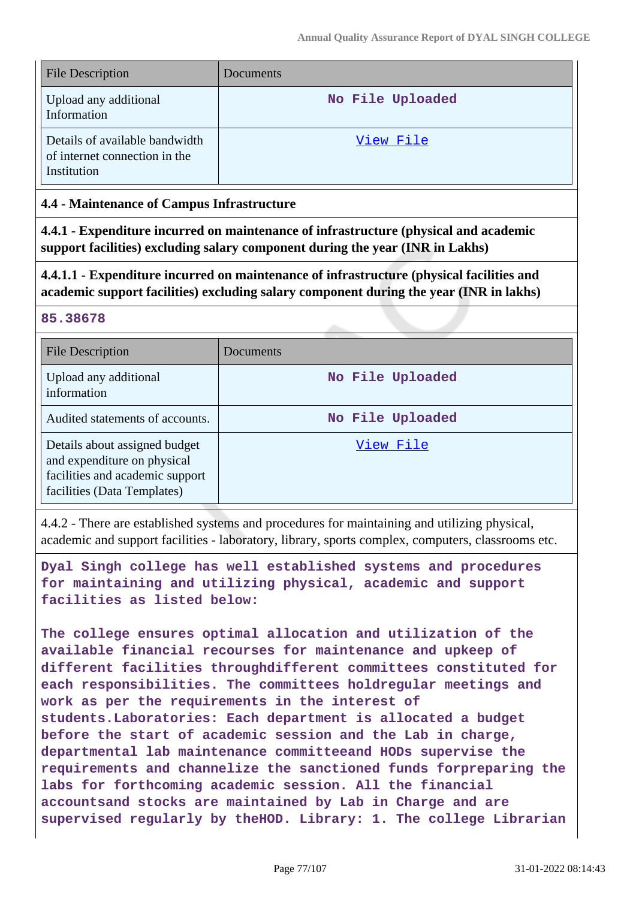| File Description | Documents |
|---|---|
| Upload any additional Information | No File Uploaded |
| Details of available bandwidth of internet connection in the Institution | View File |

### 4.4 - Maintenance of Campus Infrastructure

**4.4.1 - Expenditure incurred on maintenance of infrastructure (physical and academic support facilities) excluding salary component during the year (INR in Lakhs)**

**4.4.1.1 - Expenditure incurred on maintenance of infrastructure (physical facilities and academic support facilities) excluding salary component during the year (INR in lakhs)**

**85.38678**

| File Description | Documents |
|---|---|
| Upload any additional information | No File Uploaded |
| Audited statements of accounts. | No File Uploaded |
| Details about assigned budget and expenditure on physical facilities and academic support facilities (Data Templates) | View File |

4.4.2 - There are established systems and procedures for maintaining and utilizing physical, academic and support facilities - laboratory, library, sports complex, computers, classrooms etc.

**Dyal Singh college has well established systems and procedures for maintaining and utilizing physical, academic and support facilities as listed below:**

**The college ensures optimal allocation and utilization of the available financial recourses for maintenance and upkeep of different facilities throughdifferent committees constituted for each responsibilities. The committees holdregular meetings and work as per the requirements in the interest of students.Laboratories: Each department is allocated a budget before the start of academic session and the Lab in charge, departmental lab maintenance committeeand HODs supervise the requirements and channelize the sanctioned funds forpreparing the labs for forthcoming academic session. All the financial accountsand stocks are maintained by Lab in Charge and are supervised regularly by theHOD. Library: 1. The college Librarian**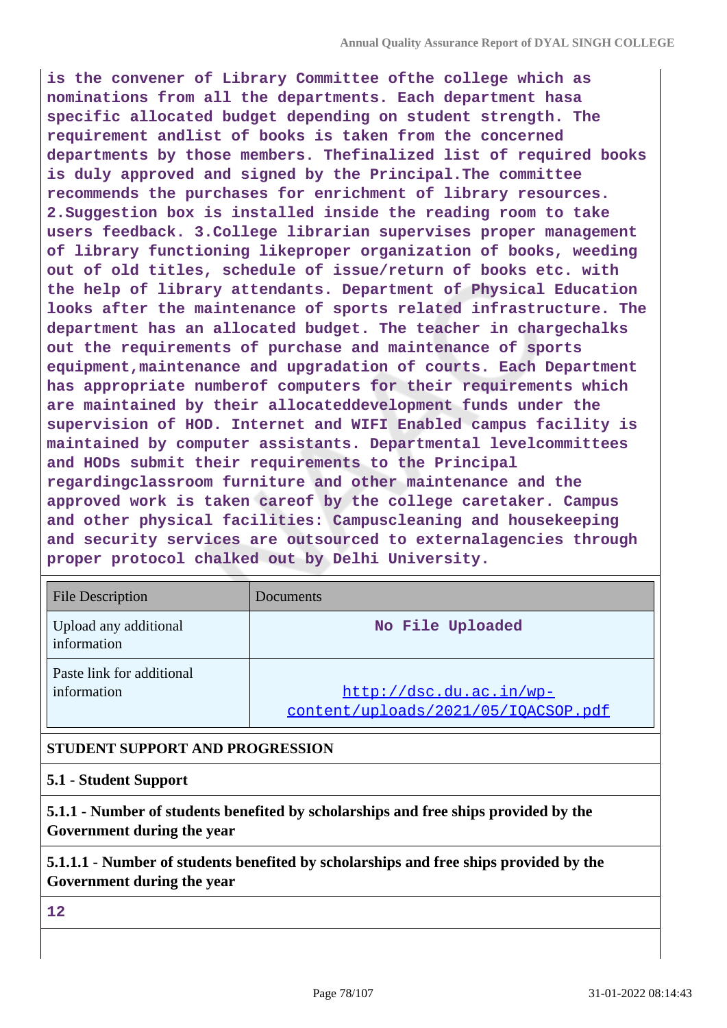is the convener of Library Committee ofthe college which as nominations from all the departments. Each department hasa specific allocated budget depending on student strength. The requirement andlist of books is taken from the concerned departments by those members. Thefinalized list of required books is duly approved and signed by the Principal.The committee recommends the purchases for enrichment of library resources. 2.Suggestion box is installed inside the reading room to take users feedback. 3.College librarian supervises proper management of library functioning likeproper organization of books, weeding out of old titles, schedule of issue/return of books etc. with the help of library attendants. Department of Physical Education looks after the maintenance of sports related infrastructure. The department has an allocated budget. The teacher in chargechalks out the requirements of purchase and maintenance of sports equipment,maintenance and upgradation of courts. Each Department has appropriate numberof computers for their requirements which are maintained by their allocateddevelopment funds under the supervision of HOD. Internet and WIFI Enabled campus facility is maintained by computer assistants. Departmental levelcommittees and HODs submit their requirements to the Principal regardingclassroom furniture and other maintenance and the approved work is taken careof by the college caretaker. Campus and other physical facilities: Campuscleaning and housekeeping and security services are outsourced to externalagencies through proper protocol chalked out by Delhi University.

| File Description | Documents |
|---|---|
| Upload any additional information | No File Uploaded |
| Paste link for additional information | http://dsc.du.ac.in/wp-content/uploads/2021/05/IQACSOP.pdf |

**STUDENT SUPPORT AND PROGRESSION**

**5.1 - Student Support**

**5.1.1 - Number of students benefited by scholarships and free ships provided by the Government during the year**

**5.1.1.1 - Number of students benefited by scholarships and free ships provided by the Government during the year**

12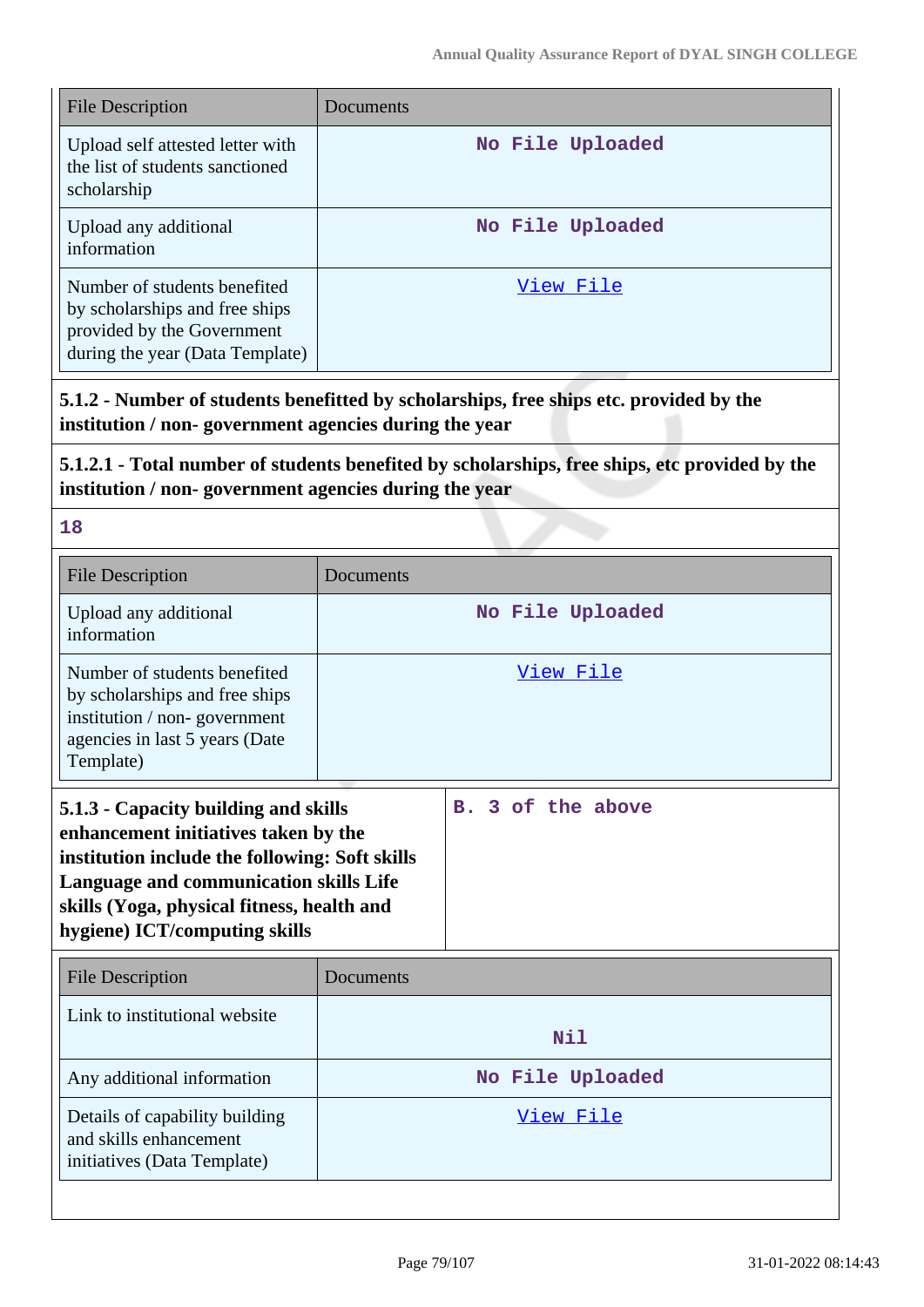| File Description | Documents |
|---|---|
| Upload self attested letter with the list of students sanctioned scholarship | No File Uploaded |
| Upload any additional information | No File Uploaded |
| Number of students benefited by scholarships and free ships provided by the Government during the year (Data Template) | View File |

**5.1.2 - Number of students benefitted by scholarships, free ships etc. provided by the institution / non- government agencies during the year**

**5.1.2.1 - Total number of students benefited by scholarships, free ships, etc provided by the institution / non- government agencies during the year**

18

| File Description | Documents |
|---|---|
| Upload any additional information | No File Uploaded |
| Number of students benefited by scholarships and free ships institution / non- government agencies in last 5 years (Date Template) | View File |

| **5.1.3 - Capacity building and skills enhancement initiatives taken by the institution include the following: Soft skills Language and communication skills Life skills (Yoga, physical fitness, health and hygiene) ICT/computing skills** | B. 3 of the above |
|---|---|

| File Description | Documents |
|---|---|
| Link to institutional website | Nil |
| Any additional information | No File Uploaded |
| Details of capability building and skills enhancement initiatives (Data Template) | View File |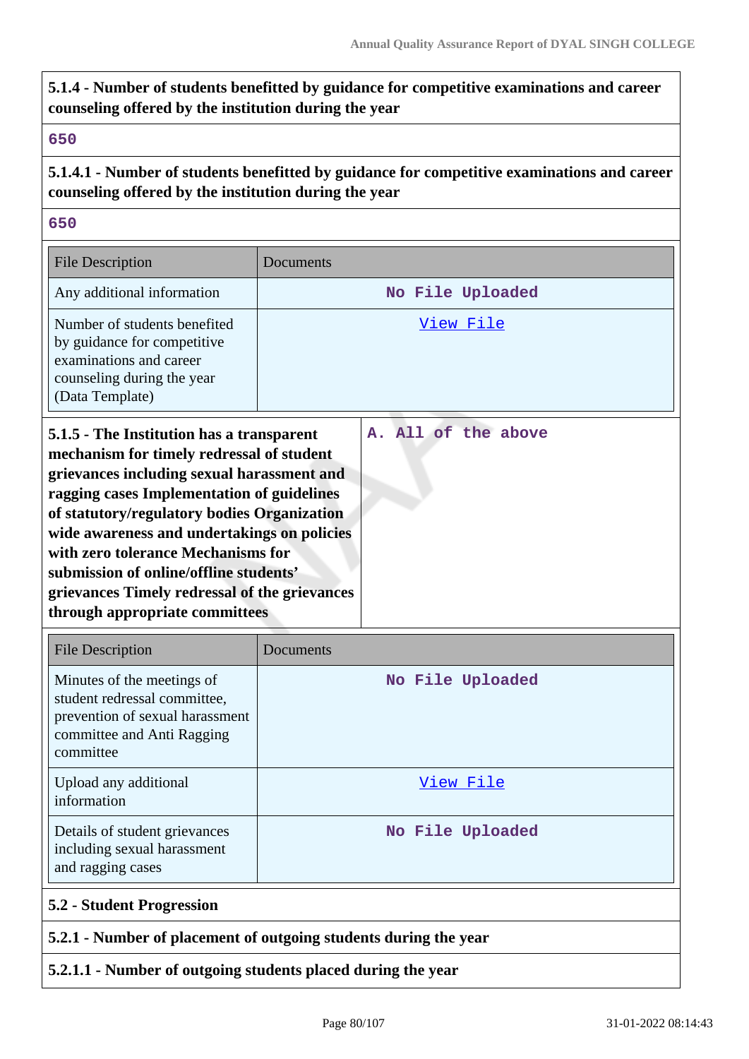**5.1.4 - Number of students benefitted by guidance for competitive examinations and career counseling offered by the institution during the year**

650

**5.1.4.1 - Number of students benefitted by guidance for competitive examinations and career counseling offered by the institution during the year**

650

| File Description | Documents |
|---|---|
| Any additional information | No File Uploaded |
| Number of students benefited by guidance for competitive examinations and career counseling during the year (Data Template) | View File |

**5.1.5 - The Institution has a transparent mechanism for timely redressal of student grievances including sexual harassment and ragging cases Implementation of guidelines of statutory/regulatory bodies Organization wide awareness and undertakings on policies with zero tolerance Mechanisms for submission of online/offline students' grievances Timely redressal of the grievances through appropriate committees**

A. All of the above

| File Description | Documents |
|---|---|
| Minutes of the meetings of student redressal committee, prevention of sexual harassment committee and Anti Ragging committee | No File Uploaded |
| Upload any additional information | View File |
| Details of student grievances including sexual harassment and ragging cases | No File Uploaded |

**5.2 - Student Progression**

**5.2.1 - Number of placement of outgoing students during the year**

**5.2.1.1 - Number of outgoing students placed during the year**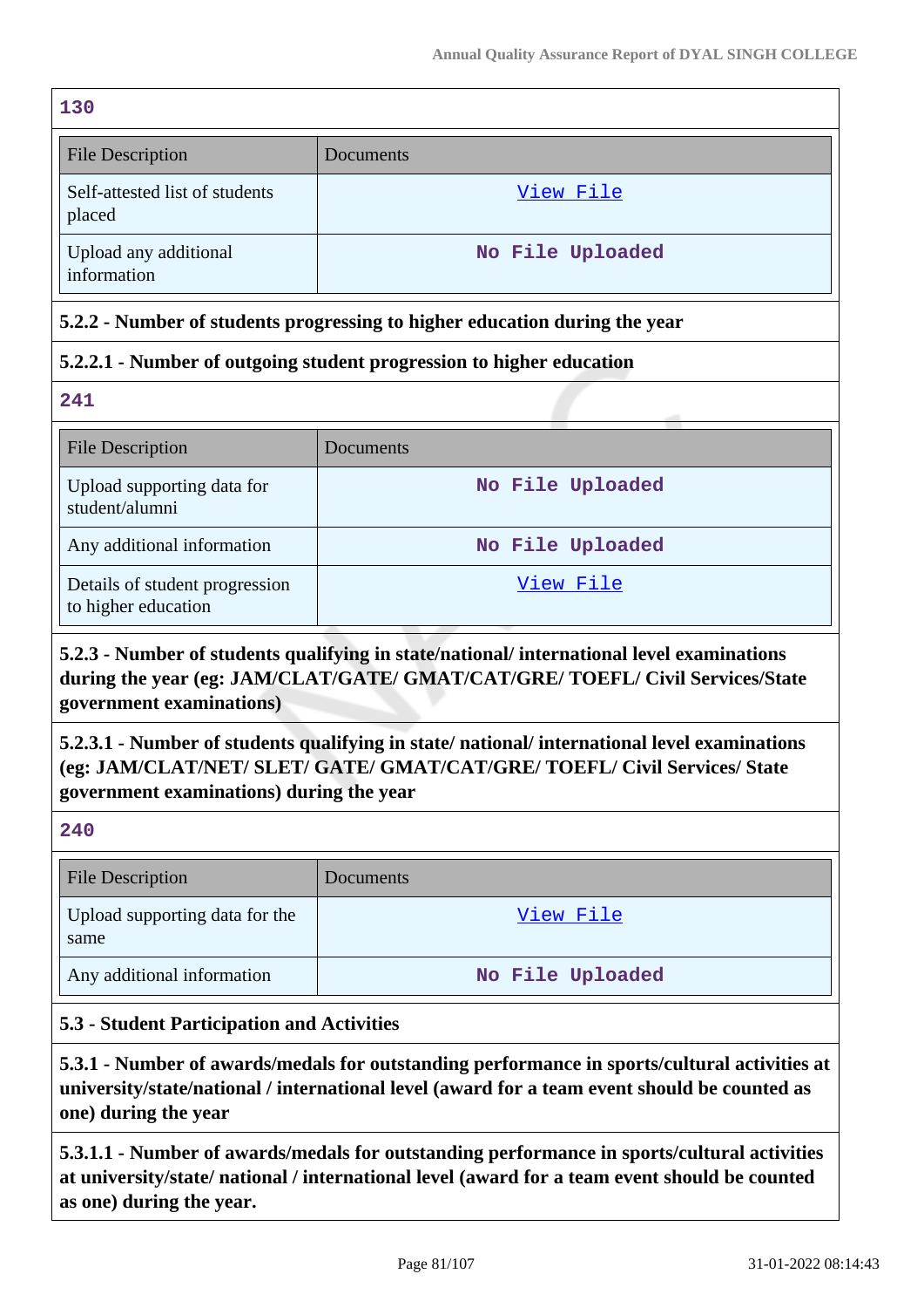130

| File Description | Documents |
|---|---|
| Self-attested list of students placed | View File |
| Upload any additional information | No File Uploaded |

**5.2.2 - Number of students progressing to higher education during the year**

**5.2.2.1 - Number of outgoing student progression to higher education**

241

| File Description | Documents |
|---|---|
| Upload supporting data for student/alumni | No File Uploaded |
| Any additional information | No File Uploaded |
| Details of student progression to higher education | View File |

**5.2.3 - Number of students qualifying in state/national/ international level examinations during the year (eg: JAM/CLAT/GATE/ GMAT/CAT/GRE/ TOEFL/ Civil Services/State government examinations)**

**5.2.3.1 - Number of students qualifying in state/ national/ international level examinations (eg: JAM/CLAT/NET/ SLET/ GATE/ GMAT/CAT/GRE/ TOEFL/ Civil Services/ State government examinations) during the year**

240

| File Description | Documents |
|---|---|
| Upload supporting data for the same | View File |
| Any additional information | No File Uploaded |

**5.3 - Student Participation and Activities**

**5.3.1 - Number of awards/medals for outstanding performance in sports/cultural activities at university/state/national / international level (award for a team event should be counted as one) during the year**

**5.3.1.1 - Number of awards/medals for outstanding performance in sports/cultural activities at university/state/ national / international level (award for a team event should be counted as one) during the year.**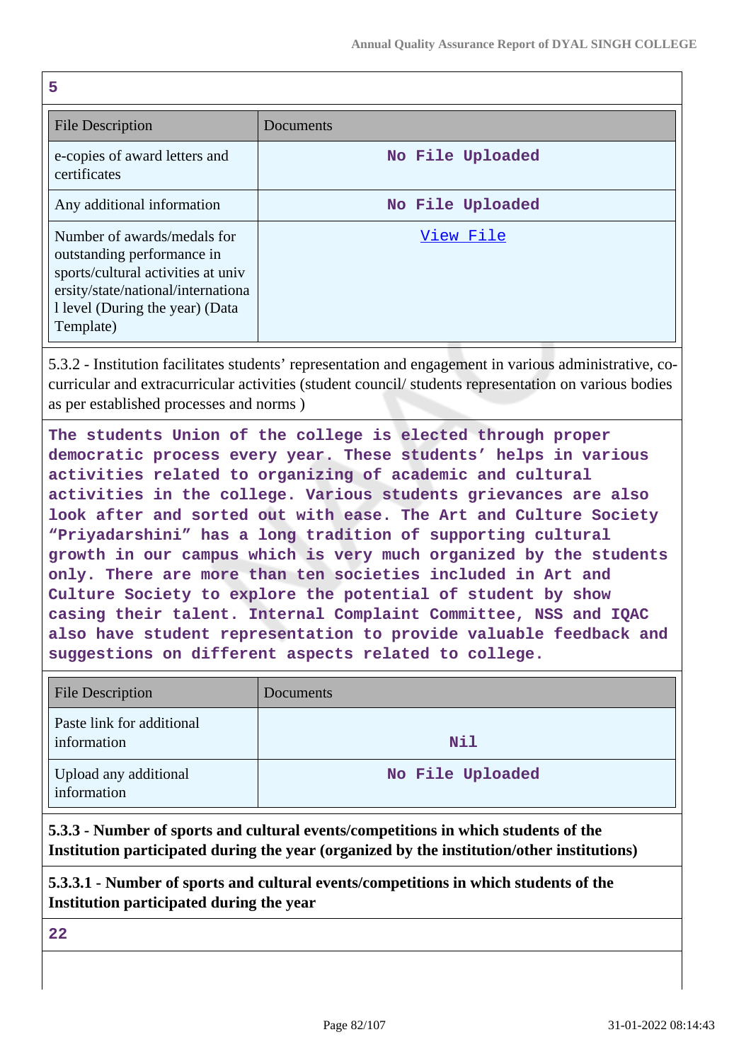5

| File Description | Documents |
|---|---|
| e-copies of award letters and certificates | No File Uploaded |
| Any additional information | No File Uploaded |
| Number of awards/medals for outstanding performance in sports/cultural activities at university/state/national/international level (During the year) (Data Template) | View File |

5.3.2 - Institution facilitates students' representation and engagement in various administrative, co-curricular and extracurricular activities (student council/ students representation on various bodies as per established processes and norms )

The students Union of the college is elected through proper democratic process every year. These students' helps in various activities related to organizing of academic and cultural activities in the college. Various students grievances are also look after and sorted out with ease. The Art and Culture Society "Priyadarshini" has a long tradition of supporting cultural growth in our campus which is very much organized by the students only. There are more than ten societies included in Art and Culture Society to explore the potential of student by show casing their talent. Internal Complaint Committee, NSS and IQAC also have student representation to provide valuable feedback and suggestions on different aspects related to college.

| File Description | Documents |
|---|---|
| Paste link for additional information | Nil |
| Upload any additional information | No File Uploaded |

**5.3.3 - Number of sports and cultural events/competitions in which students of the Institution participated during the year (organized by the institution/other institutions)**

**5.3.3.1 - Number of sports and cultural events/competitions in which students of the Institution participated during the year**

22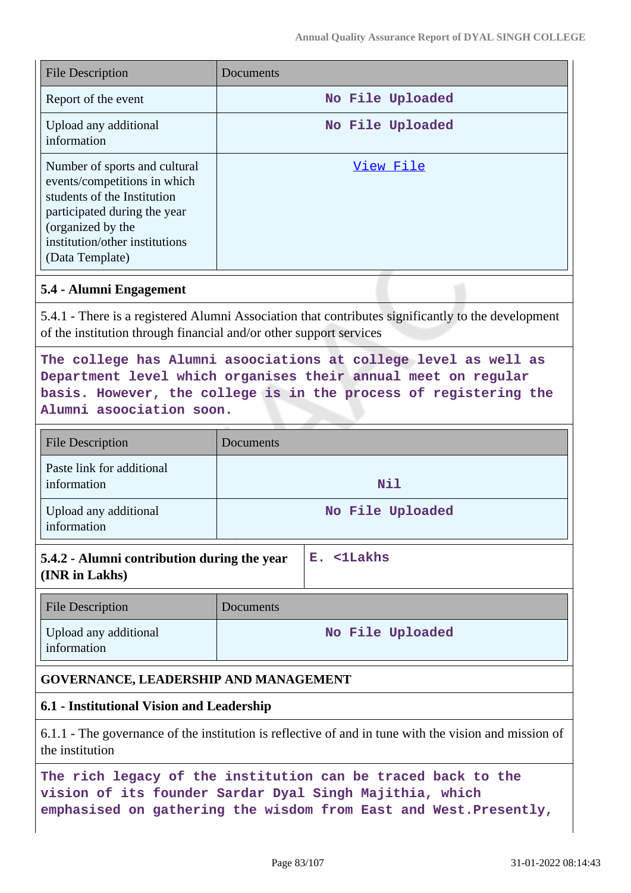| File Description | Documents |
|---|---|
| Report of the event | No File Uploaded |
| Upload any additional information | No File Uploaded |
| Number of sports and cultural events/competitions in which students of the Institution participated during the year (organized by the institution/other institutions (Data Template) | View File |

### 5.4 - Alumni Engagement

5.4.1 - There is a registered Alumni Association that contributes significantly to the development of the institution through financial and/or other support services

**The college has Alumni asoociations at college level as well as Department level which organises their annual meet on regular basis. However, the college is in the process of registering the Alumni asoociation soon.**

| File Description | Documents |
|---|---|
| Paste link for additional information | Nil |
| Upload any additional information | No File Uploaded |

| **5.4.2 - Alumni contribution during the year (INR in Lakhs)** | E. <1Lakhs |
|---|---|

| File Description | Documents |
|---|---|
| Upload any additional information | No File Uploaded |

## GOVERNANCE, LEADERSHIP AND MANAGEMENT

### 6.1 - Institutional Vision and Leadership

6.1.1 - The governance of the institution is reflective of and in tune with the vision and mission of the institution

**The rich legacy of the institution can be traced back to the vision of its founder Sardar Dyal Singh Majithia, which emphasised on gathering the wisdom from East and West.Presently,**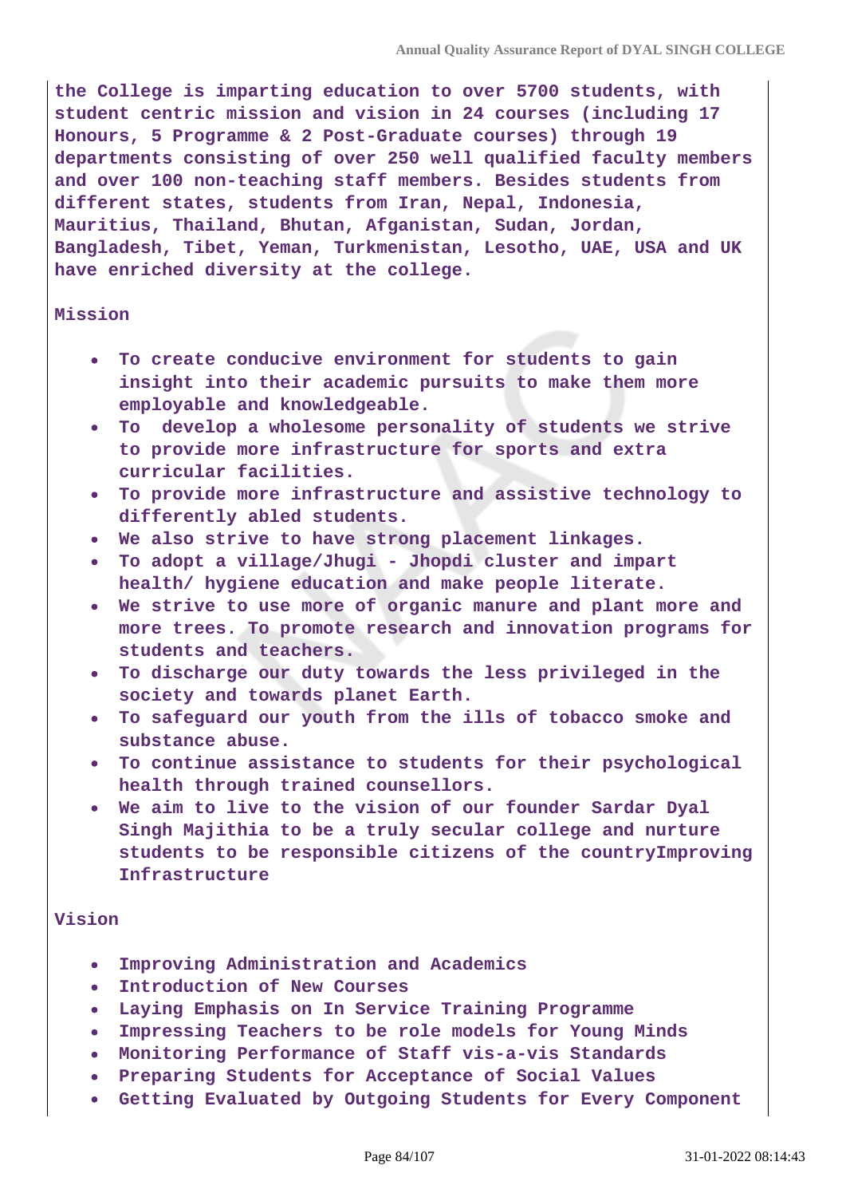the College is imparting education to over 5700 students, with student centric mission and vision in 24 courses (including 17 Honours, 5 Programme & 2 Post-Graduate courses) through 19 departments consisting of over 250 well qualified faculty members and over 100 non-teaching staff members. Besides students from different states, students from Iran, Nepal, Indonesia, Mauritius, Thailand, Bhutan, Afganistan, Sudan, Jordan, Bangladesh, Tibet, Yeman, Turkmenistan, Lesotho, UAE, USA and UK have enriched diversity at the college.

Mission

- To create conducive environment for students to gain insight into their academic pursuits to make them more employable and knowledgeable.
- To develop a wholesome personality of students we strive to provide more infrastructure for sports and extra curricular facilities.
- To provide more infrastructure and assistive technology to differently abled students.
- We also strive to have strong placement linkages.
- To adopt a village/Jhugi - Jhopdi cluster and impart health/ hygiene education and make people literate.
- We strive to use more of organic manure and plant more and more trees. To promote research and innovation programs for students and teachers.
- To discharge our duty towards the less privileged in the society and towards planet Earth.
- To safeguard our youth from the ills of tobacco smoke and substance abuse.
- To continue assistance to students for their psychological health through trained counsellors.
- We aim to live to the vision of our founder Sardar Dyal Singh Majithia to be a truly secular college and nurture students to be responsible citizens of the countryImproving Infrastructure

Vision

- Improving Administration and Academics
- Introduction of New Courses
- Laying Emphasis on In Service Training Programme
- Impressing Teachers to be role models for Young Minds
- Monitoring Performance of Staff vis-a-vis Standards
- Preparing Students for Acceptance of Social Values
- Getting Evaluated by Outgoing Students for Every Component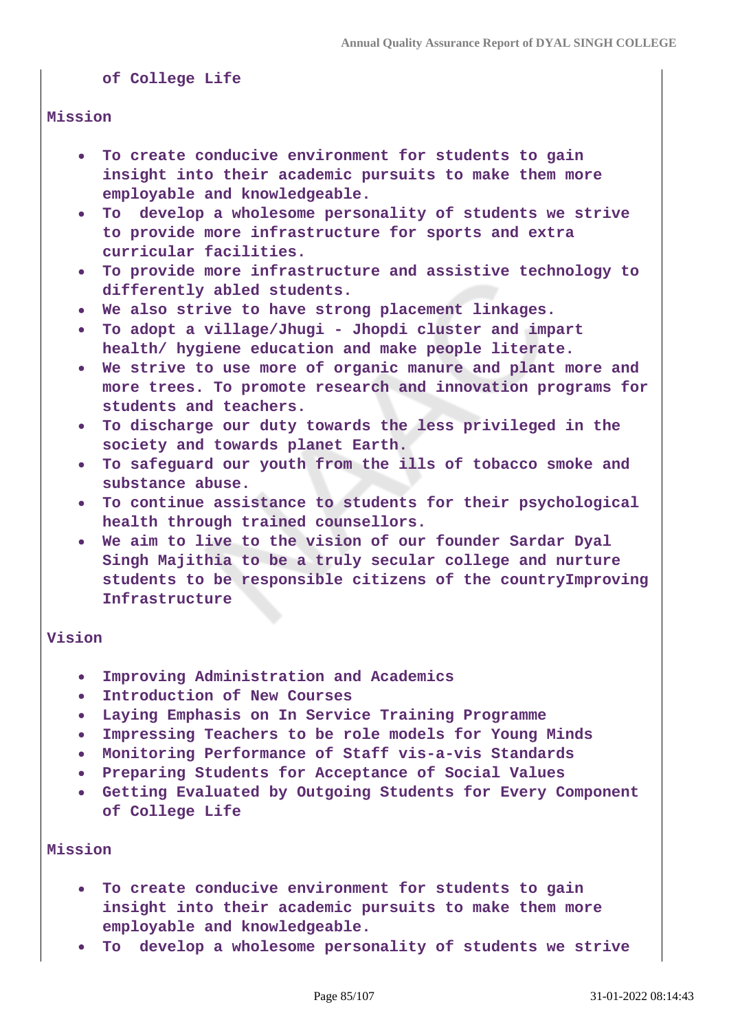of College Life

Mission

- To create conducive environment for students to gain insight into their academic pursuits to make them more employable and knowledgeable.
- To develop a wholesome personality of students we strive to provide more infrastructure for sports and extra curricular facilities.
- To provide more infrastructure and assistive technology to differently abled students.
- We also strive to have strong placement linkages.
- To adopt a village/Jhugi - Jhopdi cluster and impart health/ hygiene education and make people literate.
- We strive to use more of organic manure and plant more and more trees. To promote research and innovation programs for students and teachers.
- To discharge our duty towards the less privileged in the society and towards planet Earth.
- To safeguard our youth from the ills of tobacco smoke and substance abuse.
- To continue assistance to students for their psychological health through trained counsellors.
- We aim to live to the vision of our founder Sardar Dyal Singh Majithia to be a truly secular college and nurture students to be responsible citizens of the countryImproving Infrastructure

Vision

- Improving Administration and Academics
- Introduction of New Courses
- Laying Emphasis on In Service Training Programme
- Impressing Teachers to be role models for Young Minds
- Monitoring Performance of Staff vis-a-vis Standards
- Preparing Students for Acceptance of Social Values
- Getting Evaluated by Outgoing Students for Every Component of College Life

Mission

- To create conducive environment for students to gain insight into their academic pursuits to make them more employable and knowledgeable.
- To develop a wholesome personality of students we strive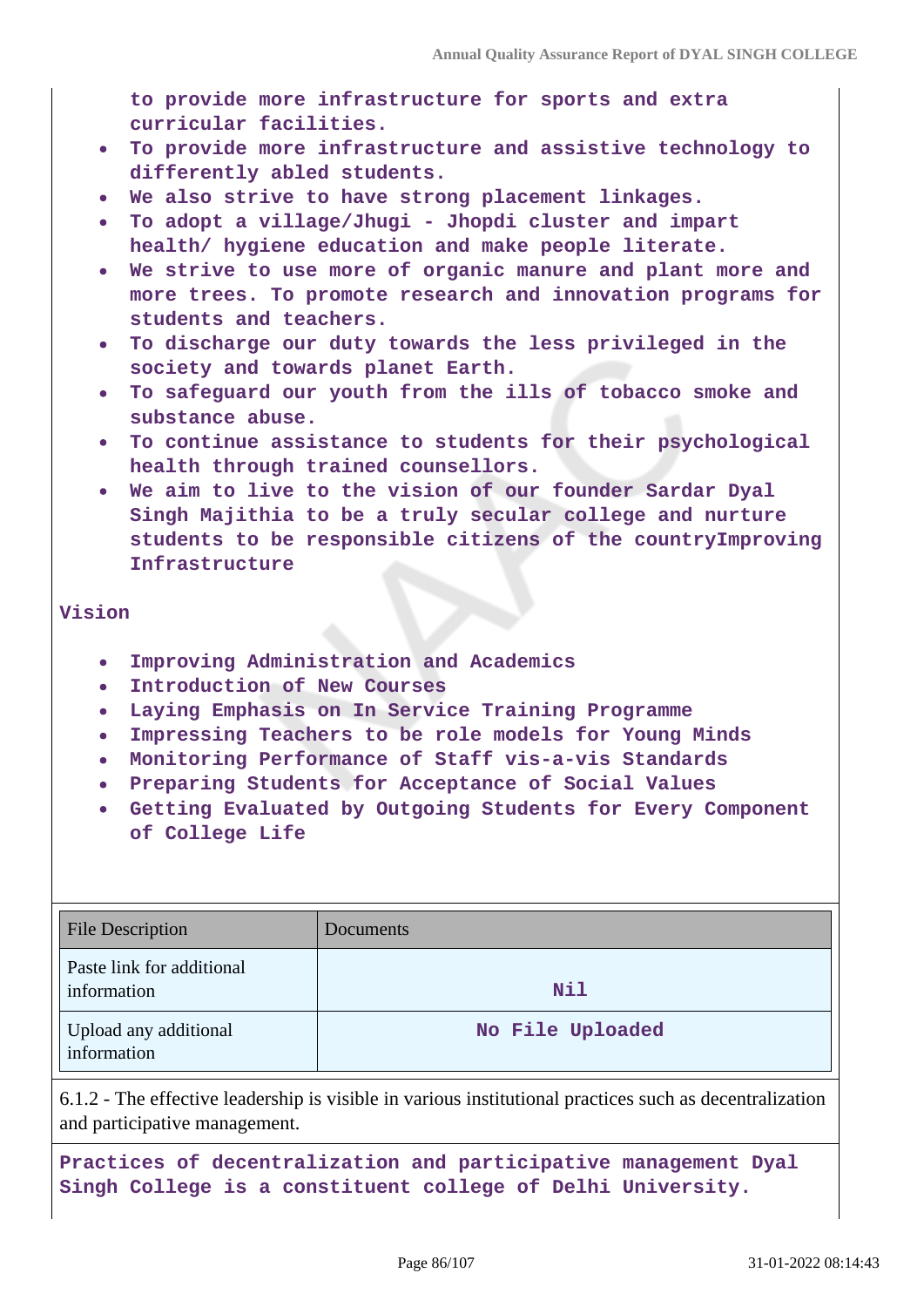to provide more infrastructure for sports and extra curricular facilities.

- To provide more infrastructure and assistive technology to differently abled students.
- We also strive to have strong placement linkages.
- To adopt a village/Jhugi - Jhopdi cluster and impart health/ hygiene education and make people literate.
- We strive to use more of organic manure and plant more and more trees. To promote research and innovation programs for students and teachers.
- To discharge our duty towards the less privileged in the society and towards planet Earth.
- To safeguard our youth from the ills of tobacco smoke and substance abuse.
- To continue assistance to students for their psychological health through trained counsellors.
- We aim to live to the vision of our founder Sardar Dyal Singh Majithia to be a truly secular college and nurture students to be responsible citizens of the countryImproving Infrastructure

Vision

- Improving Administration and Academics
- Introduction of New Courses
- Laying Emphasis on In Service Training Programme
- Impressing Teachers to be role models for Young Minds
- Monitoring Performance of Staff vis-a-vis Standards
- Preparing Students for Acceptance of Social Values
- Getting Evaluated by Outgoing Students for Every Component of College Life

| File Description | Documents |
|---|---|
| Paste link for additional information | Nil |
| Upload any additional information | No File Uploaded |

6.1.2 - The effective leadership is visible in various institutional practices such as decentralization and participative management.

Practices of decentralization and participative management Dyal Singh College is a constituent college of Delhi University.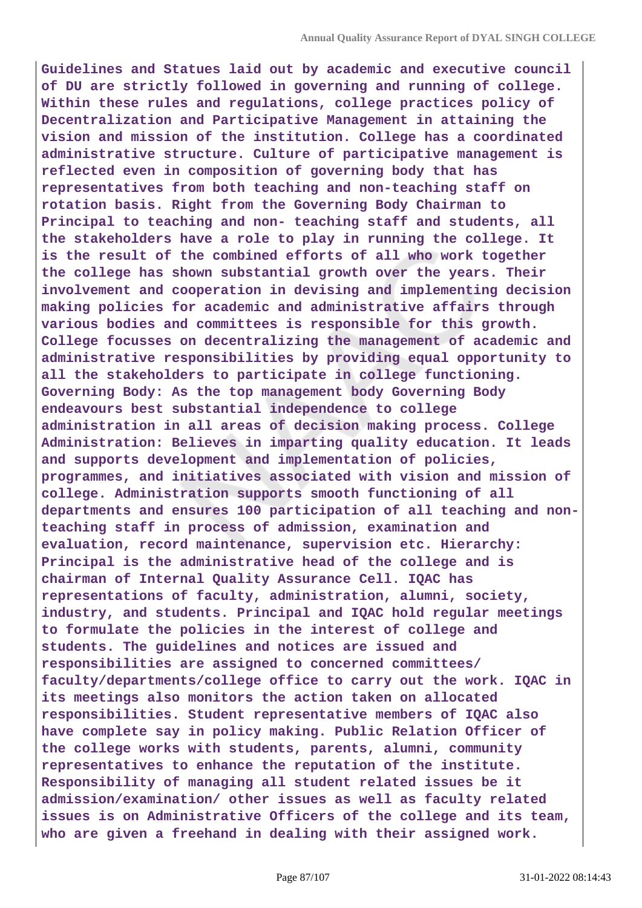**Guidelines and Statues laid out by academic and executive council of DU are strictly followed in governing and running of college. Within these rules and regulations, college practices policy of Decentralization and Participative Management in attaining the vision and mission of the institution. College has a coordinated administrative structure. Culture of participative management is reflected even in composition of governing body that has representatives from both teaching and non-teaching staff on rotation basis. Right from the Governing Body Chairman to Principal to teaching and non- teaching staff and students, all the stakeholders have a role to play in running the college. It is the result of the combined efforts of all who work together the college has shown substantial growth over the years. Their involvement and cooperation in devising and implementing decision making policies for academic and administrative affairs through various bodies and committees is responsible for this growth. College focusses on decentralizing the management of academic and administrative responsibilities by providing equal opportunity to all the stakeholders to participate in college functioning. Governing Body: As the top management body Governing Body endeavours best substantial independence to college administration in all areas of decision making process. College Administration: Believes in imparting quality education. It leads and supports development and implementation of policies, programmes, and initiatives associated with vision and mission of college. Administration supports smooth functioning of all departments and ensures 100 participation of all teaching and non-teaching staff in process of admission, examination and evaluation, record maintenance, supervision etc. Hierarchy: Principal is the administrative head of the college and is chairman of Internal Quality Assurance Cell. IQAC has representations of faculty, administration, alumni, society, industry, and students. Principal and IQAC hold regular meetings to formulate the policies in the interest of college and students. The guidelines and notices are issued and responsibilities are assigned to concerned committees/ faculty/departments/college office to carry out the work. IQAC in its meetings also monitors the action taken on allocated responsibilities. Student representative members of IQAC also have complete say in policy making. Public Relation Officer of the college works with students, parents, alumni, community representatives to enhance the reputation of the institute. Responsibility of managing all student related issues be it admission/examination/ other issues as well as faculty related issues is on Administrative Officers of the college and its team, who are given a freehand in dealing with their assigned work.**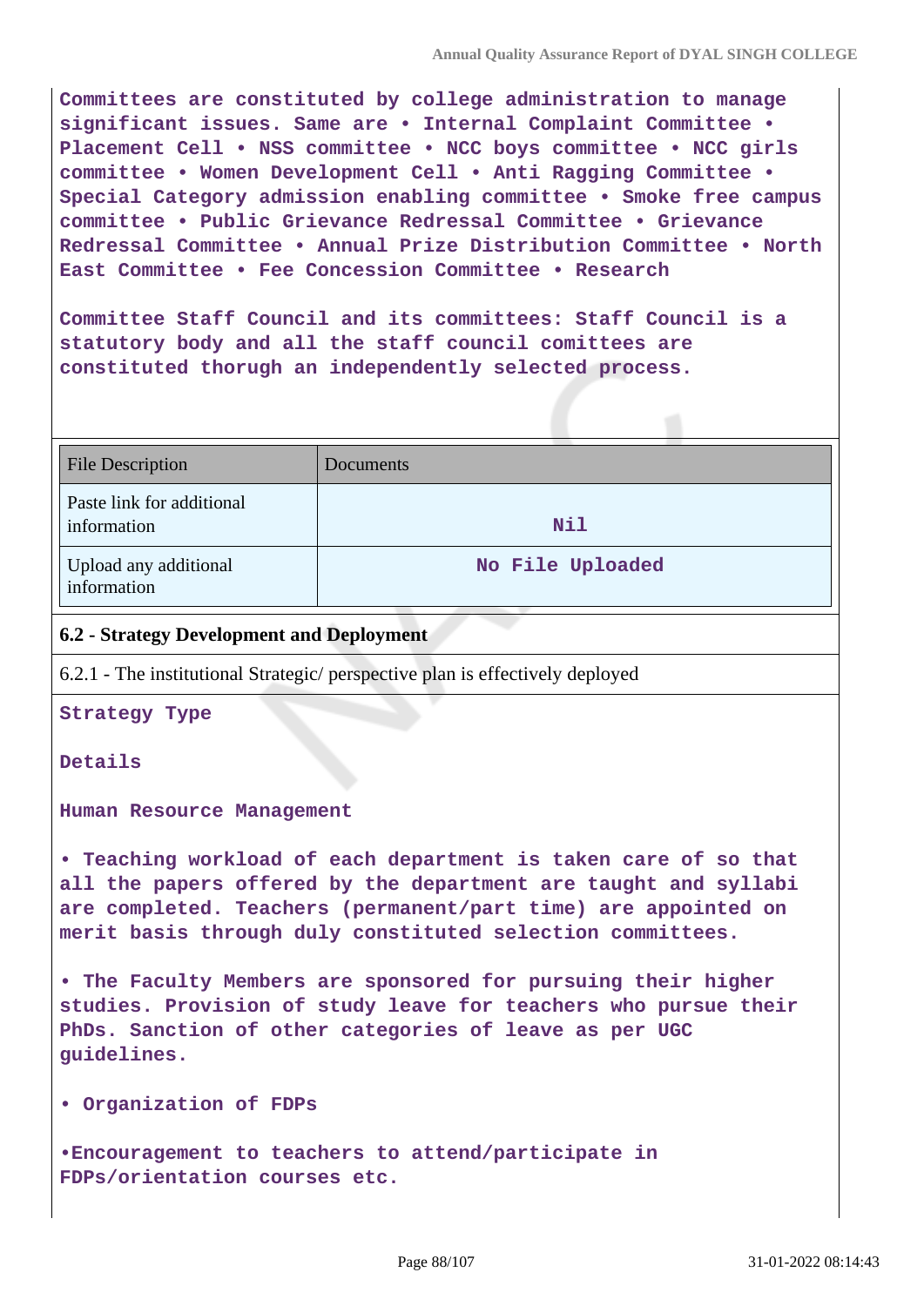Committees are constituted by college administration to manage significant issues. Same are • Internal Complaint Committee • Placement Cell • NSS committee • NCC boys committee • NCC girls committee • Women Development Cell • Anti Ragging Committee • Special Category admission enabling committee • Smoke free campus committee • Public Grievance Redressal Committee • Grievance Redressal Committee • Annual Prize Distribution Committee • North East Committee • Fee Concession Committee • Research

Committee Staff Council and its committees: Staff Council is a statutory body and all the staff council comittees are constituted thorugh an independently selected process.

| File Description | Documents |
|---|---|
| Paste link for additional information | Nil |
| Upload any additional information | No File Uploaded |

**6.2 - Strategy Development and Deployment**

6.2.1 - The institutional Strategic/ perspective plan is effectively deployed

Strategy Type

Details

Human Resource Management

• Teaching workload of each department is taken care of so that all the papers offered by the department are taught and syllabi are completed. Teachers (permanent/part time) are appointed on merit basis through duly constituted selection committees.

• The Faculty Members are sponsored for pursuing their higher studies. Provision of study leave for teachers who pursue their PhDs. Sanction of other categories of leave as per UGC guidelines.

• Organization of FDPs

•Encouragement to teachers to attend/participate in FDPs/orientation courses etc.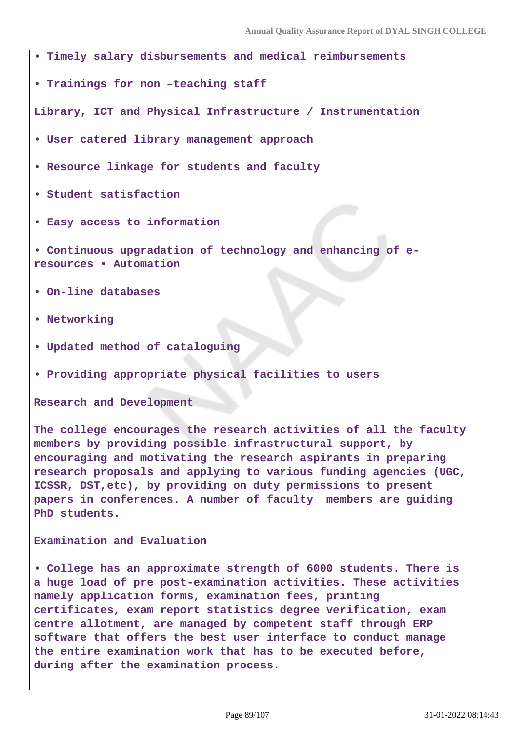- Timely salary disbursements and medical reimbursements
- Trainings for non –teaching staff

**Library, ICT and Physical Infrastructure / Instrumentation**

- User catered library management approach
- Resource linkage for students and faculty
- Student satisfaction
- Easy access to information
- Continuous upgradation of technology and enhancing of e-resources • Automation
- On-line databases
- Networking
- Updated method of cataloguing
- Providing appropriate physical facilities to users

**Research and Development**

The college encourages the research activities of all the faculty members by providing possible infrastructural support, by encouraging and motivating the research aspirants in preparing research proposals and applying to various funding agencies (UGC, ICSSR, DST,etc), by providing on duty permissions to present papers in conferences. A number of faculty members are guiding PhD students.

**Examination and Evaluation**

- College has an approximate strength of 6000 students. There is a huge load of pre post-examination activities. These activities namely application forms, examination fees, printing certificates, exam report statistics degree verification, exam centre allotment, are managed by competent staff through ERP software that offers the best user interface to conduct manage the entire examination work that has to be executed before, during after the examination process.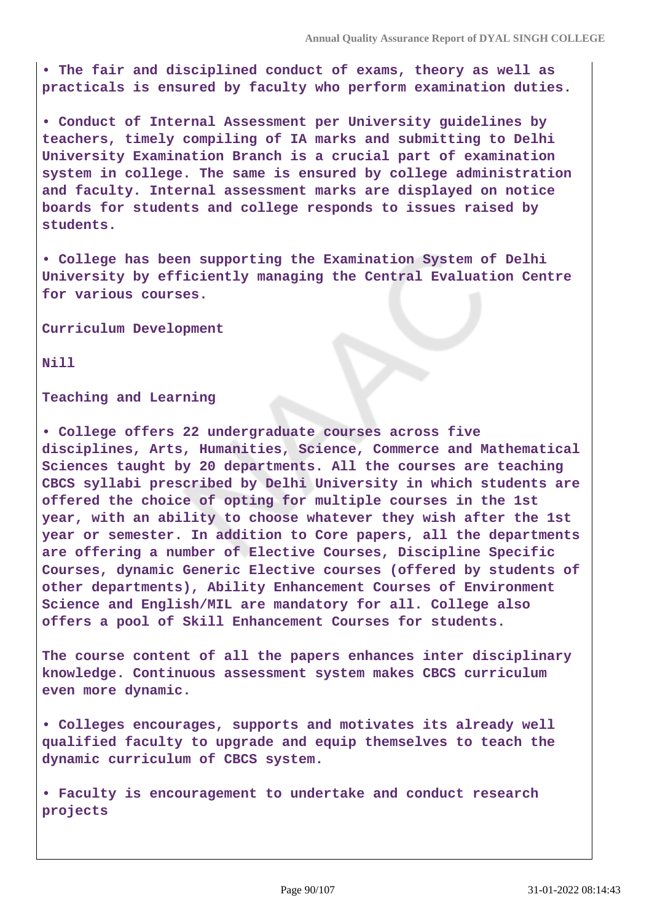• The fair and disciplined conduct of exams, theory as well as practicals is ensured by faculty who perform examination duties.

• Conduct of Internal Assessment per University guidelines by teachers, timely compiling of IA marks and submitting to Delhi University Examination Branch is a crucial part of examination system in college. The same is ensured by college administration and faculty. Internal assessment marks are displayed on notice boards for students and college responds to issues raised by students.

• College has been supporting the Examination System of Delhi University by efficiently managing the Central Evaluation Centre for various courses.

Curriculum Development

Nill

Teaching and Learning

• College offers 22 undergraduate courses across five disciplines, Arts, Humanities, Science, Commerce and Mathematical Sciences taught by 20 departments. All the courses are teaching CBCS syllabi prescribed by Delhi University in which students are offered the choice of opting for multiple courses in the 1st year, with an ability to choose whatever they wish after the 1st year or semester. In addition to Core papers, all the departments are offering a number of Elective Courses, Discipline Specific Courses, dynamic Generic Elective courses (offered by students of other departments), Ability Enhancement Courses of Environment Science and English/MIL are mandatory for all. College also offers a pool of Skill Enhancement Courses for students.

The course content of all the papers enhances inter disciplinary knowledge. Continuous assessment system makes CBCS curriculum even more dynamic.

• Colleges encourages, supports and motivates its already well qualified faculty to upgrade and equip themselves to teach the dynamic curriculum of CBCS system.

• Faculty is encouragement to undertake and conduct research projects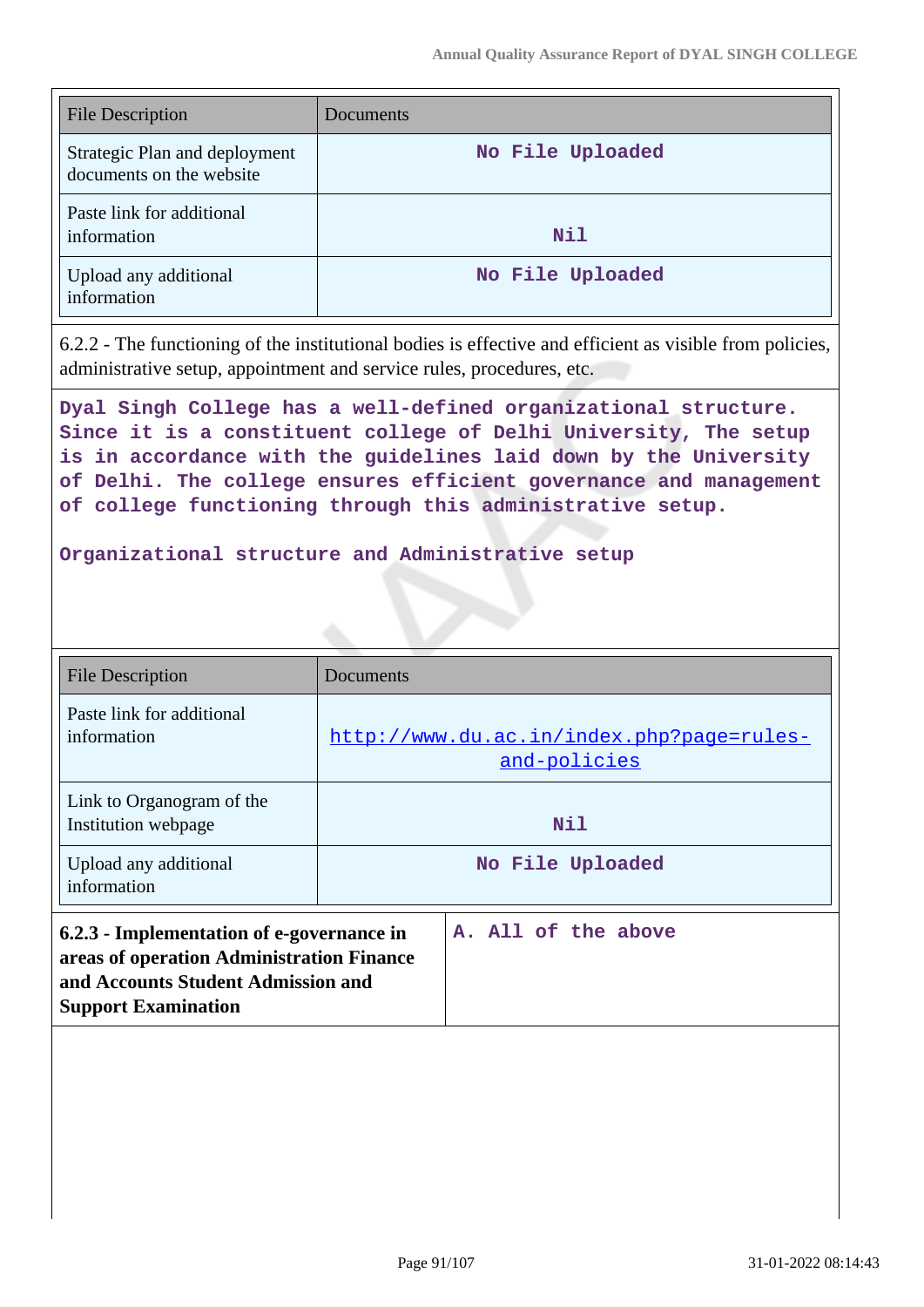| File Description | Documents |
|---|---|
| Strategic Plan and deployment documents on the website | No File Uploaded |
| Paste link for additional information | Nil |
| Upload any additional information | No File Uploaded |

6.2.2 - The functioning of the institutional bodies is effective and efficient as visible from policies, administrative setup, appointment and service rules, procedures, etc.

Dyal Singh College has a well-defined organizational structure. Since it is a constituent college of Delhi University, The setup is in accordance with the guidelines laid down by the University of Delhi. The college ensures efficient governance and management of college functioning through this administrative setup.

Organizational structure and Administrative setup

| File Description | Documents |
|---|---|
| Paste link for additional information | http://www.du.ac.in/index.php?page=rules-and-policies |
| Link to Organogram of the Institution webpage | Nil |
| Upload any additional information | No File Uploaded |

| **6.2.3 - Implementation of e-governance in areas of operation Administration Finance and Accounts Student Admission and Support Examination** | A. All of the above |
|---|---|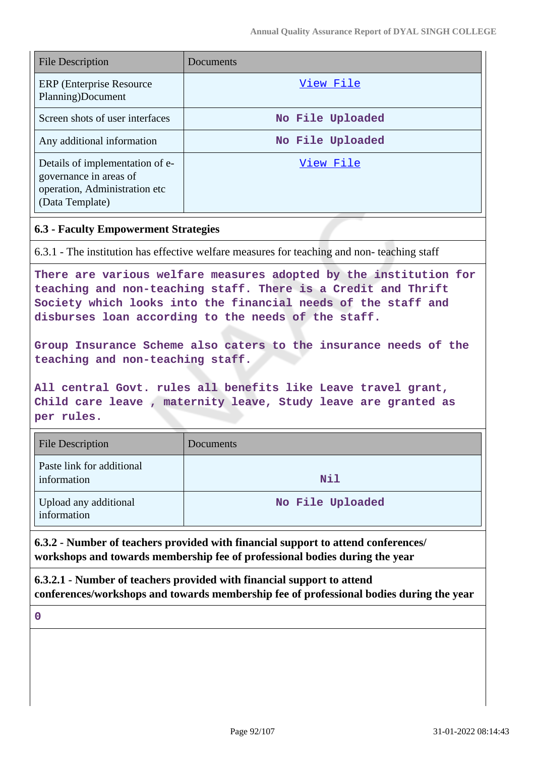| File Description | Documents |
| --- | --- |
| ERP (Enterprise Resource Planning)Document | View File |
| Screen shots of user interfaces | No File Uploaded |
| Any additional information | No File Uploaded |
| Details of implementation of e-governance in areas of operation, Administration etc (Data Template) | View File |

**6.3 - Faculty Empowerment Strategies**

6.3.1 - The institution has effective welfare measures for teaching and non- teaching staff

There are various welfare measures adopted by the institution for teaching and non-teaching staff. There is a Credit and Thrift Society which looks into the financial needs of the staff and disburses loan according to the needs of the staff.

Group Insurance Scheme also caters to the insurance needs of the teaching and non-teaching staff.

All central Govt. rules all benefits like Leave travel grant, Child care leave , maternity leave, Study leave are granted as per rules.

| File Description | Documents |
| --- | --- |
| Paste link for additional information | Nil |
| Upload any additional information | No File Uploaded |

**6.3.2 - Number of teachers provided with financial support to attend conferences/ workshops and towards membership fee of professional bodies during the year**

**6.3.2.1 - Number of teachers provided with financial support to attend conferences/workshops and towards membership fee of professional bodies during the year**

0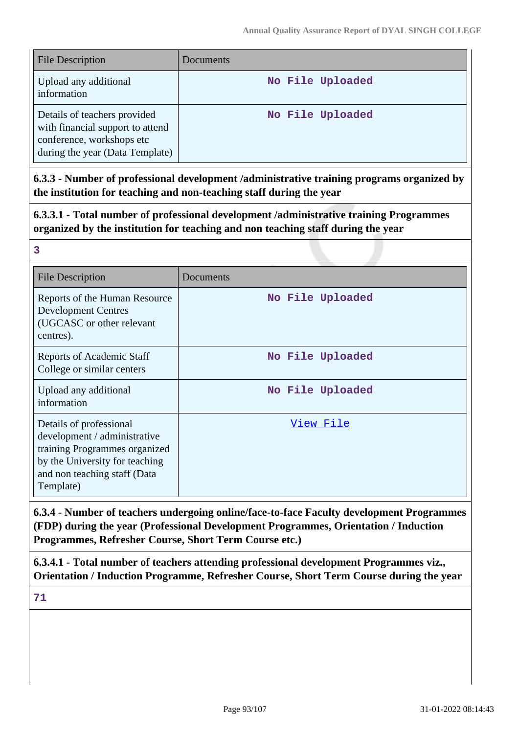| File Description | Documents |
| --- | --- |
| Upload any additional information | No File Uploaded |
| Details of teachers provided with financial support to attend conference, workshops etc during the year (Data Template) | No File Uploaded |

**6.3.3 - Number of professional development /administrative training programs organized by the institution for teaching and non-teaching staff during the year**

**6.3.3.1 - Total number of professional development /administrative training Programmes organized by the institution for teaching and non teaching staff during the year**

**3**

| File Description | Documents |
| --- | --- |
| Reports of the Human Resource Development Centres (UGCASC or other relevant centres). | No File Uploaded |
| Reports of Academic Staff College or similar centers | No File Uploaded |
| Upload any additional information | No File Uploaded |
| Details of professional development / administrative training Programmes organized by the University for teaching and non teaching staff (Data Template) | View File |

**6.3.4 - Number of teachers undergoing online/face-to-face Faculty development Programmes (FDP) during the year (Professional Development Programmes, Orientation / Induction Programmes, Refresher Course, Short Term Course etc.)**

**6.3.4.1 - Total number of teachers attending professional development Programmes viz., Orientation / Induction Programme, Refresher Course, Short Term Course during the year**

**71**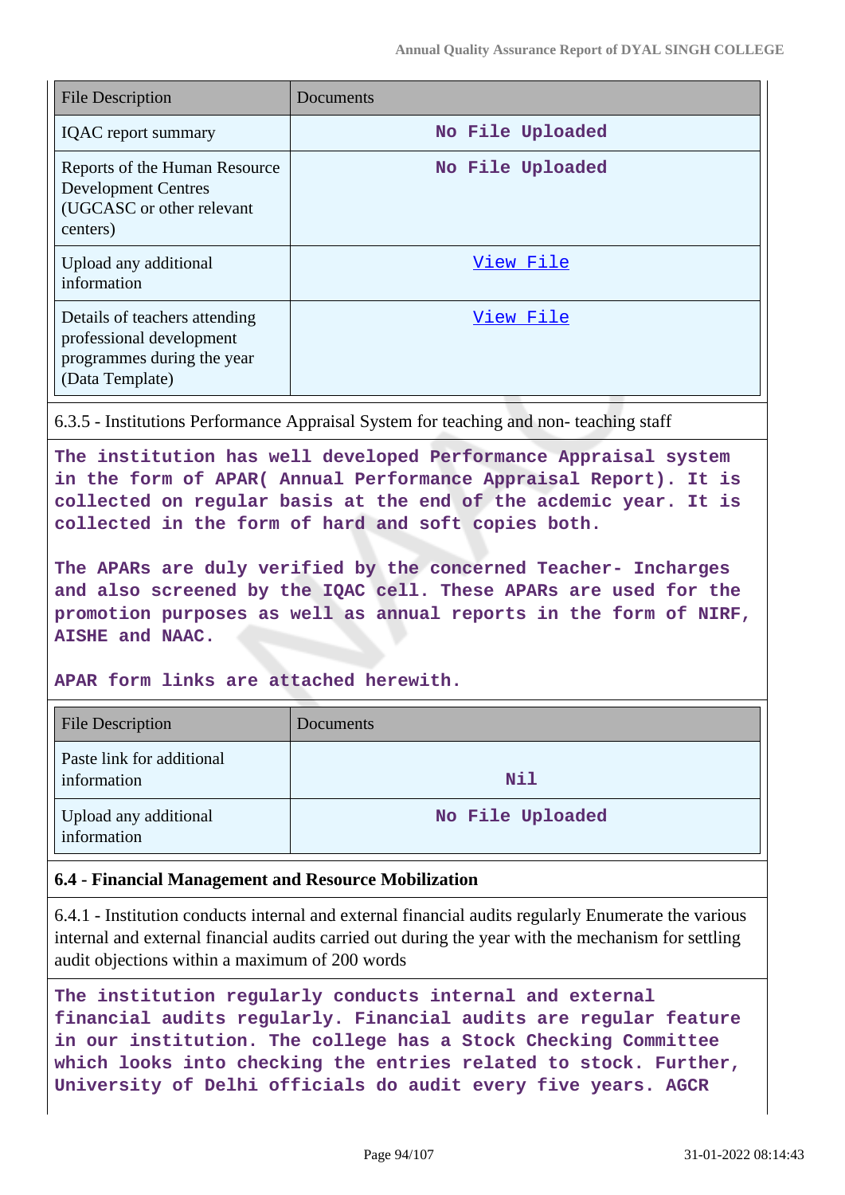| File Description | Documents |
|---|---|
| IQAC report summary | No File Uploaded |
| Reports of the Human Resource Development Centres (UGCASC or other relevant centers) | No File Uploaded |
| Upload any additional information | View File |
| Details of teachers attending professional development programmes during the year (Data Template) | View File |

6.3.5 - Institutions Performance Appraisal System for teaching and non- teaching staff

**The institution has well developed Performance Appraisal system in the form of APAR( Annual Performance Appraisal Report). It is collected on regular basis at the end of the acdemic year. It is collected in the form of hard and soft copies both.**

**The APARs are duly verified by the concerned Teacher- Incharges and also screened by the IQAC cell. These APARs are used for the promotion purposes as well as annual reports in the form of NIRF, AISHE and NAAC.**

**APAR form links are attached herewith.**

| File Description | Documents |
|---|---|
| Paste link for additional information | Nil |
| Upload any additional information | No File Uploaded |

**6.4 - Financial Management and Resource Mobilization**

6.4.1 - Institution conducts internal and external financial audits regularly Enumerate the various internal and external financial audits carried out during the year with the mechanism for settling audit objections within a maximum of 200 words

**The institution regularly conducts internal and external financial audits regularly. Financial audits are regular feature in our institution. The college has a Stock Checking Committee which looks into checking the entries related to stock. Further, University of Delhi officials do audit every five years. AGCR**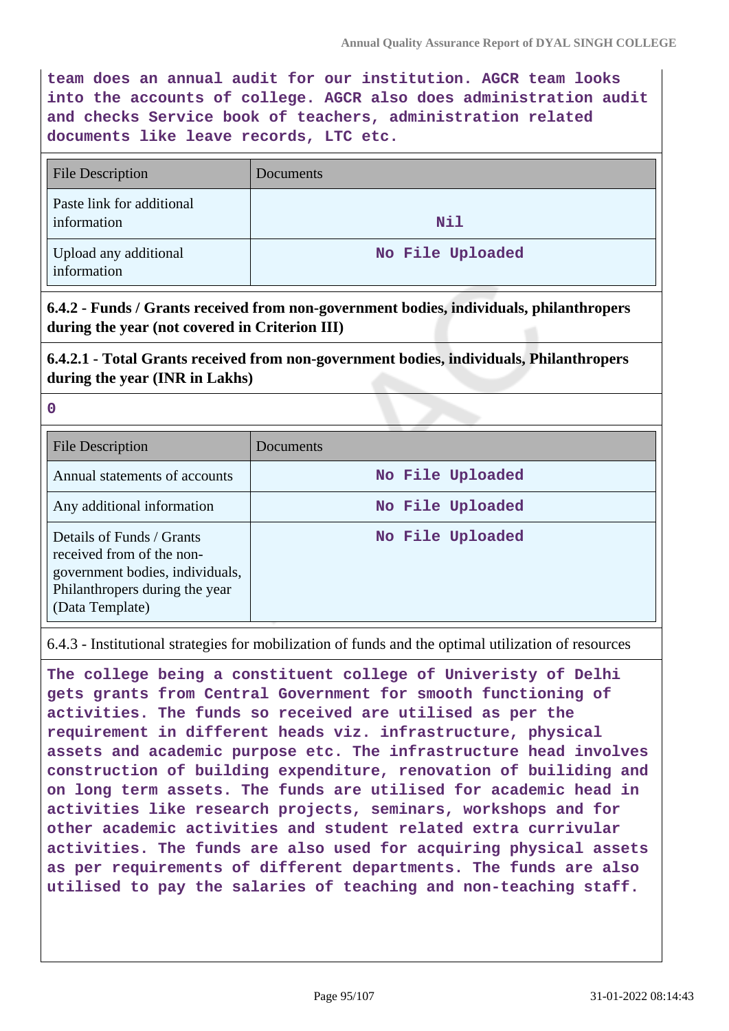team does an annual audit for our institution. AGCR team looks into the accounts of college. AGCR also does administration audit and checks Service book of teachers, administration related documents like leave records, LTC etc.

| File Description | Documents |
|---|---|
| Paste link for additional information | Nil |
| Upload any additional information | No File Uploaded |

**6.4.2 - Funds / Grants received from non-government bodies, individuals, philanthropers during the year (not covered in Criterion III)**

**6.4.2.1 - Total Grants received from non-government bodies, individuals, Philanthropers during the year (INR in Lakhs)**

0

| File Description | Documents |
|---|---|
| Annual statements of accounts | No File Uploaded |
| Any additional information | No File Uploaded |
| Details of Funds / Grants received from of the non-government bodies, individuals, Philanthropers during the year (Data Template) | No File Uploaded |

6.4.3 - Institutional strategies for mobilization of funds and the optimal utilization of resources

The college being a constituent college of Univeristy of Delhi gets grants from Central Government for smooth functioning of activities. The funds so received are utilised as per the requirement in different heads viz. infrastructure, physical assets and academic purpose etc. The infrastructure head involves construction of building expenditure, renovation of builiding and on long term assets. The funds are utilised for academic head in activities like research projects, seminars, workshops and for other academic activities and student related extra currivular activities. The funds are also used for acquiring physical assets as per requirements of different departments. The funds are also utilised to pay the salaries of teaching and non-teaching staff.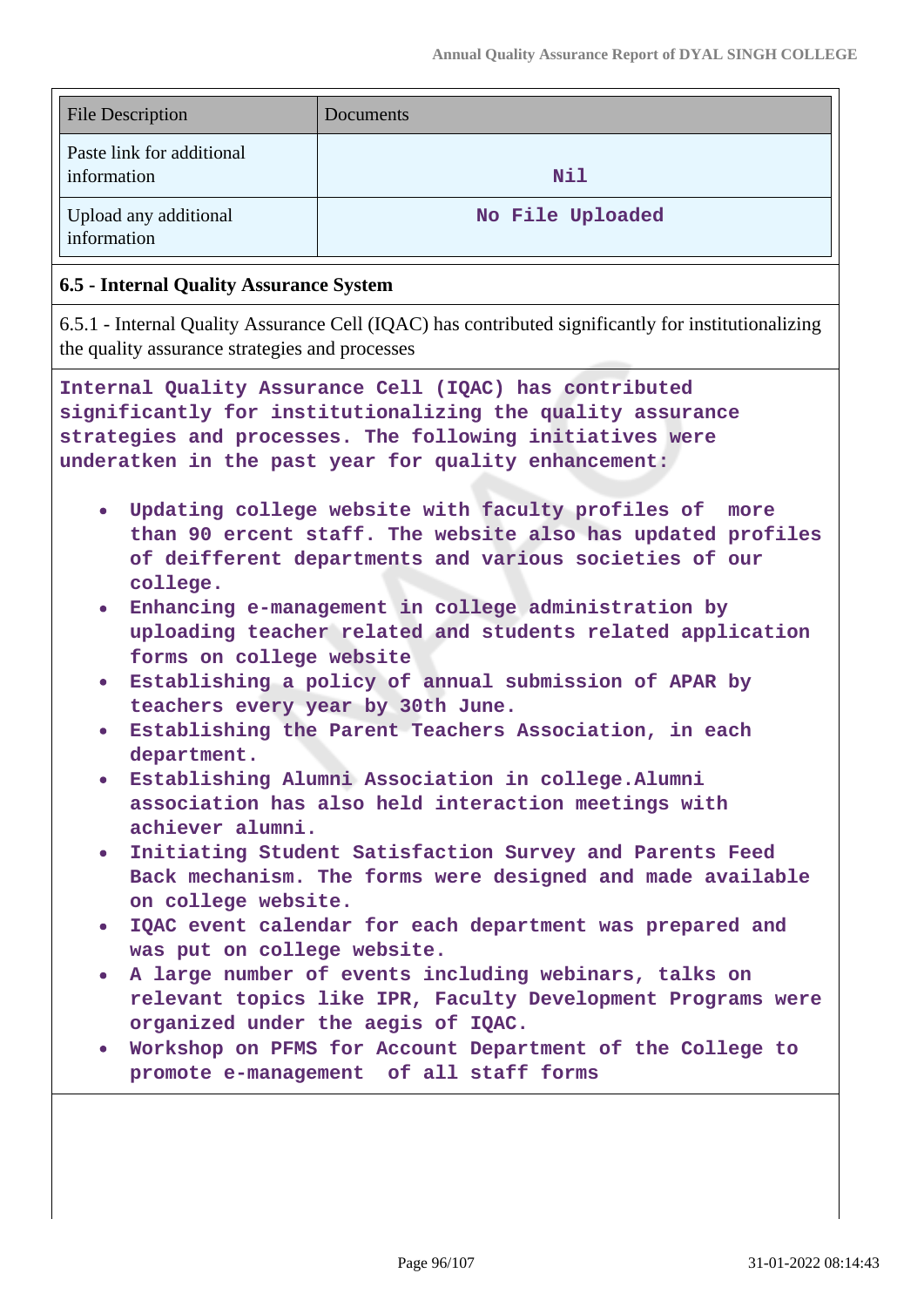| File Description | Documents |
|---|---|
| Paste link for additional information | Nil |
| Upload any additional information | No File Uploaded |

**6.5 - Internal Quality Assurance System**

6.5.1 - Internal Quality Assurance Cell (IQAC) has contributed significantly for institutionalizing the quality assurance strategies and processes

Internal Quality Assurance Cell (IQAC) has contributed significantly for institutionalizing the quality assurance strategies and processes. The following initiatives were underatken in the past year for quality enhancement:

- Updating college website with faculty profiles of more than 90 ercent staff. The website also has updated profiles of deifferent departments and various societies of our college.
- Enhancing e-management in college administration by uploading teacher related and students related application forms on college website
- Establishing a policy of annual submission of APAR by teachers every year by 30th June.
- Establishing the Parent Teachers Association, in each department.
- Establishing Alumni Association in college.Alumni association has also held interaction meetings with achiever alumni.
- Initiating Student Satisfaction Survey and Parents Feed Back mechanism. The forms were designed and made available on college website.
- IQAC event calendar for each department was prepared and was put on college website.
- A large number of events including webinars, talks on relevant topics like IPR, Faculty Development Programs were organized under the aegis of IQAC.
- Workshop on PFMS for Account Department of the College to promote e-management of all staff forms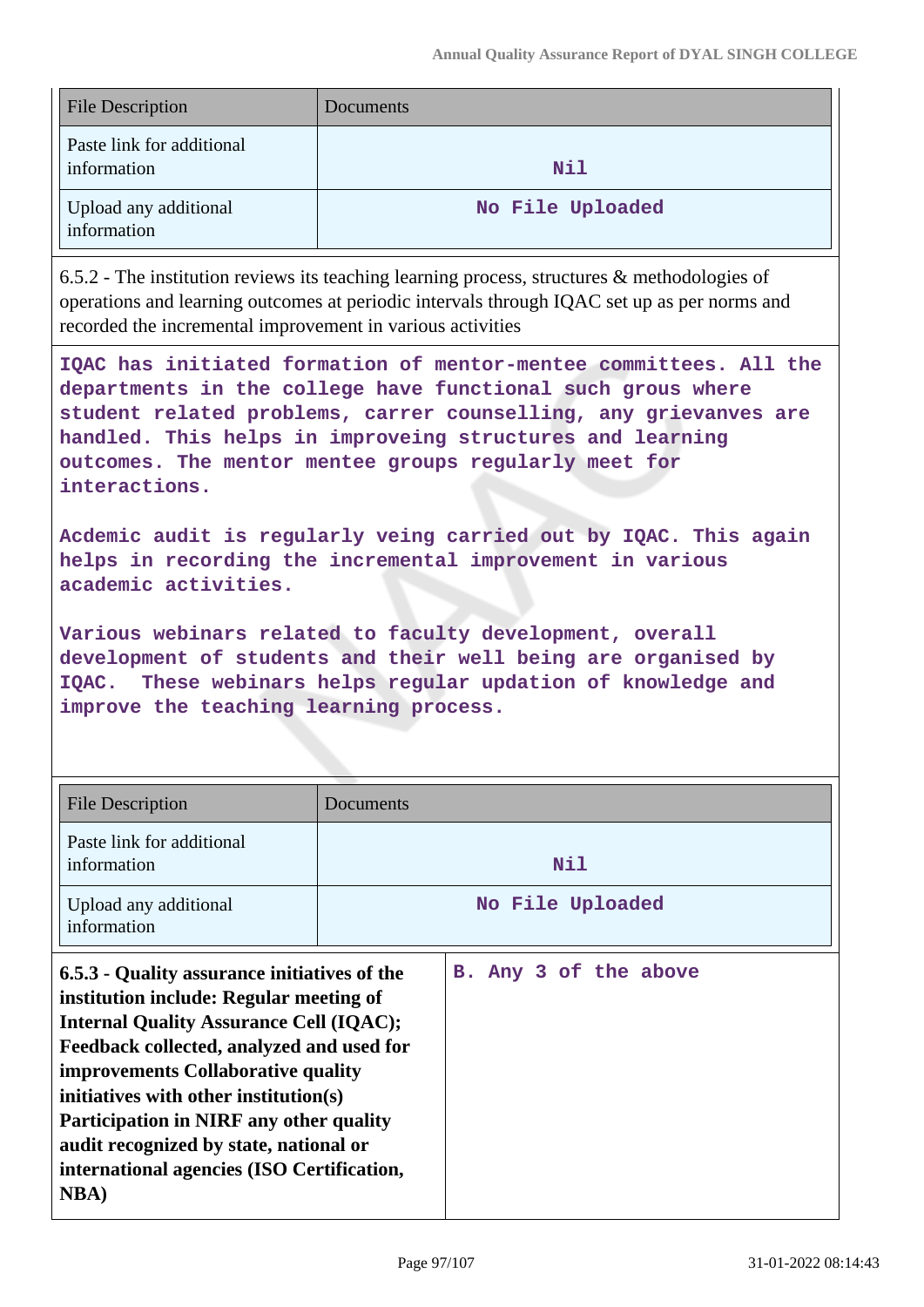| File Description | Documents |
| --- | --- |
| Paste link for additional information | Nil |
| Upload any additional information | No File Uploaded |

6.5.2 - The institution reviews its teaching learning process, structures & methodologies of operations and learning outcomes at periodic intervals through IQAC set up as per norms and recorded the incremental improvement in various activities

IQAC has initiated formation of mentor-mentee committees. All the departments in the college have functional such grous where student related problems, carrer counselling, any grievanves are handled. This helps in improveing structures and learning outcomes. The mentor mentee groups regularly meet for interactions.

Acdemic audit is regularly veing carried out by IQAC. This again helps in recording the incremental improvement in various academic activities.

Various webinars related to faculty development, overall development of students and their well being are organised by IQAC. These webinars helps regular updation of knowledge and improve the teaching learning process.

| File Description | Documents |
| --- | --- |
| Paste link for additional information | Nil |
| Upload any additional information | No File Uploaded |

| **6.5.3 - Quality assurance initiatives of the institution include: Regular meeting of Internal Quality Assurance Cell (IQAC); Feedback collected, analyzed and used for improvements Collaborative quality initiatives with other institution(s) Participation in NIRF any other quality audit recognized by state, national or international agencies (ISO Certification, NBA)** | B. Any 3 of the above |
| --- | --- |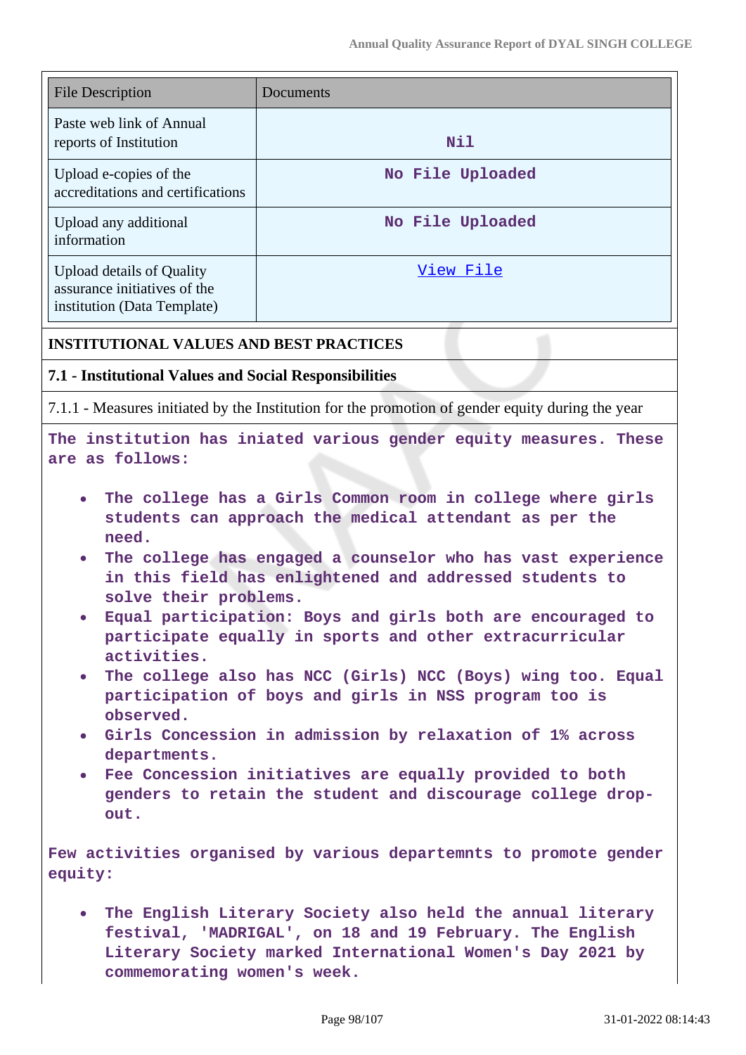| File Description | Documents |
|---|---|
| Paste web link of Annual reports of Institution | Nil |
| Upload e-copies of the accreditations and certifications | No File Uploaded |
| Upload any additional information | No File Uploaded |
| Upload details of Quality assurance initiatives of the institution (Data Template) | View File |

**INSTITUTIONAL VALUES AND BEST PRACTICES**

**7.1 - Institutional Values and Social Responsibilities**

7.1.1 - Measures initiated by the Institution for the promotion of gender equity during the year

**The institution has iniated various gender equity measures. These are as follows:**

- **The college has a Girls Common room in college where girls students can approach the medical attendant as per the need.**
- **The college has engaged a counselor who has vast experience in this field has enlightened and addressed students to solve their problems.**
- **Equal participation: Boys and girls both are encouraged to participate equally in sports and other extracurricular activities.**
- **The college also has NCC (Girls) NCC (Boys) wing too. Equal participation of boys and girls in NSS program too is observed.**
- **Girls Concession in admission by relaxation of 1% across departments.**
- **Fee Concession initiatives are equally provided to both genders to retain the student and discourage college drop-out.**

**Few activities organised by various departemnts to promote gender equity:**

- **The English Literary Society also held the annual literary festival, 'MADRIGAL', on 18 and 19 February. The English Literary Society marked International Women's Day 2021 by commemorating women's week.**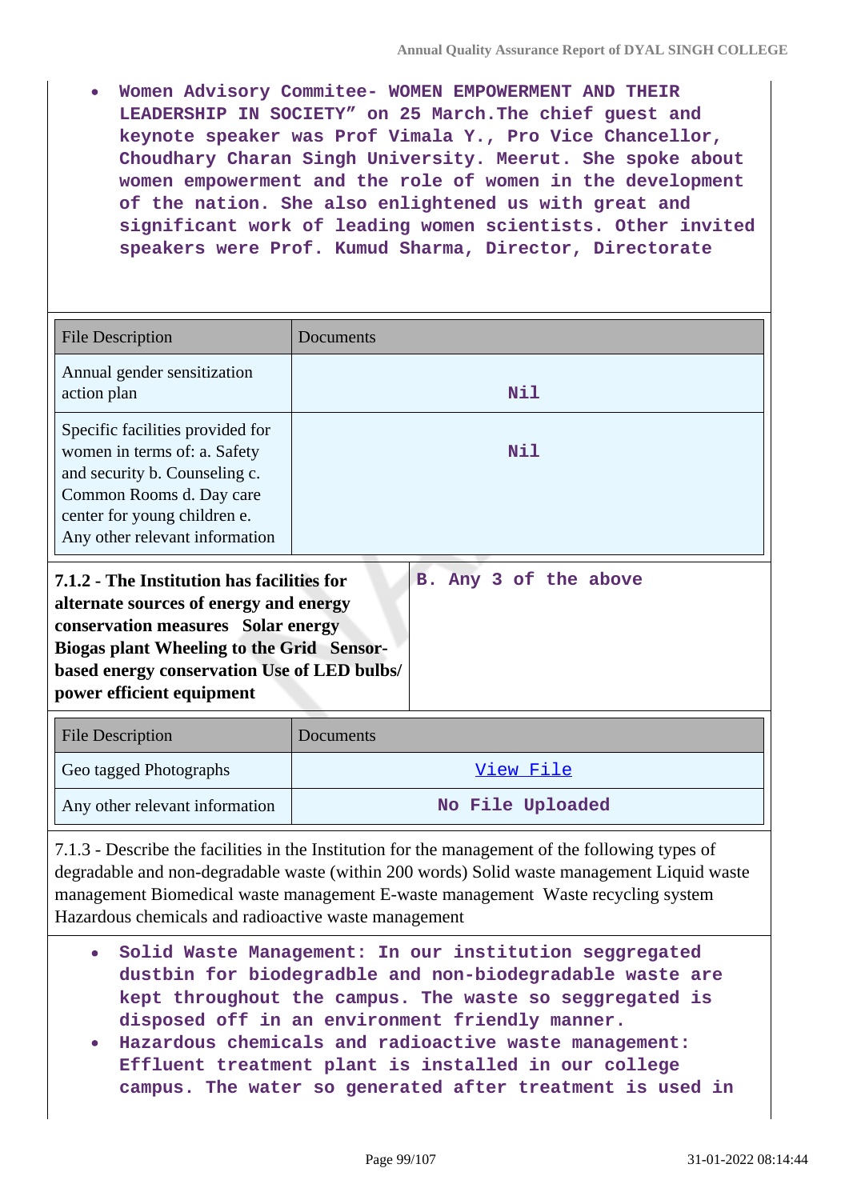- Women Advisory Commitee- WOMEN EMPOWERMENT AND THEIR LEADERSHIP IN SOCIETY" on 25 March.The chief guest and keynote speaker was Prof Vimala Y., Pro Vice Chancellor, Choudhary Charan Singh University. Meerut. She spoke about women empowerment and the role of women in the development of the nation. She also enlightened us with great and significant work of leading women scientists. Other invited speakers were Prof. Kumud Sharma, Director, Directorate

| File Description | Documents |
|---|---|
| Annual gender sensitization action plan | Nil |
| Specific facilities provided for women in terms of: a. Safety and security b. Counseling c. Common Rooms d. Day care center for young children e. Any other relevant information | Nil |

**7.1.2 - The Institution has facilities for alternate sources of energy and energy conservation measures Solar energy Biogas plant Wheeling to the Grid Sensor-based energy conservation Use of LED bulbs/ power efficient equipment**

B. Any 3 of the above

| File Description | Documents |
|---|---|
| Geo tagged Photographs | View File |
| Any other relevant information | No File Uploaded |

7.1.3 - Describe the facilities in the Institution for the management of the following types of degradable and non-degradable waste (within 200 words) Solid waste management Liquid waste management Biomedical waste management E-waste management Waste recycling system Hazardous chemicals and radioactive waste management

- Solid Waste Management: In our institution seggregated dustbin for biodegradble and non-biodegradable waste are kept throughout the campus. The waste so seggregated is disposed off in an environment friendly manner.
- Hazardous chemicals and radioactive waste management: Effluent treatment plant is installed in our college campus. The water so generated after treatment is used in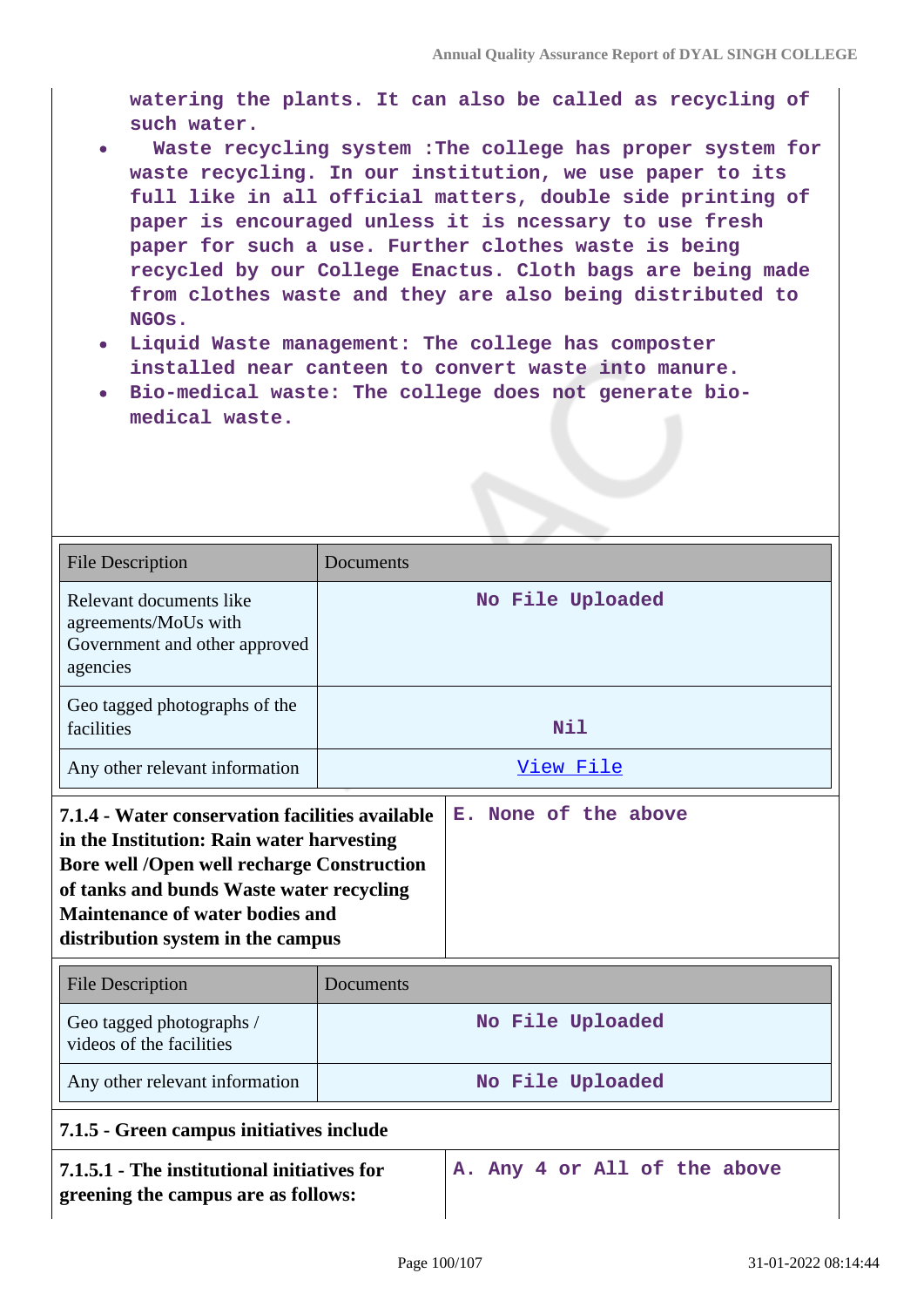watering the plants. It can also be called as recycling of such water.

- Waste recycling system :The college has proper system for waste recycling. In our institution, we use paper to its full like in all official matters, double side printing of paper is encouraged unless it is ncessary to use fresh paper for such a use. Further clothes waste is being recycled by our College Enactus. Cloth bags are being made from clothes waste and they are also being distributed to NGOs.
- Liquid Waste management: The college has composter installed near canteen to convert waste into manure.
- Bio-medical waste: The college does not generate bio-medical waste.

| File Description | Documents |
|---|---|
| Relevant documents like agreements/MoUs with Government and other approved agencies | No File Uploaded |
| Geo tagged photographs of the facilities | Nil |
| Any other relevant information | View File |

| **7.1.4 - Water conservation facilities available in the Institution: Rain water harvesting Bore well /Open well recharge Construction of tanks and bunds Waste water recycling Maintenance of water bodies and distribution system in the campus** | E. None of the above |
|---|---|

| File Description | Documents |
|---|---|
| Geo tagged photographs / videos of the facilities | No File Uploaded |
| Any other relevant information | No File Uploaded |

**7.1.5 - Green campus initiatives include**

| **7.1.5.1 - The institutional initiatives for greening the campus are as follows:** | A. Any 4 or All of the above |
|---|---|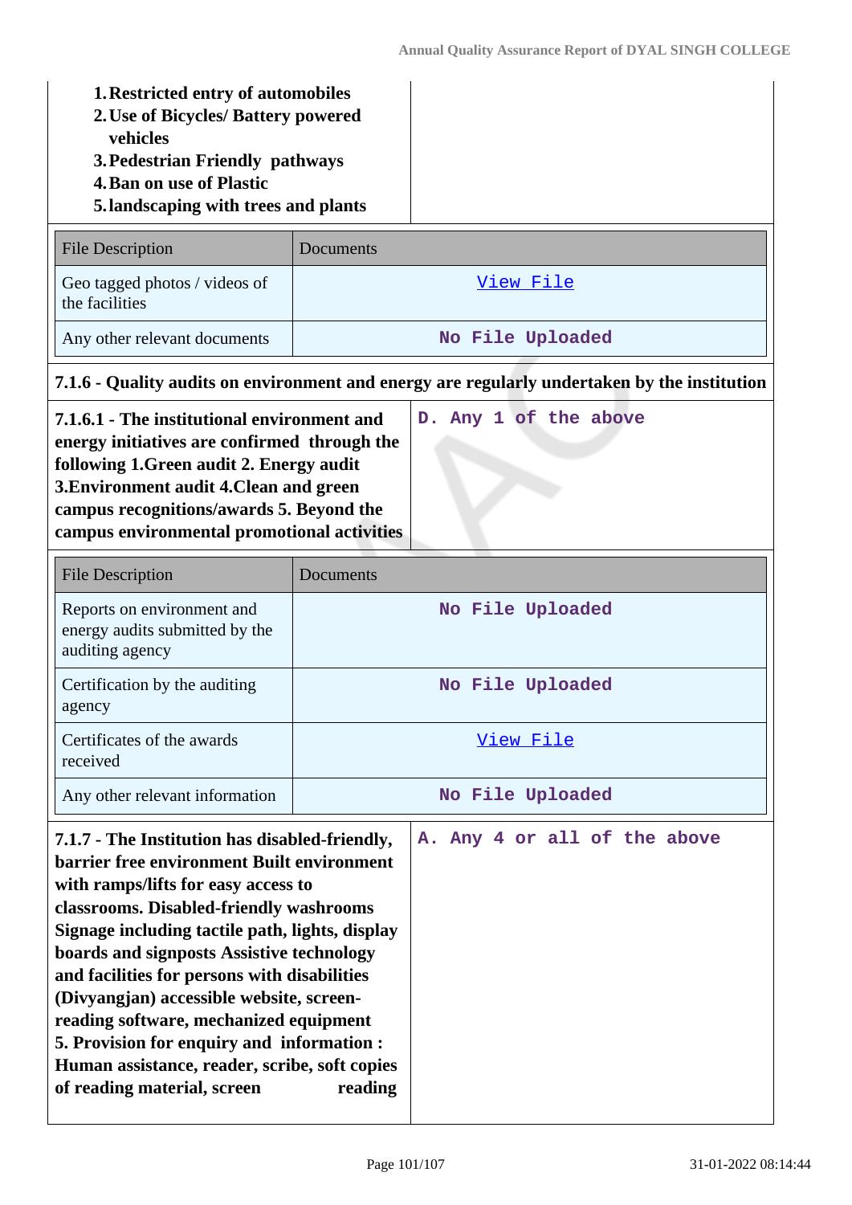| 1. Restricted entry of automobiles<br>2. Use of Bicycles/ Battery powered vehicles<br>3. Pedestrian Friendly pathways<br>4. Ban on use of Plastic<br>5. landscaping with trees and plants | |
|---|---|

| File Description | Documents |
|---|---|
| Geo tagged photos / videos of the facilities | View File |
| Any other relevant documents | No File Uploaded |

**7.1.6 - Quality audits on environment and energy are regularly undertaken by the institution**

| **7.1.6.1 - The institutional environment and energy initiatives are confirmed through the following 1.Green audit 2. Energy audit 3.Environment audit 4.Clean and green campus recognitions/awards 5. Beyond the campus environmental promotional activities** | D. Any 1 of the above |
|---|---|

| File Description | Documents |
|---|---|
| Reports on environment and energy audits submitted by the auditing agency | No File Uploaded |
| Certification by the auditing agency | No File Uploaded |
| Certificates of the awards received | View File |
| Any other relevant information | No File Uploaded |

| **7.1.7 - The Institution has disabled-friendly, barrier free environment Built environment with ramps/lifts for easy access to classrooms. Disabled-friendly washrooms Signage including tactile path, lights, display boards and signposts Assistive technology and facilities for persons with disabilities (Divyangjan) accessible website, screen-reading software, mechanized equipment 5. Provision for enquiry and information : Human assistance, reader, scribe, soft copies of reading material, screen reading** | A. Any 4 or all of the above |
|---|---|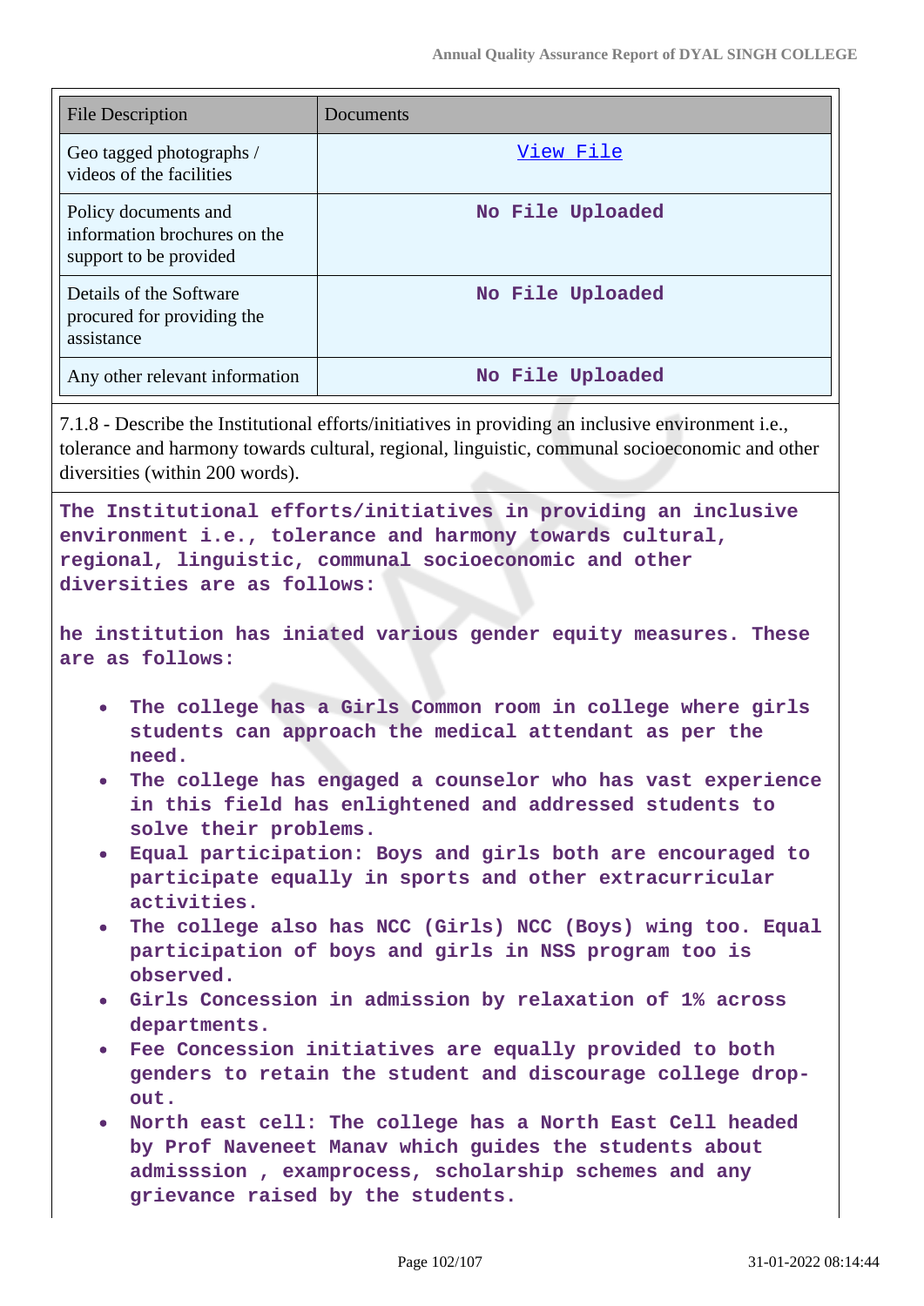| File Description | Documents |
|---|---|
| Geo tagged photographs / videos of the facilities | View File |
| Policy documents and information brochures on the support to be provided | No File Uploaded |
| Details of the Software procured for providing the assistance | No File Uploaded |
| Any other relevant information | No File Uploaded |

7.1.8 - Describe the Institutional efforts/initiatives in providing an inclusive environment i.e., tolerance and harmony towards cultural, regional, linguistic, communal socioeconomic and other diversities (within 200 words).

**The Institutional efforts/initiatives in providing an inclusive environment i.e., tolerance and harmony towards cultural, regional, linguistic, communal socioeconomic and other diversities are as follows:**

**he institution has iniated various gender equity measures. These are as follows:**

- **The college has a Girls Common room in college where girls students can approach the medical attendant as per the need.**
- **The college has engaged a counselor who has vast experience in this field has enlightened and addressed students to solve their problems.**
- **Equal participation: Boys and girls both are encouraged to participate equally in sports and other extracurricular activities.**
- **The college also has NCC (Girls) NCC (Boys) wing too. Equal participation of boys and girls in NSS program too is observed.**
- **Girls Concession in admission by relaxation of 1% across departments.**
- **Fee Concession initiatives are equally provided to both genders to retain the student and discourage college drop-out.**
- **North east cell: The college has a North East Cell headed by Prof Naveneet Manav which guides the students about admisssion , examprocess, scholarship schemes and any grievance raised by the students.**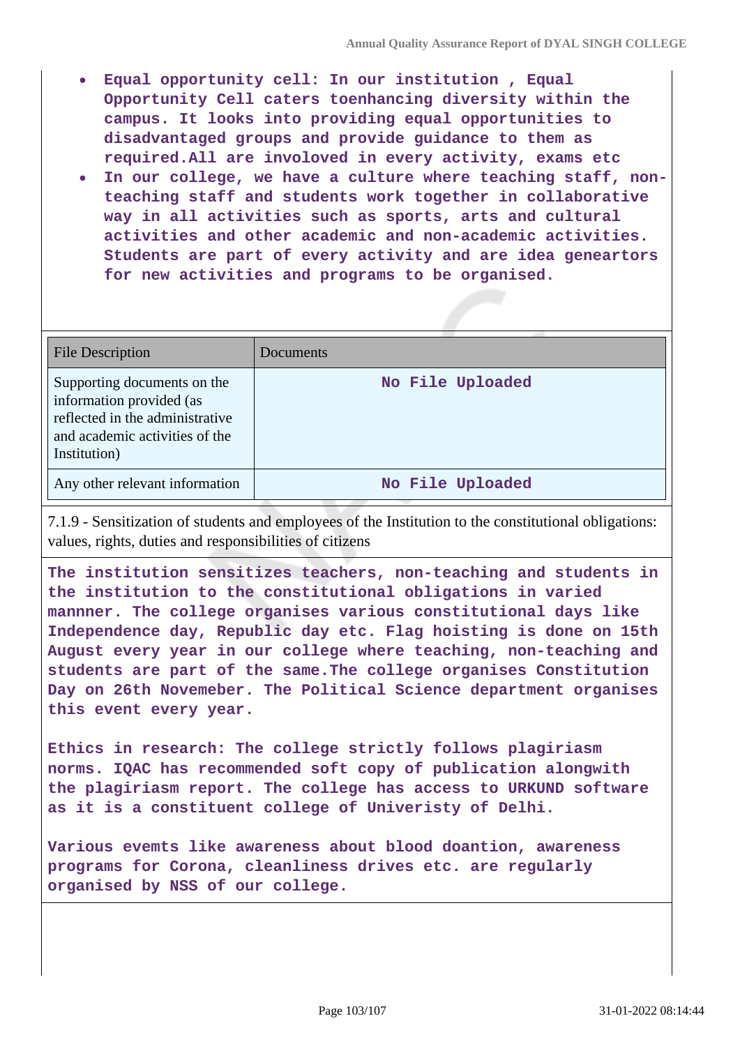- **Equal opportunity cell: In our institution , Equal Opportunity Cell caters toenhancing diversity within the campus. It looks into providing equal opportunities to disadvantaged groups and provide guidance to them as required.All are involoved in every activity, exams etc**
- **In our college, we have a culture where teaching staff, non-teaching staff and students work together in collaborative way in all activities such as sports, arts and cultural activities and other academic and non-academic activities. Students are part of every activity and are idea geneartors for new activities and programs to be organised.**

| File Description | Documents |
|---|---|
| Supporting documents on the information provided (as reflected in the administrative and academic activities of the Institution) | No File Uploaded |
| Any other relevant information | No File Uploaded |

7.1.9 - Sensitization of students and employees of the Institution to the constitutional obligations: values, rights, duties and responsibilities of citizens

**The institution sensitizes teachers, non-teaching and students in the institution to the constitutional obligations in varied mannner. The college organises various constitutional days like Independence day, Republic day etc. Flag hoisting is done on 15th August every year in our college where teaching, non-teaching and students are part of the same.The college organises Constitution Day on 26th Novemeber. The Political Science department organises this event every year.**

**Ethics in research: The college strictly follows plagiriasm norms. IQAC has recommended soft copy of publication alongwith the plagiriasm report. The college has access to URKUND software as it is a constituent college of Univeristy of Delhi.**

**Various evemts like awareness about blood doantion, awareness programs for Corona, cleanliness drives etc. are regularly organised by NSS of our college.**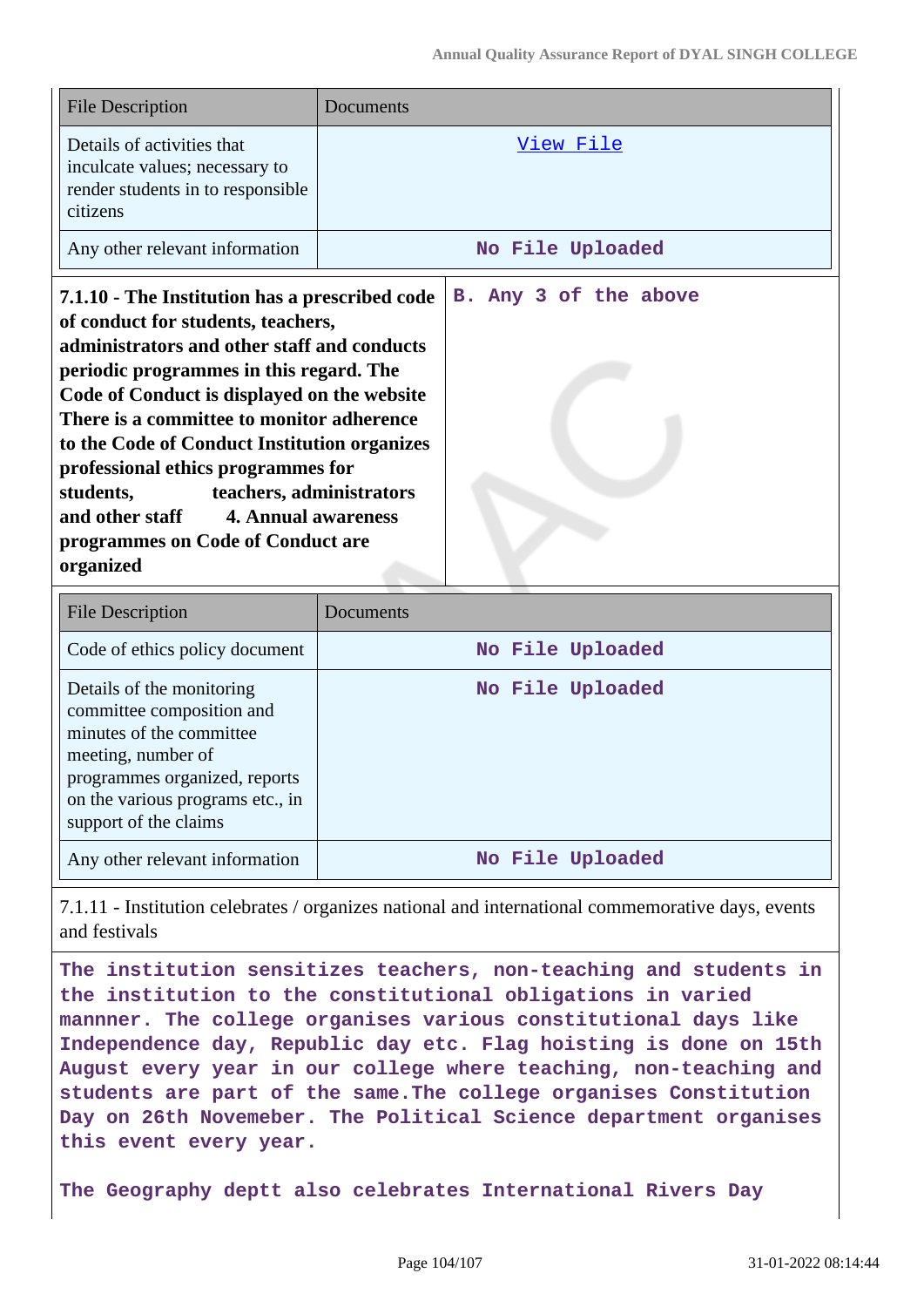| File Description | Documents |
|---|---|
| Details of activities that inculcate values; necessary to render students in to responsible citizens | View File |
| Any other relevant information | No File Uploaded |

| 7.1.10 - The Institution has a prescribed code of conduct for students, teachers, administrators and other staff and conducts periodic programmes in this regard. The Code of Conduct is displayed on the website There is a committee to monitor adherence to the Code of Conduct Institution organizes professional ethics programmes for students, teachers, administrators and other staff 4. Annual awareness programmes on Code of Conduct are organized | B. Any 3 of the above |
|---|---|

| File Description | Documents |
|---|---|
| Code of ethics policy document | No File Uploaded |
| Details of the monitoring committee composition and minutes of the committee meeting, number of programmes organized, reports on the various programs etc., in support of the claims | No File Uploaded |
| Any other relevant information | No File Uploaded |

7.1.11 - Institution celebrates / organizes national and international commemorative days, events and festivals

The institution sensitizes teachers, non-teaching and students in the institution to the constitutional obligations in varied mannner. The college organises various constitutional days like Independence day, Republic day etc. Flag hoisting is done on 15th August every year in our college where teaching, non-teaching and students are part of the same.The college organises Constitution Day on 26th Novemeber. The Political Science department organises this event every year.

The Geography deptt also celebrates International Rivers Day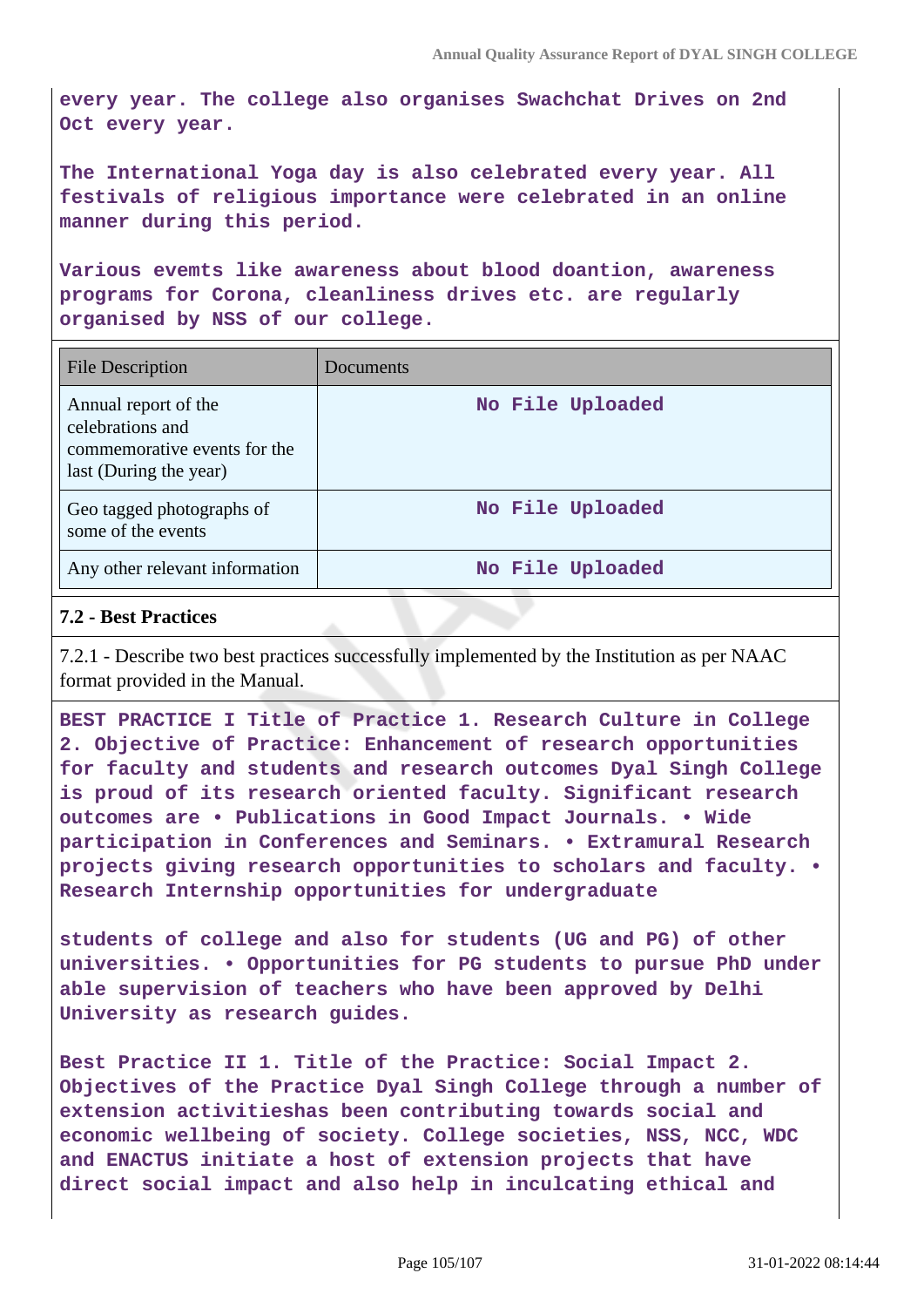**every year. The college also organises Swachchat Drives on 2nd Oct every year.**

**The International Yoga day is also celebrated every year. All festivals of religious importance were celebrated in an online manner during this period.**

**Various evemts like awareness about blood doantion, awareness programs for Corona, cleanliness drives etc. are regularly organised by NSS of our college.**

| File Description | Documents |
|---|---|
| Annual report of the celebrations and commemorative events for the last (During the year) | No File Uploaded |
| Geo tagged photographs of some of the events | No File Uploaded |
| Any other relevant information | No File Uploaded |

### 7.2 - Best Practices

7.2.1 - Describe two best practices successfully implemented by the Institution as per NAAC format provided in the Manual.

**BEST PRACTICE I Title of Practice 1. Research Culture in College 2. Objective of Practice: Enhancement of research opportunities for faculty and students and research outcomes Dyal Singh College is proud of its research oriented faculty. Significant research outcomes are • Publications in Good Impact Journals. • Wide participation in Conferences and Seminars. • Extramural Research projects giving research opportunities to scholars and faculty. • Research Internship opportunities for undergraduate**

**students of college and also for students (UG and PG) of other universities. • Opportunities for PG students to pursue PhD under able supervision of teachers who have been approved by Delhi University as research guides.**

**Best Practice II 1. Title of the Practice: Social Impact 2. Objectives of the Practice Dyal Singh College through a number of extension activitieshas been contributing towards social and economic wellbeing of society. College societies, NSS, NCC, WDC and ENACTUS initiate a host of extension projects that have direct social impact and also help in inculcating ethical and**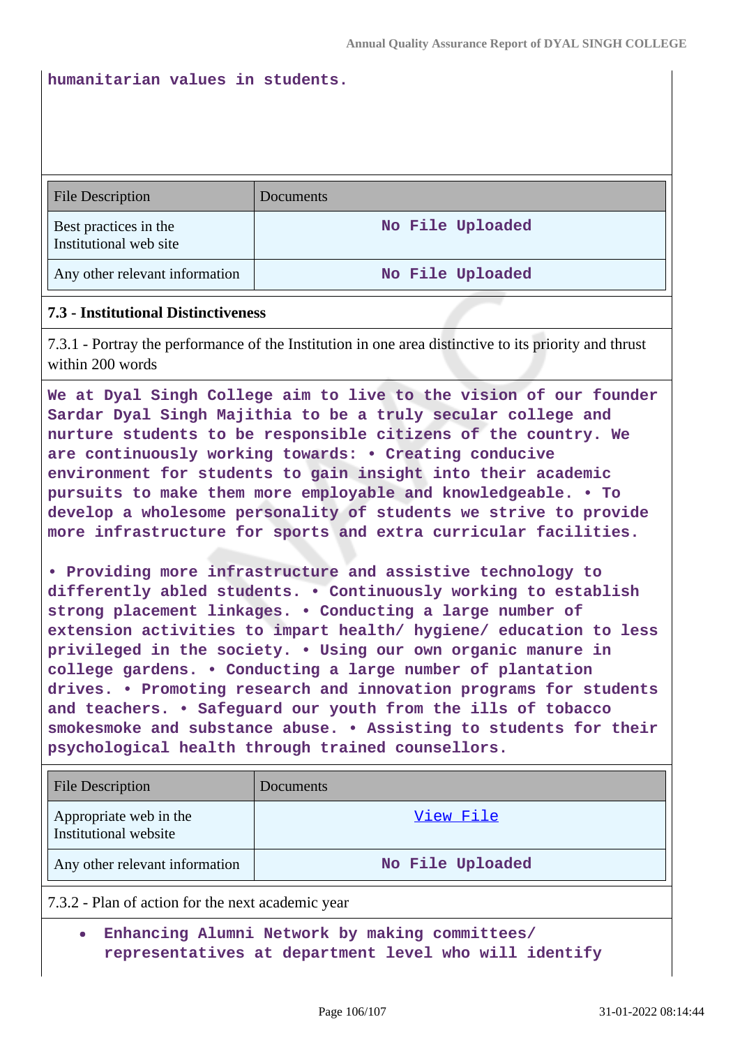**humanitarian values in students.**

| File Description | Documents |
|---|---|
| Best practices in the Institutional web site | No File Uploaded |
| Any other relevant information | No File Uploaded |

### 7.3 - Institutional Distinctiveness

7.3.1 - Portray the performance of the Institution in one area distinctive to its priority and thrust within 200 words

**We at Dyal Singh College aim to live to the vision of our founder Sardar Dyal Singh Majithia to be a truly secular college and nurture students to be responsible citizens of the country. We are continuously working towards: • Creating conducive environment for students to gain insight into their academic pursuits to make them more employable and knowledgeable. • To develop a wholesome personality of students we strive to provide more infrastructure for sports and extra curricular facilities.**

**• Providing more infrastructure and assistive technology to differently abled students. • Continuously working to establish strong placement linkages. • Conducting a large number of extension activities to impart health/ hygiene/ education to less privileged in the society. • Using our own organic manure in college gardens. • Conducting a large number of plantation drives. • Promoting research and innovation programs for students and teachers. • Safeguard our youth from the ills of tobacco smokesmoke and substance abuse. • Assisting to students for their psychological health through trained counsellors.**

| File Description | Documents |
|---|---|
| Appropriate web in the Institutional website | View File |
| Any other relevant information | No File Uploaded |

7.3.2 - Plan of action for the next academic year

- **Enhancing Alumni Network by making committees/ representatives at department level who will identify**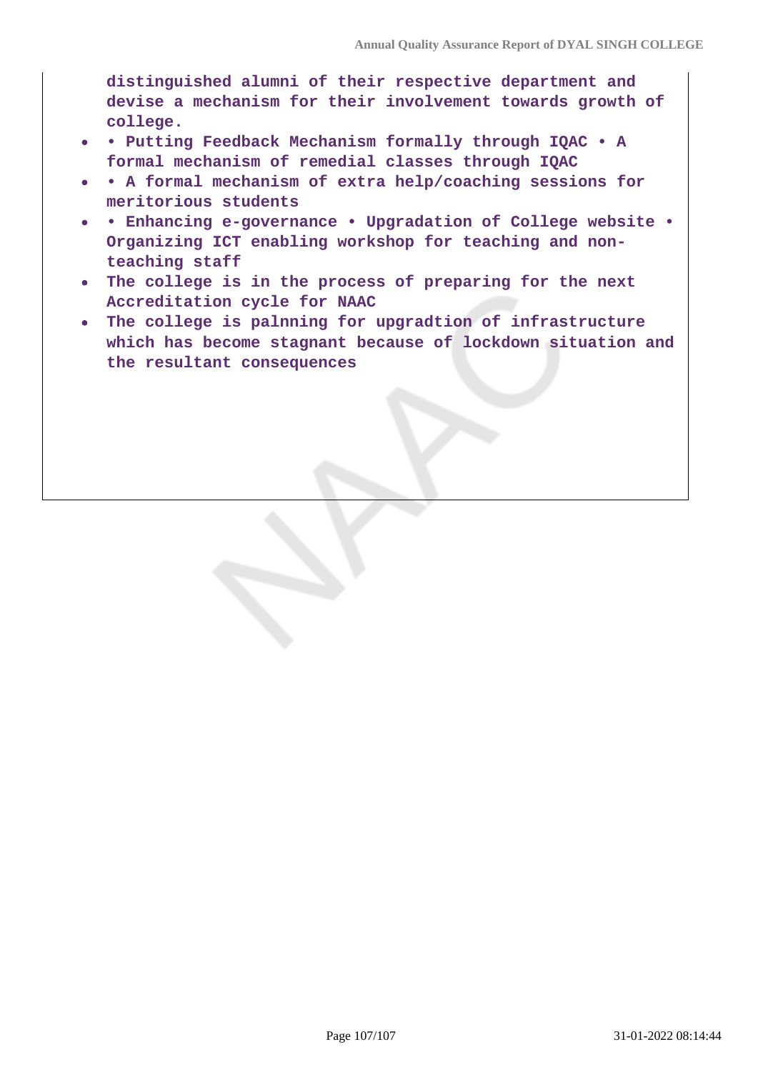distinguished alumni of their respective department and devise a mechanism for their involvement towards growth of college.

- • Putting Feedback Mechanism formally through IQAC • A formal mechanism of remedial classes through IQAC
- • A formal mechanism of extra help/coaching sessions for meritorious students
- • Enhancing e-governance • Upgradation of College website • Organizing ICT enabling workshop for teaching and non-teaching staff
- The college is in the process of preparing for the next Accreditation cycle for NAAC
- The college is palnning for upgradtion of infrastructure which has become stagnant because of lockdown situation and the resultant consequences